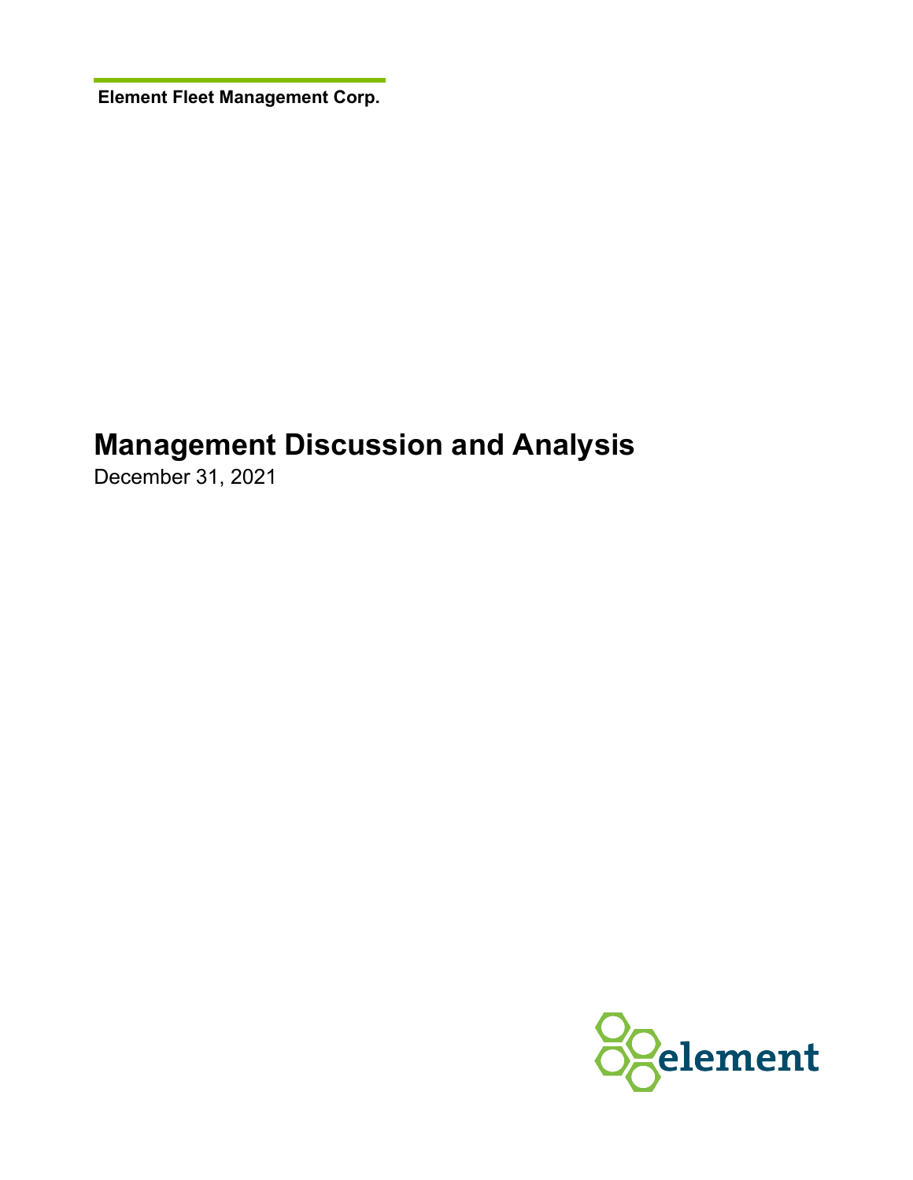**Element Fleet Management Corp.**

# Management Discussion and Analysis

December 31, 2021

element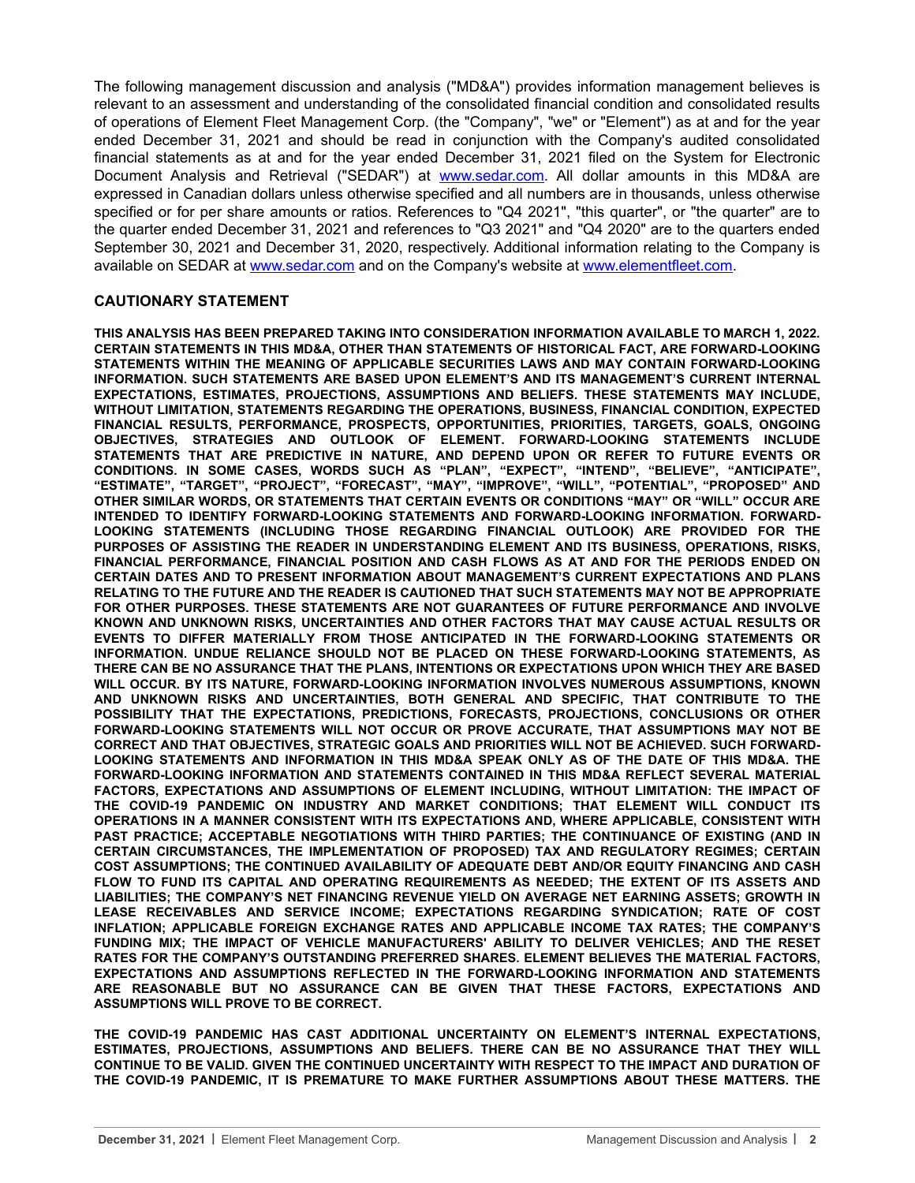The following management discussion and analysis ("MD&A") provides information management believes is relevant to an assessment and understanding of the consolidated financial condition and consolidated results of operations of Element Fleet Management Corp. (the "Company", "we" or "Element") as at and for the year ended December 31, 2021 and should be read in conjunction with the Company's audited consolidated financial statements as at and for the year ended December 31, 2021 filed on the System for Electronic Document Analysis and Retrieval ("SEDAR") at www.sedar.com. All dollar amounts in this MD&A are expressed in Canadian dollars unless otherwise specified and all numbers are in thousands, unless otherwise specified or for per share amounts or ratios. References to "Q4 2021", "this quarter", or "the quarter" are to the quarter ended December 31, 2021 and references to "Q3 2021" and "Q4 2020" are to the quarters ended September 30, 2021 and December 31, 2020, respectively. Additional information relating to the Company is available on SEDAR at www.sedar.com and on the Company's website at www.elementfleet.com.

## CAUTIONARY STATEMENT

**THIS ANALYSIS HAS BEEN PREPARED TAKING INTO CONSIDERATION INFORMATION AVAILABLE TO MARCH 1, 2022. CERTAIN STATEMENTS IN THIS MD&A, OTHER THAN STATEMENTS OF HISTORICAL FACT, ARE FORWARD-LOOKING STATEMENTS WITHIN THE MEANING OF APPLICABLE SECURITIES LAWS AND MAY CONTAIN FORWARD-LOOKING INFORMATION. SUCH STATEMENTS ARE BASED UPON ELEMENT'S AND ITS MANAGEMENT'S CURRENT INTERNAL EXPECTATIONS, ESTIMATES, PROJECTIONS, ASSUMPTIONS AND BELIEFS. THESE STATEMENTS MAY INCLUDE, WITHOUT LIMITATION, STATEMENTS REGARDING THE OPERATIONS, BUSINESS, FINANCIAL CONDITION, EXPECTED FINANCIAL RESULTS, PERFORMANCE, PROSPECTS, OPPORTUNITIES, PRIORITIES, TARGETS, GOALS, ONGOING OBJECTIVES, STRATEGIES AND OUTLOOK OF ELEMENT. FORWARD-LOOKING STATEMENTS INCLUDE STATEMENTS THAT ARE PREDICTIVE IN NATURE, AND DEPEND UPON OR REFER TO FUTURE EVENTS OR CONDITIONS. IN SOME CASES, WORDS SUCH AS "PLAN", "EXPECT", "INTEND", "BELIEVE", "ANTICIPATE", "ESTIMATE", "TARGET", "PROJECT", "FORECAST", "MAY", "IMPROVE", "WILL", "POTENTIAL", "PROPOSED" AND OTHER SIMILAR WORDS, OR STATEMENTS THAT CERTAIN EVENTS OR CONDITIONS "MAY" OR "WILL" OCCUR ARE INTENDED TO IDENTIFY FORWARD-LOOKING STATEMENTS AND FORWARD-LOOKING INFORMATION. FORWARD-LOOKING STATEMENTS (INCLUDING THOSE REGARDING FINANCIAL OUTLOOK) ARE PROVIDED FOR THE PURPOSES OF ASSISTING THE READER IN UNDERSTANDING ELEMENT AND ITS BUSINESS, OPERATIONS, RISKS, FINANCIAL PERFORMANCE, FINANCIAL POSITION AND CASH FLOWS AS AT AND FOR THE PERIODS ENDED ON CERTAIN DATES AND TO PRESENT INFORMATION ABOUT MANAGEMENT'S CURRENT EXPECTATIONS AND PLANS RELATING TO THE FUTURE AND THE READER IS CAUTIONED THAT SUCH STATEMENTS MAY NOT BE APPROPRIATE FOR OTHER PURPOSES. THESE STATEMENTS ARE NOT GUARANTEES OF FUTURE PERFORMANCE AND INVOLVE KNOWN AND UNKNOWN RISKS, UNCERTAINTIES AND OTHER FACTORS THAT MAY CAUSE ACTUAL RESULTS OR EVENTS TO DIFFER MATERIALLY FROM THOSE ANTICIPATED IN THE FORWARD-LOOKING STATEMENTS OR INFORMATION. UNDUE RELIANCE SHOULD NOT BE PLACED ON THESE FORWARD-LOOKING STATEMENTS, AS THERE CAN BE NO ASSURANCE THAT THE PLANS, INTENTIONS OR EXPECTATIONS UPON WHICH THEY ARE BASED WILL OCCUR. BY ITS NATURE, FORWARD-LOOKING INFORMATION INVOLVES NUMEROUS ASSUMPTIONS, KNOWN AND UNKNOWN RISKS AND UNCERTAINTIES, BOTH GENERAL AND SPECIFIC, THAT CONTRIBUTE TO THE POSSIBILITY THAT THE EXPECTATIONS, PREDICTIONS, FORECASTS, PROJECTIONS, CONCLUSIONS OR OTHER FORWARD-LOOKING STATEMENTS WILL NOT OCCUR OR PROVE ACCURATE, THAT ASSUMPTIONS MAY NOT BE CORRECT AND THAT OBJECTIVES, STRATEGIC GOALS AND PRIORITIES WILL NOT BE ACHIEVED. SUCH FORWARD-LOOKING STATEMENTS AND INFORMATION IN THIS MD&A SPEAK ONLY AS OF THE DATE OF THIS MD&A. THE FORWARD-LOOKING INFORMATION AND STATEMENTS CONTAINED IN THIS MD&A REFLECT SEVERAL MATERIAL FACTORS, EXPECTATIONS AND ASSUMPTIONS OF ELEMENT INCLUDING, WITHOUT LIMITATION: THE IMPACT OF THE COVID-19 PANDEMIC ON INDUSTRY AND MARKET CONDITIONS; THAT ELEMENT WILL CONDUCT ITS OPERATIONS IN A MANNER CONSISTENT WITH ITS EXPECTATIONS AND, WHERE APPLICABLE, CONSISTENT WITH PAST PRACTICE; ACCEPTABLE NEGOTIATIONS WITH THIRD PARTIES; THE CONTINUANCE OF EXISTING (AND IN CERTAIN CIRCUMSTANCES, THE IMPLEMENTATION OF PROPOSED) TAX AND REGULATORY REGIMES; CERTAIN COST ASSUMPTIONS; THE CONTINUED AVAILABILITY OF ADEQUATE DEBT AND/OR EQUITY FINANCING AND CASH FLOW TO FUND ITS CAPITAL AND OPERATING REQUIREMENTS AS NEEDED; THE EXTENT OF ITS ASSETS AND LIABILITIES; THE COMPANY'S NET FINANCING REVENUE YIELD ON AVERAGE NET EARNING ASSETS; GROWTH IN LEASE RECEIVABLES AND SERVICE INCOME; EXPECTATIONS REGARDING SYNDICATION; RATE OF COST INFLATION; APPLICABLE FOREIGN EXCHANGE RATES AND APPLICABLE INCOME TAX RATES; THE COMPANY'S FUNDING MIX; THE IMPACT OF VEHICLE MANUFACTURERS' ABILITY TO DELIVER VEHICLES; AND THE RESET RATES FOR THE COMPANY'S OUTSTANDING PREFERRED SHARES. ELEMENT BELIEVES THE MATERIAL FACTORS, EXPECTATIONS AND ASSUMPTIONS REFLECTED IN THE FORWARD-LOOKING INFORMATION AND STATEMENTS ARE REASONABLE BUT NO ASSURANCE CAN BE GIVEN THAT THESE FACTORS, EXPECTATIONS AND ASSUMPTIONS WILL PROVE TO BE CORRECT.**

**THE COVID-19 PANDEMIC HAS CAST ADDITIONAL UNCERTAINTY ON ELEMENT'S INTERNAL EXPECTATIONS, ESTIMATES, PROJECTIONS, ASSUMPTIONS AND BELIEFS. THERE CAN BE NO ASSURANCE THAT THEY WILL CONTINUE TO BE VALID. GIVEN THE CONTINUED UNCERTAINTY WITH RESPECT TO THE IMPACT AND DURATION OF THE COVID-19 PANDEMIC, IT IS PREMATURE TO MAKE FURTHER ASSUMPTIONS ABOUT THESE MATTERS. THE**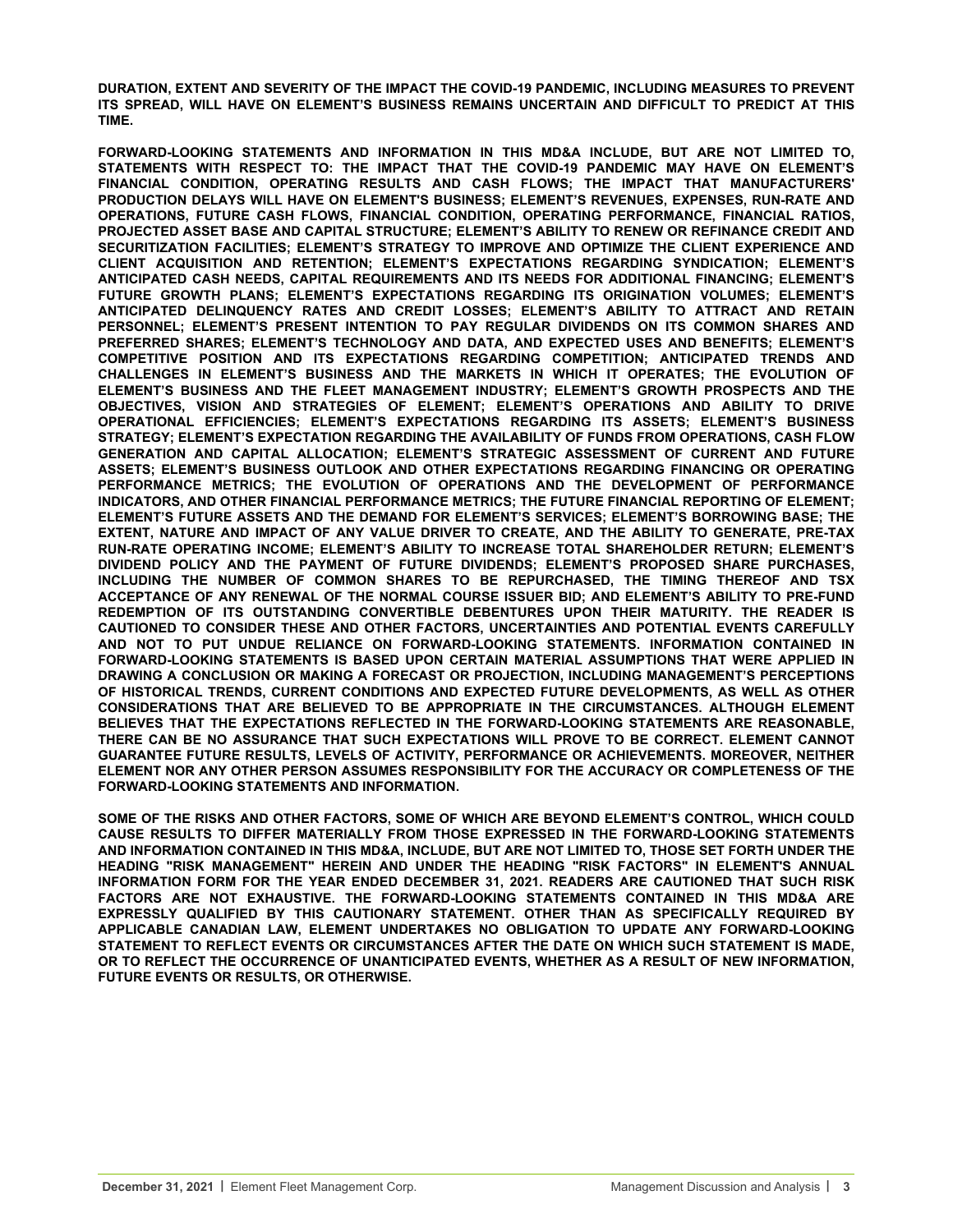**DURATION, EXTENT AND SEVERITY OF THE IMPACT THE COVID-19 PANDEMIC, INCLUDING MEASURES TO PREVENT ITS SPREAD, WILL HAVE ON ELEMENT'S BUSINESS REMAINS UNCERTAIN AND DIFFICULT TO PREDICT AT THIS TIME.**

**FORWARD-LOOKING STATEMENTS AND INFORMATION IN THIS MD&A INCLUDE, BUT ARE NOT LIMITED TO, STATEMENTS WITH RESPECT TO: THE IMPACT THAT THE COVID-19 PANDEMIC MAY HAVE ON ELEMENT'S FINANCIAL CONDITION, OPERATING RESULTS AND CASH FLOWS; THE IMPACT THAT MANUFACTURERS' PRODUCTION DELAYS WILL HAVE ON ELEMENT'S BUSINESS; ELEMENT'S REVENUES, EXPENSES, RUN-RATE AND OPERATIONS, FUTURE CASH FLOWS, FINANCIAL CONDITION, OPERATING PERFORMANCE, FINANCIAL RATIOS, PROJECTED ASSET BASE AND CAPITAL STRUCTURE; ELEMENT'S ABILITY TO RENEW OR REFINANCE CREDIT AND SECURITIZATION FACILITIES; ELEMENT'S STRATEGY TO IMPROVE AND OPTIMIZE THE CLIENT EXPERIENCE AND CLIENT ACQUISITION AND RETENTION; ELEMENT'S EXPECTATIONS REGARDING SYNDICATION; ELEMENT'S ANTICIPATED CASH NEEDS, CAPITAL REQUIREMENTS AND ITS NEEDS FOR ADDITIONAL FINANCING; ELEMENT'S FUTURE GROWTH PLANS; ELEMENT'S EXPECTATIONS REGARDING ITS ORIGINATION VOLUMES; ELEMENT'S ANTICIPATED DELINQUENCY RATES AND CREDIT LOSSES; ELEMENT'S ABILITY TO ATTRACT AND RETAIN PERSONNEL; ELEMENT'S PRESENT INTENTION TO PAY REGULAR DIVIDENDS ON ITS COMMON SHARES AND PREFERRED SHARES; ELEMENT'S TECHNOLOGY AND DATA, AND EXPECTED USES AND BENEFITS; ELEMENT'S COMPETITIVE POSITION AND ITS EXPECTATIONS REGARDING COMPETITION; ANTICIPATED TRENDS AND CHALLENGES IN ELEMENT'S BUSINESS AND THE MARKETS IN WHICH IT OPERATES; THE EVOLUTION OF ELEMENT'S BUSINESS AND THE FLEET MANAGEMENT INDUSTRY; ELEMENT'S GROWTH PROSPECTS AND THE OBJECTIVES, VISION AND STRATEGIES OF ELEMENT; ELEMENT'S OPERATIONS AND ABILITY TO DRIVE OPERATIONAL EFFICIENCIES; ELEMENT'S EXPECTATIONS REGARDING ITS ASSETS; ELEMENT'S BUSINESS STRATEGY; ELEMENT'S EXPECTATION REGARDING THE AVAILABILITY OF FUNDS FROM OPERATIONS, CASH FLOW GENERATION AND CAPITAL ALLOCATION; ELEMENT'S STRATEGIC ASSESSMENT OF CURRENT AND FUTURE ASSETS; ELEMENT'S BUSINESS OUTLOOK AND OTHER EXPECTATIONS REGARDING FINANCING OR OPERATING PERFORMANCE METRICS; THE EVOLUTION OF OPERATIONS AND THE DEVELOPMENT OF PERFORMANCE INDICATORS, AND OTHER FINANCIAL PERFORMANCE METRICS; THE FUTURE FINANCIAL REPORTING OF ELEMENT; ELEMENT'S FUTURE ASSETS AND THE DEMAND FOR ELEMENT'S SERVICES; ELEMENT'S BORROWING BASE; THE EXTENT, NATURE AND IMPACT OF ANY VALUE DRIVER TO CREATE, AND THE ABILITY TO GENERATE, PRE-TAX RUN-RATE OPERATING INCOME; ELEMENT'S ABILITY TO INCREASE TOTAL SHAREHOLDER RETURN; ELEMENT'S DIVIDEND POLICY AND THE PAYMENT OF FUTURE DIVIDENDS; ELEMENT'S PROPOSED SHARE PURCHASES, INCLUDING THE NUMBER OF COMMON SHARES TO BE REPURCHASED, THE TIMING THEREOF AND TSX ACCEPTANCE OF ANY RENEWAL OF THE NORMAL COURSE ISSUER BID; AND ELEMENT'S ABILITY TO PRE-FUND REDEMPTION OF ITS OUTSTANDING CONVERTIBLE DEBENTURES UPON THEIR MATURITY. THE READER IS CAUTIONED TO CONSIDER THESE AND OTHER FACTORS, UNCERTAINTIES AND POTENTIAL EVENTS CAREFULLY AND NOT TO PUT UNDUE RELIANCE ON FORWARD-LOOKING STATEMENTS. INFORMATION CONTAINED IN FORWARD-LOOKING STATEMENTS IS BASED UPON CERTAIN MATERIAL ASSUMPTIONS THAT WERE APPLIED IN DRAWING A CONCLUSION OR MAKING A FORECAST OR PROJECTION, INCLUDING MANAGEMENT'S PERCEPTIONS OF HISTORICAL TRENDS, CURRENT CONDITIONS AND EXPECTED FUTURE DEVELOPMENTS, AS WELL AS OTHER CONSIDERATIONS THAT ARE BELIEVED TO BE APPROPRIATE IN THE CIRCUMSTANCES. ALTHOUGH ELEMENT BELIEVES THAT THE EXPECTATIONS REFLECTED IN THE FORWARD-LOOKING STATEMENTS ARE REASONABLE, THERE CAN BE NO ASSURANCE THAT SUCH EXPECTATIONS WILL PROVE TO BE CORRECT. ELEMENT CANNOT GUARANTEE FUTURE RESULTS, LEVELS OF ACTIVITY, PERFORMANCE OR ACHIEVEMENTS. MOREOVER, NEITHER ELEMENT NOR ANY OTHER PERSON ASSUMES RESPONSIBILITY FOR THE ACCURACY OR COMPLETENESS OF THE FORWARD-LOOKING STATEMENTS AND INFORMATION.**

**SOME OF THE RISKS AND OTHER FACTORS, SOME OF WHICH ARE BEYOND ELEMENT'S CONTROL, WHICH COULD CAUSE RESULTS TO DIFFER MATERIALLY FROM THOSE EXPRESSED IN THE FORWARD-LOOKING STATEMENTS AND INFORMATION CONTAINED IN THIS MD&A, INCLUDE, BUT ARE NOT LIMITED TO, THOSE SET FORTH UNDER THE HEADING "RISK MANAGEMENT" HEREIN AND UNDER THE HEADING "RISK FACTORS" IN ELEMENT'S ANNUAL INFORMATION FORM FOR THE YEAR ENDED DECEMBER 31, 2021. READERS ARE CAUTIONED THAT SUCH RISK FACTORS ARE NOT EXHAUSTIVE. THE FORWARD-LOOKING STATEMENTS CONTAINED IN THIS MD&A ARE EXPRESSLY QUALIFIED BY THIS CAUTIONARY STATEMENT. OTHER THAN AS SPECIFICALLY REQUIRED BY APPLICABLE CANADIAN LAW, ELEMENT UNDERTAKES NO OBLIGATION TO UPDATE ANY FORWARD-LOOKING STATEMENT TO REFLECT EVENTS OR CIRCUMSTANCES AFTER THE DATE ON WHICH SUCH STATEMENT IS MADE, OR TO REFLECT THE OCCURRENCE OF UNANTICIPATED EVENTS, WHETHER AS A RESULT OF NEW INFORMATION, FUTURE EVENTS OR RESULTS, OR OTHERWISE.**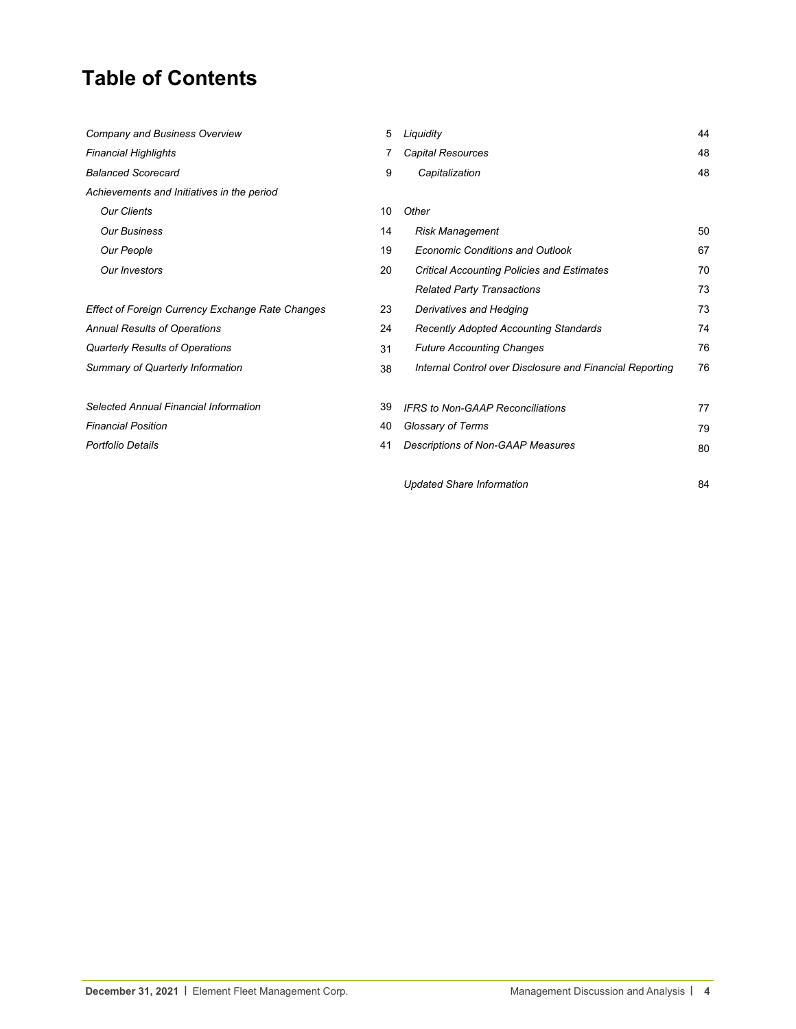# Table of Contents

| | |
|---|---|
| *Company and Business Overview* | 5 |
| *Financial Highlights* | 7 |
| *Balanced Scorecard* | 9 |
| *Achievements and Initiatives in the period* | |
| *Our Clients* | 10 |
| *Our Business* | 14 |
| *Our People* | 19 |
| *Our Investors* | 20 |
| *Effect of Foreign Currency Exchange Rate Changes* | 23 |
| *Annual Results of Operations* | 24 |
| *Quarterly Results of Operations* | 31 |
| *Summary of Quarterly Information* | 38 |
| *Selected Annual Financial Information* | 39 |
| *Financial Position* | 40 |
| *Portfolio Details* | 41 |
| *Liquidity* | 44 |
| *Capital Resources* | 48 |
| *Capitalization* | 48 |
| *Other* | |
| *Risk Management* | 50 |
| *Economic Conditions and Outlook* | 67 |
| *Critical Accounting Policies and Estimates* | 70 |
| *Related Party Transactions* | 73 |
| *Derivatives and Hedging* | 73 |
| *Recently Adopted Accounting Standards* | 74 |
| *Future Accounting Changes* | 76 |
| *Internal Control over Disclosure and Financial Reporting* | 76 |
| *IFRS to Non-GAAP Reconciliations* | 77 |
| *Glossary of Terms* | 79 |
| *Descriptions of Non-GAAP Measures* | 80 |
| *Updated Share Information* | 84 |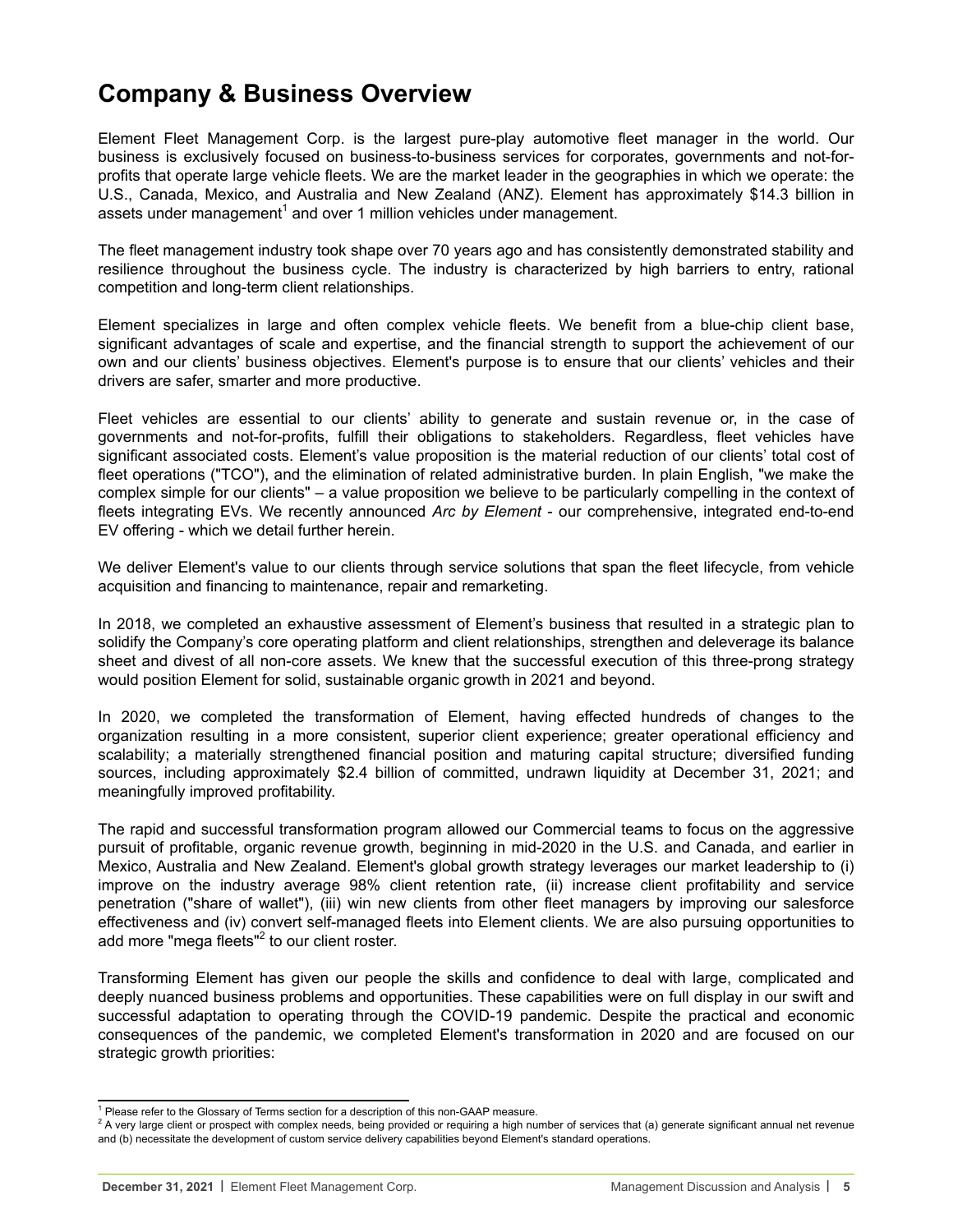# Company & Business Overview

Element Fleet Management Corp. is the largest pure-play automotive fleet manager in the world. Our business is exclusively focused on business-to-business services for corporates, governments and not-for-profits that operate large vehicle fleets. We are the market leader in the geographies in which we operate: the U.S., Canada, Mexico, and Australia and New Zealand (ANZ). Element has approximately $14.3 billion in assets under management[1] and over 1 million vehicles under management.

The fleet management industry took shape over 70 years ago and has consistently demonstrated stability and resilience throughout the business cycle. The industry is characterized by high barriers to entry, rational competition and long-term client relationships.

Element specializes in large and often complex vehicle fleets. We benefit from a blue-chip client base, significant advantages of scale and expertise, and the financial strength to support the achievement of our own and our clients' business objectives. Element's purpose is to ensure that our clients' vehicles and their drivers are safer, smarter and more productive.

Fleet vehicles are essential to our clients' ability to generate and sustain revenue or, in the case of governments and not-for-profits, fulfill their obligations to stakeholders. Regardless, fleet vehicles have significant associated costs. Element's value proposition is the material reduction of our clients' total cost of fleet operations ("TCO"), and the elimination of related administrative burden. In plain English, "we make the complex simple for our clients" – a value proposition we believe to be particularly compelling in the context of fleets integrating EVs. We recently announced *Arc by Element* - our comprehensive, integrated end-to-end EV offering - which we detail further herein.

We deliver Element's value to our clients through service solutions that span the fleet lifecycle, from vehicle acquisition and financing to maintenance, repair and remarketing.

In 2018, we completed an exhaustive assessment of Element's business that resulted in a strategic plan to solidify the Company's core operating platform and client relationships, strengthen and deleverage its balance sheet and divest of all non-core assets. We knew that the successful execution of this three-prong strategy would position Element for solid, sustainable organic growth in 2021 and beyond.

In 2020, we completed the transformation of Element, having effected hundreds of changes to the organization resulting in a more consistent, superior client experience; greater operational efficiency and scalability; a materially strengthened financial position and maturing capital structure; diversified funding sources, including approximately $2.4 billion of committed, undrawn liquidity at December 31, 2021; and meaningfully improved profitability.

The rapid and successful transformation program allowed our Commercial teams to focus on the aggressive pursuit of profitable, organic revenue growth, beginning in mid-2020 in the U.S. and Canada, and earlier in Mexico, Australia and New Zealand. Element's global growth strategy leverages our market leadership to (i) improve on the industry average 98% client retention rate, (ii) increase client profitability and service penetration ("share of wallet"), (iii) win new clients from other fleet managers by improving our salesforce effectiveness and (iv) convert self-managed fleets into Element clients. We are also pursuing opportunities to add more "mega fleets"[2] to our client roster.

Transforming Element has given our people the skills and confidence to deal with large, complicated and deeply nuanced business problems and opportunities. These capabilities were on full display in our swift and successful adaptation to operating through the COVID-19 pandemic. Despite the practical and economic consequences of the pandemic, we completed Element's transformation in 2020 and are focused on our strategic growth priorities:

---

[1] Please refer to the Glossary of Terms section for a description of this non-GAAP measure.

[2] A very large client or prospect with complex needs, being provided or requiring a high number of services that (a) generate significant annual net revenue and (b) necessitate the development of custom service delivery capabilities beyond Element's standard operations.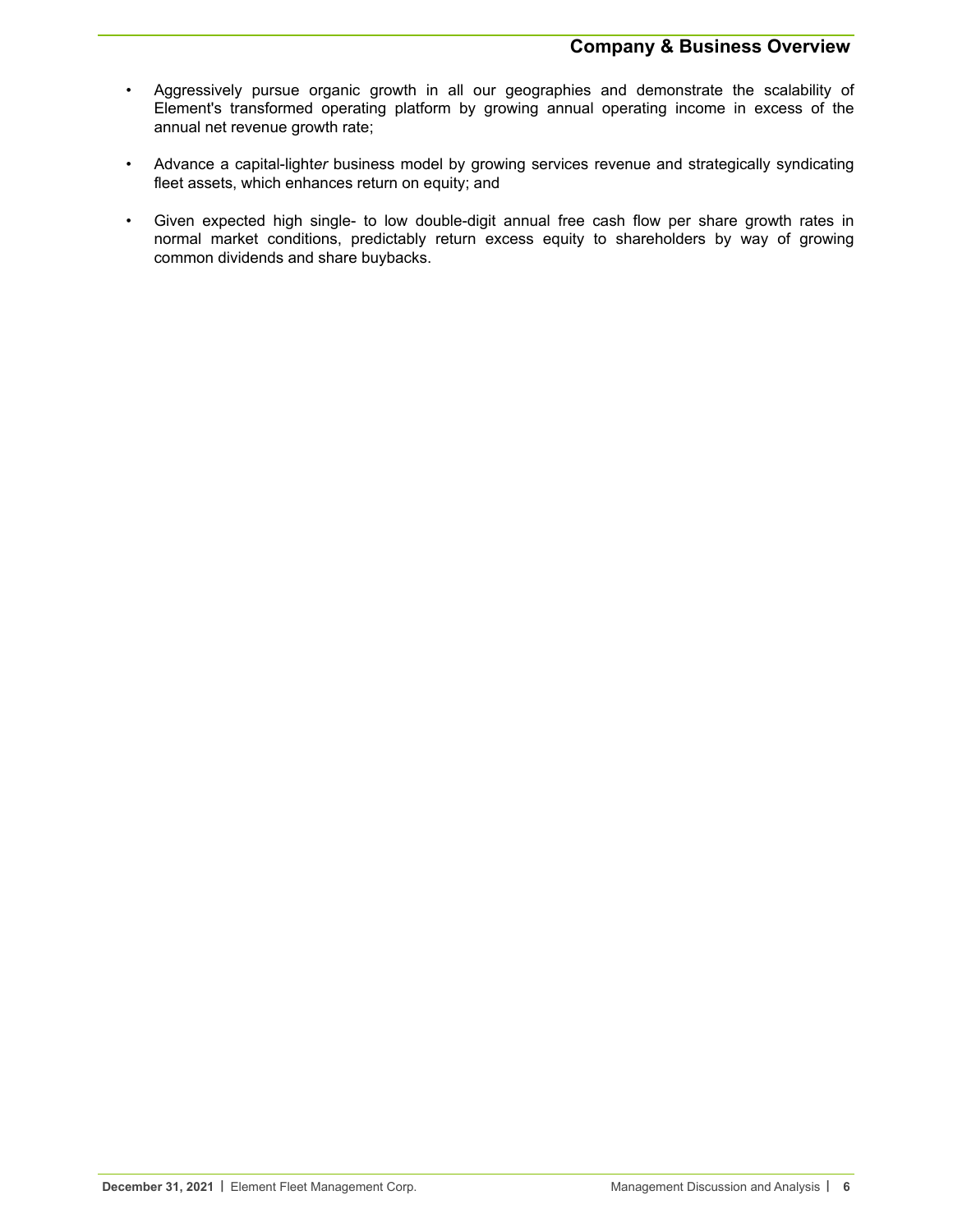- Aggressively pursue organic growth in all our geographies and demonstrate the scalability of Element's transformed operating platform by growing annual operating income in excess of the annual net revenue growth rate;
- Advance a capital-light*er* business model by growing services revenue and strategically syndicating fleet assets, which enhances return on equity; and
- Given expected high single- to low double-digit annual free cash flow per share growth rates in normal market conditions, predictably return excess equity to shareholders by way of growing common dividends and share buybacks.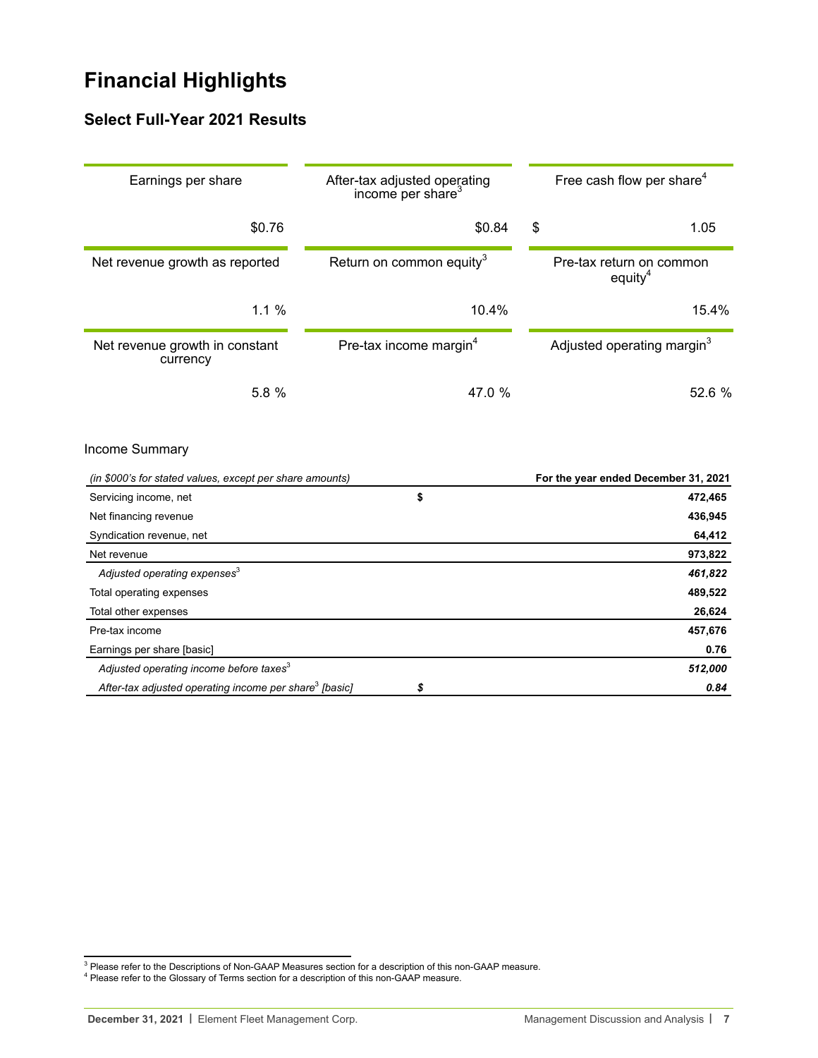# Financial Highlights

## Select Full-Year 2021 Results

| Earnings per share | After-tax adjusted operating income per share[3] | Free cash flow per share[4] |
|---|---|---|
| $0.76 | $0.84 | $ 1.05 |
| **Net revenue growth as reported** | **Return on common equity[3]** | **Pre-tax return on common equity[4]** |
| 1.1 % | 10.4% | 15.4% |
| **Net revenue growth in constant currency** | **Pre-tax income margin[4]** | **Adjusted operating margin[3]** |
| 5.8 % | 47.0 % | 52.6 % |

Income Summary

| *(in $000's for stated values, except per share amounts)* | | **For the year ended December 31, 2021** |
|---|---|---|
| Servicing income, net | $ | **472,465** |
| Net financing revenue | | **436,945** |
| Syndication revenue, net | | **64,412** |
| Net revenue | | **973,822** |
| *Adjusted operating expenses[3]* | | ***461,822*** |
| Total operating expenses | | **489,522** |
| Total other expenses | | **26,624** |
| Pre-tax income | | **457,676** |
| Earnings per share [basic] | | **0.76** |
| *Adjusted operating income before taxes[3]* | | ***512,000*** |
| *After-tax adjusted operating income per share[3] [basic]* | ***$*** | ***0.84*** |

[3] Please refer to the Descriptions of Non-GAAP Measures section for a description of this non-GAAP measure.
[4] Please refer to the Glossary of Terms section for a description of this non-GAAP measure.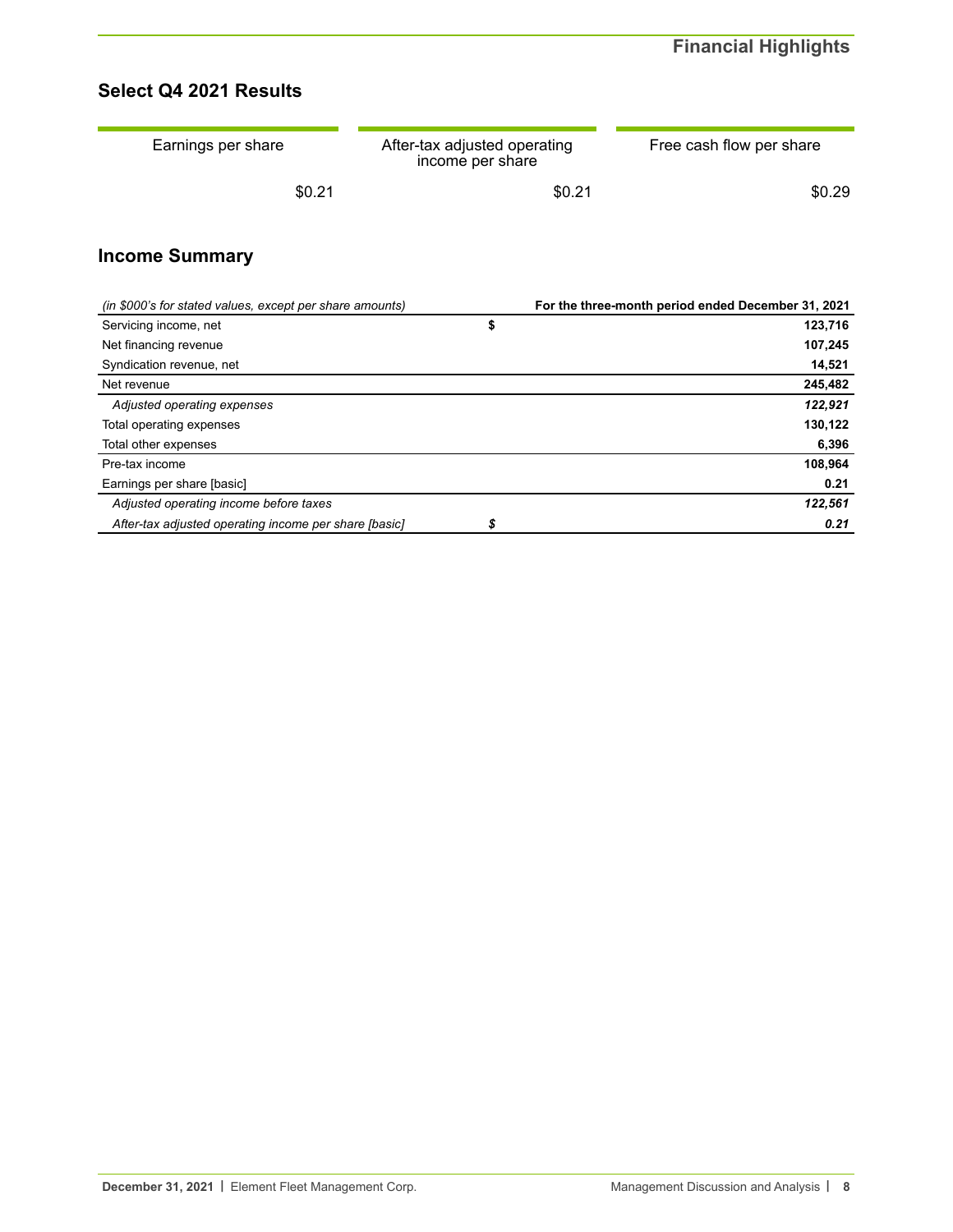## Select Q4 2021 Results

| Earnings per share | After-tax adjusted operating income per share | Free cash flow per share |
|---|---|---|
| $0.21 | $0.21 | $0.29 |

## Income Summary

| *(in $000's for stated values, except per share amounts)* | | **For the three-month period ended December 31, 2021** |
|---|---|---|
| Servicing income, net | **$** | **123,716** |
| Net financing revenue | | **107,245** |
| Syndication revenue, net | | **14,521** |
| Net revenue | | **245,482** |
| *Adjusted operating expenses* | | ***122,921*** |
| Total operating expenses | | **130,122** |
| Total other expenses | | **6,396** |
| Pre-tax income | | **108,964** |
| Earnings per share [basic] | | **0.21** |
| *Adjusted operating income before taxes* | | ***122,561*** |
| *After-tax adjusted operating income per share [basic]* | ***$*** | ***0.21*** |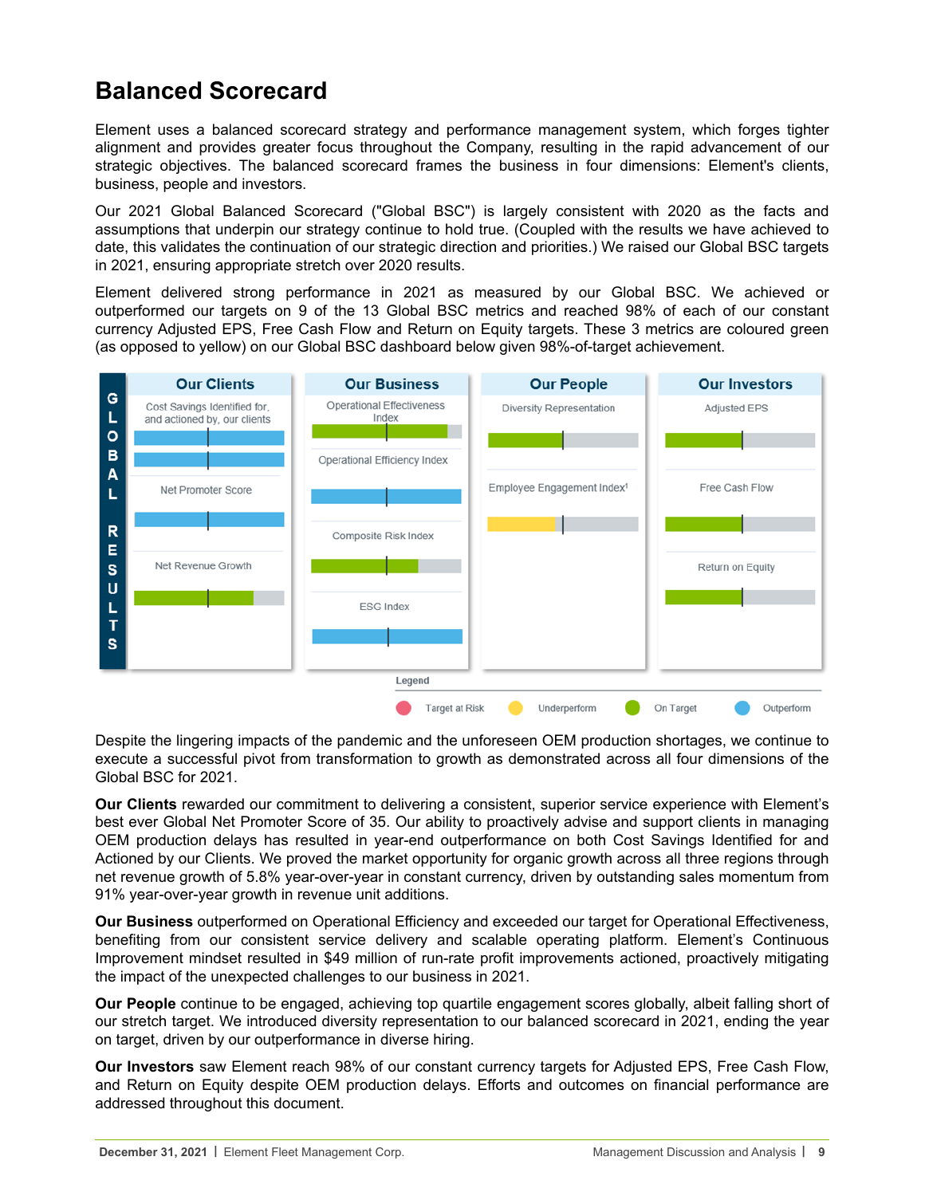## Balanced Scorecard

Element uses a balanced scorecard strategy and performance management system, which forges tighter alignment and provides greater focus throughout the Company, resulting in the rapid advancement of our strategic objectives. The balanced scorecard frames the business in four dimensions: Element's clients, business, people and investors.

Our 2021 Global Balanced Scorecard ("Global BSC") is largely consistent with 2020 as the facts and assumptions that underpin our strategy continue to hold true. (Coupled with the results we have achieved to date, this validates the continuation of our strategic direction and priorities.) We raised our Global BSC targets in 2021, ensuring appropriate stretch over 2020 results.

Element delivered strong performance in 2021 as measured by our Global BSC. We achieved or outperformed our targets on 9 of the 13 Global BSC metrics and reached 98% of each of our constant currency Adjusted EPS, Free Cash Flow and Return on Equity targets. These 3 metrics are coloured green (as opposed to yellow) on our Global BSC dashboard below given 98%-of-target achievement.

**GLOBAL RESULTS**

| Our Clients | Our Business | Our People | Our Investors |
|---|---|---|---|
| Cost Savings Identified for, and actioned by, our clients — Outperform / Outperform | Operational Effectiveness Index — On Target | Diversity Representation — On Target | Adjusted EPS — On Target |
| Net Promoter Score — Outperform | Operational Efficiency Index — Outperform | Employee Engagement Index[1] — Underperform | Free Cash Flow — On Target |
| Net Revenue Growth — On Target | Composite Risk Index — On Target | | Return on Equity — On Target |
| | ESG Index — Outperform | | |

Legend: Target at Risk; Underperform; On Target; Outperform

Despite the lingering impacts of the pandemic and the unforeseen OEM production shortages, we continue to execute a successful pivot from transformation to growth as demonstrated across all four dimensions of the Global BSC for 2021.

**Our Clients** rewarded our commitment to delivering a consistent, superior service experience with Element's best ever Global Net Promoter Score of 35. Our ability to proactively advise and support clients in managing OEM production delays has resulted in year-end outperformance on both Cost Savings Identified for and Actioned by our Clients. We proved the market opportunity for organic growth across all three regions through net revenue growth of 5.8% year-over-year in constant currency, driven by outstanding sales momentum from 91% year-over-year growth in revenue unit additions.

**Our Business** outperformed on Operational Efficiency and exceeded our target for Operational Effectiveness, benefiting from our consistent service delivery and scalable operating platform. Element's Continuous Improvement mindset resulted in $49 million of run-rate profit improvements actioned, proactively mitigating the impact of the unexpected challenges to our business in 2021.

**Our People** continue to be engaged, achieving top quartile engagement scores globally, albeit falling short of our stretch target. We introduced diversity representation to our balanced scorecard in 2021, ending the year on target, driven by our outperformance in diverse hiring.

**Our Investors** saw Element reach 98% of our constant currency targets for Adjusted EPS, Free Cash Flow, and Return on Equity despite OEM production delays. Efforts and outcomes on financial performance are addressed throughout this document.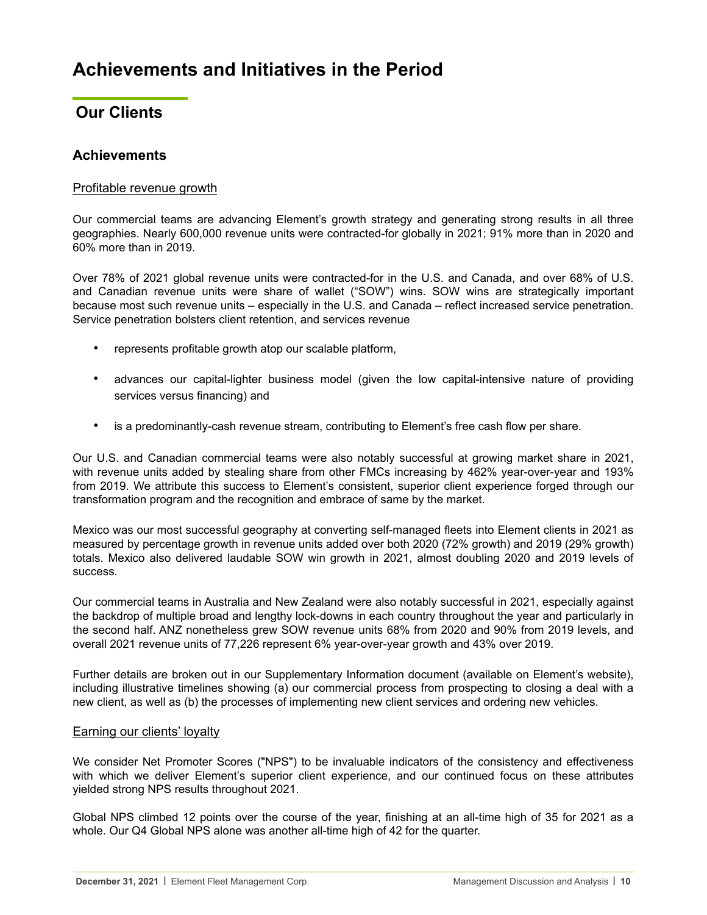# Achievements and Initiatives in the Period

## Our Clients

### Achievements

Profitable revenue growth

Our commercial teams are advancing Element's growth strategy and generating strong results in all three geographies. Nearly 600,000 revenue units were contracted-for globally in 2021; 91% more than in 2020 and 60% more than in 2019.

Over 78% of 2021 global revenue units were contracted-for in the U.S. and Canada, and over 68% of U.S. and Canadian revenue units were share of wallet ("SOW") wins. SOW wins are strategically important because most such revenue units – especially in the U.S. and Canada – reflect increased service penetration. Service penetration bolsters client retention, and services revenue

- represents profitable growth atop our scalable platform,
- advances our capital-lighter business model (given the low capital-intensive nature of providing services versus financing) and
- is a predominantly-cash revenue stream, contributing to Element's free cash flow per share.

Our U.S. and Canadian commercial teams were also notably successful at growing market share in 2021, with revenue units added by stealing share from other FMCs increasing by 462% year-over-year and 193% from 2019. We attribute this success to Element's consistent, superior client experience forged through our transformation program and the recognition and embrace of same by the market.

Mexico was our most successful geography at converting self-managed fleets into Element clients in 2021 as measured by percentage growth in revenue units added over both 2020 (72% growth) and 2019 (29% growth) totals. Mexico also delivered laudable SOW win growth in 2021, almost doubling 2020 and 2019 levels of success.

Our commercial teams in Australia and New Zealand were also notably successful in 2021, especially against the backdrop of multiple broad and lengthy lock-downs in each country throughout the year and particularly in the second half. ANZ nonetheless grew SOW revenue units 68% from 2020 and 90% from 2019 levels, and overall 2021 revenue units of 77,226 represent 6% year-over-year growth and 43% over 2019.

Further details are broken out in our Supplementary Information document (available on Element's website), including illustrative timelines showing (a) our commercial process from prospecting to closing a deal with a new client, as well as (b) the processes of implementing new client services and ordering new vehicles.

Earning our clients' loyalty

We consider Net Promoter Scores ("NPS") to be invaluable indicators of the consistency and effectiveness with which we deliver Element's superior client experience, and our continued focus on these attributes yielded strong NPS results throughout 2021.

Global NPS climbed 12 points over the course of the year, finishing at an all-time high of 35 for 2021 as a whole. Our Q4 Global NPS alone was another all-time high of 42 for the quarter.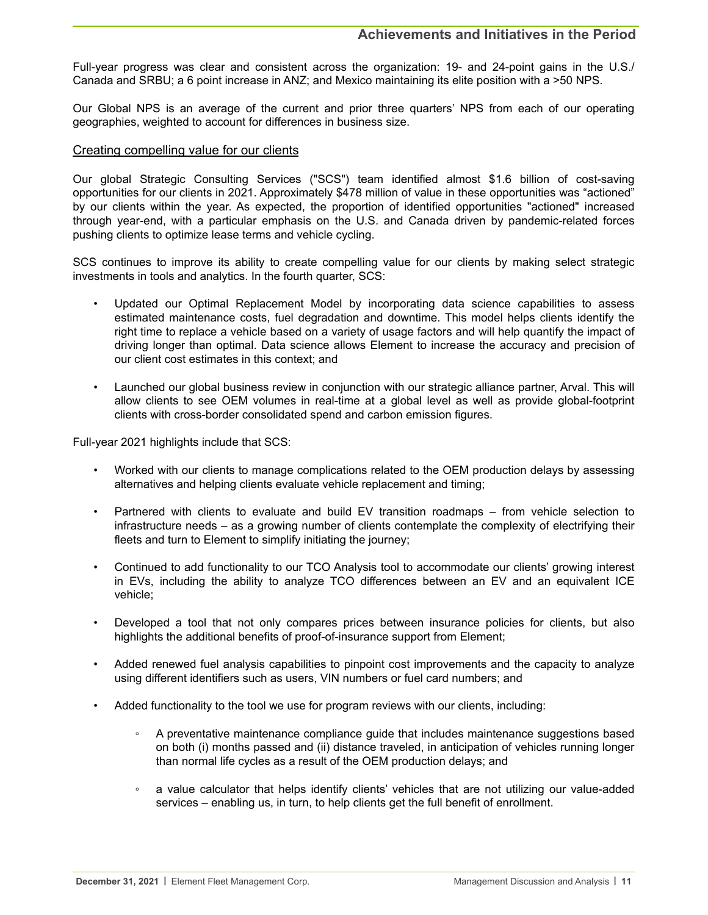Full-year progress was clear and consistent across the organization: 19- and 24-point gains in the U.S./ Canada and SRBU; a 6 point increase in ANZ; and Mexico maintaining its elite position with a >50 NPS.

Our Global NPS is an average of the current and prior three quarters' NPS from each of our operating geographies, weighted to account for differences in business size.

### Creating compelling value for our clients

Our global Strategic Consulting Services ("SCS") team identified almost $1.6 billion of cost-saving opportunities for our clients in 2021. Approximately $478 million of value in these opportunities was "actioned" by our clients within the year. As expected, the proportion of identified opportunities "actioned" increased through year-end, with a particular emphasis on the U.S. and Canada driven by pandemic-related forces pushing clients to optimize lease terms and vehicle cycling.

SCS continues to improve its ability to create compelling value for our clients by making select strategic investments in tools and analytics. In the fourth quarter, SCS:

- Updated our Optimal Replacement Model by incorporating data science capabilities to assess estimated maintenance costs, fuel degradation and downtime. This model helps clients identify the right time to replace a vehicle based on a variety of usage factors and will help quantify the impact of driving longer than optimal. Data science allows Element to increase the accuracy and precision of our client cost estimates in this context; and
- Launched our global business review in conjunction with our strategic alliance partner, Arval. This will allow clients to see OEM volumes in real-time at a global level as well as provide global-footprint clients with cross-border consolidated spend and carbon emission figures.

Full-year 2021 highlights include that SCS:

- Worked with our clients to manage complications related to the OEM production delays by assessing alternatives and helping clients evaluate vehicle replacement and timing;
- Partnered with clients to evaluate and build EV transition roadmaps – from vehicle selection to infrastructure needs – as a growing number of clients contemplate the complexity of electrifying their fleets and turn to Element to simplify initiating the journey;
- Continued to add functionality to our TCO Analysis tool to accommodate our clients' growing interest in EVs, including the ability to analyze TCO differences between an EV and an equivalent ICE vehicle;
- Developed a tool that not only compares prices between insurance policies for clients, but also highlights the additional benefits of proof-of-insurance support from Element;
- Added renewed fuel analysis capabilities to pinpoint cost improvements and the capacity to analyze using different identifiers such as users, VIN numbers or fuel card numbers; and
- Added functionality to the tool we use for program reviews with our clients, including:
  - A preventative maintenance compliance guide that includes maintenance suggestions based on both (i) months passed and (ii) distance traveled, in anticipation of vehicles running longer than normal life cycles as a result of the OEM production delays; and
  - a value calculator that helps identify clients' vehicles that are not utilizing our value-added services – enabling us, in turn, to help clients get the full benefit of enrollment.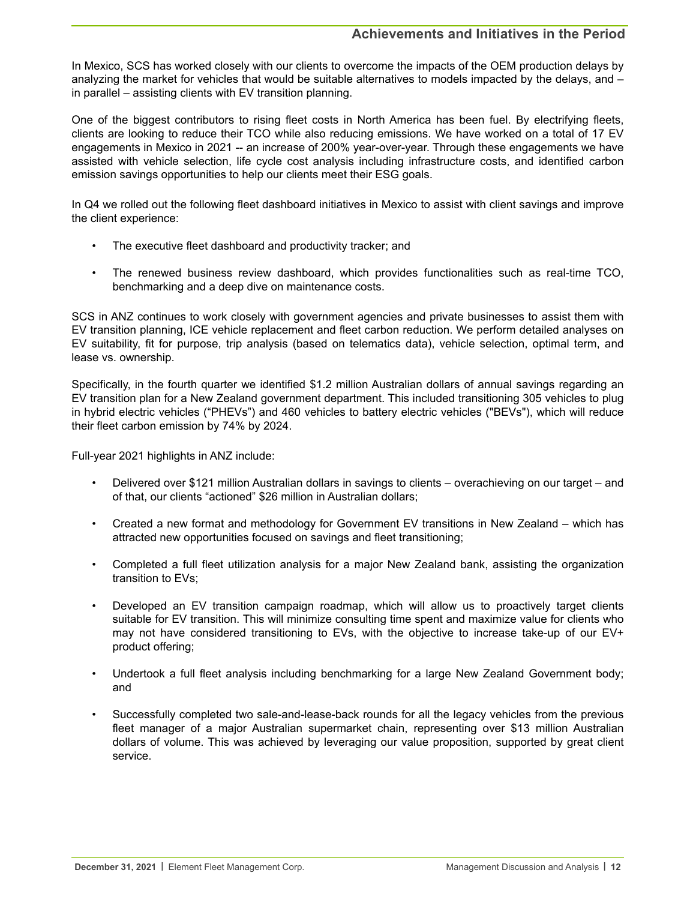In Mexico, SCS has worked closely with our clients to overcome the impacts of the OEM production delays by analyzing the market for vehicles that would be suitable alternatives to models impacted by the delays, and – in parallel – assisting clients with EV transition planning.

One of the biggest contributors to rising fleet costs in North America has been fuel. By electrifying fleets, clients are looking to reduce their TCO while also reducing emissions. We have worked on a total of 17 EV engagements in Mexico in 2021 -- an increase of 200% year-over-year. Through these engagements we have assisted with vehicle selection, life cycle cost analysis including infrastructure costs, and identified carbon emission savings opportunities to help our clients meet their ESG goals.

In Q4 we rolled out the following fleet dashboard initiatives in Mexico to assist with client savings and improve the client experience:

- The executive fleet dashboard and productivity tracker; and
- The renewed business review dashboard, which provides functionalities such as real-time TCO, benchmarking and a deep dive on maintenance costs.

SCS in ANZ continues to work closely with government agencies and private businesses to assist them with EV transition planning, ICE vehicle replacement and fleet carbon reduction. We perform detailed analyses on EV suitability, fit for purpose, trip analysis (based on telematics data), vehicle selection, optimal term, and lease vs. ownership.

Specifically, in the fourth quarter we identified $1.2 million Australian dollars of annual savings regarding an EV transition plan for a New Zealand government department. This included transitioning 305 vehicles to plug in hybrid electric vehicles (“PHEVs”) and 460 vehicles to battery electric vehicles ("BEVs"), which will reduce their fleet carbon emission by 74% by 2024.

Full-year 2021 highlights in ANZ include:

- Delivered over $121 million Australian dollars in savings to clients – overachieving on our target – and of that, our clients “actioned” $26 million in Australian dollars;
- Created a new format and methodology for Government EV transitions in New Zealand – which has attracted new opportunities focused on savings and fleet transitioning;
- Completed a full fleet utilization analysis for a major New Zealand bank, assisting the organization transition to EVs;
- Developed an EV transition campaign roadmap, which will allow us to proactively target clients suitable for EV transition. This will minimize consulting time spent and maximize value for clients who may not have considered transitioning to EVs, with the objective to increase take-up of our EV+ product offering;
- Undertook a full fleet analysis including benchmarking for a large New Zealand Government body; and
- Successfully completed two sale-and-lease-back rounds for all the legacy vehicles from the previous fleet manager of a major Australian supermarket chain, representing over $13 million Australian dollars of volume. This was achieved by leveraging our value proposition, supported by great client service.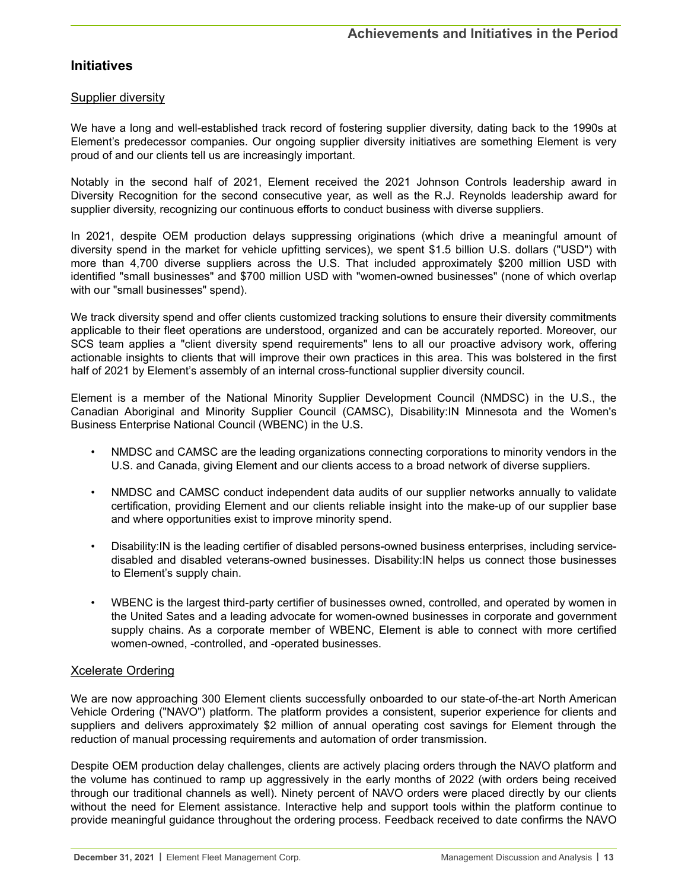## Initiatives

### Supplier diversity

We have a long and well-established track record of fostering supplier diversity, dating back to the 1990s at Element's predecessor companies. Our ongoing supplier diversity initiatives are something Element is very proud of and our clients tell us are increasingly important.

Notably in the second half of 2021, Element received the 2021 Johnson Controls leadership award in Diversity Recognition for the second consecutive year, as well as the R.J. Reynolds leadership award for supplier diversity, recognizing our continuous efforts to conduct business with diverse suppliers.

In 2021, despite OEM production delays suppressing originations (which drive a meaningful amount of diversity spend in the market for vehicle upfitting services), we spent $1.5 billion U.S. dollars ("USD") with more than 4,700 diverse suppliers across the U.S. That included approximately $200 million USD with identified "small businesses" and $700 million USD with "women-owned businesses" (none of which overlap with our "small businesses" spend).

We track diversity spend and offer clients customized tracking solutions to ensure their diversity commitments applicable to their fleet operations are understood, organized and can be accurately reported. Moreover, our SCS team applies a "client diversity spend requirements" lens to all our proactive advisory work, offering actionable insights to clients that will improve their own practices in this area. This was bolstered in the first half of 2021 by Element's assembly of an internal cross-functional supplier diversity council.

Element is a member of the National Minority Supplier Development Council (NMDSC) in the U.S., the Canadian Aboriginal and Minority Supplier Council (CAMSC), Disability:IN Minnesota and the Women's Business Enterprise National Council (WBENC) in the U.S.

- NMDSC and CAMSC are the leading organizations connecting corporations to minority vendors in the U.S. and Canada, giving Element and our clients access to a broad network of diverse suppliers.
- NMDSC and CAMSC conduct independent data audits of our supplier networks annually to validate certification, providing Element and our clients reliable insight into the make-up of our supplier base and where opportunities exist to improve minority spend.
- Disability:IN is the leading certifier of disabled persons-owned business enterprises, including service-disabled and disabled veterans-owned businesses. Disability:IN helps us connect those businesses to Element's supply chain.
- WBENC is the largest third-party certifier of businesses owned, controlled, and operated by women in the United Sates and a leading advocate for women-owned businesses in corporate and government supply chains. As a corporate member of WBENC, Element is able to connect with more certified women-owned, -controlled, and -operated businesses.

### Xcelerate Ordering

We are now approaching 300 Element clients successfully onboarded to our state-of-the-art North American Vehicle Ordering ("NAVO") platform. The platform provides a consistent, superior experience for clients and suppliers and delivers approximately $2 million of annual operating cost savings for Element through the reduction of manual processing requirements and automation of order transmission.

Despite OEM production delay challenges, clients are actively placing orders through the NAVO platform and the volume has continued to ramp up aggressively in the early months of 2022 (with orders being received through our traditional channels as well). Ninety percent of NAVO orders were placed directly by our clients without the need for Element assistance. Interactive help and support tools within the platform continue to provide meaningful guidance throughout the ordering process. Feedback received to date confirms the NAVO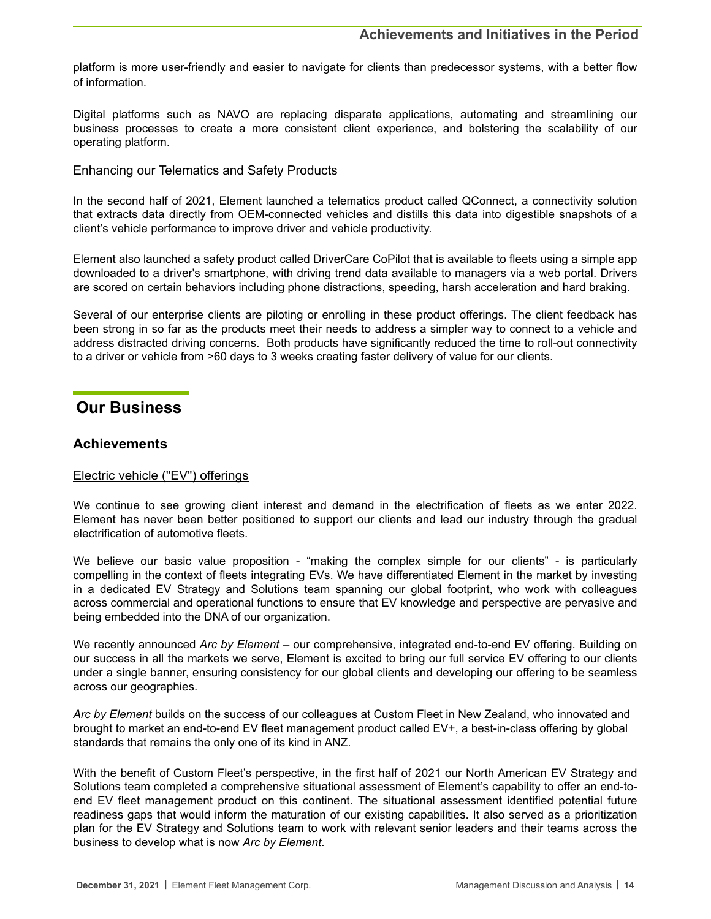platform is more user-friendly and easier to navigate for clients than predecessor systems, with a better flow of information.

Digital platforms such as NAVO are replacing disparate applications, automating and streamlining our business processes to create a more consistent client experience, and bolstering the scalability of our operating platform.

Enhancing our Telematics and Safety Products

In the second half of 2021, Element launched a telematics product called QConnect, a connectivity solution that extracts data directly from OEM-connected vehicles and distills this data into digestible snapshots of a client's vehicle performance to improve driver and vehicle productivity.

Element also launched a safety product called DriverCare CoPilot that is available to fleets using a simple app downloaded to a driver's smartphone, with driving trend data available to managers via a web portal. Drivers are scored on certain behaviors including phone distractions, speeding, harsh acceleration and hard braking.

Several of our enterprise clients are piloting or enrolling in these product offerings. The client feedback has been strong in so far as the products meet their needs to address a simpler way to connect to a vehicle and address distracted driving concerns. Both products have significantly reduced the time to roll-out connectivity to a driver or vehicle from >60 days to 3 weeks creating faster delivery of value for our clients.

# Our Business

## Achievements

Electric vehicle ("EV") offerings

We continue to see growing client interest and demand in the electrification of fleets as we enter 2022. Element has never been better positioned to support our clients and lead our industry through the gradual electrification of automotive fleets.

We believe our basic value proposition - "making the complex simple for our clients" - is particularly compelling in the context of fleets integrating EVs. We have differentiated Element in the market by investing in a dedicated EV Strategy and Solutions team spanning our global footprint, who work with colleagues across commercial and operational functions to ensure that EV knowledge and perspective are pervasive and being embedded into the DNA of our organization.

We recently announced *Arc by Element* – our comprehensive, integrated end-to-end EV offering. Building on our success in all the markets we serve, Element is excited to bring our full service EV offering to our clients under a single banner, ensuring consistency for our global clients and developing our offering to be seamless across our geographies.

*Arc by Element* builds on the success of our colleagues at Custom Fleet in New Zealand, who innovated and brought to market an end-to-end EV fleet management product called EV+, a best-in-class offering by global standards that remains the only one of its kind in ANZ.

With the benefit of Custom Fleet's perspective, in the first half of 2021 our North American EV Strategy and Solutions team completed a comprehensive situational assessment of Element's capability to offer an end-to-end EV fleet management product on this continent. The situational assessment identified potential future readiness gaps that would inform the maturation of our existing capabilities. It also served as a prioritization plan for the EV Strategy and Solutions team to work with relevant senior leaders and their teams across the business to develop what is now *Arc by Element*.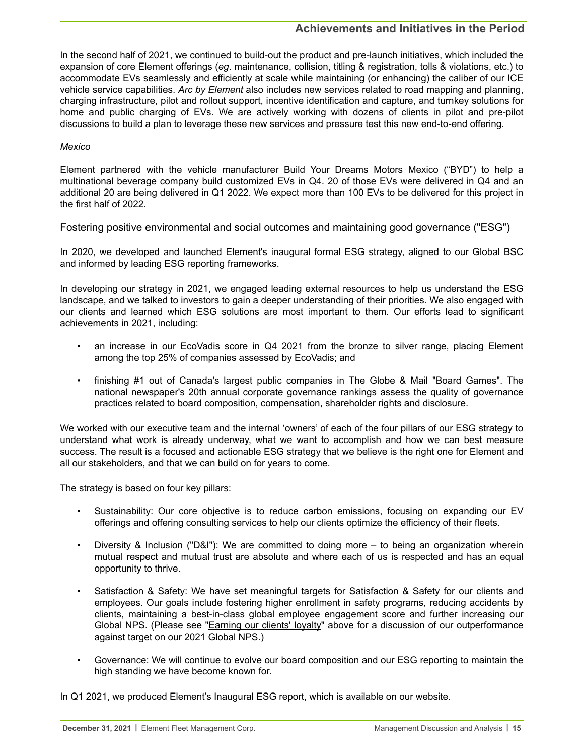In the second half of 2021, we continued to build-out the product and pre-launch initiatives, which included the expansion of core Element offerings (*eg*. maintenance, collision, titling & registration, tolls & violations, etc.) to accommodate EVs seamlessly and efficiently at scale while maintaining (or enhancing) the caliber of our ICE vehicle service capabilities. *Arc by Element* also includes new services related to road mapping and planning, charging infrastructure, pilot and rollout support, incentive identification and capture, and turnkey solutions for home and public charging of EVs. We are actively working with dozens of clients in pilot and pre-pilot discussions to build a plan to leverage these new services and pressure test this new end-to-end offering.

*Mexico*

Element partnered with the vehicle manufacturer Build Your Dreams Motors Mexico ("BYD") to help a multinational beverage company build customized EVs in Q4. 20 of those EVs were delivered in Q4 and an additional 20 are being delivered in Q1 2022. We expect more than 100 EVs to be delivered for this project in the first half of 2022.

<u>Fostering positive environmental and social outcomes and maintaining good governance ("ESG")</u>

In 2020, we developed and launched Element's inaugural formal ESG strategy, aligned to our Global BSC and informed by leading ESG reporting frameworks.

In developing our strategy in 2021, we engaged leading external resources to help us understand the ESG landscape, and we talked to investors to gain a deeper understanding of their priorities. We also engaged with our clients and learned which ESG solutions are most important to them. Our efforts lead to significant achievements in 2021, including:

- an increase in our EcoVadis score in Q4 2021 from the bronze to silver range, placing Element among the top 25% of companies assessed by EcoVadis; and
- finishing #1 out of Canada's largest public companies in The Globe & Mail "Board Games". The national newspaper's 20th annual corporate governance rankings assess the quality of governance practices related to board composition, compensation, shareholder rights and disclosure.

We worked with our executive team and the internal 'owners' of each of the four pillars of our ESG strategy to understand what work is already underway, what we want to accomplish and how we can best measure success. The result is a focused and actionable ESG strategy that we believe is the right one for Element and all our stakeholders, and that we can build on for years to come.

The strategy is based on four key pillars:

- Sustainability: Our core objective is to reduce carbon emissions, focusing on expanding our EV offerings and offering consulting services to help our clients optimize the efficiency of their fleets.
- Diversity & Inclusion ("D&I"): We are committed to doing more – to being an organization wherein mutual respect and mutual trust are absolute and where each of us is respected and has an equal opportunity to thrive.
- Satisfaction & Safety: We have set meaningful targets for Satisfaction & Safety for our clients and employees. Our goals include fostering higher enrollment in safety programs, reducing accidents by clients, maintaining a best-in-class global employee engagement score and further increasing our Global NPS. (Please see "<u>Earning our clients' loyalty</u>" above for a discussion of our outperformance against target on our 2021 Global NPS.)
- Governance: We will continue to evolve our board composition and our ESG reporting to maintain the high standing we have become known for.

In Q1 2021, we produced Element's Inaugural ESG report, which is available on our website.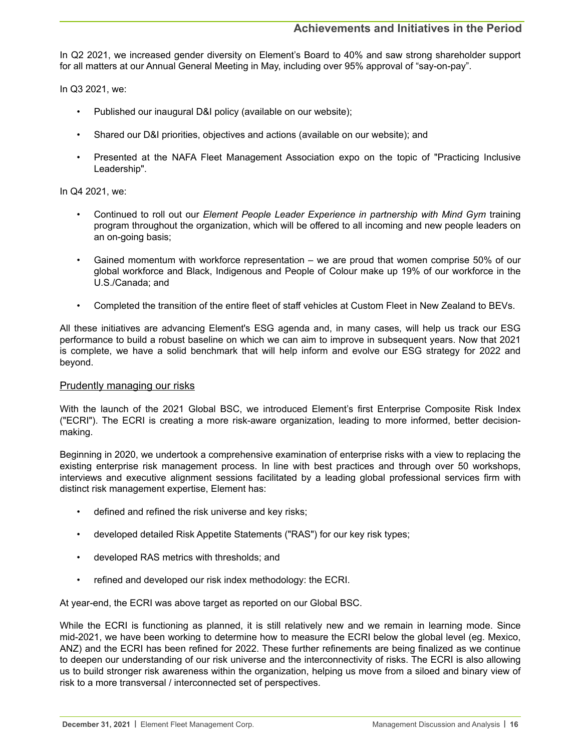In Q2 2021, we increased gender diversity on Element's Board to 40% and saw strong shareholder support for all matters at our Annual General Meeting in May, including over 95% approval of "say-on-pay".

In Q3 2021, we:

- Published our inaugural D&I policy (available on our website);
- Shared our D&I priorities, objectives and actions (available on our website); and
- Presented at the NAFA Fleet Management Association expo on the topic of "Practicing Inclusive Leadership".

In Q4 2021, we:

- Continued to roll out our *Element People Leader Experience in partnership with Mind Gym* training program throughout the organization, which will be offered to all incoming and new people leaders on an on-going basis;
- Gained momentum with workforce representation – we are proud that women comprise 50% of our global workforce and Black, Indigenous and People of Colour make up 19% of our workforce in the U.S./Canada; and
- Completed the transition of the entire fleet of staff vehicles at Custom Fleet in New Zealand to BEVs.

All these initiatives are advancing Element's ESG agenda and, in many cases, will help us track our ESG performance to build a robust baseline on which we can aim to improve in subsequent years. Now that 2021 is complete, we have a solid benchmark that will help inform and evolve our ESG strategy for 2022 and beyond.

## Prudently managing our risks

With the launch of the 2021 Global BSC, we introduced Element's first Enterprise Composite Risk Index ("ECRI"). The ECRI is creating a more risk-aware organization, leading to more informed, better decision-making.

Beginning in 2020, we undertook a comprehensive examination of enterprise risks with a view to replacing the existing enterprise risk management process. In line with best practices and through over 50 workshops, interviews and executive alignment sessions facilitated by a leading global professional services firm with distinct risk management expertise, Element has:

- defined and refined the risk universe and key risks;
- developed detailed Risk Appetite Statements ("RAS") for our key risk types;
- developed RAS metrics with thresholds; and
- refined and developed our risk index methodology: the ECRI.

At year-end, the ECRI was above target as reported on our Global BSC.

While the ECRI is functioning as planned, it is still relatively new and we remain in learning mode. Since mid-2021, we have been working to determine how to measure the ECRI below the global level (eg. Mexico, ANZ) and the ECRI has been refined for 2022. These further refinements are being finalized as we continue to deepen our understanding of our risk universe and the interconnectivity of risks. The ECRI is also allowing us to build stronger risk awareness within the organization, helping us move from a siloed and binary view of risk to a more transversal / interconnected set of perspectives.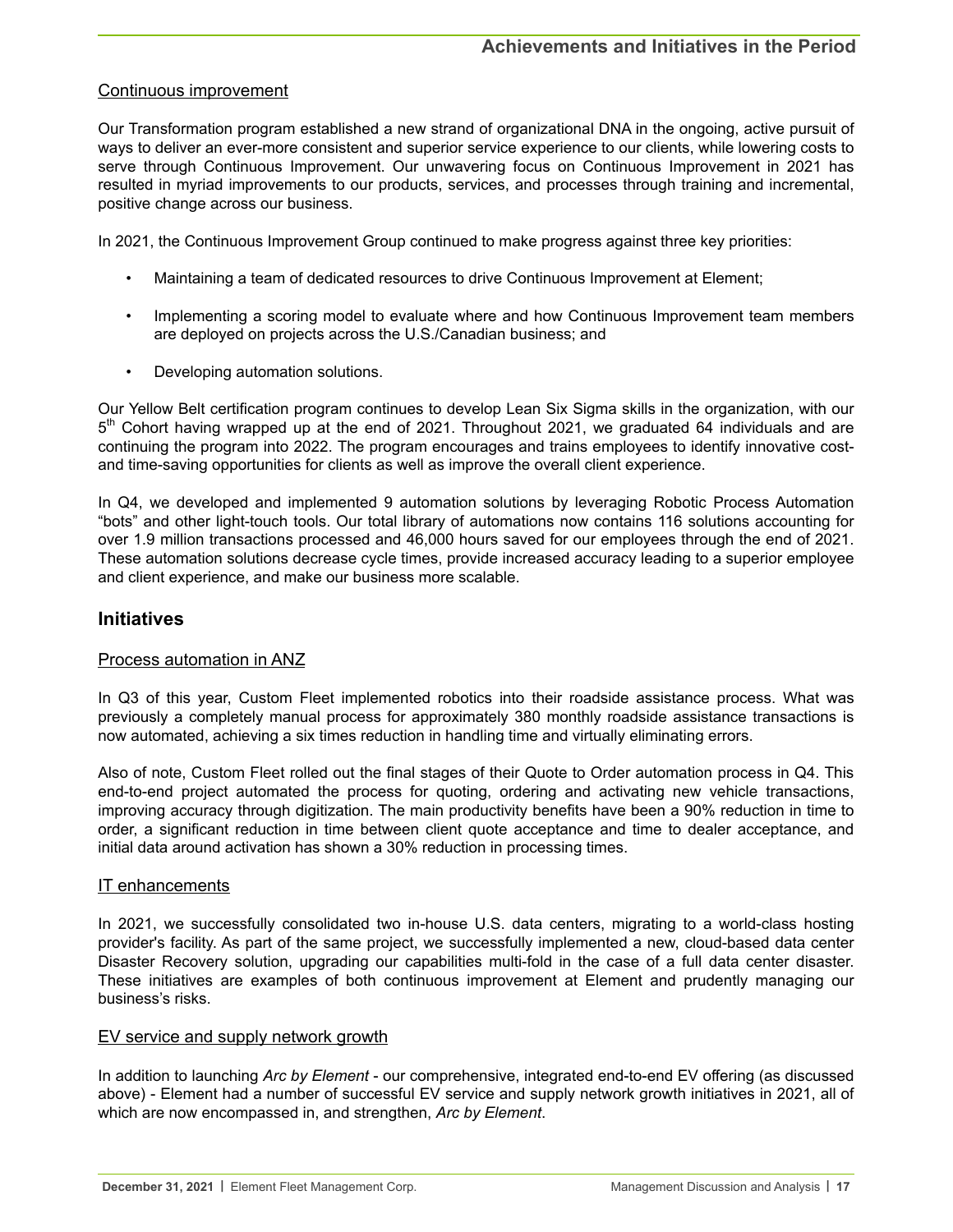## Continuous improvement

Our Transformation program established a new strand of organizational DNA in the ongoing, active pursuit of ways to deliver an ever-more consistent and superior service experience to our clients, while lowering costs to serve through Continuous Improvement. Our unwavering focus on Continuous Improvement in 2021 has resulted in myriad improvements to our products, services, and processes through training and incremental, positive change across our business.

In 2021, the Continuous Improvement Group continued to make progress against three key priorities:

- Maintaining a team of dedicated resources to drive Continuous Improvement at Element;
- Implementing a scoring model to evaluate where and how Continuous Improvement team members are deployed on projects across the U.S./Canadian business; and
- Developing automation solutions.

Our Yellow Belt certification program continues to develop Lean Six Sigma skills in the organization, with our 5th Cohort having wrapped up at the end of 2021. Throughout 2021, we graduated 64 individuals and are continuing the program into 2022. The program encourages and trains employees to identify innovative cost- and time-saving opportunities for clients as well as improve the overall client experience.

In Q4, we developed and implemented 9 automation solutions by leveraging Robotic Process Automation "bots" and other light-touch tools. Our total library of automations now contains 116 solutions accounting for over 1.9 million transactions processed and 46,000 hours saved for our employees through the end of 2021. These automation solutions decrease cycle times, provide increased accuracy leading to a superior employee and client experience, and make our business more scalable.

# Initiatives

## Process automation in ANZ

In Q3 of this year, Custom Fleet implemented robotics into their roadside assistance process. What was previously a completely manual process for approximately 380 monthly roadside assistance transactions is now automated, achieving a six times reduction in handling time and virtually eliminating errors.

Also of note, Custom Fleet rolled out the final stages of their Quote to Order automation process in Q4. This end-to-end project automated the process for quoting, ordering and activating new vehicle transactions, improving accuracy through digitization. The main productivity benefits have been a 90% reduction in time to order, a significant reduction in time between client quote acceptance and time to dealer acceptance, and initial data around activation has shown a 30% reduction in processing times.

## IT enhancements

In 2021, we successfully consolidated two in-house U.S. data centers, migrating to a world-class hosting provider's facility. As part of the same project, we successfully implemented a new, cloud-based data center Disaster Recovery solution, upgrading our capabilities multi-fold in the case of a full data center disaster. These initiatives are examples of both continuous improvement at Element and prudently managing our business's risks.

## EV service and supply network growth

In addition to launching *Arc by Element* - our comprehensive, integrated end-to-end EV offering (as discussed above) - Element had a number of successful EV service and supply network growth initiatives in 2021, all of which are now encompassed in, and strengthen, *Arc by Element*.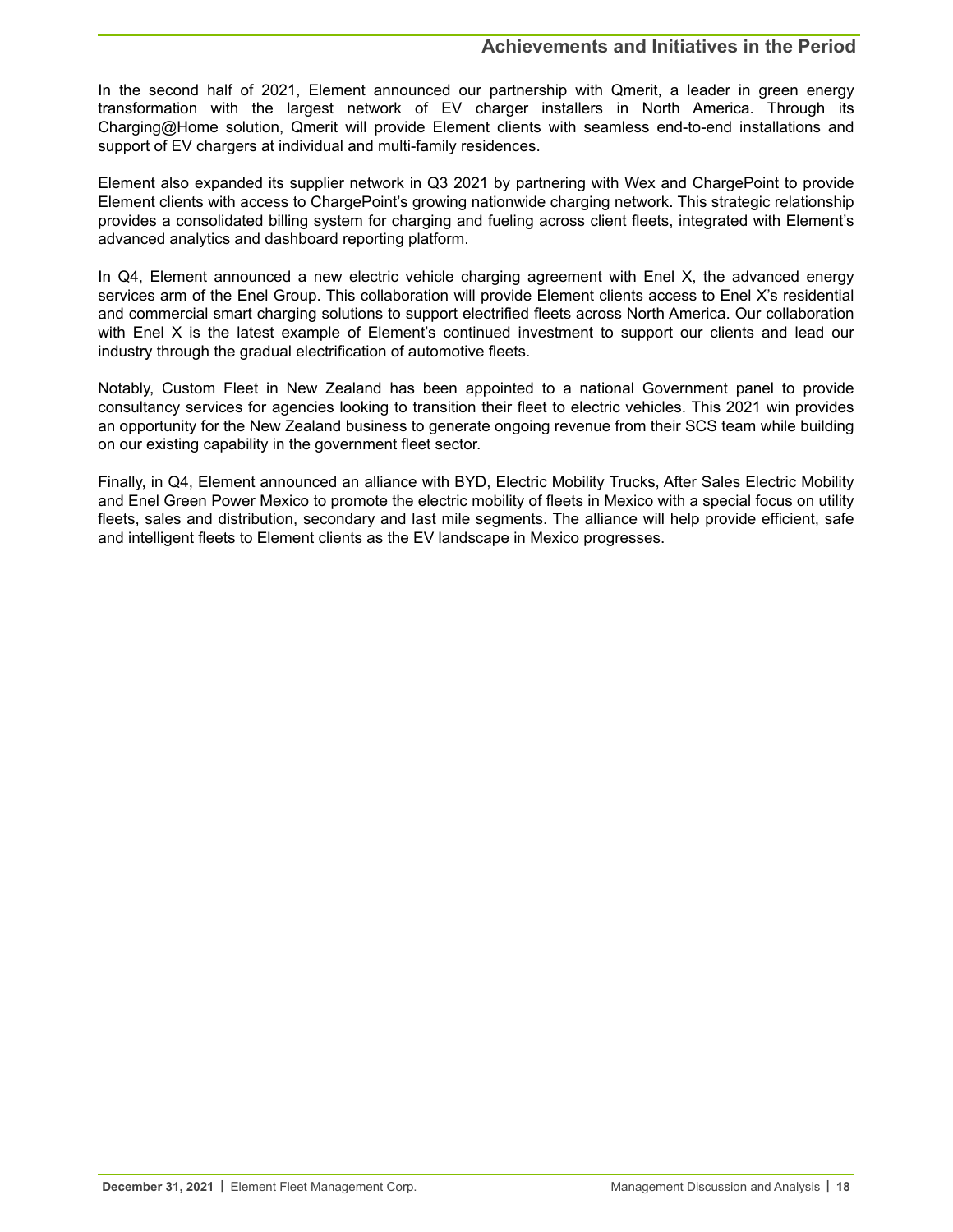In the second half of 2021, Element announced our partnership with Qmerit, a leader in green energy transformation with the largest network of EV charger installers in North America. Through its Charging@Home solution, Qmerit will provide Element clients with seamless end-to-end installations and support of EV chargers at individual and multi-family residences.

Element also expanded its supplier network in Q3 2021 by partnering with Wex and ChargePoint to provide Element clients with access to ChargePoint's growing nationwide charging network. This strategic relationship provides a consolidated billing system for charging and fueling across client fleets, integrated with Element's advanced analytics and dashboard reporting platform.

In Q4, Element announced a new electric vehicle charging agreement with Enel X, the advanced energy services arm of the Enel Group. This collaboration will provide Element clients access to Enel X's residential and commercial smart charging solutions to support electrified fleets across North America. Our collaboration with Enel X is the latest example of Element's continued investment to support our clients and lead our industry through the gradual electrification of automotive fleets.

Notably, Custom Fleet in New Zealand has been appointed to a national Government panel to provide consultancy services for agencies looking to transition their fleet to electric vehicles. This 2021 win provides an opportunity for the New Zealand business to generate ongoing revenue from their SCS team while building on our existing capability in the government fleet sector.

Finally, in Q4, Element announced an alliance with BYD, Electric Mobility Trucks, After Sales Electric Mobility and Enel Green Power Mexico to promote the electric mobility of fleets in Mexico with a special focus on utility fleets, sales and distribution, secondary and last mile segments. The alliance will help provide efficient, safe and intelligent fleets to Element clients as the EV landscape in Mexico progresses.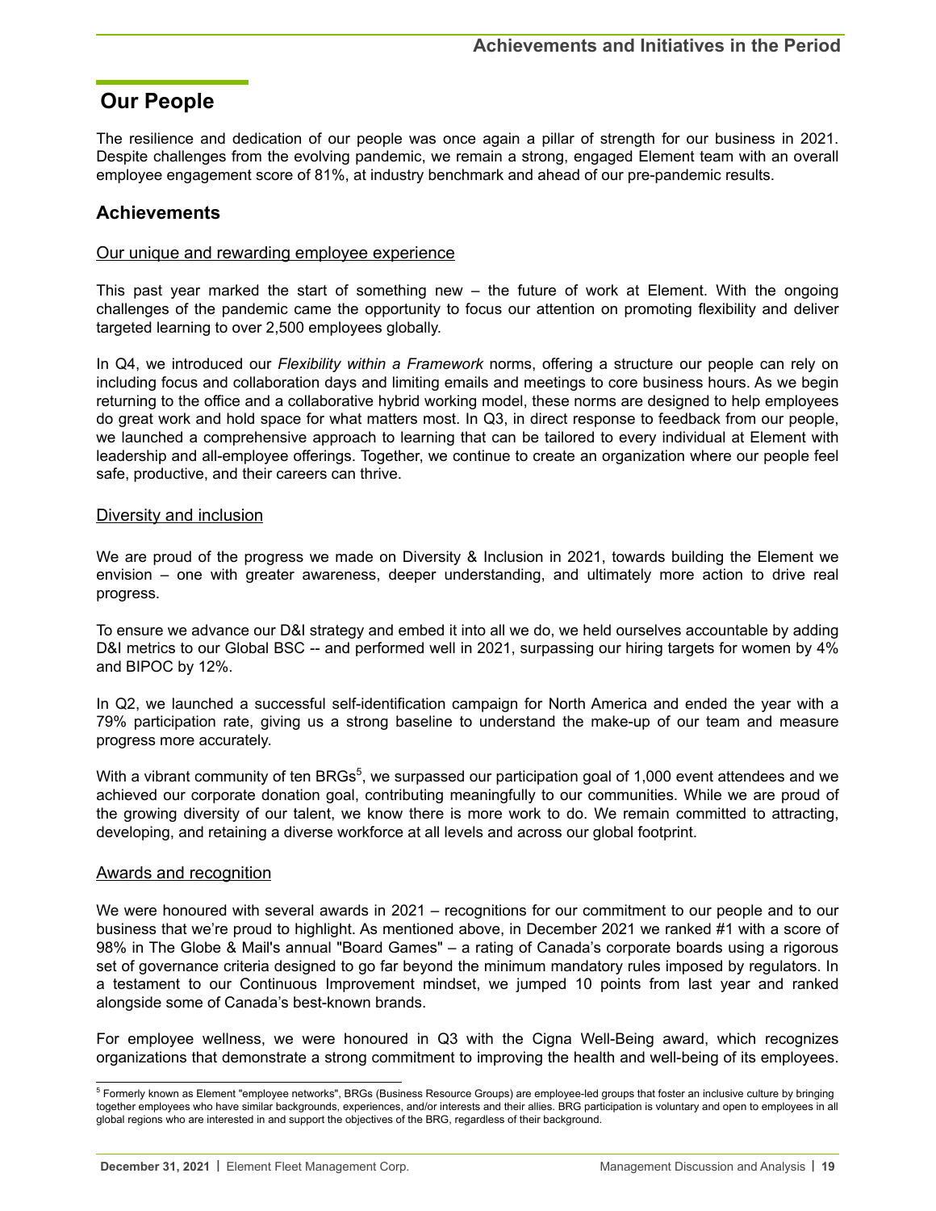## Our People

The resilience and dedication of our people was once again a pillar of strength for our business in 2021. Despite challenges from the evolving pandemic, we remain a strong, engaged Element team with an overall employee engagement score of 81%, at industry benchmark and ahead of our pre-pandemic results.

### Achievements

Our unique and rewarding employee experience

This past year marked the start of something new – the future of work at Element. With the ongoing challenges of the pandemic came the opportunity to focus our attention on promoting flexibility and deliver targeted learning to over 2,500 employees globally.

In Q4, we introduced our *Flexibility within a Framework* norms, offering a structure our people can rely on including focus and collaboration days and limiting emails and meetings to core business hours. As we begin returning to the office and a collaborative hybrid working model, these norms are designed to help employees do great work and hold space for what matters most. In Q3, in direct response to feedback from our people, we launched a comprehensive approach to learning that can be tailored to every individual at Element with leadership and all-employee offerings. Together, we continue to create an organization where our people feel safe, productive, and their careers can thrive.

Diversity and inclusion

We are proud of the progress we made on Diversity & Inclusion in 2021, towards building the Element we envision – one with greater awareness, deeper understanding, and ultimately more action to drive real progress.

To ensure we advance our D&I strategy and embed it into all we do, we held ourselves accountable by adding D&I metrics to our Global BSC -- and performed well in 2021, surpassing our hiring targets for women by 4% and BIPOC by 12%.

In Q2, we launched a successful self-identification campaign for North America and ended the year with a 79% participation rate, giving us a strong baseline to understand the make-up of our team and measure progress more accurately.

With a vibrant community of ten BRGs[5], we surpassed our participation goal of 1,000 event attendees and we achieved our corporate donation goal, contributing meaningfully to our communities. While we are proud of the growing diversity of our talent, we know there is more work to do. We remain committed to attracting, developing, and retaining a diverse workforce at all levels and across our global footprint.

Awards and recognition

We were honoured with several awards in 2021 – recognitions for our commitment to our people and to our business that we're proud to highlight. As mentioned above, in December 2021 we ranked #1 with a score of 98% in The Globe & Mail's annual "Board Games" – a rating of Canada's corporate boards using a rigorous set of governance criteria designed to go far beyond the minimum mandatory rules imposed by regulators. In a testament to our Continuous Improvement mindset, we jumped 10 points from last year and ranked alongside some of Canada's best-known brands.

For employee wellness, we were honoured in Q3 with the Cigna Well-Being award, which recognizes organizations that demonstrate a strong commitment to improving the health and well-being of its employees.

[5] Formerly known as Element "employee networks", BRGs (Business Resource Groups) are employee-led groups that foster an inclusive culture by bringing together employees who have similar backgrounds, experiences, and/or interests and their allies. BRG participation is voluntary and open to employees in all global regions who are interested in and support the objectives of the BRG, regardless of their background.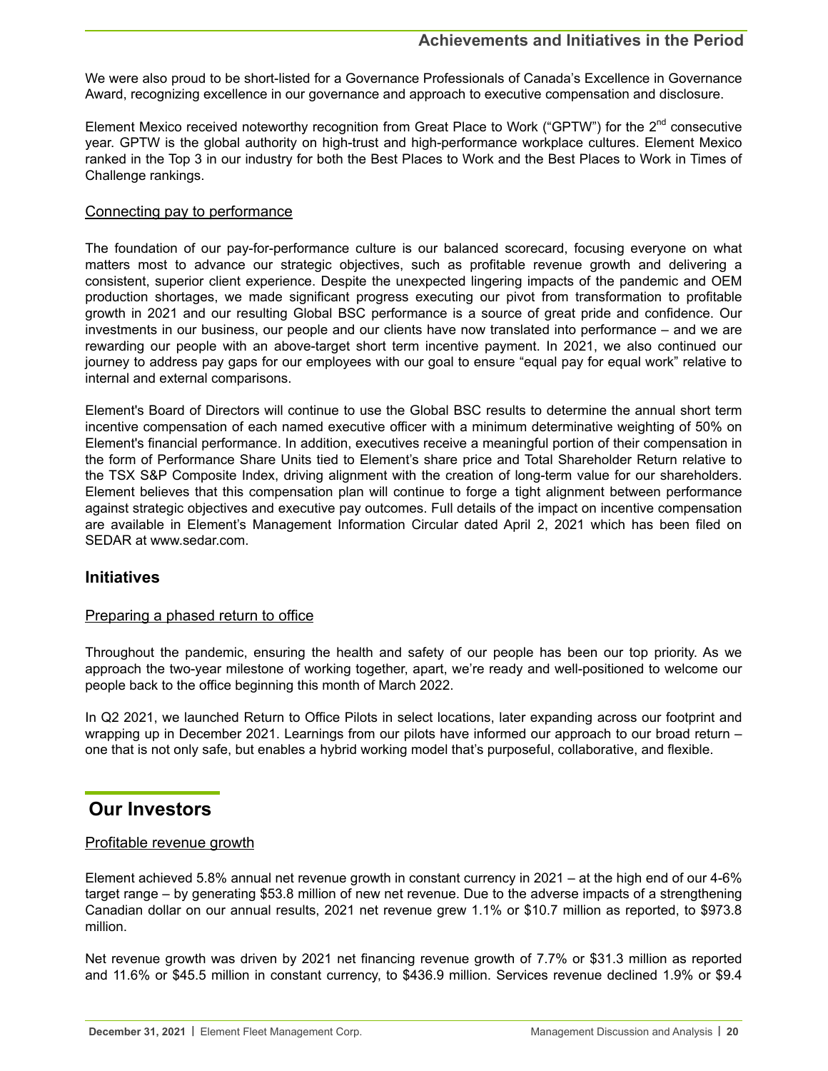We were also proud to be short-listed for a Governance Professionals of Canada's Excellence in Governance Award, recognizing excellence in our governance and approach to executive compensation and disclosure.

Element Mexico received noteworthy recognition from Great Place to Work ("GPTW") for the 2nd consecutive year. GPTW is the global authority on high-trust and high-performance workplace cultures. Element Mexico ranked in the Top 3 in our industry for both the Best Places to Work and the Best Places to Work in Times of Challenge rankings.

Connecting pay to performance

The foundation of our pay-for-performance culture is our balanced scorecard, focusing everyone on what matters most to advance our strategic objectives, such as profitable revenue growth and delivering a consistent, superior client experience. Despite the unexpected lingering impacts of the pandemic and OEM production shortages, we made significant progress executing our pivot from transformation to profitable growth in 2021 and our resulting Global BSC performance is a source of great pride and confidence. Our investments in our business, our people and our clients have now translated into performance – and we are rewarding our people with an above-target short term incentive payment. In 2021, we also continued our journey to address pay gaps for our employees with our goal to ensure "equal pay for equal work" relative to internal and external comparisons.

Element's Board of Directors will continue to use the Global BSC results to determine the annual short term incentive compensation of each named executive officer with a minimum determinative weighting of 50% on Element's financial performance. In addition, executives receive a meaningful portion of their compensation in the form of Performance Share Units tied to Element's share price and Total Shareholder Return relative to the TSX S&P Composite Index, driving alignment with the creation of long-term value for our shareholders. Element believes that this compensation plan will continue to forge a tight alignment between performance against strategic objectives and executive pay outcomes. Full details of the impact on incentive compensation are available in Element's Management Information Circular dated April 2, 2021 which has been filed on SEDAR at www.sedar.com.

### Initiatives

Preparing a phased return to office

Throughout the pandemic, ensuring the health and safety of our people has been our top priority. As we approach the two-year milestone of working together, apart, we're ready and well-positioned to welcome our people back to the office beginning this month of March 2022.

In Q2 2021, we launched Return to Office Pilots in select locations, later expanding across our footprint and wrapping up in December 2021. Learnings from our pilots have informed our approach to our broad return – one that is not only safe, but enables a hybrid working model that's purposeful, collaborative, and flexible.

## Our Investors

Profitable revenue growth

Element achieved 5.8% annual net revenue growth in constant currency in 2021 – at the high end of our 4-6% target range – by generating $53.8 million of new net revenue. Due to the adverse impacts of a strengthening Canadian dollar on our annual results, 2021 net revenue grew 1.1% or $10.7 million as reported, to $973.8 million.

Net revenue growth was driven by 2021 net financing revenue growth of 7.7% or $31.3 million as reported and 11.6% or $45.5 million in constant currency, to $436.9 million. Services revenue declined 1.9% or $9.4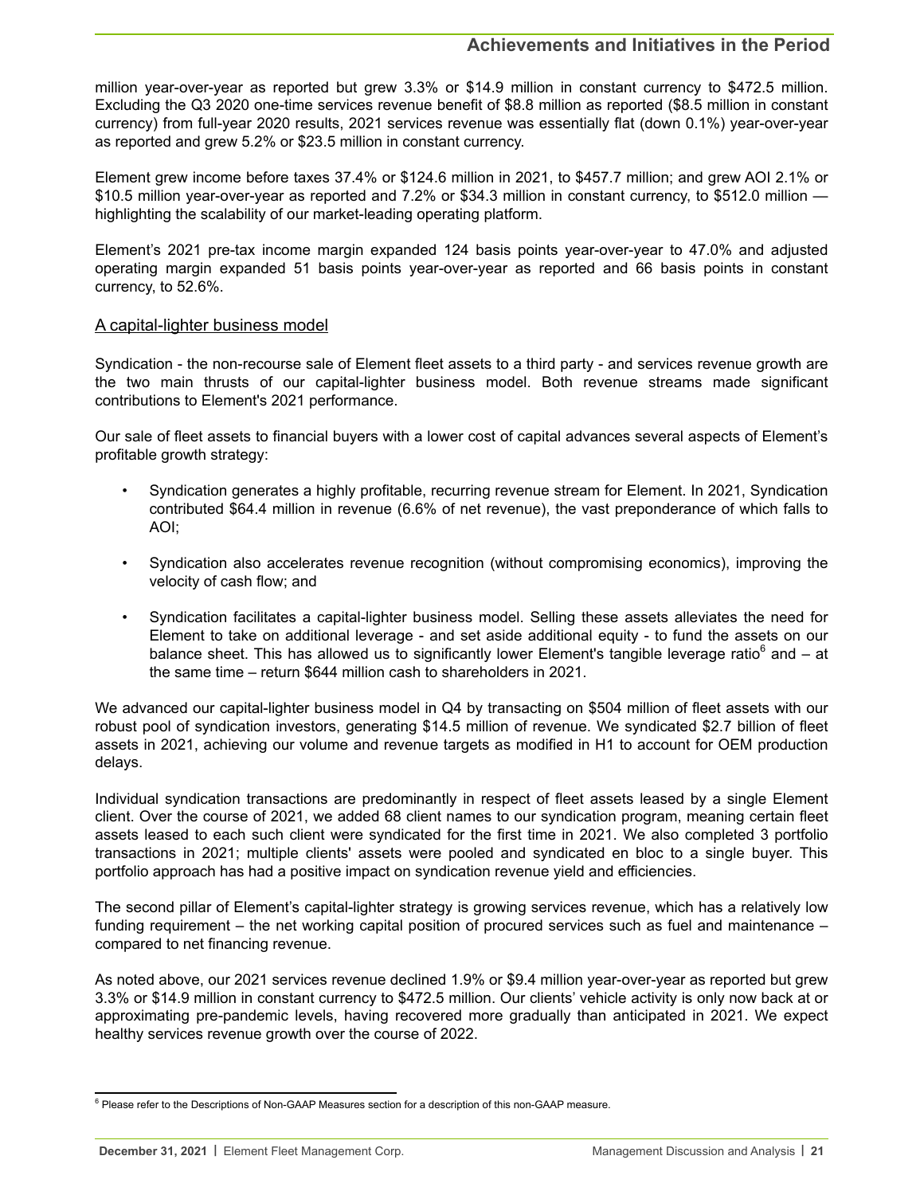million year-over-year as reported but grew 3.3% or $14.9 million in constant currency to $472.5 million. Excluding the Q3 2020 one-time services revenue benefit of $8.8 million as reported ($8.5 million in constant currency) from full-year 2020 results, 2021 services revenue was essentially flat (down 0.1%) year-over-year as reported and grew 5.2% or $23.5 million in constant currency.

Element grew income before taxes 37.4% or $124.6 million in 2021, to $457.7 million; and grew AOI 2.1% or $10.5 million year-over-year as reported and 7.2% or $34.3 million in constant currency, to $512.0 million — highlighting the scalability of our market-leading operating platform.

Element's 2021 pre-tax income margin expanded 124 basis points year-over-year to 47.0% and adjusted operating margin expanded 51 basis points year-over-year as reported and 66 basis points in constant currency, to 52.6%.

## A capital-lighter business model

Syndication - the non-recourse sale of Element fleet assets to a third party - and services revenue growth are the two main thrusts of our capital-lighter business model. Both revenue streams made significant contributions to Element's 2021 performance.

Our sale of fleet assets to financial buyers with a lower cost of capital advances several aspects of Element's profitable growth strategy:

- Syndication generates a highly profitable, recurring revenue stream for Element. In 2021, Syndication contributed $64.4 million in revenue (6.6% of net revenue), the vast preponderance of which falls to AOI;
- Syndication also accelerates revenue recognition (without compromising economics), improving the velocity of cash flow; and
- Syndication facilitates a capital-lighter business model. Selling these assets alleviates the need for Element to take on additional leverage - and set aside additional equity - to fund the assets on our balance sheet. This has allowed us to significantly lower Element's tangible leverage ratio[6] and – at the same time – return $644 million cash to shareholders in 2021.

We advanced our capital-lighter business model in Q4 by transacting on $504 million of fleet assets with our robust pool of syndication investors, generating $14.5 million of revenue. We syndicated $2.7 billion of fleet assets in 2021, achieving our volume and revenue targets as modified in H1 to account for OEM production delays.

Individual syndication transactions are predominantly in respect of fleet assets leased by a single Element client. Over the course of 2021, we added 68 client names to our syndication program, meaning certain fleet assets leased to each such client were syndicated for the first time in 2021. We also completed 3 portfolio transactions in 2021; multiple clients' assets were pooled and syndicated en bloc to a single buyer. This portfolio approach has had a positive impact on syndication revenue yield and efficiencies.

The second pillar of Element's capital-lighter strategy is growing services revenue, which has a relatively low funding requirement – the net working capital position of procured services such as fuel and maintenance – compared to net financing revenue.

As noted above, our 2021 services revenue declined 1.9% or $9.4 million year-over-year as reported but grew 3.3% or $14.9 million in constant currency to $472.5 million. Our clients' vehicle activity is only now back at or approximating pre-pandemic levels, having recovered more gradually than anticipated in 2021. We expect healthy services revenue growth over the course of 2022.

[6] Please refer to the Descriptions of Non-GAAP Measures section for a description of this non-GAAP measure.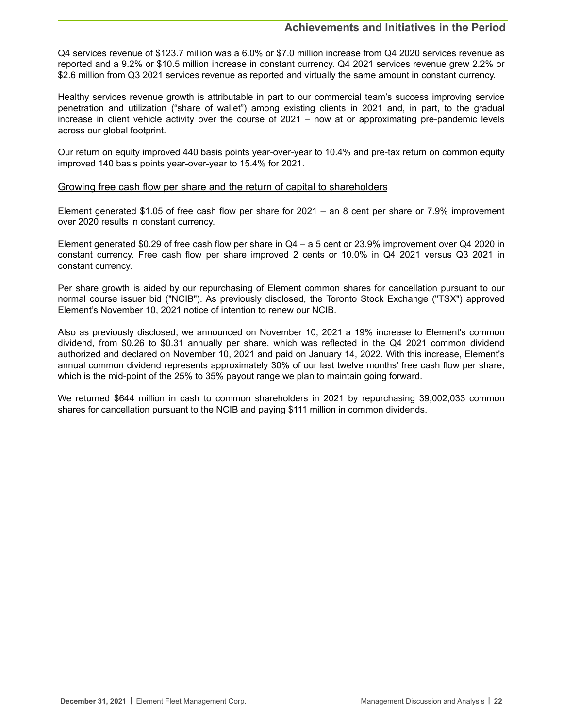Q4 services revenue of $123.7 million was a 6.0% or $7.0 million increase from Q4 2020 services revenue as reported and a 9.2% or $10.5 million increase in constant currency. Q4 2021 services revenue grew 2.2% or $2.6 million from Q3 2021 services revenue as reported and virtually the same amount in constant currency.

Healthy services revenue growth is attributable in part to our commercial team's success improving service penetration and utilization ("share of wallet") among existing clients in 2021 and, in part, to the gradual increase in client vehicle activity over the course of 2021 – now at or approximating pre-pandemic levels across our global footprint.

Our return on equity improved 440 basis points year-over-year to 10.4% and pre-tax return on common equity improved 140 basis points year-over-year to 15.4% for 2021.

<u>Growing free cash flow per share and the return of capital to shareholders</u>

Element generated $1.05 of free cash flow per share for 2021 – an 8 cent per share or 7.9% improvement over 2020 results in constant currency.

Element generated $0.29 of free cash flow per share in Q4 – a 5 cent or 23.9% improvement over Q4 2020 in constant currency. Free cash flow per share improved 2 cents or 10.0% in Q4 2021 versus Q3 2021 in constant currency.

Per share growth is aided by our repurchasing of Element common shares for cancellation pursuant to our normal course issuer bid ("NCIB"). As previously disclosed, the Toronto Stock Exchange ("TSX") approved Element's November 10, 2021 notice of intention to renew our NCIB.

Also as previously disclosed, we announced on November 10, 2021 a 19% increase to Element's common dividend, from $0.26 to $0.31 annually per share, which was reflected in the Q4 2021 common dividend authorized and declared on November 10, 2021 and paid on January 14, 2022. With this increase, Element's annual common dividend represents approximately 30% of our last twelve months' free cash flow per share, which is the mid-point of the 25% to 35% payout range we plan to maintain going forward.

We returned $644 million in cash to common shareholders in 2021 by repurchasing 39,002,033 common shares for cancellation pursuant to the NCIB and paying $111 million in common dividends.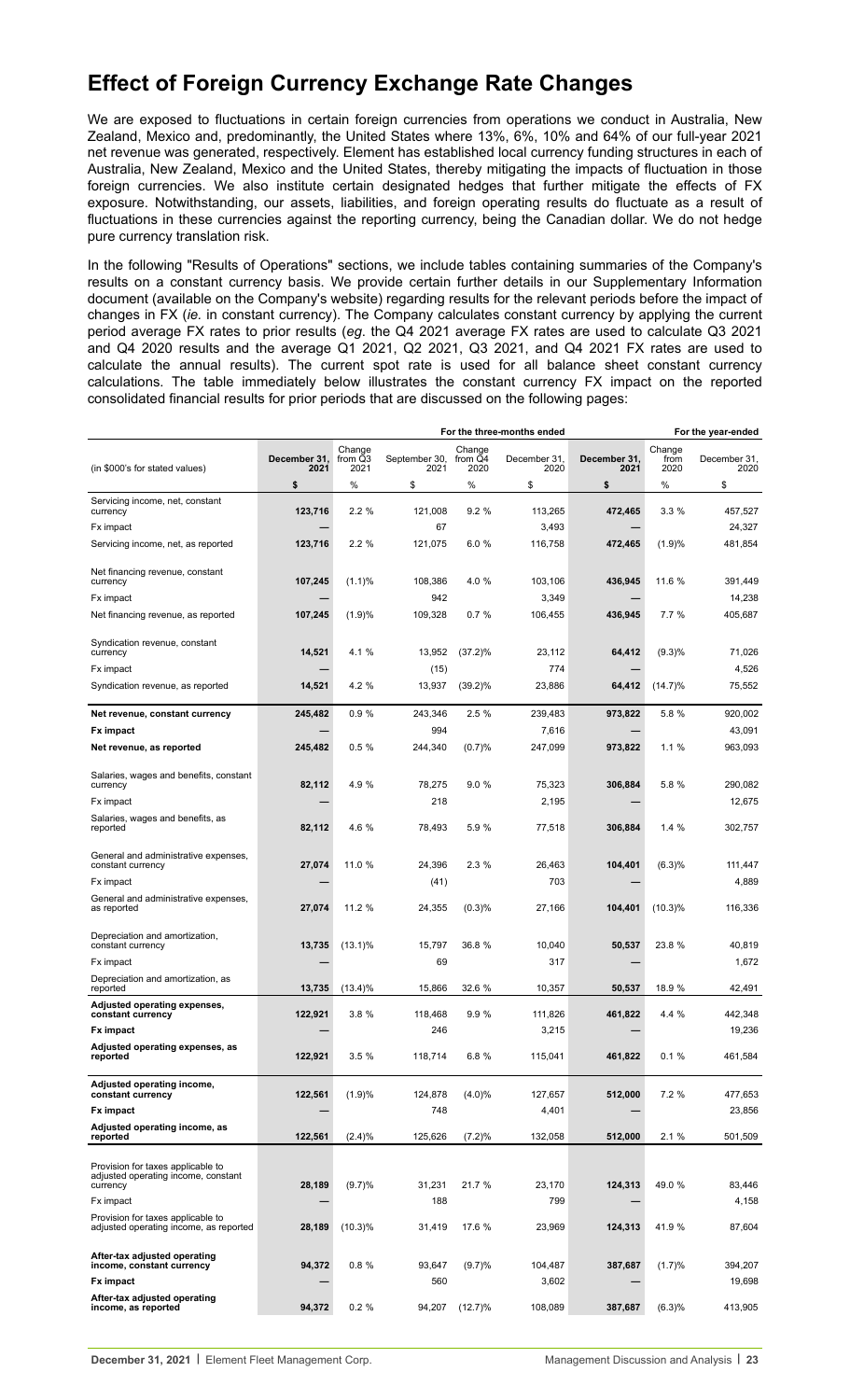# Effect of Foreign Currency Exchange Rate Changes

We are exposed to fluctuations in certain foreign currencies from operations we conduct in Australia, New Zealand, Mexico and, predominantly, the United States where 13%, 6%, 10% and 64% of our full-year 2021 net revenue was generated, respectively. Element has established local currency funding structures in each of Australia, New Zealand, Mexico and the United States, thereby mitigating the impacts of fluctuation in those foreign currencies. We also institute certain designated hedges that further mitigate the effects of FX exposure. Notwithstanding, our assets, liabilities, and foreign operating results do fluctuate as a result of fluctuations in these currencies against the reporting currency, being the Canadian dollar. We do not hedge pure currency translation risk.

In the following "Results of Operations" sections, we include tables containing summaries of the Company's results on a constant currency basis. We provide certain further details in our Supplementary Information document (available on the Company's website) regarding results for the relevant periods before the impact of changes in FX (*ie*. in constant currency). The Company calculates constant currency by applying the current period average FX rates to prior results (*eg*. the Q4 2021 average FX rates are used to calculate Q3 2021 and Q4 2020 results and the average Q1 2021, Q2 2021, Q3 2021, and Q4 2021 FX rates are used to calculate the annual results). The current spot rate is used for all balance sheet constant currency calculations. The table immediately below illustrates the constant currency FX impact on the reported consolidated financial results for prior periods that are discussed on the following pages:

| | For the three-months ended | | | | | For the year-ended | | |
|---|---|---|---|---|---|---|---|---|
| (in $000's for stated values) | **December 31, 2021** | Change from Q3 2021 | September 30, 2021 | Change from Q4 2020 | December 31, 2020 | **December 31, 2021** | Change from 2020 | December 31, 2020 |
| | **$** | % | $ | % | $ | **$** | % | $ |
| Servicing income, net, constant currency | **123,716** | 2.2 % | 121,008 | 9.2 % | 113,265 | **472,465** | 3.3 % | 457,527 |
| Fx impact | **—** | | 67 | | 3,493 | **—** | | 24,327 |
| Servicing income, net, as reported | **123,716** | 2.2 % | 121,075 | 6.0 % | 116,758 | **472,465** | (1.9)% | 481,854 |
| Net financing revenue, constant currency | **107,245** | (1.1)% | 108,386 | 4.0 % | 103,106 | **436,945** | 11.6 % | 391,449 |
| Fx impact | **—** | | 942 | | 3,349 | **—** | | 14,238 |
| Net financing revenue, as reported | **107,245** | (1.9)% | 109,328 | 0.7 % | 106,455 | **436,945** | 7.7 % | 405,687 |
| Syndication revenue, constant currency | **14,521** | 4.1 % | 13,952 | (37.2)% | 23,112 | **64,412** | (9.3)% | 71,026 |
| Fx impact | **—** | | (15) | | 774 | **—** | | 4,526 |
| Syndication revenue, as reported | **14,521** | 4.2 % | 13,937 | (39.2)% | 23,886 | **64,412** | (14.7)% | 75,552 |
| **Net revenue, constant currency** | **245,482** | 0.9 % | 243,346 | 2.5 % | 239,483 | **973,822** | 5.8 % | 920,002 |
| **Fx impact** | **—** | | 994 | | 7,616 | **—** | | 43,091 |
| **Net revenue, as reported** | **245,482** | 0.5 % | 244,340 | (0.7)% | 247,099 | **973,822** | 1.1 % | 963,093 |
| Salaries, wages and benefits, constant currency | **82,112** | 4.9 % | 78,275 | 9.0 % | 75,323 | **306,884** | 5.8 % | 290,082 |
| Fx impact | **—** | | 218 | | 2,195 | **—** | | 12,675 |
| Salaries, wages and benefits, as reported | **82,112** | 4.6 % | 78,493 | 5.9 % | 77,518 | **306,884** | 1.4 % | 302,757 |
| General and administrative expenses, constant currency | **27,074** | 11.0 % | 24,396 | 2.3 % | 26,463 | **104,401** | (6.3)% | 111,447 |
| Fx impact | **—** | | (41) | | 703 | **—** | | 4,889 |
| General and administrative expenses, as reported | **27,074** | 11.2 % | 24,355 | (0.3)% | 27,166 | **104,401** | (10.3)% | 116,336 |
| Depreciation and amortization, constant currency | **13,735** | (13.1)% | 15,797 | 36.8 % | 10,040 | **50,537** | 23.8 % | 40,819 |
| Fx impact | **—** | | 69 | | 317 | **—** | | 1,672 |
| Depreciation and amortization, as reported | **13,735** | (13.4)% | 15,866 | 32.6 % | 10,357 | **50,537** | 18.9 % | 42,491 |
| **Adjusted operating expenses, constant currency** | **122,921** | 3.8 % | 118,468 | 9.9 % | 111,826 | **461,822** | 4.4 % | 442,348 |
| **Fx impact** | **—** | | 246 | | 3,215 | **—** | | 19,236 |
| **Adjusted operating expenses, as reported** | **122,921** | 3.5 % | 118,714 | 6.8 % | 115,041 | **461,822** | 0.1 % | 461,584 |
| **Adjusted operating income, constant currency** | **122,561** | (1.9)% | 124,878 | (4.0)% | 127,657 | **512,000** | 7.2 % | 477,653 |
| **Fx impact** | **—** | | 748 | | 4,401 | **—** | | 23,856 |
| **Adjusted operating income, as reported** | **122,561** | (2.4)% | 125,626 | (7.2)% | 132,058 | **512,000** | 2.1 % | 501,509 |
| Provision for taxes applicable to adjusted operating income, constant currency | **28,189** | (9.7)% | 31,231 | 21.7 % | 23,170 | **124,313** | 49.0 % | 83,446 |
| Fx impact | **—** | | 188 | | 799 | **—** | | 4,158 |
| Provision for taxes applicable to adjusted operating income, as reported | **28,189** | (10.3)% | 31,419 | 17.6 % | 23,969 | **124,313** | 41.9 % | 87,604 |
| **After-tax adjusted operating income, constant currency** | **94,372** | 0.8 % | 93,647 | (9.7)% | 104,487 | **387,687** | (1.7)% | 394,207 |
| **Fx impact** | **—** | | 560 | | 3,602 | **—** | | 19,698 |
| **After-tax adjusted operating income, as reported** | **94,372** | 0.2 % | 94,207 | (12.7)% | 108,089 | **387,687** | (6.3)% | 413,905 |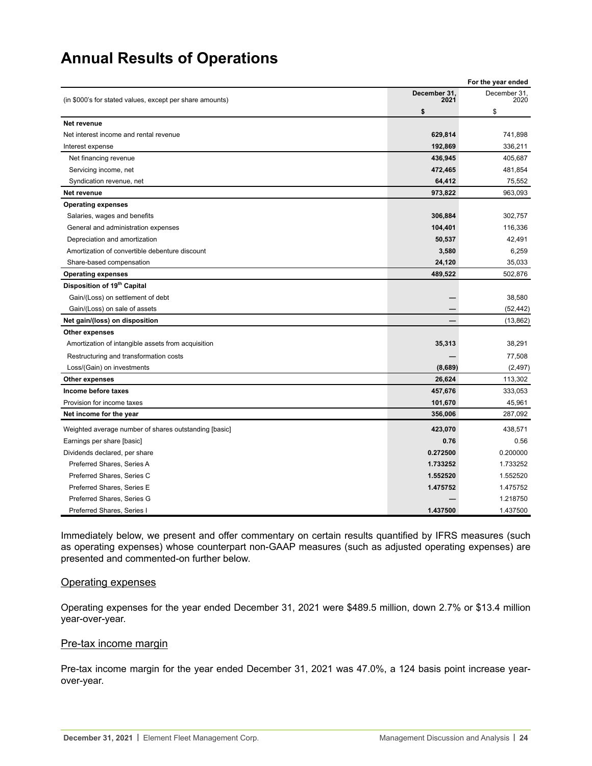# Annual Results of Operations

| (in $000's for stated values, except per share amounts) | For the year ended December 31, 2021 | December 31, 2020 |
|---|---|---|
| | **$** | $ |
| **Net revenue** | | |
| Net interest income and rental revenue | **629,814** | 741,898 |
| Interest expense | **192,869** | 336,211 |
| Net financing revenue | **436,945** | 405,687 |
| Servicing income, net | **472,465** | 481,854 |
| Syndication revenue, net | **64,412** | 75,552 |
| **Net revenue** | **973,822** | 963,093 |
| **Operating expenses** | | |
| Salaries, wages and benefits | **306,884** | 302,757 |
| General and administration expenses | **104,401** | 116,336 |
| Depreciation and amortization | **50,537** | 42,491 |
| Amortization of convertible debenture discount | **3,580** | 6,259 |
| Share-based compensation | **24,120** | 35,033 |
| **Operating expenses** | **489,522** | 502,876 |
| **Disposition of 19th Capital** | | |
| Gain/(Loss) on settlement of debt | **—** | 38,580 |
| Gain/(Loss) on sale of assets | **—** | (52,442) |
| **Net gain/(loss) on disposition** | **—** | (13,862) |
| **Other expenses** | | |
| Amortization of intangible assets from acquisition | **35,313** | 38,291 |
| Restructuring and transformation costs | **—** | 77,508 |
| Loss/(Gain) on investments | **(8,689)** | (2,497) |
| **Other expenses** | **26,624** | 113,302 |
| **Income before taxes** | **457,676** | 333,053 |
| Provision for income taxes | **101,670** | 45,961 |
| **Net income for the year** | **356,006** | 287,092 |
| Weighted average number of shares outstanding [basic] | **423,070** | 438,571 |
| Earnings per share [basic] | **0.76** | 0.56 |
| Dividends declared, per share | **0.272500** | 0.200000 |
| Preferred Shares, Series A | **1.733252** | 1.733252 |
| Preferred Shares, Series C | **1.552520** | 1.552520 |
| Preferred Shares, Series E | **1.475752** | 1.475752 |
| Preferred Shares, Series G | **—** | 1.218750 |
| Preferred Shares, Series I | **1.437500** | 1.437500 |

Immediately below, we present and offer commentary on certain results quantified by IFRS measures (such as operating expenses) whose counterpart non-GAAP measures (such as adjusted operating expenses) are presented and commented-on further below.

## Operating expenses

Operating expenses for the year ended December 31, 2021 were $489.5 million, down 2.7% or $13.4 million year-over-year.

## Pre-tax income margin

Pre-tax income margin for the year ended December 31, 2021 was 47.0%, a 124 basis point increase year-over-year.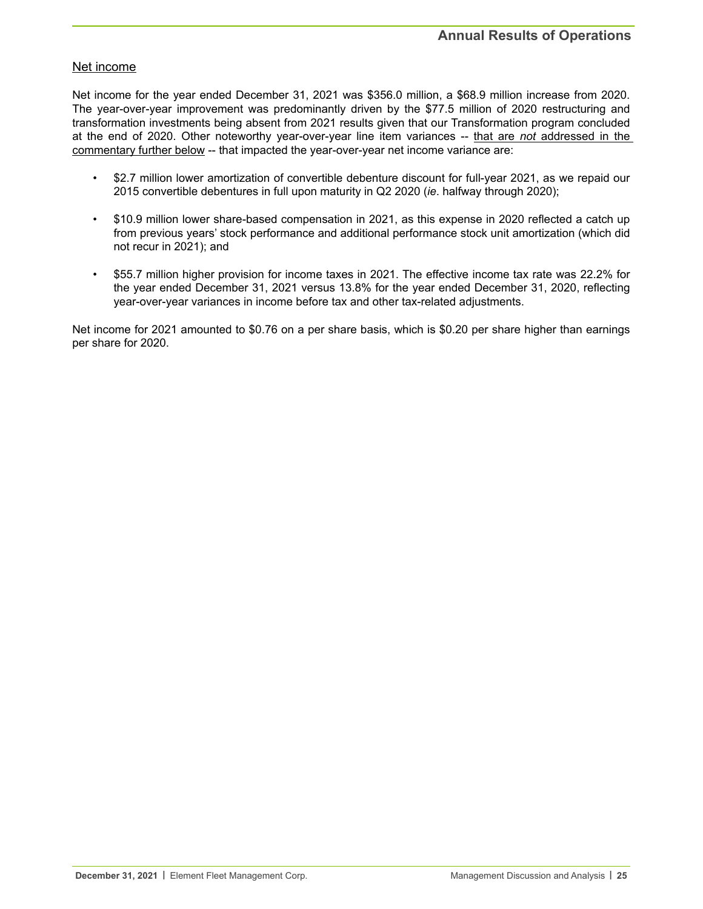## Net income

Net income for the year ended December 31, 2021 was $356.0 million, a $68.9 million increase from 2020. The year-over-year improvement was predominantly driven by the $77.5 million of 2020 restructuring and transformation investments being absent from 2021 results given that our Transformation program concluded at the end of 2020. Other noteworthy year-over-year line item variances -- that are *not* addressed in the commentary further below -- that impacted the year-over-year net income variance are:

- $2.7 million lower amortization of convertible debenture discount for full-year 2021, as we repaid our 2015 convertible debentures in full upon maturity in Q2 2020 (*ie*. halfway through 2020);
- $10.9 million lower share-based compensation in 2021, as this expense in 2020 reflected a catch up from previous years' stock performance and additional performance stock unit amortization (which did not recur in 2021); and
- $55.7 million higher provision for income taxes in 2021. The effective income tax rate was 22.2% for the year ended December 31, 2021 versus 13.8% for the year ended December 31, 2020, reflecting year-over-year variances in income before tax and other tax-related adjustments.

Net income for 2021 amounted to $0.76 on a per share basis, which is $0.20 per share higher than earnings per share for 2020.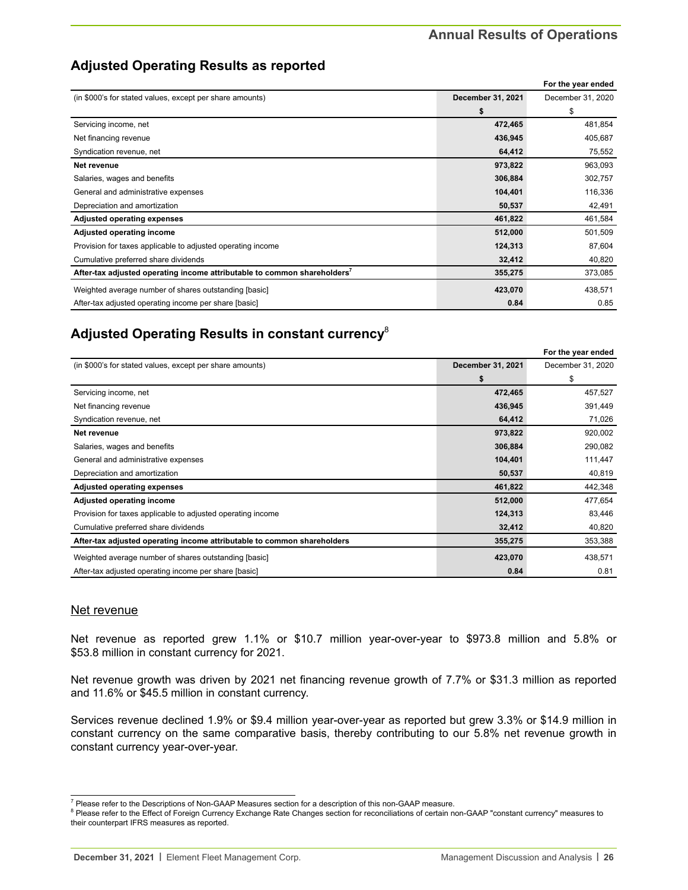## Adjusted Operating Results as reported

| (in $000's for stated values, except per share amounts) | For the year ended December 31, 2021 | December 31, 2020 |
|---|---|---|
| | **$** | $ |
| Servicing income, net | **472,465** | 481,854 |
| Net financing revenue | **436,945** | 405,687 |
| Syndication revenue, net | **64,412** | 75,552 |
| **Net revenue** | **973,822** | 963,093 |
| Salaries, wages and benefits | **306,884** | 302,757 |
| General and administrative expenses | **104,401** | 116,336 |
| Depreciation and amortization | **50,537** | 42,491 |
| **Adjusted operating expenses** | **461,822** | 461,584 |
| **Adjusted operating income** | **512,000** | 501,509 |
| Provision for taxes applicable to adjusted operating income | **124,313** | 87,604 |
| Cumulative preferred share dividends | **32,412** | 40,820 |
| **After-tax adjusted operating income attributable to common shareholders[7]** | **355,275** | 373,085 |
| Weighted average number of shares outstanding [basic] | **423,070** | 438,571 |
| After-tax adjusted operating income per share [basic] | **0.84** | 0.85 |

## Adjusted Operating Results in constant currency[8]

| (in $000's for stated values, except per share amounts) | For the year ended December 31, 2021 | December 31, 2020 |
|---|---|---|
| | **$** | $ |
| Servicing income, net | **472,465** | 457,527 |
| Net financing revenue | **436,945** | 391,449 |
| Syndication revenue, net | **64,412** | 71,026 |
| **Net revenue** | **973,822** | 920,002 |
| Salaries, wages and benefits | **306,884** | 290,082 |
| General and administrative expenses | **104,401** | 111,447 |
| Depreciation and amortization | **50,537** | 40,819 |
| **Adjusted operating expenses** | **461,822** | 442,348 |
| **Adjusted operating income** | **512,000** | 477,654 |
| Provision for taxes applicable to adjusted operating income | **124,313** | 83,446 |
| Cumulative preferred share dividends | **32,412** | 40,820 |
| **After-tax adjusted operating income attributable to common shareholders** | **355,275** | 353,388 |
| Weighted average number of shares outstanding [basic] | **423,070** | 438,571 |
| After-tax adjusted operating income per share [basic] | **0.84** | 0.81 |

### Net revenue

Net revenue as reported grew 1.1% or $10.7 million year-over-year to $973.8 million and 5.8% or $53.8 million in constant currency for 2021.

Net revenue growth was driven by 2021 net financing revenue growth of 7.7% or $31.3 million as reported and 11.6% or $45.5 million in constant currency.

Services revenue declined 1.9% or $9.4 million year-over-year as reported but grew 3.3% or $14.9 million in constant currency on the same comparative basis, thereby contributing to our 5.8% net revenue growth in constant currency year-over-year.

[7] Please refer to the Descriptions of Non-GAAP Measures section for a description of this non-GAAP measure.

[8] Please refer to the Effect of Foreign Currency Exchange Rate Changes section for reconciliations of certain non-GAAP "constant currency" measures to their counterpart IFRS measures as reported.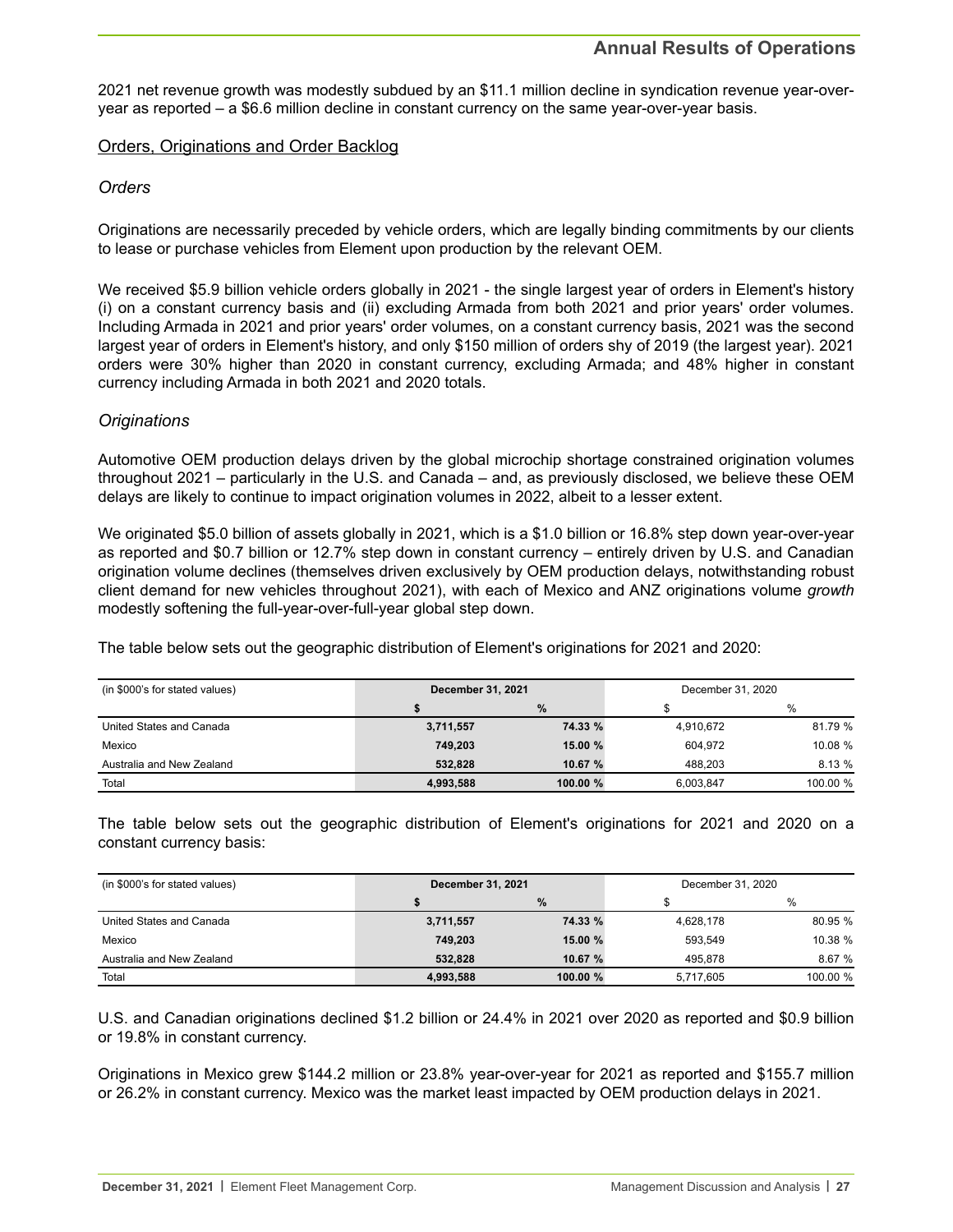2021 net revenue growth was modestly subdued by an $11.1 million decline in syndication revenue year-over-year as reported – a $6.6 million decline in constant currency on the same year-over-year basis.

## Orders, Originations and Order Backlog

### *Orders*

Originations are necessarily preceded by vehicle orders, which are legally binding commitments by our clients to lease or purchase vehicles from Element upon production by the relevant OEM.

We received $5.9 billion vehicle orders globally in 2021 - the single largest year of orders in Element's history (i) on a constant currency basis and (ii) excluding Armada from both 2021 and prior years' order volumes. Including Armada in 2021 and prior years' order volumes, on a constant currency basis, 2021 was the second largest year of orders in Element's history, and only $150 million of orders shy of 2019 (the largest year). 2021 orders were 30% higher than 2020 in constant currency, excluding Armada; and 48% higher in constant currency including Armada in both 2021 and 2020 totals.

### *Originations*

Automotive OEM production delays driven by the global microchip shortage constrained origination volumes throughout 2021 – particularly in the U.S. and Canada – and, as previously disclosed, we believe these OEM delays are likely to continue to impact origination volumes in 2022, albeit to a lesser extent.

We originated $5.0 billion of assets globally in 2021, which is a $1.0 billion or 16.8% step down year-over-year as reported and $0.7 billion or 12.7% step down in constant currency – entirely driven by U.S. and Canadian origination volume declines (themselves driven exclusively by OEM production delays, notwithstanding robust client demand for new vehicles throughout 2021), with each of Mexico and ANZ originations volume *growth* modestly softening the full-year-over-full-year global step down.

The table below sets out the geographic distribution of Element's originations for 2021 and 2020:

| (in $000's for stated values) | **December 31, 2021** | | December 31, 2020 | |
|---|---|---|---|---|
| | **$** | **%** | $ | % |
| United States and Canada | **3,711,557** | **74.33 %** | 4,910,672 | 81.79 % |
| Mexico | **749,203** | **15.00 %** | 604,972 | 10.08 % |
| Australia and New Zealand | **532,828** | **10.67 %** | 488,203 | 8.13 % |
| Total | **4,993,588** | **100.00 %** | 6,003,847 | 100.00 % |

The table below sets out the geographic distribution of Element's originations for 2021 and 2020 on a constant currency basis:

| (in $000's for stated values) | **December 31, 2021** | | December 31, 2020 | |
|---|---|---|---|---|
| | **$** | **%** | $ | % |
| United States and Canada | **3,711,557** | **74.33 %** | 4,628,178 | 80.95 % |
| Mexico | **749,203** | **15.00 %** | 593,549 | 10.38 % |
| Australia and New Zealand | **532,828** | **10.67 %** | 495,878 | 8.67 % |
| Total | **4,993,588** | **100.00 %** | 5,717,605 | 100.00 % |

U.S. and Canadian originations declined $1.2 billion or 24.4% in 2021 over 2020 as reported and $0.9 billion or 19.8% in constant currency.

Originations in Mexico grew $144.2 million or 23.8% year-over-year for 2021 as reported and $155.7 million or 26.2% in constant currency. Mexico was the market least impacted by OEM production delays in 2021.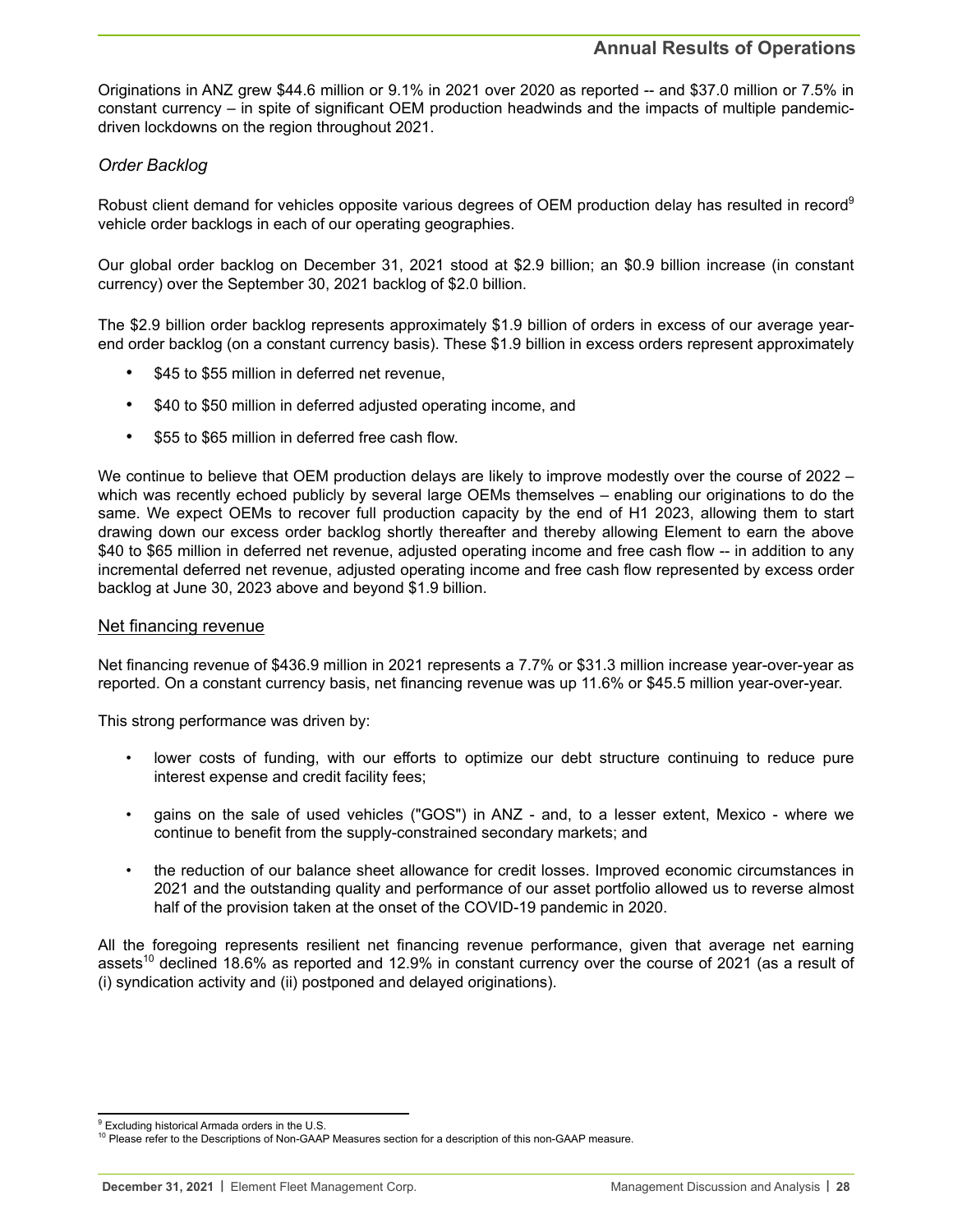Originations in ANZ grew $44.6 million or 9.1% in 2021 over 2020 as reported -- and $37.0 million or 7.5% in constant currency – in spite of significant OEM production headwinds and the impacts of multiple pandemic-driven lockdowns on the region throughout 2021.

*Order Backlog*

Robust client demand for vehicles opposite various degrees of OEM production delay has resulted in record[9] vehicle order backlogs in each of our operating geographies.

Our global order backlog on December 31, 2021 stood at $2.9 billion; an $0.9 billion increase (in constant currency) over the September 30, 2021 backlog of $2.0 billion.

The $2.9 billion order backlog represents approximately $1.9 billion of orders in excess of our average year-end order backlog (on a constant currency basis). These $1.9 billion in excess orders represent approximately

- $45 to $55 million in deferred net revenue,
- $40 to $50 million in deferred adjusted operating income, and
- $55 to $65 million in deferred free cash flow.

We continue to believe that OEM production delays are likely to improve modestly over the course of 2022 – which was recently echoed publicly by several large OEMs themselves – enabling our originations to do the same. We expect OEMs to recover full production capacity by the end of H1 2023, allowing them to start drawing down our excess order backlog shortly thereafter and thereby allowing Element to earn the above $40 to $65 million in deferred net revenue, adjusted operating income and free cash flow -- in addition to any incremental deferred net revenue, adjusted operating income and free cash flow represented by excess order backlog at June 30, 2023 above and beyond $1.9 billion.

## Net financing revenue

Net financing revenue of $436.9 million in 2021 represents a 7.7% or $31.3 million increase year-over-year as reported. On a constant currency basis, net financing revenue was up 11.6% or $45.5 million year-over-year.

This strong performance was driven by:

- lower costs of funding, with our efforts to optimize our debt structure continuing to reduce pure interest expense and credit facility fees;
- gains on the sale of used vehicles ("GOS") in ANZ - and, to a lesser extent, Mexico - where we continue to benefit from the supply-constrained secondary markets; and
- the reduction of our balance sheet allowance for credit losses. Improved economic circumstances in 2021 and the outstanding quality and performance of our asset portfolio allowed us to reverse almost half of the provision taken at the onset of the COVID-19 pandemic in 2020.

All the foregoing represents resilient net financing revenue performance, given that average net earning assets[10] declined 18.6% as reported and 12.9% in constant currency over the course of 2021 (as a result of (i) syndication activity and (ii) postponed and delayed originations).

---

[9] Excluding historical Armada orders in the U.S.

[10] Please refer to the Descriptions of Non-GAAP Measures section for a description of this non-GAAP measure.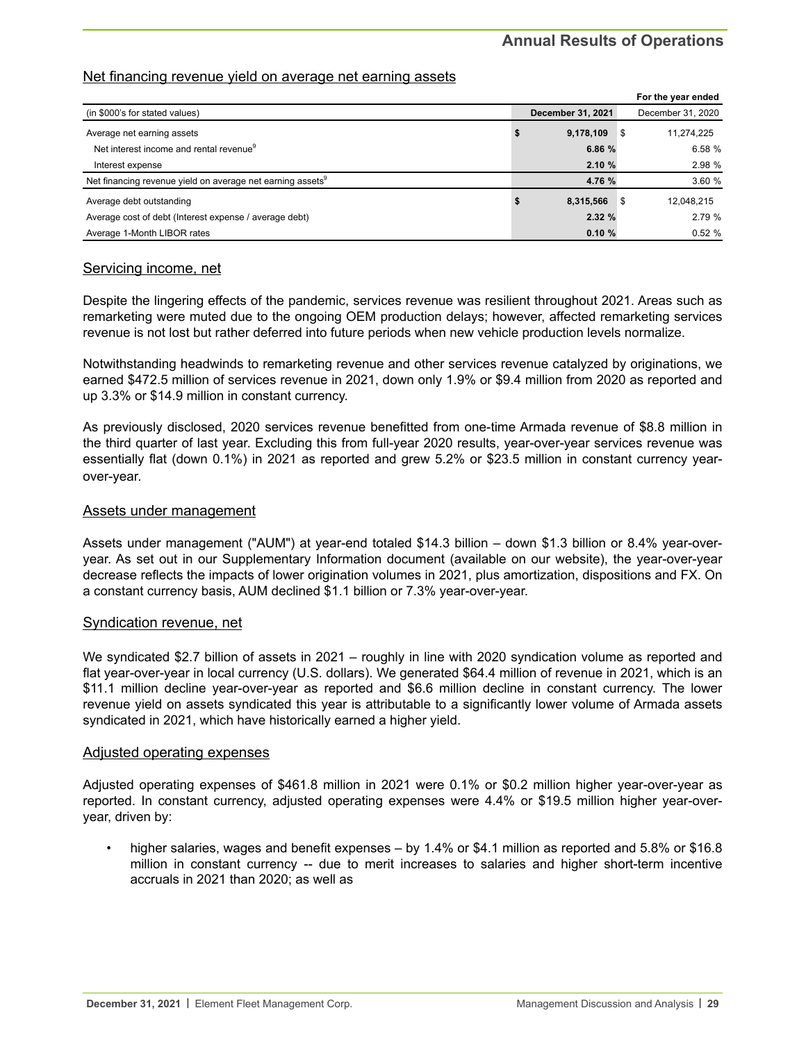### Net financing revenue yield on average net earning assets

| | | For the year ended |
|---|---|---|
| (in $000's for stated values) | **December 31, 2021** | December 31, 2020 |
| Average net earning assets | **$ 9,178,109** | $ 11,274,225 |
| Net interest income and rental revenue[9] | **6.86 %** | 6.58 % |
| Interest expense | **2.10 %** | 2.98 % |
| Net financing revenue yield on average net earning assets[9] | **4.76 %** | 3.60 % |
| Average debt outstanding | **$ 8,315,566** | $ 12,048,215 |
| Average cost of debt (Interest expense / average debt) | **2.32 %** | 2.79 % |
| Average 1-Month LIBOR rates | **0.10 %** | 0.52 % |

### Servicing income, net

Despite the lingering effects of the pandemic, services revenue was resilient throughout 2021. Areas such as remarketing were muted due to the ongoing OEM production delays; however, affected remarketing services revenue is not lost but rather deferred into future periods when new vehicle production levels normalize.

Notwithstanding headwinds to remarketing revenue and other services revenue catalyzed by originations, we earned $472.5 million of services revenue in 2021, down only 1.9% or $9.4 million from 2020 as reported and up 3.3% or $14.9 million in constant currency.

As previously disclosed, 2020 services revenue benefitted from one-time Armada revenue of $8.8 million in the third quarter of last year. Excluding this from full-year 2020 results, year-over-year services revenue was essentially flat (down 0.1%) in 2021 as reported and grew 5.2% or $23.5 million in constant currency year-over-year.

### Assets under management

Assets under management ("AUM") at year-end totaled $14.3 billion – down $1.3 billion or 8.4% year-over-year. As set out in our Supplementary Information document (available on our website), the year-over-year decrease reflects the impacts of lower origination volumes in 2021, plus amortization, dispositions and FX. On a constant currency basis, AUM declined $1.1 billion or 7.3% year-over-year.

### Syndication revenue, net

We syndicated $2.7 billion of assets in 2021 – roughly in line with 2020 syndication volume as reported and flat year-over-year in local currency (U.S. dollars). We generated $64.4 million of revenue in 2021, which is an $11.1 million decline year-over-year as reported and $6.6 million decline in constant currency. The lower revenue yield on assets syndicated this year is attributable to a significantly lower volume of Armada assets syndicated in 2021, which have historically earned a higher yield.

### Adjusted operating expenses

Adjusted operating expenses of $461.8 million in 2021 were 0.1% or $0.2 million higher year-over-year as reported. In constant currency, adjusted operating expenses were 4.4% or $19.5 million higher year-over-year, driven by:

- higher salaries, wages and benefit expenses – by 1.4% or $4.1 million as reported and 5.8% or $16.8 million in constant currency -- due to merit increases to salaries and higher short-term incentive accruals in 2021 than 2020; as well as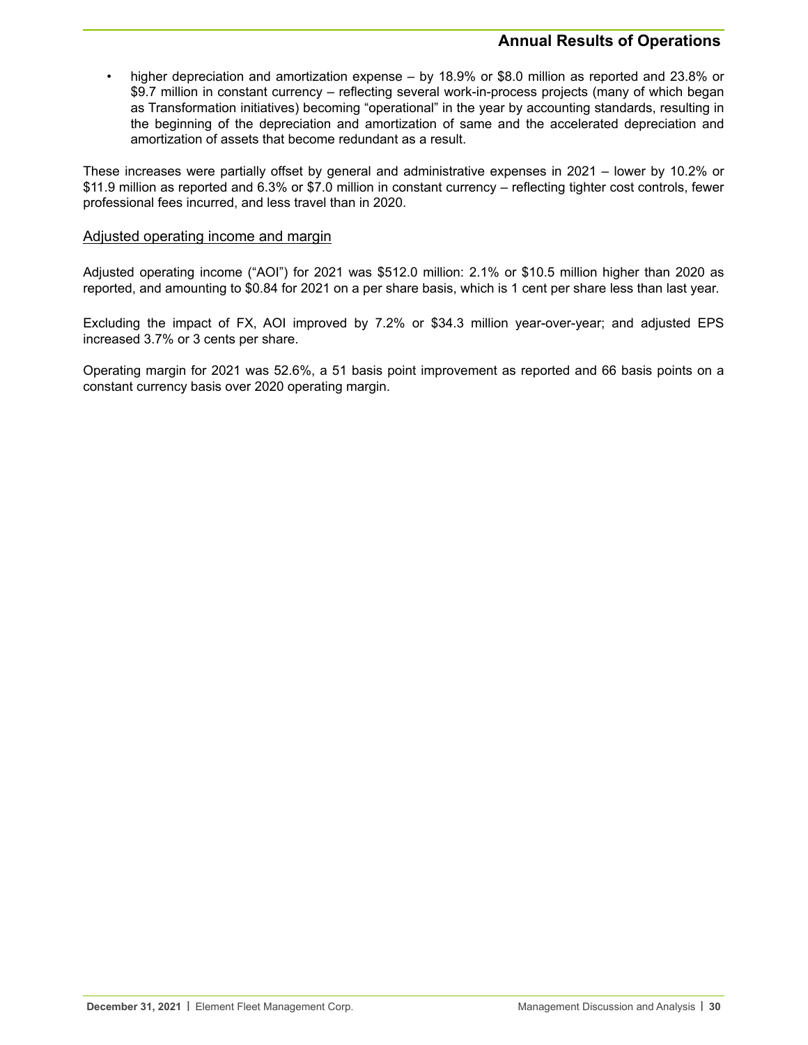- higher depreciation and amortization expense – by 18.9% or $8.0 million as reported and 23.8% or $9.7 million in constant currency – reflecting several work-in-process projects (many of which began as Transformation initiatives) becoming "operational" in the year by accounting standards, resulting in the beginning of the depreciation and amortization of same and the accelerated depreciation and amortization of assets that become redundant as a result.

These increases were partially offset by general and administrative expenses in 2021 – lower by 10.2% or $11.9 million as reported and 6.3% or $7.0 million in constant currency – reflecting tighter cost controls, fewer professional fees incurred, and less travel than in 2020.

### Adjusted operating income and margin

Adjusted operating income ("AOI") for 2021 was $512.0 million: 2.1% or $10.5 million higher than 2020 as reported, and amounting to $0.84 for 2021 on a per share basis, which is 1 cent per share less than last year.

Excluding the impact of FX, AOI improved by 7.2% or $34.3 million year-over-year; and adjusted EPS increased 3.7% or 3 cents per share.

Operating margin for 2021 was 52.6%, a 51 basis point improvement as reported and 66 basis points on a constant currency basis over 2020 operating margin.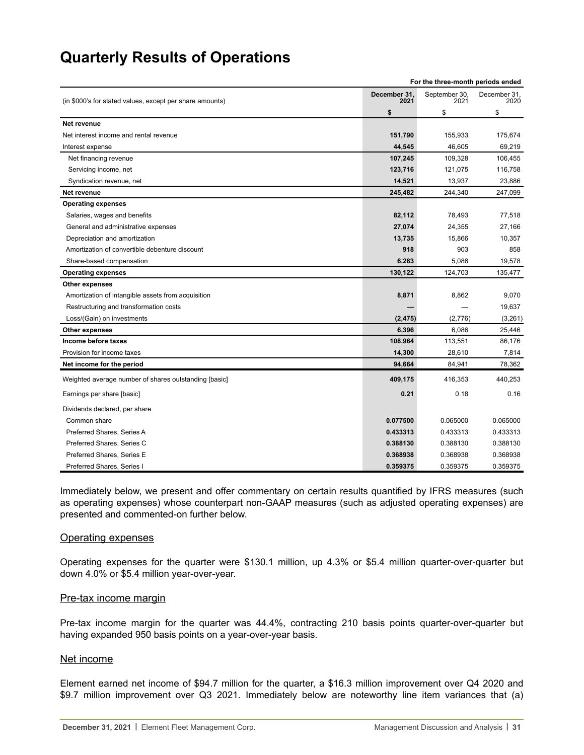# Quarterly Results of Operations

| (in $000's for stated values, except per share amounts) | For the three-month periods ended | | |
|---|---|---|---|
| | December 31, 2021 | September 30, 2021 | December 31, 2020 |
| | $ | $ | $ |
| **Net revenue** | | | |
| Net interest income and rental revenue | **151,790** | 155,933 | 175,674 |
| Interest expense | **44,545** | 46,605 | 69,219 |
| Net financing revenue | **107,245** | 109,328 | 106,455 |
| Servicing income, net | **123,716** | 121,075 | 116,758 |
| Syndication revenue, net | **14,521** | 13,937 | 23,886 |
| **Net revenue** | **245,482** | 244,340 | 247,099 |
| **Operating expenses** | | | |
| Salaries, wages and benefits | **82,112** | 78,493 | 77,518 |
| General and administrative expenses | **27,074** | 24,355 | 27,166 |
| Depreciation and amortization | **13,735** | 15,866 | 10,357 |
| Amortization of convertible debenture discount | **918** | 903 | 858 |
| Share-based compensation | **6,283** | 5,086 | 19,578 |
| **Operating expenses** | **130,122** | 124,703 | 135,477 |
| **Other expenses** | | | |
| Amortization of intangible assets from acquisition | **8,871** | 8,862 | 9,070 |
| Restructuring and transformation costs | **—** | — | 19,637 |
| Loss/(Gain) on investments | **(2,475)** | (2,776) | (3,261) |
| **Other expenses** | **6,396** | 6,086 | 25,446 |
| **Income before taxes** | **108,964** | 113,551 | 86,176 |
| Provision for income taxes | **14,300** | 28,610 | 7,814 |
| **Net income for the period** | **94,664** | 84,941 | 78,362 |
| Weighted average number of shares outstanding [basic] | **409,175** | 416,353 | 440,253 |
| Earnings per share [basic] | **0.21** | 0.18 | 0.16 |
| Dividends declared, per share | | | |
| Common share | **0.077500** | 0.065000 | 0.065000 |
| Preferred Shares, Series A | **0.433313** | 0.433313 | 0.433313 |
| Preferred Shares, Series C | **0.388130** | 0.388130 | 0.388130 |
| Preferred Shares, Series E | **0.368938** | 0.368938 | 0.368938 |
| Preferred Shares, Series I | **0.359375** | 0.359375 | 0.359375 |

Immediately below, we present and offer commentary on certain results quantified by IFRS measures (such as operating expenses) whose counterpart non-GAAP measures (such as adjusted operating expenses) are presented and commented-on further below.

## Operating expenses

Operating expenses for the quarter were $130.1 million, up 4.3% or $5.4 million quarter-over-quarter but down 4.0% or $5.4 million year-over-year.

## Pre-tax income margin

Pre-tax income margin for the quarter was 44.4%, contracting 210 basis points quarter-over-quarter but having expanded 950 basis points on a year-over-year basis.

## Net income

Element earned net income of $94.7 million for the quarter, a $16.3 million improvement over Q4 2020 and $9.7 million improvement over Q3 2021. Immediately below are noteworthy line item variances that (a)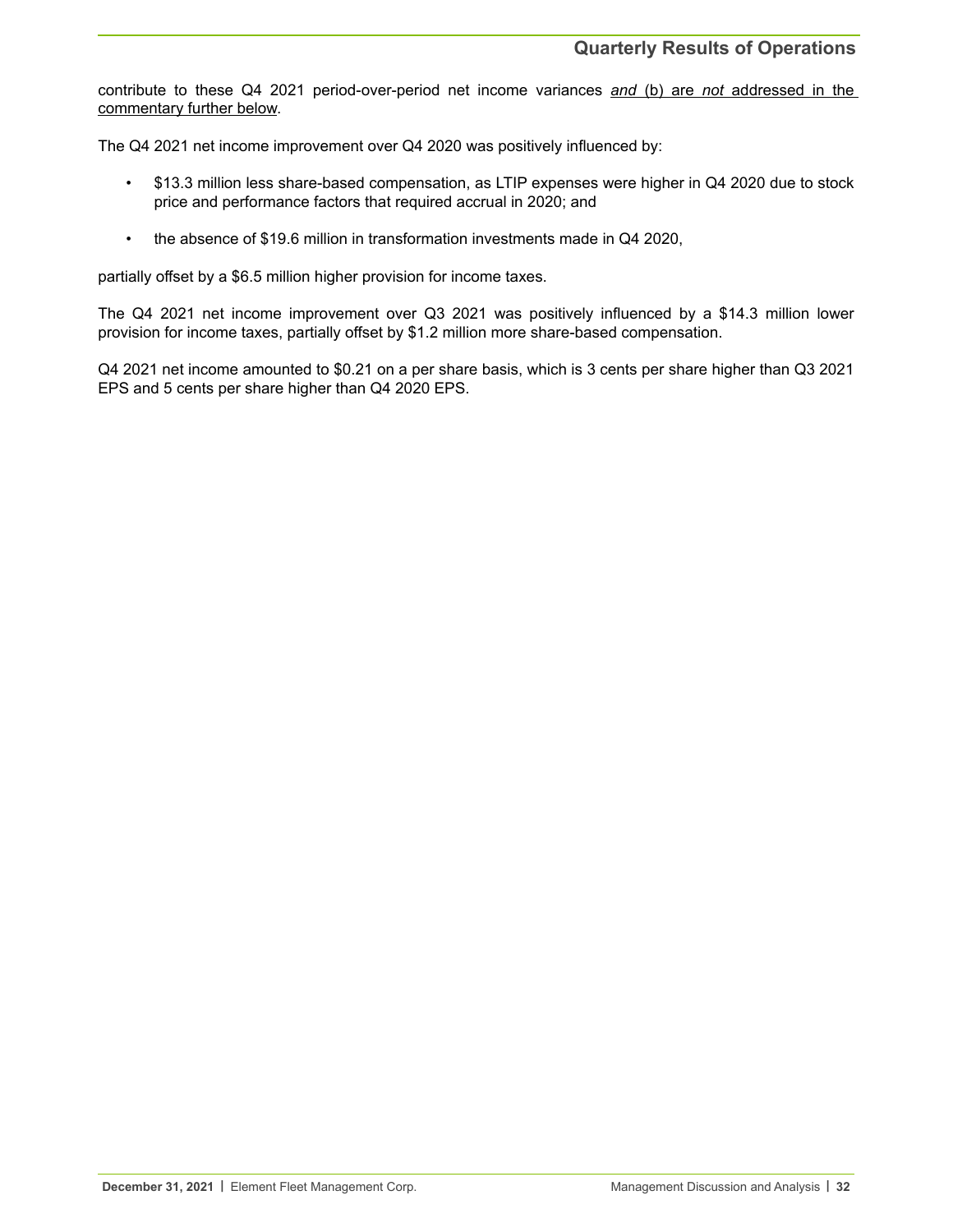contribute to these Q4 2021 period-over-period net income variances *and* (b) are *not* addressed in the commentary further below.

The Q4 2021 net income improvement over Q4 2020 was positively influenced by:

- $13.3 million less share-based compensation, as LTIP expenses were higher in Q4 2020 due to stock price and performance factors that required accrual in 2020; and
- the absence of $19.6 million in transformation investments made in Q4 2020,

partially offset by a $6.5 million higher provision for income taxes.

The Q4 2021 net income improvement over Q3 2021 was positively influenced by a $14.3 million lower provision for income taxes, partially offset by $1.2 million more share-based compensation.

Q4 2021 net income amounted to $0.21 on a per share basis, which is 3 cents per share higher than Q3 2021 EPS and 5 cents per share higher than Q4 2020 EPS.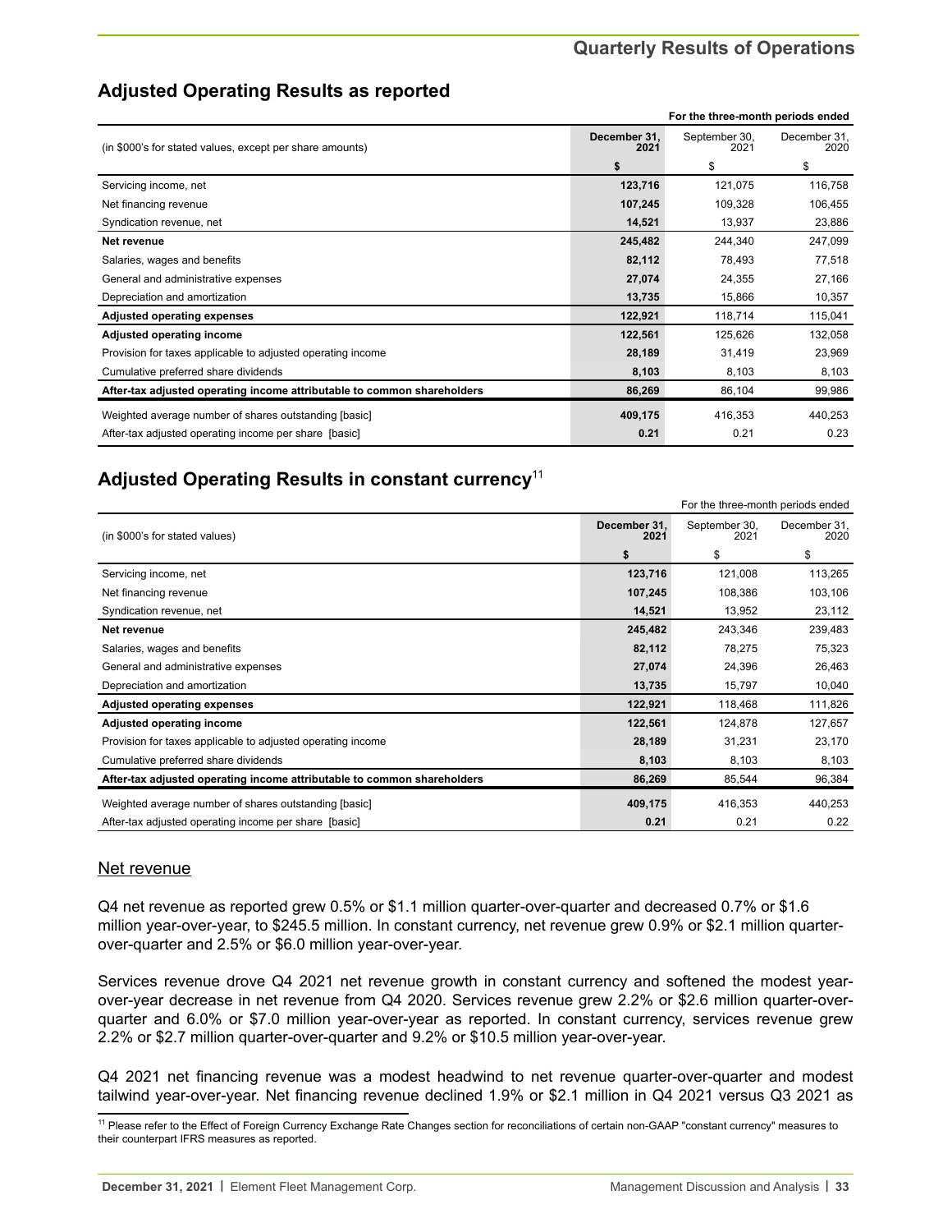## Adjusted Operating Results as reported

| (in $000's for stated values, except per share amounts) | December 31, 2021 | September 30, 2021 | December 31, 2020 |
|---|---|---|---|
| | **For the three-month periods ended** | | |
| | **$** | $ | $ |
| Servicing income, net | **123,716** | 121,075 | 116,758 |
| Net financing revenue | **107,245** | 109,328 | 106,455 |
| Syndication revenue, net | **14,521** | 13,937 | 23,886 |
| **Net revenue** | **245,482** | 244,340 | 247,099 |
| Salaries, wages and benefits | **82,112** | 78,493 | 77,518 |
| General and administrative expenses | **27,074** | 24,355 | 27,166 |
| Depreciation and amortization | **13,735** | 15,866 | 10,357 |
| **Adjusted operating expenses** | **122,921** | 118,714 | 115,041 |
| **Adjusted operating income** | **122,561** | 125,626 | 132,058 |
| Provision for taxes applicable to adjusted operating income | **28,189** | 31,419 | 23,969 |
| Cumulative preferred share dividends | **8,103** | 8,103 | 8,103 |
| **After-tax adjusted operating income attributable to common shareholders** | **86,269** | 86,104 | 99,986 |
| Weighted average number of shares outstanding [basic] | **409,175** | 416,353 | 440,253 |
| After-tax adjusted operating income per share [basic] | **0.21** | 0.21 | 0.23 |

## Adjusted Operating Results in constant currency[11]

| (in $000's for stated values) | December 31, 2021 | September 30, 2021 | December 31, 2020 |
|---|---|---|---|
| | For the three-month periods ended | | |
| | **$** | $ | $ |
| Servicing income, net | **123,716** | 121,008 | 113,265 |
| Net financing revenue | **107,245** | 108,386 | 103,106 |
| Syndication revenue, net | **14,521** | 13,952 | 23,112 |
| **Net revenue** | **245,482** | 243,346 | 239,483 |
| Salaries, wages and benefits | **82,112** | 78,275 | 75,323 |
| General and administrative expenses | **27,074** | 24,396 | 26,463 |
| Depreciation and amortization | **13,735** | 15,797 | 10,040 |
| **Adjusted operating expenses** | **122,921** | 118,468 | 111,826 |
| **Adjusted operating income** | **122,561** | 124,878 | 127,657 |
| Provision for taxes applicable to adjusted operating income | **28,189** | 31,231 | 23,170 |
| Cumulative preferred share dividends | **8,103** | 8,103 | 8,103 |
| **After-tax adjusted operating income attributable to common shareholders** | **86,269** | 85,544 | 96,384 |
| Weighted average number of shares outstanding [basic] | **409,175** | 416,353 | 440,253 |
| After-tax adjusted operating income per share [basic] | **0.21** | 0.21 | 0.22 |

### Net revenue

Q4 net revenue as reported grew 0.5% or $1.1 million quarter-over-quarter and decreased 0.7% or $1.6 million year-over-year, to $245.5 million. In constant currency, net revenue grew 0.9% or $2.1 million quarter-over-quarter and 2.5% or $6.0 million year-over-year.

Services revenue drove Q4 2021 net revenue growth in constant currency and softened the modest year-over-year decrease in net revenue from Q4 2020. Services revenue grew 2.2% or $2.6 million quarter-over-quarter and 6.0% or $7.0 million year-over-year as reported. In constant currency, services revenue grew 2.2% or $2.7 million quarter-over-quarter and 9.2% or $10.5 million year-over-year.

Q4 2021 net financing revenue was a modest headwind to net revenue quarter-over-quarter and modest tailwind year-over-year. Net financing revenue declined 1.9% or $2.1 million in Q4 2021 versus Q3 2021 as

[11] Please refer to the Effect of Foreign Currency Exchange Rate Changes section for reconciliations of certain non-GAAP "constant currency" measures to their counterpart IFRS measures as reported.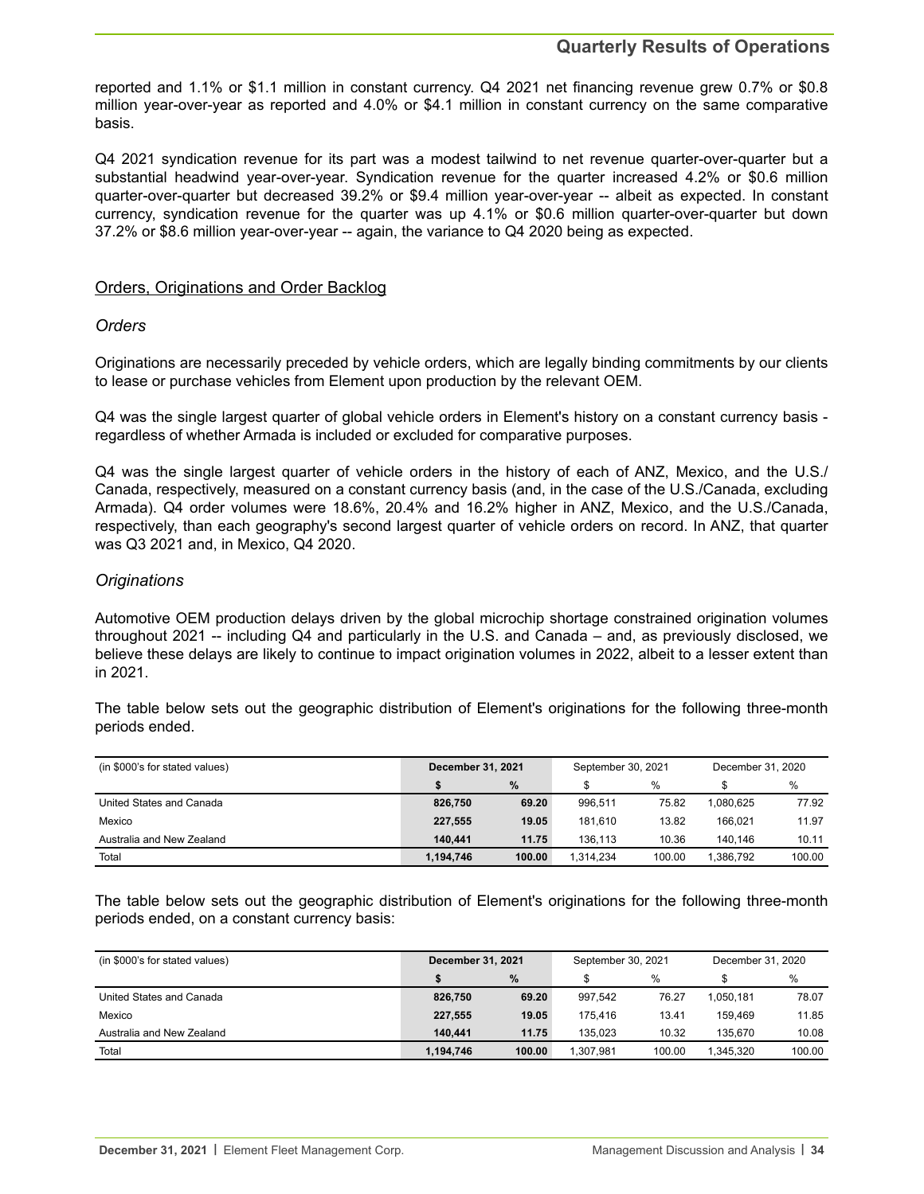reported and 1.1% or $1.1 million in constant currency. Q4 2021 net financing revenue grew 0.7% or $0.8 million year-over-year as reported and 4.0% or $4.1 million in constant currency on the same comparative basis.

Q4 2021 syndication revenue for its part was a modest tailwind to net revenue quarter-over-quarter but a substantial headwind year-over-year. Syndication revenue for the quarter increased 4.2% or $0.6 million quarter-over-quarter but decreased 39.2% or $9.4 million year-over-year -- albeit as expected. In constant currency, syndication revenue for the quarter was up 4.1% or $0.6 million quarter-over-quarter but down 37.2% or $8.6 million year-over-year -- again, the variance to Q4 2020 being as expected.

## Orders, Originations and Order Backlog

### *Orders*

Originations are necessarily preceded by vehicle orders, which are legally binding commitments by our clients to lease or purchase vehicles from Element upon production by the relevant OEM.

Q4 was the single largest quarter of global vehicle orders in Element's history on a constant currency basis - regardless of whether Armada is included or excluded for comparative purposes.

Q4 was the single largest quarter of vehicle orders in the history of each of ANZ, Mexico, and the U.S./ Canada, respectively, measured on a constant currency basis (and, in the case of the U.S./Canada, excluding Armada). Q4 order volumes were 18.6%, 20.4% and 16.2% higher in ANZ, Mexico, and the U.S./Canada, respectively, than each geography's second largest quarter of vehicle orders on record. In ANZ, that quarter was Q3 2021 and, in Mexico, Q4 2020.

### *Originations*

Automotive OEM production delays driven by the global microchip shortage constrained origination volumes throughout 2021 -- including Q4 and particularly in the U.S. and Canada – and, as previously disclosed, we believe these delays are likely to continue to impact origination volumes in 2022, albeit to a lesser extent than in 2021.

The table below sets out the geographic distribution of Element's originations for the following three-month periods ended.

| (in $000's for stated values) | **December 31, 2021** | | September 30, 2021 | | December 31, 2020 | |
|---|---|---|---|---|---|---|
| | **$** | **%** | $ | % | $ | % |
| United States and Canada | **826,750** | **69.20** | 996,511 | 75.82 | 1,080,625 | 77.92 |
| Mexico | **227,555** | **19.05** | 181,610 | 13.82 | 166,021 | 11.97 |
| Australia and New Zealand | **140,441** | **11.75** | 136,113 | 10.36 | 140,146 | 10.11 |
| Total | **1,194,746** | **100.00** | 1,314,234 | 100.00 | 1,386,792 | 100.00 |

The table below sets out the geographic distribution of Element's originations for the following three-month periods ended, on a constant currency basis:

| (in $000's for stated values) | **December 31, 2021** | | September 30, 2021 | | December 31, 2020 | |
|---|---|---|---|---|---|---|
| | **$** | **%** | $ | % | $ | % |
| United States and Canada | **826,750** | **69.20** | 997,542 | 76.27 | 1,050,181 | 78.07 |
| Mexico | **227,555** | **19.05** | 175,416 | 13.41 | 159,469 | 11.85 |
| Australia and New Zealand | **140,441** | **11.75** | 135,023 | 10.32 | 135,670 | 10.08 |
| Total | **1,194,746** | **100.00** | 1,307,981 | 100.00 | 1,345,320 | 100.00 |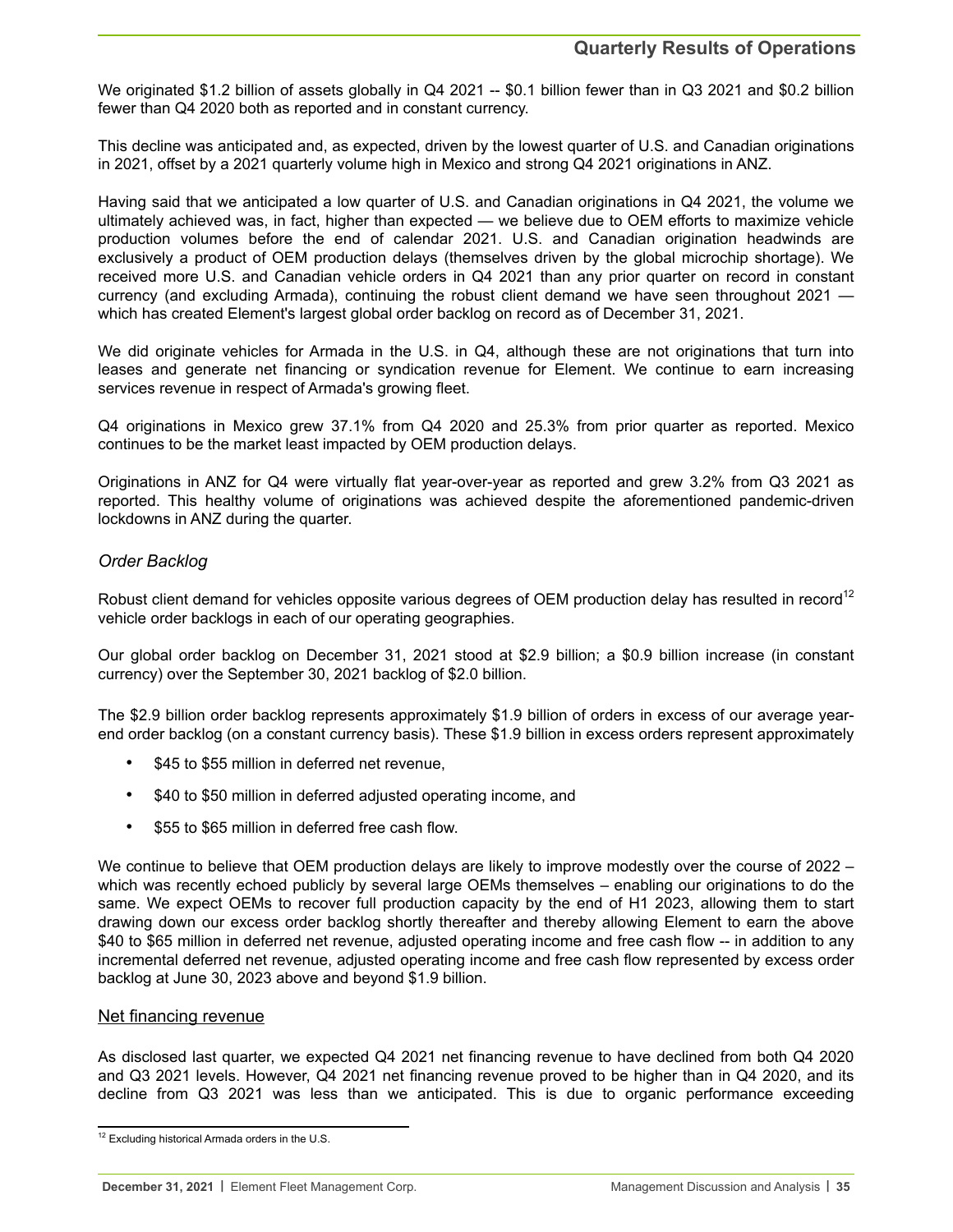We originated $1.2 billion of assets globally in Q4 2021 -- $0.1 billion fewer than in Q3 2021 and $0.2 billion fewer than Q4 2020 both as reported and in constant currency.

This decline was anticipated and, as expected, driven by the lowest quarter of U.S. and Canadian originations in 2021, offset by a 2021 quarterly volume high in Mexico and strong Q4 2021 originations in ANZ.

Having said that we anticipated a low quarter of U.S. and Canadian originations in Q4 2021, the volume we ultimately achieved was, in fact, higher than expected — we believe due to OEM efforts to maximize vehicle production volumes before the end of calendar 2021. U.S. and Canadian origination headwinds are exclusively a product of OEM production delays (themselves driven by the global microchip shortage). We received more U.S. and Canadian vehicle orders in Q4 2021 than any prior quarter on record in constant currency (and excluding Armada), continuing the robust client demand we have seen throughout 2021 — which has created Element's largest global order backlog on record as of December 31, 2021.

We did originate vehicles for Armada in the U.S. in Q4, although these are not originations that turn into leases and generate net financing or syndication revenue for Element. We continue to earn increasing services revenue in respect of Armada's growing fleet.

Q4 originations in Mexico grew 37.1% from Q4 2020 and 25.3% from prior quarter as reported. Mexico continues to be the market least impacted by OEM production delays.

Originations in ANZ for Q4 were virtually flat year-over-year as reported and grew 3.2% from Q3 2021 as reported. This healthy volume of originations was achieved despite the aforementioned pandemic-driven lockdowns in ANZ during the quarter.

### *Order Backlog*

Robust client demand for vehicles opposite various degrees of OEM production delay has resulted in record[12] vehicle order backlogs in each of our operating geographies.

Our global order backlog on December 31, 2021 stood at $2.9 billion; a $0.9 billion increase (in constant currency) over the September 30, 2021 backlog of $2.0 billion.

The $2.9 billion order backlog represents approximately $1.9 billion of orders in excess of our average year-end order backlog (on a constant currency basis). These $1.9 billion in excess orders represent approximately

- $45 to $55 million in deferred net revenue,
- $40 to $50 million in deferred adjusted operating income, and
- $55 to $65 million in deferred free cash flow.

We continue to believe that OEM production delays are likely to improve modestly over the course of 2022 – which was recently echoed publicly by several large OEMs themselves – enabling our originations to do the same. We expect OEMs to recover full production capacity by the end of H1 2023, allowing them to start drawing down our excess order backlog shortly thereafter and thereby allowing Element to earn the above $40 to $65 million in deferred net revenue, adjusted operating income and free cash flow -- in addition to any incremental deferred net revenue, adjusted operating income and free cash flow represented by excess order backlog at June 30, 2023 above and beyond $1.9 billion.

### Net financing revenue

As disclosed last quarter, we expected Q4 2021 net financing revenue to have declined from both Q4 2020 and Q3 2021 levels. However, Q4 2021 net financing revenue proved to be higher than in Q4 2020, and its decline from Q3 2021 was less than we anticipated. This is due to organic performance exceeding

---

[12] Excluding historical Armada orders in the U.S.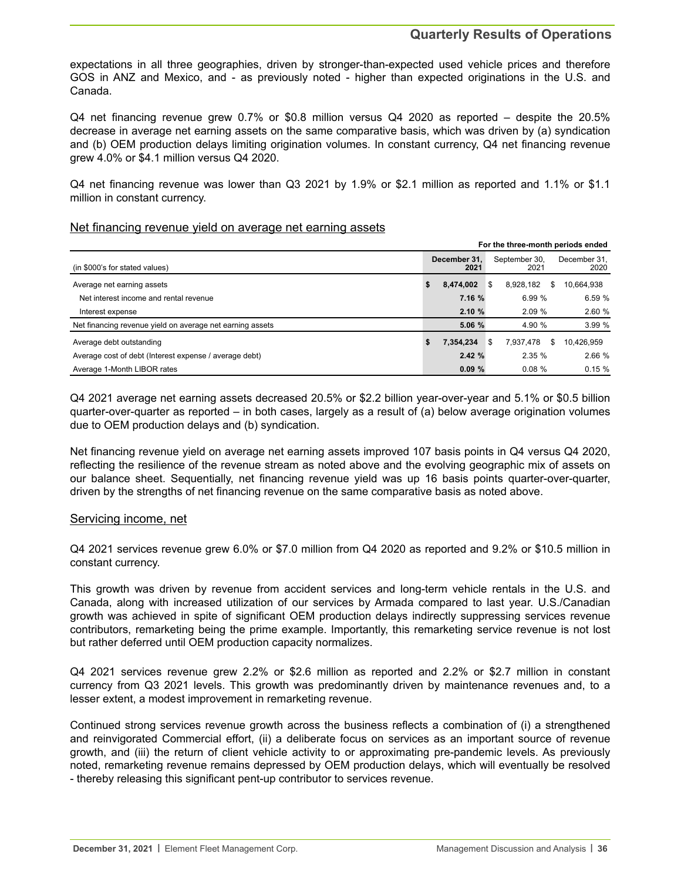expectations in all three geographies, driven by stronger-than-expected used vehicle prices and therefore GOS in ANZ and Mexico, and - as previously noted - higher than expected originations in the U.S. and Canada.

Q4 net financing revenue grew 0.7% or $0.8 million versus Q4 2020 as reported – despite the 20.5% decrease in average net earning assets on the same comparative basis, which was driven by (a) syndication and (b) OEM production delays limiting origination volumes. In constant currency, Q4 net financing revenue grew 4.0% or $4.1 million versus Q4 2020.

Q4 net financing revenue was lower than Q3 2021 by 1.9% or $2.1 million as reported and 1.1% or $1.1 million in constant currency.

## Net financing revenue yield on average net earning assets

| (in $000's for stated values) | For the three-month periods ended December 31, 2021 | September 30, 2021 | December 31, 2020 |
|---|---|---|---|
| Average net earning assets | **$ 8,474,002** | $ 8,928,182 | $ 10,664,938 |
| Net interest income and rental revenue | **7.16 %** | 6.99 % | 6.59 % |
| Interest expense | **2.10 %** | 2.09 % | 2.60 % |
| Net financing revenue yield on average net earning assets | **5.06 %** | 4.90 % | 3.99 % |
| Average debt outstanding | **$ 7,354,234** | $ 7,937,478 | $ 10,426,959 |
| Average cost of debt (Interest expense / average debt) | **2.42 %** | 2.35 % | 2.66 % |
| Average 1-Month LIBOR rates | **0.09 %** | 0.08 % | 0.15 % |

Q4 2021 average net earning assets decreased 20.5% or $2.2 billion year-over-year and 5.1% or $0.5 billion quarter-over-quarter as reported – in both cases, largely as a result of (a) below average origination volumes due to OEM production delays and (b) syndication.

Net financing revenue yield on average net earning assets improved 107 basis points in Q4 versus Q4 2020, reflecting the resilience of the revenue stream as noted above and the evolving geographic mix of assets on our balance sheet. Sequentially, net financing revenue yield was up 16 basis points quarter-over-quarter, driven by the strengths of net financing revenue on the same comparative basis as noted above.

## Servicing income, net

Q4 2021 services revenue grew 6.0% or $7.0 million from Q4 2020 as reported and 9.2% or $10.5 million in constant currency.

This growth was driven by revenue from accident services and long-term vehicle rentals in the U.S. and Canada, along with increased utilization of our services by Armada compared to last year. U.S./Canadian growth was achieved in spite of significant OEM production delays indirectly suppressing services revenue contributors, remarketing being the prime example. Importantly, this remarketing service revenue is not lost but rather deferred until OEM production capacity normalizes.

Q4 2021 services revenue grew 2.2% or $2.6 million as reported and 2.2% or $2.7 million in constant currency from Q3 2021 levels. This growth was predominantly driven by maintenance revenues and, to a lesser extent, a modest improvement in remarketing revenue.

Continued strong services revenue growth across the business reflects a combination of (i) a strengthened and reinvigorated Commercial effort, (ii) a deliberate focus on services as an important source of revenue growth, and (iii) the return of client vehicle activity to or approximating pre-pandemic levels. As previously noted, remarketing revenue remains depressed by OEM production delays, which will eventually be resolved - thereby releasing this significant pent-up contributor to services revenue.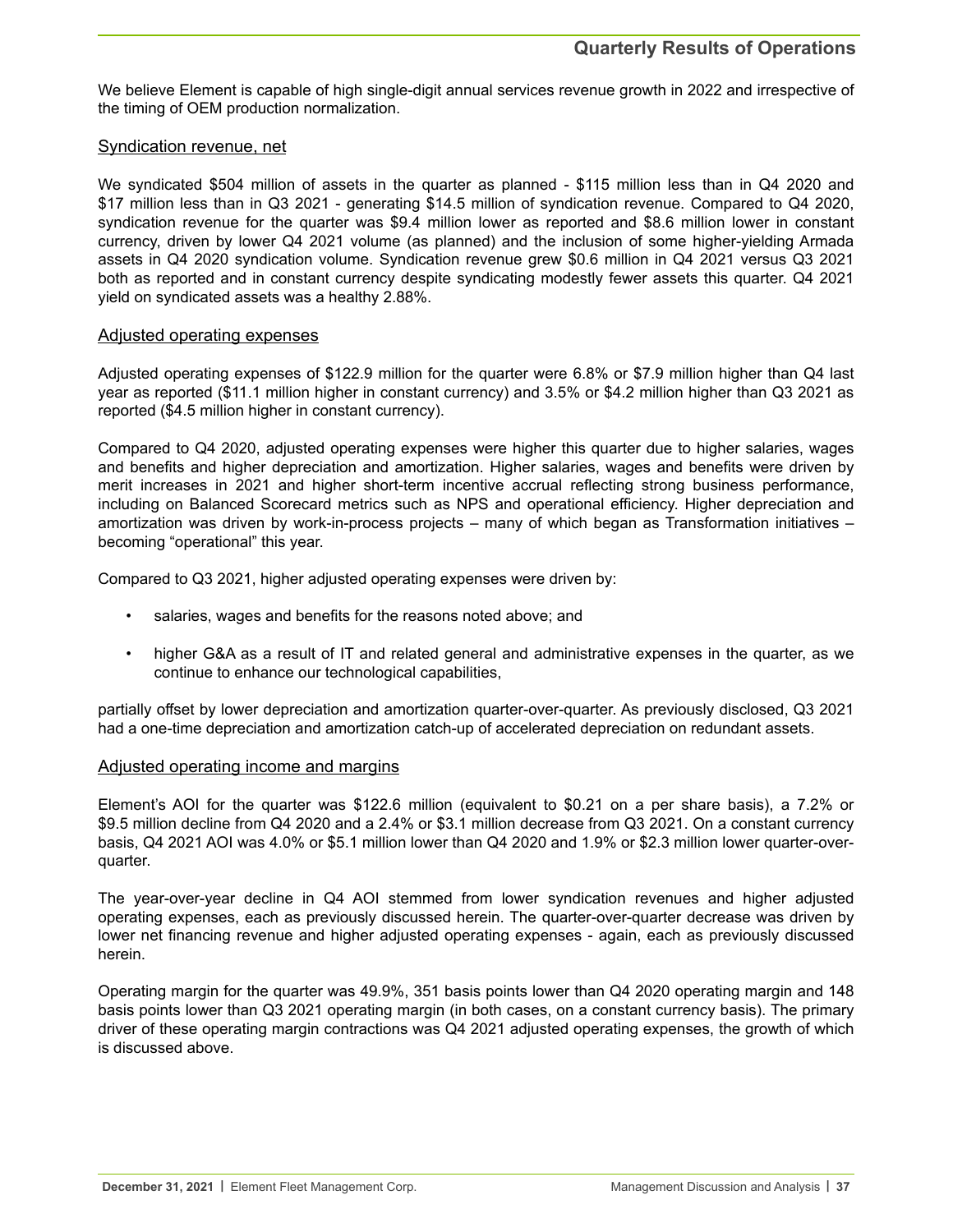We believe Element is capable of high single-digit annual services revenue growth in 2022 and irrespective of the timing of OEM production normalization.

### Syndication revenue, net

We syndicated $504 million of assets in the quarter as planned - $115 million less than in Q4 2020 and $17 million less than in Q3 2021 - generating $14.5 million of syndication revenue. Compared to Q4 2020, syndication revenue for the quarter was $9.4 million lower as reported and $8.6 million lower in constant currency, driven by lower Q4 2021 volume (as planned) and the inclusion of some higher-yielding Armada assets in Q4 2020 syndication volume. Syndication revenue grew $0.6 million in Q4 2021 versus Q3 2021 both as reported and in constant currency despite syndicating modestly fewer assets this quarter. Q4 2021 yield on syndicated assets was a healthy 2.88%.

### Adjusted operating expenses

Adjusted operating expenses of $122.9 million for the quarter were 6.8% or $7.9 million higher than Q4 last year as reported ($11.1 million higher in constant currency) and 3.5% or $4.2 million higher than Q3 2021 as reported ($4.5 million higher in constant currency).

Compared to Q4 2020, adjusted operating expenses were higher this quarter due to higher salaries, wages and benefits and higher depreciation and amortization. Higher salaries, wages and benefits were driven by merit increases in 2021 and higher short-term incentive accrual reflecting strong business performance, including on Balanced Scorecard metrics such as NPS and operational efficiency. Higher depreciation and amortization was driven by work-in-process projects – many of which began as Transformation initiatives – becoming "operational" this year.

Compared to Q3 2021, higher adjusted operating expenses were driven by:

- salaries, wages and benefits for the reasons noted above; and
- higher G&A as a result of IT and related general and administrative expenses in the quarter, as we continue to enhance our technological capabilities,

partially offset by lower depreciation and amortization quarter-over-quarter. As previously disclosed, Q3 2021 had a one-time depreciation and amortization catch-up of accelerated depreciation on redundant assets.

### Adjusted operating income and margins

Element's AOI for the quarter was $122.6 million (equivalent to $0.21 on a per share basis), a 7.2% or $9.5 million decline from Q4 2020 and a 2.4% or $3.1 million decrease from Q3 2021. On a constant currency basis, Q4 2021 AOI was 4.0% or $5.1 million lower than Q4 2020 and 1.9% or $2.3 million lower quarter-over-quarter.

The year-over-year decline in Q4 AOI stemmed from lower syndication revenues and higher adjusted operating expenses, each as previously discussed herein. The quarter-over-quarter decrease was driven by lower net financing revenue and higher adjusted operating expenses - again, each as previously discussed herein.

Operating margin for the quarter was 49.9%, 351 basis points lower than Q4 2020 operating margin and 148 basis points lower than Q3 2021 operating margin (in both cases, on a constant currency basis). The primary driver of these operating margin contractions was Q4 2021 adjusted operating expenses, the growth of which is discussed above.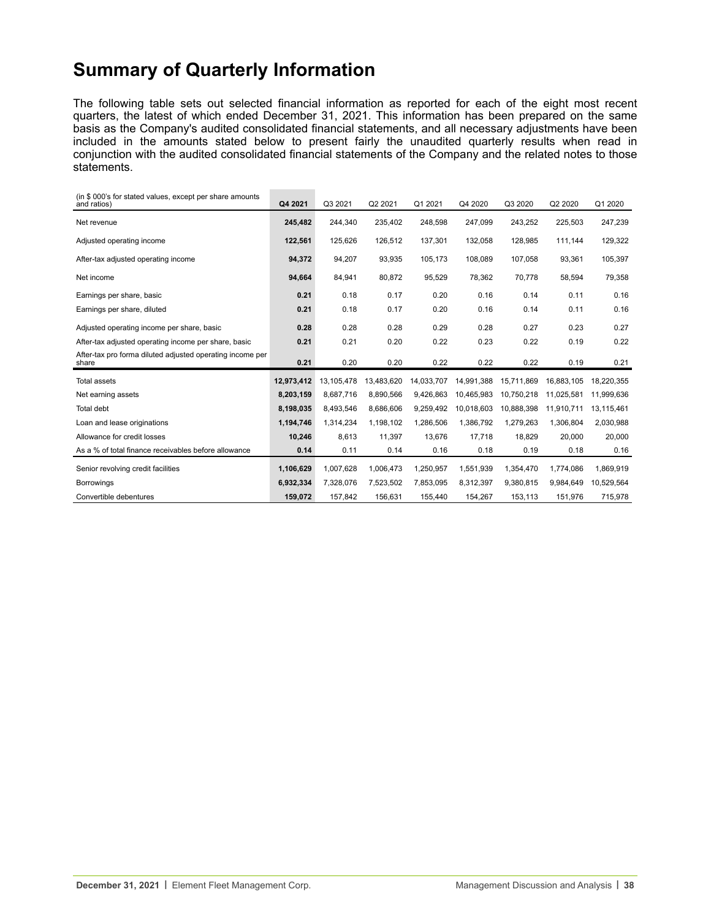# Summary of Quarterly Information

The following table sets out selected financial information as reported for each of the eight most recent quarters, the latest of which ended December 31, 2021. This information has been prepared on the same basis as the Company's audited consolidated financial statements, and all necessary adjustments have been included in the amounts stated below to present fairly the unaudited quarterly results when read in conjunction with the audited consolidated financial statements of the Company and the related notes to those statements.

| (in $ 000's for stated values, except per share amounts and ratios) | Q4 2021 | Q3 2021 | Q2 2021 | Q1 2021 | Q4 2020 | Q3 2020 | Q2 2020 | Q1 2020 |
|---|---|---|---|---|---|---|---|---|
| Net revenue | **245,482** | 244,340 | 235,402 | 248,598 | 247,099 | 243,252 | 225,503 | 247,239 |
| Adjusted operating income | **122,561** | 125,626 | 126,512 | 137,301 | 132,058 | 128,985 | 111,144 | 129,322 |
| After-tax adjusted operating income | **94,372** | 94,207 | 93,935 | 105,173 | 108,089 | 107,058 | 93,361 | 105,397 |
| Net income | **94,664** | 84,941 | 80,872 | 95,529 | 78,362 | 70,778 | 58,594 | 79,358 |
| Earnings per share, basic | **0.21** | 0.18 | 0.17 | 0.20 | 0.16 | 0.14 | 0.11 | 0.16 |
| Earnings per share, diluted | **0.21** | 0.18 | 0.17 | 0.20 | 0.16 | 0.14 | 0.11 | 0.16 |
| Adjusted operating income per share, basic | **0.28** | 0.28 | 0.28 | 0.29 | 0.28 | 0.27 | 0.23 | 0.27 |
| After-tax adjusted operating income per share, basic | **0.21** | 0.21 | 0.20 | 0.22 | 0.23 | 0.22 | 0.19 | 0.22 |
| After-tax pro forma diluted adjusted operating income per share | **0.21** | 0.20 | 0.20 | 0.22 | 0.22 | 0.22 | 0.19 | 0.21 |
| Total assets | **12,973,412** | 13,105,478 | 13,483,620 | 14,033,707 | 14,991,388 | 15,711,869 | 16,883,105 | 18,220,355 |
| Net earning assets | **8,203,159** | 8,687,716 | 8,890,566 | 9,426,863 | 10,465,983 | 10,750,218 | 11,025,581 | 11,999,636 |
| Total debt | **8,198,035** | 8,493,546 | 8,686,606 | 9,259,492 | 10,018,603 | 10,888,398 | 11,910,711 | 13,115,461 |
| Loan and lease originations | **1,194,746** | 1,314,234 | 1,198,102 | 1,286,506 | 1,386,792 | 1,279,263 | 1,306,804 | 2,030,988 |
| Allowance for credit losses | **10,246** | 8,613 | 11,397 | 13,676 | 17,718 | 18,829 | 20,000 | 20,000 |
| As a % of total finance receivables before allowance | **0.14** | 0.11 | 0.14 | 0.16 | 0.18 | 0.19 | 0.18 | 0.16 |
| Senior revolving credit facilities | **1,106,629** | 1,007,628 | 1,006,473 | 1,250,957 | 1,551,939 | 1,354,470 | 1,774,086 | 1,869,919 |
| Borrowings | **6,932,334** | 7,328,076 | 7,523,502 | 7,853,095 | 8,312,397 | 9,380,815 | 9,984,649 | 10,529,564 |
| Convertible debentures | **159,072** | 157,842 | 156,631 | 155,440 | 154,267 | 153,113 | 151,976 | 715,978 |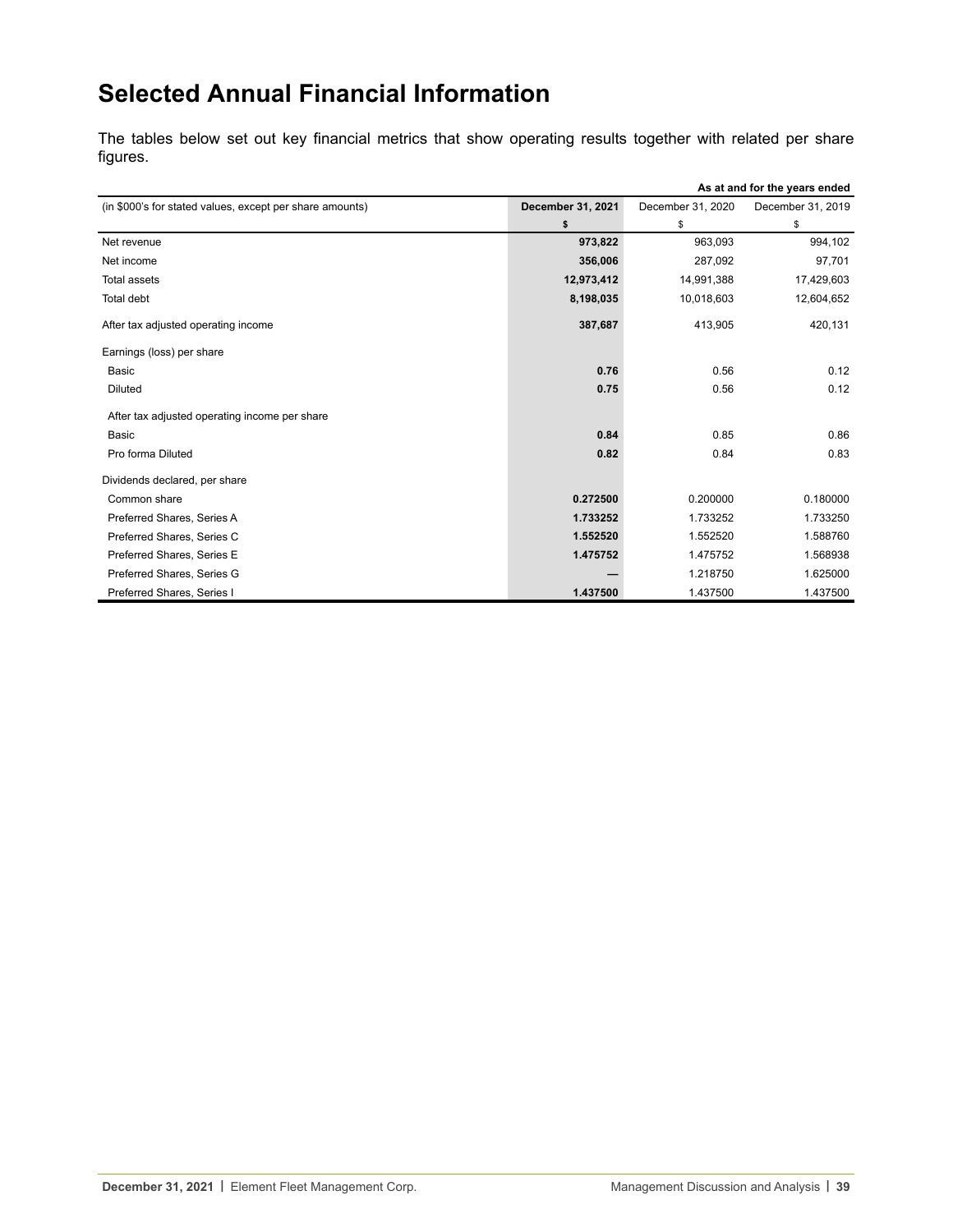# Selected Annual Financial Information

The tables below set out key financial metrics that show operating results together with related per share figures.

| | As at and for the years ended | | |
|---|---|---|---|
| (in $000's for stated values, except per share amounts) | **December 31, 2021** | December 31, 2020 | December 31, 2019 |
| | **$** | $ | $ |
| Net revenue | **973,822** | 963,093 | 994,102 |
| Net income | **356,006** | 287,092 | 97,701 |
| Total assets | **12,973,412** | 14,991,388 | 17,429,603 |
| Total debt | **8,198,035** | 10,018,603 | 12,604,652 |
| After tax adjusted operating income | **387,687** | 413,905 | 420,131 |
| Earnings (loss) per share | | | |
| Basic | **0.76** | 0.56 | 0.12 |
| Diluted | **0.75** | 0.56 | 0.12 |
| After tax adjusted operating income per share | | | |
| Basic | **0.84** | 0.85 | 0.86 |
| Pro forma Diluted | **0.82** | 0.84 | 0.83 |
| Dividends declared, per share | | | |
| Common share | **0.272500** | 0.200000 | 0.180000 |
| Preferred Shares, Series A | **1.733252** | 1.733252 | 1.733250 |
| Preferred Shares, Series C | **1.552520** | 1.552520 | 1.588760 |
| Preferred Shares, Series E | **1.475752** | 1.475752 | 1.568938 |
| Preferred Shares, Series G | **—** | 1.218750 | 1.625000 |
| Preferred Shares, Series I | **1.437500** | 1.437500 | 1.437500 |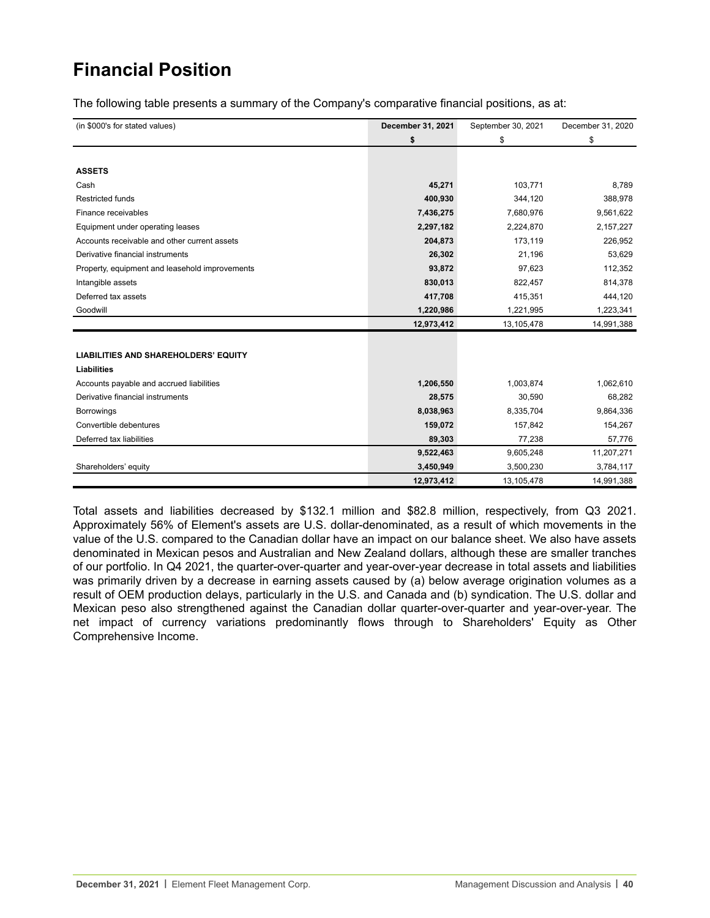# Financial Position

The following table presents a summary of the Company's comparative financial positions, as at:

| (in $000's for stated values) | **December 31, 2021** | September 30, 2021 | December 31, 2020 |
|---|---|---|---|
| | **$** | $ | $ |
| **ASSETS** | | | |
| Cash | **45,271** | 103,771 | 8,789 |
| Restricted funds | **400,930** | 344,120 | 388,978 |
| Finance receivables | **7,436,275** | 7,680,976 | 9,561,622 |
| Equipment under operating leases | **2,297,182** | 2,224,870 | 2,157,227 |
| Accounts receivable and other current assets | **204,873** | 173,119 | 226,952 |
| Derivative financial instruments | **26,302** | 21,196 | 53,629 |
| Property, equipment and leasehold improvements | **93,872** | 97,623 | 112,352 |
| Intangible assets | **830,013** | 822,457 | 814,378 |
| Deferred tax assets | **417,708** | 415,351 | 444,120 |
| Goodwill | **1,220,986** | 1,221,995 | 1,223,341 |
| | **12,973,412** | 13,105,478 | 14,991,388 |
| **LIABILITIES AND SHAREHOLDERS' EQUITY** | | | |
| **Liabilities** | | | |
| Accounts payable and accrued liabilities | **1,206,550** | 1,003,874 | 1,062,610 |
| Derivative financial instruments | **28,575** | 30,590 | 68,282 |
| Borrowings | **8,038,963** | 8,335,704 | 9,864,336 |
| Convertible debentures | **159,072** | 157,842 | 154,267 |
| Deferred tax liabilities | **89,303** | 77,238 | 57,776 |
| | **9,522,463** | 9,605,248 | 11,207,271 |
| Shareholders' equity | **3,450,949** | 3,500,230 | 3,784,117 |
| | **12,973,412** | 13,105,478 | 14,991,388 |

Total assets and liabilities decreased by $132.1 million and $82.8 million, respectively, from Q3 2021. Approximately 56% of Element's assets are U.S. dollar-denominated, as a result of which movements in the value of the U.S. compared to the Canadian dollar have an impact on our balance sheet. We also have assets denominated in Mexican pesos and Australian and New Zealand dollars, although these are smaller tranches of our portfolio. In Q4 2021, the quarter-over-quarter and year-over-year decrease in total assets and liabilities was primarily driven by a decrease in earning assets caused by (a) below average origination volumes as a result of OEM production delays, particularly in the U.S. and Canada and (b) syndication. The U.S. dollar and Mexican peso also strengthened against the Canadian dollar quarter-over-quarter and year-over-year. The net impact of currency variations predominantly flows through to Shareholders' Equity as Other Comprehensive Income.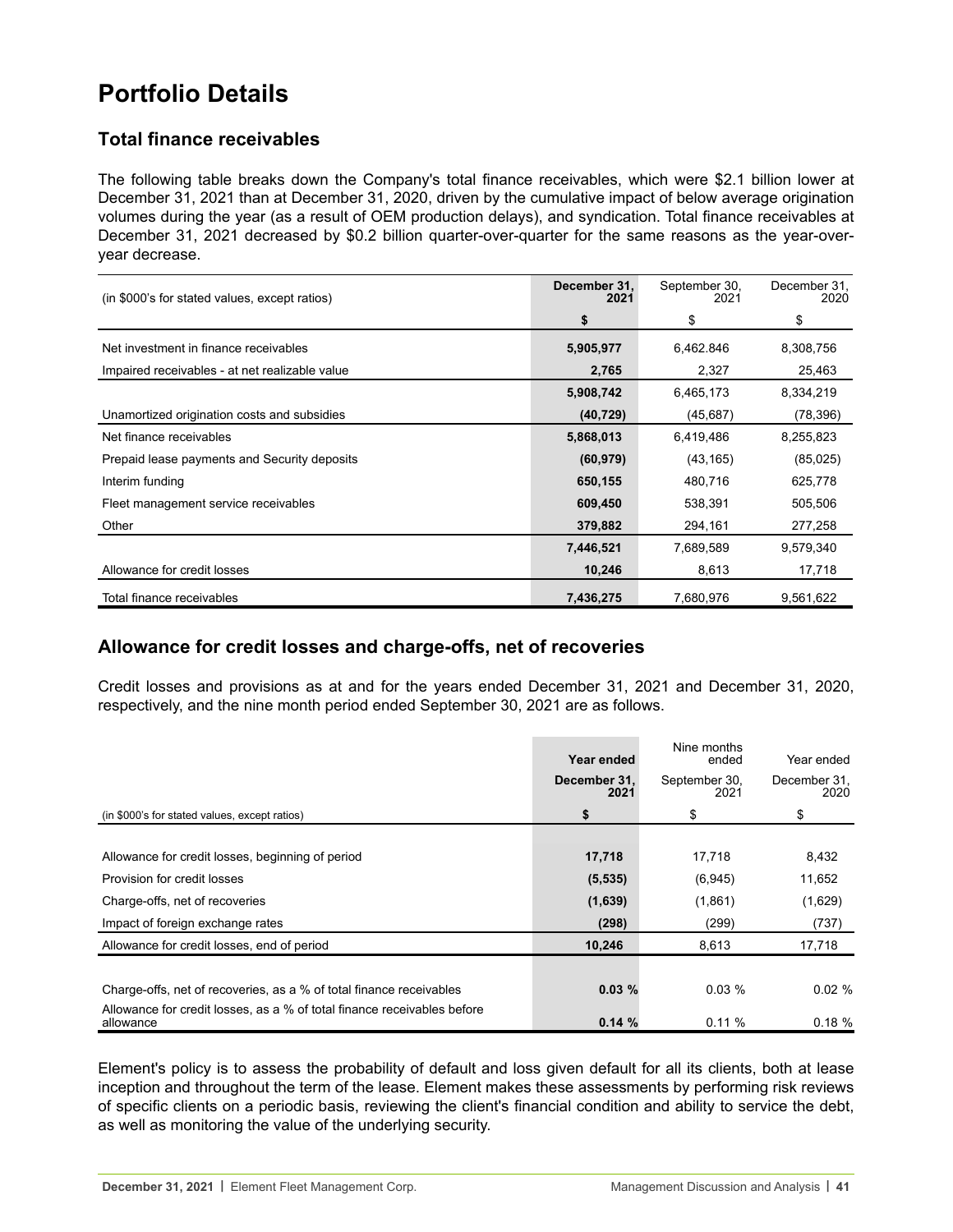# Portfolio Details

## Total finance receivables

The following table breaks down the Company's total finance receivables, which were $2.1 billion lower at December 31, 2021 than at December 31, 2020, driven by the cumulative impact of below average origination volumes during the year (as a result of OEM production delays), and syndication. Total finance receivables at December 31, 2021 decreased by $0.2 billion quarter-over-quarter for the same reasons as the year-over-year decrease.

| (in $000's for stated values, except ratios) | **December 31, 2021** | September 30, 2021 | December 31, 2020 |
|---|---|---|---|
| | **$** | $ | $ |
| Net investment in finance receivables | **5,905,977** | 6,462.846 | 8,308,756 |
| Impaired receivables - at net realizable value | **2,765** | 2,327 | 25,463 |
| | **5,908,742** | 6,465,173 | 8,334,219 |
| Unamortized origination costs and subsidies | **(40,729)** | (45,687) | (78,396) |
| Net finance receivables | **5,868,013** | 6,419,486 | 8,255,823 |
| Prepaid lease payments and Security deposits | **(60,979)** | (43,165) | (85,025) |
| Interim funding | **650,155** | 480,716 | 625,778 |
| Fleet management service receivables | **609,450** | 538,391 | 505,506 |
| Other | **379,882** | 294,161 | 277,258 |
| | **7,446,521** | 7,689,589 | 9,579,340 |
| Allowance for credit losses | **10,246** | 8,613 | 17,718 |
| Total finance receivables | **7,436,275** | 7,680,976 | 9,561,622 |

## Allowance for credit losses and charge-offs, net of recoveries

Credit losses and provisions as at and for the years ended December 31, 2021 and December 31, 2020, respectively, and the nine month period ended September 30, 2021 are as follows.

| | **Year ended** | Nine months ended | Year ended |
|---|---|---|---|
| | **December 31, 2021** | September 30, 2021 | December 31, 2020 |
| (in $000's for stated values, except ratios) | **$** | $ | $ |
| Allowance for credit losses, beginning of period | **17,718** | 17,718 | 8,432 |
| Provision for credit losses | **(5,535)** | (6,945) | 11,652 |
| Charge-offs, net of recoveries | **(1,639)** | (1,861) | (1,629) |
| Impact of foreign exchange rates | **(298)** | (299) | (737) |
| Allowance for credit losses, end of period | **10,246** | 8,613 | 17,718 |
| Charge-offs, net of recoveries, as a % of total finance receivables | **0.03 %** | 0.03 % | 0.02 % |
| Allowance for credit losses, as a % of total finance receivables before allowance | **0.14 %** | 0.11 % | 0.18 % |

Element's policy is to assess the probability of default and loss given default for all its clients, both at lease inception and throughout the term of the lease. Element makes these assessments by performing risk reviews of specific clients on a periodic basis, reviewing the client's financial condition and ability to service the debt, as well as monitoring the value of the underlying security.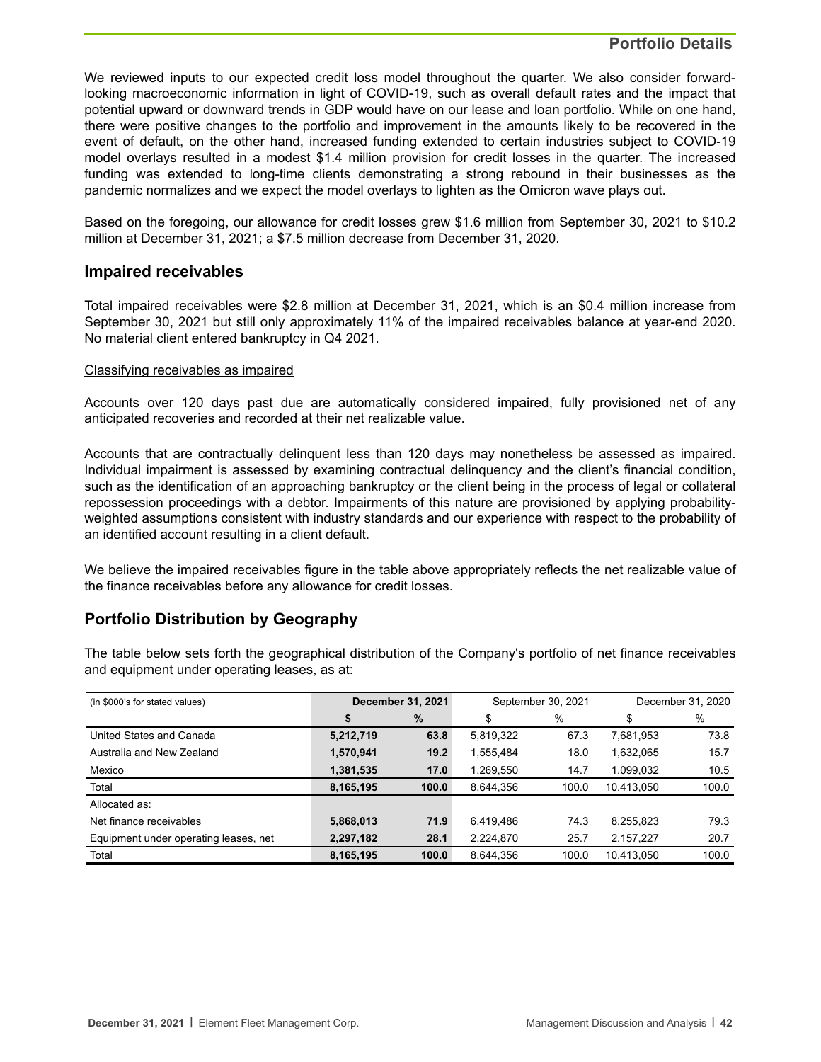We reviewed inputs to our expected credit loss model throughout the quarter. We also consider forward-looking macroeconomic information in light of COVID-19, such as overall default rates and the impact that potential upward or downward trends in GDP would have on our lease and loan portfolio. While on one hand, there were positive changes to the portfolio and improvement in the amounts likely to be recovered in the event of default, on the other hand, increased funding extended to certain industries subject to COVID-19 model overlays resulted in a modest $1.4 million provision for credit losses in the quarter. The increased funding was extended to long-time clients demonstrating a strong rebound in their businesses as the pandemic normalizes and we expect the model overlays to lighten as the Omicron wave plays out.

Based on the foregoing, our allowance for credit losses grew $1.6 million from September 30, 2021 to $10.2 million at December 31, 2021; a $7.5 million decrease from December 31, 2020.

## Impaired receivables

Total impaired receivables were $2.8 million at December 31, 2021, which is an $0.4 million increase from September 30, 2021 but still only approximately 11% of the impaired receivables balance at year-end 2020. No material client entered bankruptcy in Q4 2021.

Classifying receivables as impaired

Accounts over 120 days past due are automatically considered impaired, fully provisioned net of any anticipated recoveries and recorded at their net realizable value.

Accounts that are contractually delinquent less than 120 days may nonetheless be assessed as impaired. Individual impairment is assessed by examining contractual delinquency and the client's financial condition, such as the identification of an approaching bankruptcy or the client being in the process of legal or collateral repossession proceedings with a debtor. Impairments of this nature are provisioned by applying probability-weighted assumptions consistent with industry standards and our experience with respect to the probability of an identified account resulting in a client default.

We believe the impaired receivables figure in the table above appropriately reflects the net realizable value of the finance receivables before any allowance for credit losses.

## Portfolio Distribution by Geography

The table below sets forth the geographical distribution of the Company's portfolio of net finance receivables and equipment under operating leases, as at:

| (in $000's for stated values) | **December 31, 2021** | | September 30, 2021 | | December 31, 2020 | |
|---|---|---|---|---|---|---|
| | **$** | **%** | $ | % | $ | % |
| United States and Canada | **5,212,719** | **63.8** | 5,819,322 | 67.3 | 7,681,953 | 73.8 |
| Australia and New Zealand | **1,570,941** | **19.2** | 1,555,484 | 18.0 | 1,632,065 | 15.7 |
| Mexico | **1,381,535** | **17.0** | 1,269,550 | 14.7 | 1,099,032 | 10.5 |
| Total | **8,165,195** | **100.0** | 8,644,356 | 100.0 | 10,413,050 | 100.0 |
| Allocated as: | | | | | | |
| Net finance receivables | **5,868,013** | **71.9** | 6,419,486 | 74.3 | 8,255,823 | 79.3 |
| Equipment under operating leases, net | **2,297,182** | **28.1** | 2,224,870 | 25.7 | 2,157,227 | 20.7 |
| Total | **8,165,195** | **100.0** | 8,644,356 | 100.0 | 10,413,050 | 100.0 |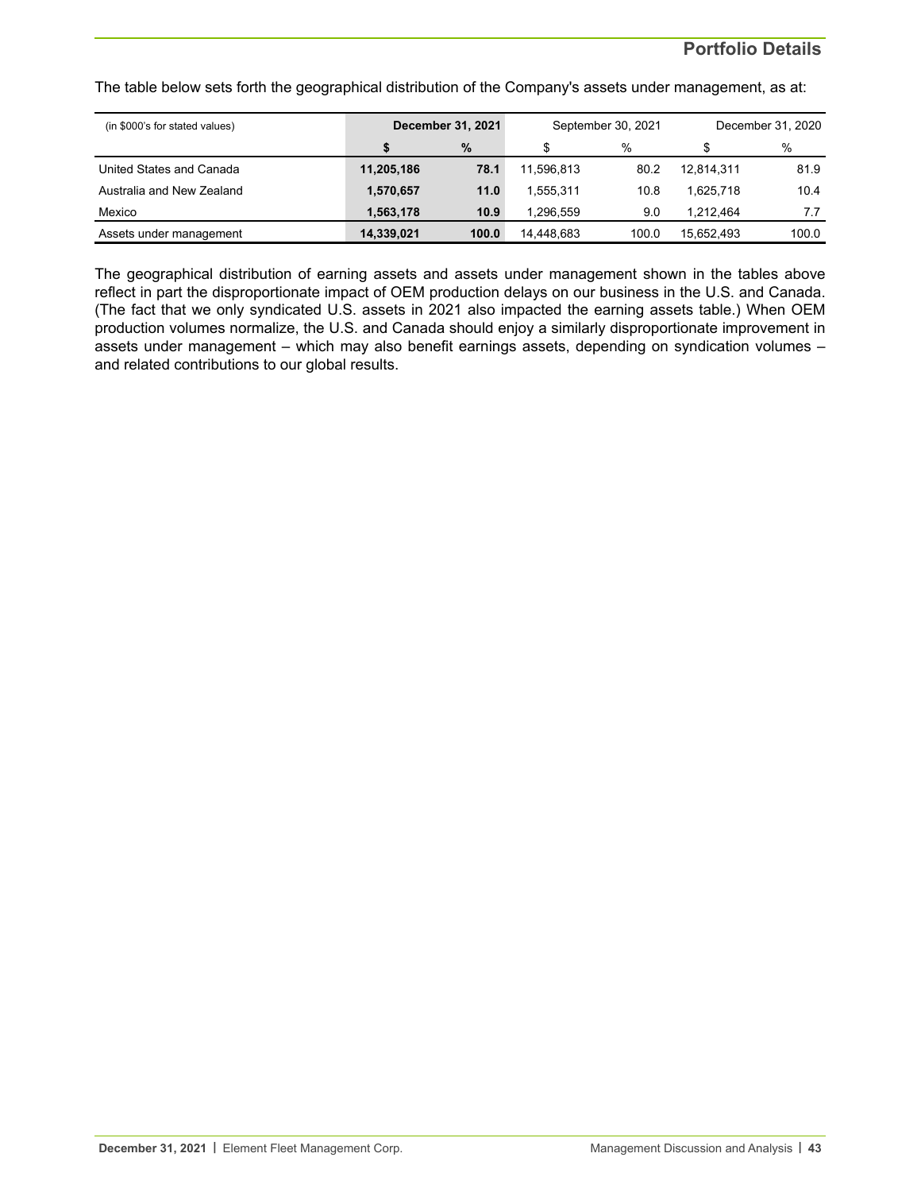The table below sets forth the geographical distribution of the Company's assets under management, as at:

| (in $000's for stated values) | December 31, 2021 | | September 30, 2021 | | December 31, 2020 | |
|---|---|---|---|---|---|---|
| | **$** | **%** | $ | % | $ | % |
| United States and Canada | **11,205,186** | **78.1** | 11,596,813 | 80.2 | 12,814,311 | 81.9 |
| Australia and New Zealand | **1,570,657** | **11.0** | 1,555,311 | 10.8 | 1,625,718 | 10.4 |
| Mexico | **1,563,178** | **10.9** | 1,296,559 | 9.0 | 1,212,464 | 7.7 |
| Assets under management | **14,339,021** | **100.0** | 14,448,683 | 100.0 | 15,652,493 | 100.0 |

The geographical distribution of earning assets and assets under management shown in the tables above reflect in part the disproportionate impact of OEM production delays on our business in the U.S. and Canada. (The fact that we only syndicated U.S. assets in 2021 also impacted the earning assets table.) When OEM production volumes normalize, the U.S. and Canada should enjoy a similarly disproportionate improvement in assets under management – which may also benefit earnings assets, depending on syndication volumes – and related contributions to our global results.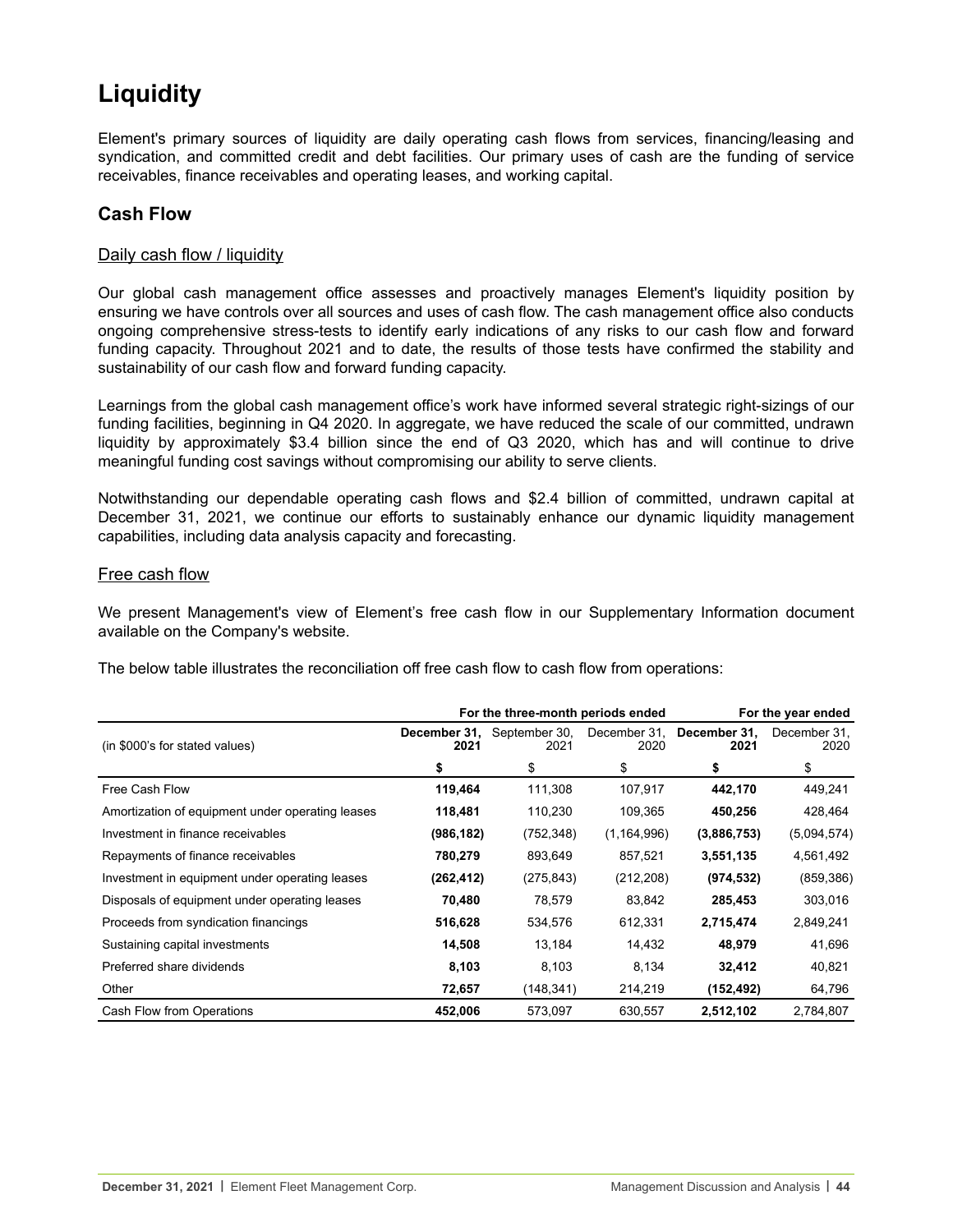# Liquidity

Element's primary sources of liquidity are daily operating cash flows from services, financing/leasing and syndication, and committed credit and debt facilities. Our primary uses of cash are the funding of service receivables, finance receivables and operating leases, and working capital.

## Cash Flow

### Daily cash flow / liquidity

Our global cash management office assesses and proactively manages Element's liquidity position by ensuring we have controls over all sources and uses of cash flow. The cash management office also conducts ongoing comprehensive stress-tests to identify early indications of any risks to our cash flow and forward funding capacity. Throughout 2021 and to date, the results of those tests have confirmed the stability and sustainability of our cash flow and forward funding capacity.

Learnings from the global cash management office's work have informed several strategic right-sizings of our funding facilities, beginning in Q4 2020. In aggregate, we have reduced the scale of our committed, undrawn liquidity by approximately $3.4 billion since the end of Q3 2020, which has and will continue to drive meaningful funding cost savings without compromising our ability to serve clients.

Notwithstanding our dependable operating cash flows and $2.4 billion of committed, undrawn capital at December 31, 2021, we continue our efforts to sustainably enhance our dynamic liquidity management capabilities, including data analysis capacity and forecasting.

### Free cash flow

We present Management's view of Element's free cash flow in our Supplementary Information document available on the Company's website.

The below table illustrates the reconciliation off free cash flow to cash flow from operations:

| | For the three-month periods ended | | | For the year ended | |
|---|---|---|---|---|---|
| (in $000's for stated values) | **December 31, 2021** | September 30, 2021 | December 31, 2020 | **December 31, 2021** | December 31, 2020 |
| | **$** | $ | $ | **$** | $ |
| Free Cash Flow | **119,464** | 111,308 | 107,917 | **442,170** | 449,241 |
| Amortization of equipment under operating leases | **118,481** | 110,230 | 109,365 | **450,256** | 428,464 |
| Investment in finance receivables | **(986,182)** | (752,348) | (1,164,996) | **(3,886,753)** | (5,094,574) |
| Repayments of finance receivables | **780,279** | 893,649 | 857,521 | **3,551,135** | 4,561,492 |
| Investment in equipment under operating leases | **(262,412)** | (275,843) | (212,208) | **(974,532)** | (859,386) |
| Disposals of equipment under operating leases | **70,480** | 78,579 | 83,842 | **285,453** | 303,016 |
| Proceeds from syndication financings | **516,628** | 534,576 | 612,331 | **2,715,474** | 2,849,241 |
| Sustaining capital investments | **14,508** | 13,184 | 14,432 | **48,979** | 41,696 |
| Preferred share dividends | **8,103** | 8,103 | 8,134 | **32,412** | 40,821 |
| Other | **72,657** | (148,341) | 214,219 | **(152,492)** | 64,796 |
| Cash Flow from Operations | **452,006** | 573,097 | 630,557 | **2,512,102** | 2,784,807 |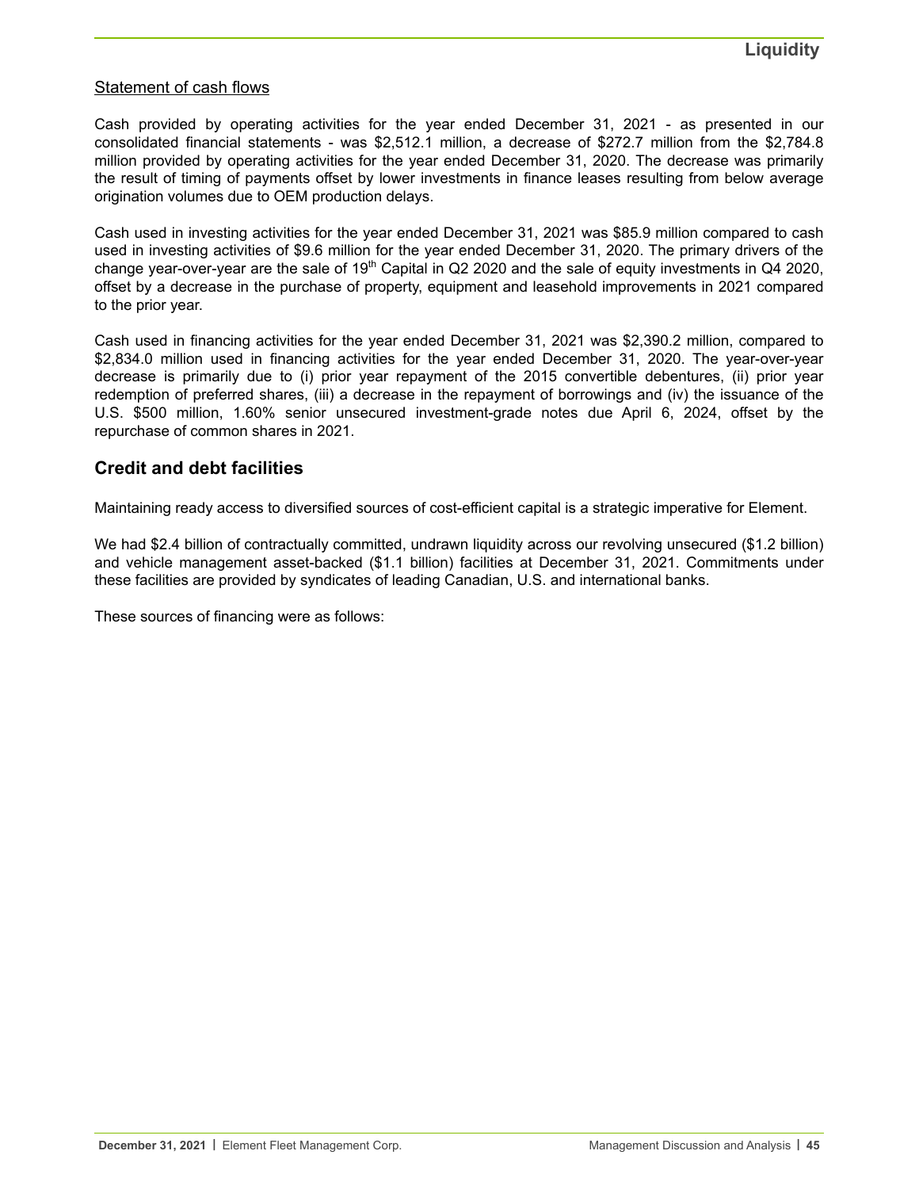Statement of cash flows

Cash provided by operating activities for the year ended December 31, 2021 - as presented in our consolidated financial statements - was $2,512.1 million, a decrease of $272.7 million from the $2,784.8 million provided by operating activities for the year ended December 31, 2020. The decrease was primarily the result of timing of payments offset by lower investments in finance leases resulting from below average origination volumes due to OEM production delays.

Cash used in investing activities for the year ended December 31, 2021 was $85.9 million compared to cash used in investing activities of $9.6 million for the year ended December 31, 2020. The primary drivers of the change year-over-year are the sale of 19th Capital in Q2 2020 and the sale of equity investments in Q4 2020, offset by a decrease in the purchase of property, equipment and leasehold improvements in 2021 compared to the prior year.

Cash used in financing activities for the year ended December 31, 2021 was $2,390.2 million, compared to $2,834.0 million used in financing activities for the year ended December 31, 2020. The year-over-year decrease is primarily due to (i) prior year repayment of the 2015 convertible debentures, (ii) prior year redemption of preferred shares, (iii) a decrease in the repayment of borrowings and (iv) the issuance of the U.S. $500 million, 1.60% senior unsecured investment-grade notes due April 6, 2024, offset by the repurchase of common shares in 2021.

## Credit and debt facilities

Maintaining ready access to diversified sources of cost-efficient capital is a strategic imperative for Element.

We had $2.4 billion of contractually committed, undrawn liquidity across our revolving unsecured ($1.2 billion) and vehicle management asset-backed ($1.1 billion) facilities at December 31, 2021. Commitments under these facilities are provided by syndicates of leading Canadian, U.S. and international banks.

These sources of financing were as follows: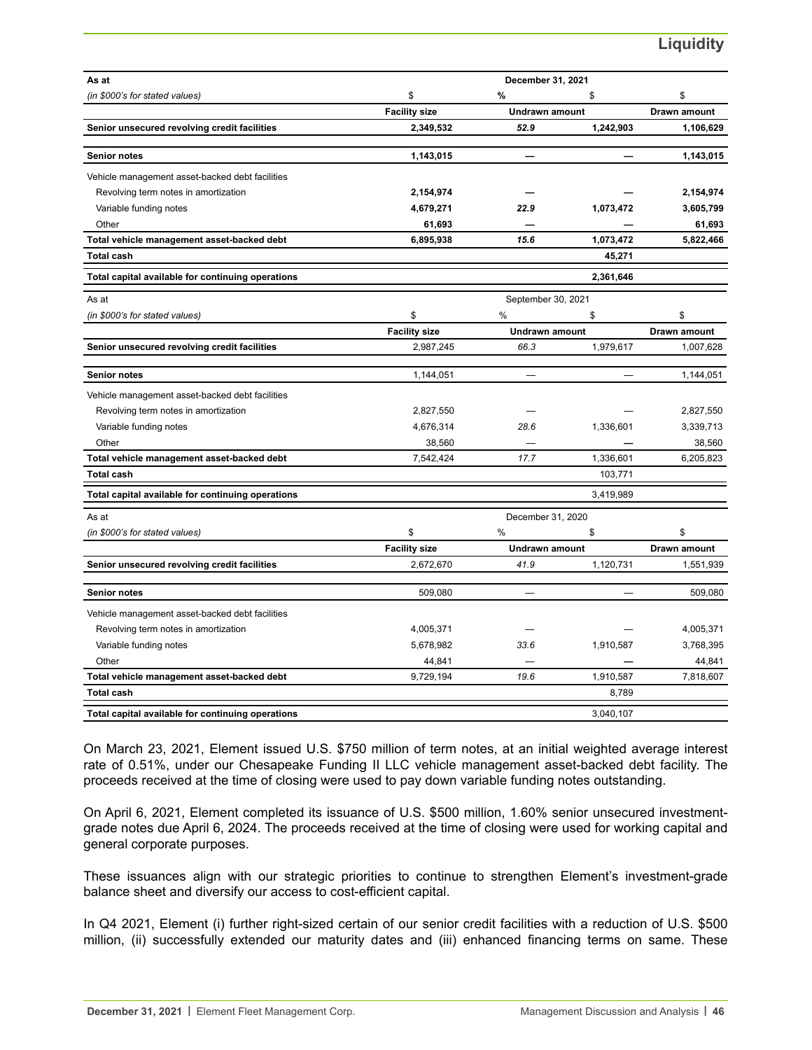## Liquidity

| As at | December 31, 2021 | | | |
|---|---|---|---|---|
| *(in $000's for stated values)* | $ | % | $ | $ |
| | **Facility size** | **Undrawn amount** | | **Drawn amount** |
| **Senior unsecured revolving credit facilities** | **2,349,532** | ***52.9*** | **1,242,903** | **1,106,629** |
| **Senior notes** | **1,143,015** | **—** | **—** | **1,143,015** |
| Vehicle management asset-backed debt facilities | | | | |
| Revolving term notes in amortization | **2,154,974** | **—** | **—** | **2,154,974** |
| Variable funding notes | **4,679,271** | ***22.9*** | **1,073,472** | **3,605,799** |
| Other | **61,693** | **—** | **—** | **61,693** |
| **Total vehicle management asset-backed debt** | **6,895,938** | ***15.6*** | **1,073,472** | **5,822,466** |
| **Total cash** | | | **45,271** | |
| **Total capital available for continuing operations** | | | **2,361,646** | |

| As at | September 30, 2021 | | | |
|---|---|---|---|---|
| *(in $000's for stated values)* | $ | % | $ | $ |
| | **Facility size** | **Undrawn amount** | | **Drawn amount** |
| **Senior unsecured revolving credit facilities** | 2,987,245 | *66.3* | 1,979,617 | 1,007,628 |
| **Senior notes** | 1,144,051 | — | — | 1,144,051 |
| Vehicle management asset-backed debt facilities | | | | |
| Revolving term notes in amortization | 2,827,550 | — | — | 2,827,550 |
| Variable funding notes | 4,676,314 | *28.6* | 1,336,601 | 3,339,713 |
| Other | 38,560 | — | — | 38,560 |
| **Total vehicle management asset-backed debt** | 7,542,424 | *17.7* | 1,336,601 | 6,205,823 |
| **Total cash** | | | 103,771 | |
| **Total capital available for continuing operations** | | | 3,419,989 | |

| As at | December 31, 2020 | | | |
|---|---|---|---|---|
| *(in $000's for stated values)* | $ | % | $ | $ |
| | **Facility size** | **Undrawn amount** | | **Drawn amount** |
| **Senior unsecured revolving credit facilities** | 2,672,670 | *41.9* | 1,120,731 | 1,551,939 |
| **Senior notes** | 509,080 | — | — | 509,080 |
| Vehicle management asset-backed debt facilities | | | | |
| Revolving term notes in amortization | 4,005,371 | — | — | 4,005,371 |
| Variable funding notes | 5,678,982 | *33.6* | 1,910,587 | 3,768,395 |
| Other | 44,841 | — | — | 44,841 |
| **Total vehicle management asset-backed debt** | 9,729,194 | *19.6* | 1,910,587 | 7,818,607 |
| **Total cash** | | | 8,789 | |
| **Total capital available for continuing operations** | | | 3,040,107 | |

On March 23, 2021, Element issued U.S. $750 million of term notes, at an initial weighted average interest rate of 0.51%, under our Chesapeake Funding II LLC vehicle management asset-backed debt facility. The proceeds received at the time of closing were used to pay down variable funding notes outstanding.

On April 6, 2021, Element completed its issuance of U.S. $500 million, 1.60% senior unsecured investment-grade notes due April 6, 2024. The proceeds received at the time of closing were used for working capital and general corporate purposes.

These issuances align with our strategic priorities to continue to strengthen Element's investment-grade balance sheet and diversify our access to cost-efficient capital.

In Q4 2021, Element (i) further right-sized certain of our senior credit facilities with a reduction of U.S. $500 million, (ii) successfully extended our maturity dates and (iii) enhanced financing terms on same. These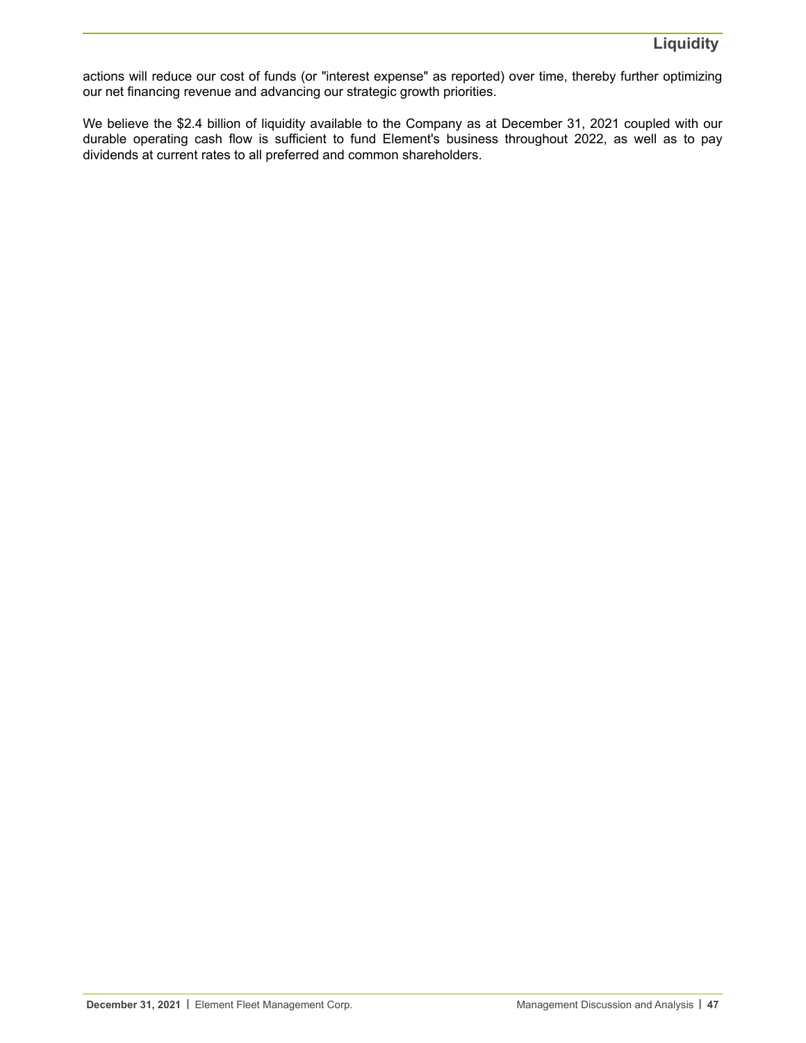actions will reduce our cost of funds (or "interest expense" as reported) over time, thereby further optimizing our net financing revenue and advancing our strategic growth priorities.

We believe the $2.4 billion of liquidity available to the Company as at December 31, 2021 coupled with our durable operating cash flow is sufficient to fund Element's business throughout 2022, as well as to pay dividends at current rates to all preferred and common shareholders.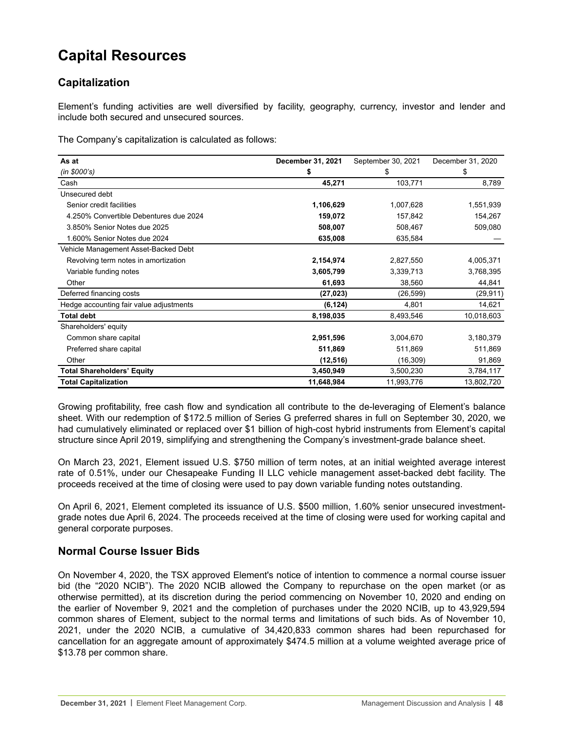# Capital Resources

## Capitalization

Element's funding activities are well diversified by facility, geography, currency, investor and lender and include both secured and unsecured sources.

The Company's capitalization is calculated as follows:

| As at | **December 31, 2021** | September 30, 2021 | December 31, 2020 |
|---|---|---|---|
| *(in $000's)* | **$** | $ | $ |
| Cash | **45,271** | 103,771 | 8,789 |
| Unsecured debt | | | |
| Senior credit facilities | **1,106,629** | 1,007,628 | 1,551,939 |
| 4.250% Convertible Debentures due 2024 | **159,072** | 157,842 | 154,267 |
| 3.850% Senior Notes due 2025 | **508,007** | 508,467 | 509,080 |
| 1.600% Senior Notes due 2024 | **635,008** | 635,584 | — |
| Vehicle Management Asset-Backed Debt | | | |
| Revolving term notes in amortization | **2,154,974** | 2,827,550 | 4,005,371 |
| Variable funding notes | **3,605,799** | 3,339,713 | 3,768,395 |
| Other | **61,693** | 38,560 | 44,841 |
| Deferred financing costs | **(27,023)** | (26,599) | (29,911) |
| Hedge accounting fair value adjustments | **(6,124)** | 4,801 | 14,621 |
| **Total debt** | **8,198,035** | 8,493,546 | 10,018,603 |
| Shareholders' equity | | | |
| Common share capital | **2,951,596** | 3,004,670 | 3,180,379 |
| Preferred share capital | **511,869** | 511,869 | 511,869 |
| Other | **(12,516)** | (16,309) | 91,869 |
| **Total Shareholders' Equity** | **3,450,949** | 3,500,230 | 3,784,117 |
| **Total Capitalization** | **11,648,984** | 11,993,776 | 13,802,720 |

Growing profitability, free cash flow and syndication all contribute to the de-leveraging of Element's balance sheet. With our redemption of $172.5 million of Series G preferred shares in full on September 30, 2020, we had cumulatively eliminated or replaced over $1 billion of high-cost hybrid instruments from Element's capital structure since April 2019, simplifying and strengthening the Company's investment-grade balance sheet.

On March 23, 2021, Element issued U.S. $750 million of term notes, at an initial weighted average interest rate of 0.51%, under our Chesapeake Funding II LLC vehicle management asset-backed debt facility. The proceeds received at the time of closing were used to pay down variable funding notes outstanding.

On April 6, 2021, Element completed its issuance of U.S. $500 million, 1.60% senior unsecured investment-grade notes due April 6, 2024. The proceeds received at the time of closing were used for working capital and general corporate purposes.

## Normal Course Issuer Bids

On November 4, 2020, the TSX approved Element's notice of intention to commence a normal course issuer bid (the "2020 NCIB"). The 2020 NCIB allowed the Company to repurchase on the open market (or as otherwise permitted), at its discretion during the period commencing on November 10, 2020 and ending on the earlier of November 9, 2021 and the completion of purchases under the 2020 NCIB, up to 43,929,594 common shares of Element, subject to the normal terms and limitations of such bids. As of November 10, 2021, under the 2020 NCIB, a cumulative of 34,420,833 common shares had been repurchased for cancellation for an aggregate amount of approximately $474.5 million at a volume weighted average price of $13.78 per common share.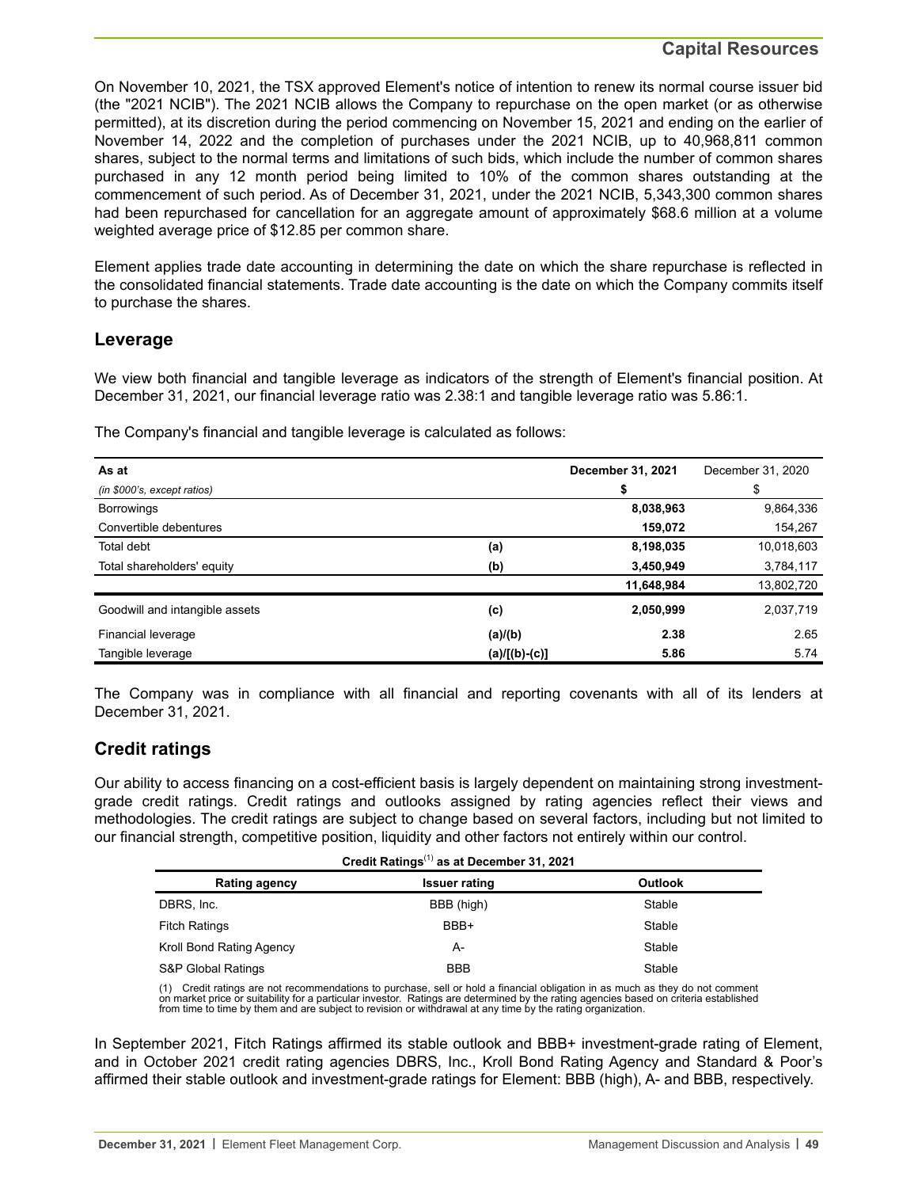## Capital Resources

On November 10, 2021, the TSX approved Element's notice of intention to renew its normal course issuer bid (the "2021 NCIB"). The 2021 NCIB allows the Company to repurchase on the open market (or as otherwise permitted), at its discretion during the period commencing on November 15, 2021 and ending on the earlier of November 14, 2022 and the completion of purchases under the 2021 NCIB, up to 40,968,811 common shares, subject to the normal terms and limitations of such bids, which include the number of common shares purchased in any 12 month period being limited to 10% of the common shares outstanding at the commencement of such period. As of December 31, 2021, under the 2021 NCIB, 5,343,300 common shares had been repurchased for cancellation for an aggregate amount of approximately $68.6 million at a volume weighted average price of $12.85 per common share.

Element applies trade date accounting in determining the date on which the share repurchase is reflected in the consolidated financial statements. Trade date accounting is the date on which the Company commits itself to purchase the shares.

## Leverage

We view both financial and tangible leverage as indicators of the strength of Element's financial position. At December 31, 2021, our financial leverage ratio was 2.38:1 and tangible leverage ratio was 5.86:1.

The Company's financial and tangible leverage is calculated as follows:

| **As at** | | **December 31, 2021** | December 31, 2020 |
|---|---|---|---|
| *(in $000's, except ratios)* | | **$** | $ |
| Borrowings | | **8,038,963** | 9,864,336 |
| Convertible debentures | | **159,072** | 154,267 |
| Total debt | **(a)** | **8,198,035** | 10,018,603 |
| Total shareholders' equity | **(b)** | **3,450,949** | 3,784,117 |
| | | **11,648,984** | 13,802,720 |
| Goodwill and intangible assets | **(c)** | **2,050,999** | 2,037,719 |
| Financial leverage | **(a)/(b)** | **2.38** | 2.65 |
| Tangible leverage | **(a)/[(b)-(c)]** | **5.86** | 5.74 |

The Company was in compliance with all financial and reporting covenants with all of its lenders at December 31, 2021.

## Credit ratings

Our ability to access financing on a cost-efficient basis is largely dependent on maintaining strong investment-grade credit ratings. Credit ratings and outlooks assigned by rating agencies reflect their views and methodologies. The credit ratings are subject to change based on several factors, including but not limited to our financial strength, competitive position, liquidity and other factors not entirely within our control.

**Credit Ratings[1] as at December 31, 2021**

| Rating agency | Issuer rating | Outlook |
|---|---|---|
| DBRS, Inc. | BBB (high) | Stable |
| Fitch Ratings | BBB+ | Stable |
| Kroll Bond Rating Agency | A- | Stable |
| S&P Global Ratings | BBB | Stable |

(1) Credit ratings are not recommendations to purchase, sell or hold a financial obligation in as much as they do not comment on market price or suitability for a particular investor. Ratings are determined by the rating agencies based on criteria established from time to time by them and are subject to revision or withdrawal at any time by the rating organization.

In September 2021, Fitch Ratings affirmed its stable outlook and BBB+ investment-grade rating of Element, and in October 2021 credit rating agencies DBRS, Inc., Kroll Bond Rating Agency and Standard & Poor's affirmed their stable outlook and investment-grade ratings for Element: BBB (high), A- and BBB, respectively.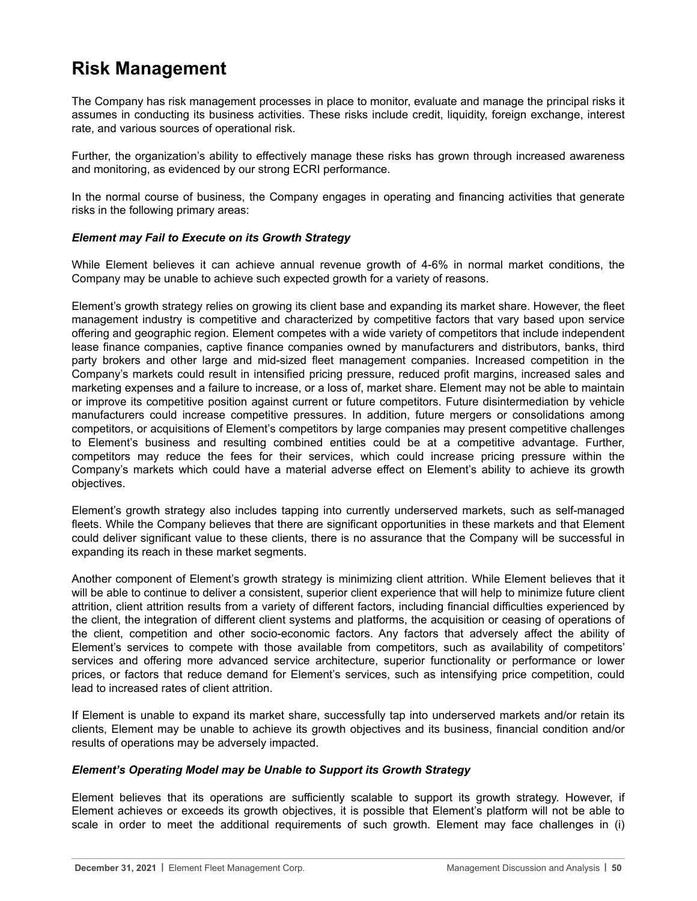# Risk Management

The Company has risk management processes in place to monitor, evaluate and manage the principal risks it assumes in conducting its business activities. These risks include credit, liquidity, foreign exchange, interest rate, and various sources of operational risk.

Further, the organization's ability to effectively manage these risks has grown through increased awareness and monitoring, as evidenced by our strong ECRI performance.

In the normal course of business, the Company engages in operating and financing activities that generate risks in the following primary areas:

***Element may Fail to Execute on its Growth Strategy***

While Element believes it can achieve annual revenue growth of 4-6% in normal market conditions, the Company may be unable to achieve such expected growth for a variety of reasons.

Element's growth strategy relies on growing its client base and expanding its market share. However, the fleet management industry is competitive and characterized by competitive factors that vary based upon service offering and geographic region. Element competes with a wide variety of competitors that include independent lease finance companies, captive finance companies owned by manufacturers and distributors, banks, third party brokers and other large and mid-sized fleet management companies. Increased competition in the Company's markets could result in intensified pricing pressure, reduced profit margins, increased sales and marketing expenses and a failure to increase, or a loss of, market share. Element may not be able to maintain or improve its competitive position against current or future competitors. Future disintermediation by vehicle manufacturers could increase competitive pressures. In addition, future mergers or consolidations among competitors, or acquisitions of Element's competitors by large companies may present competitive challenges to Element's business and resulting combined entities could be at a competitive advantage. Further, competitors may reduce the fees for their services, which could increase pricing pressure within the Company's markets which could have a material adverse effect on Element's ability to achieve its growth objectives.

Element's growth strategy also includes tapping into currently underserved markets, such as self-managed fleets. While the Company believes that there are significant opportunities in these markets and that Element could deliver significant value to these clients, there is no assurance that the Company will be successful in expanding its reach in these market segments.

Another component of Element's growth strategy is minimizing client attrition. While Element believes that it will be able to continue to deliver a consistent, superior client experience that will help to minimize future client attrition, client attrition results from a variety of different factors, including financial difficulties experienced by the client, the integration of different client systems and platforms, the acquisition or ceasing of operations of the client, competition and other socio-economic factors. Any factors that adversely affect the ability of Element's services to compete with those available from competitors, such as availability of competitors' services and offering more advanced service architecture, superior functionality or performance or lower prices, or factors that reduce demand for Element's services, such as intensifying price competition, could lead to increased rates of client attrition.

If Element is unable to expand its market share, successfully tap into underserved markets and/or retain its clients, Element may be unable to achieve its growth objectives and its business, financial condition and/or results of operations may be adversely impacted.

***Element's Operating Model may be Unable to Support its Growth Strategy***

Element believes that its operations are sufficiently scalable to support its growth strategy. However, if Element achieves or exceeds its growth objectives, it is possible that Element's platform will not be able to scale in order to meet the additional requirements of such growth. Element may face challenges in (i)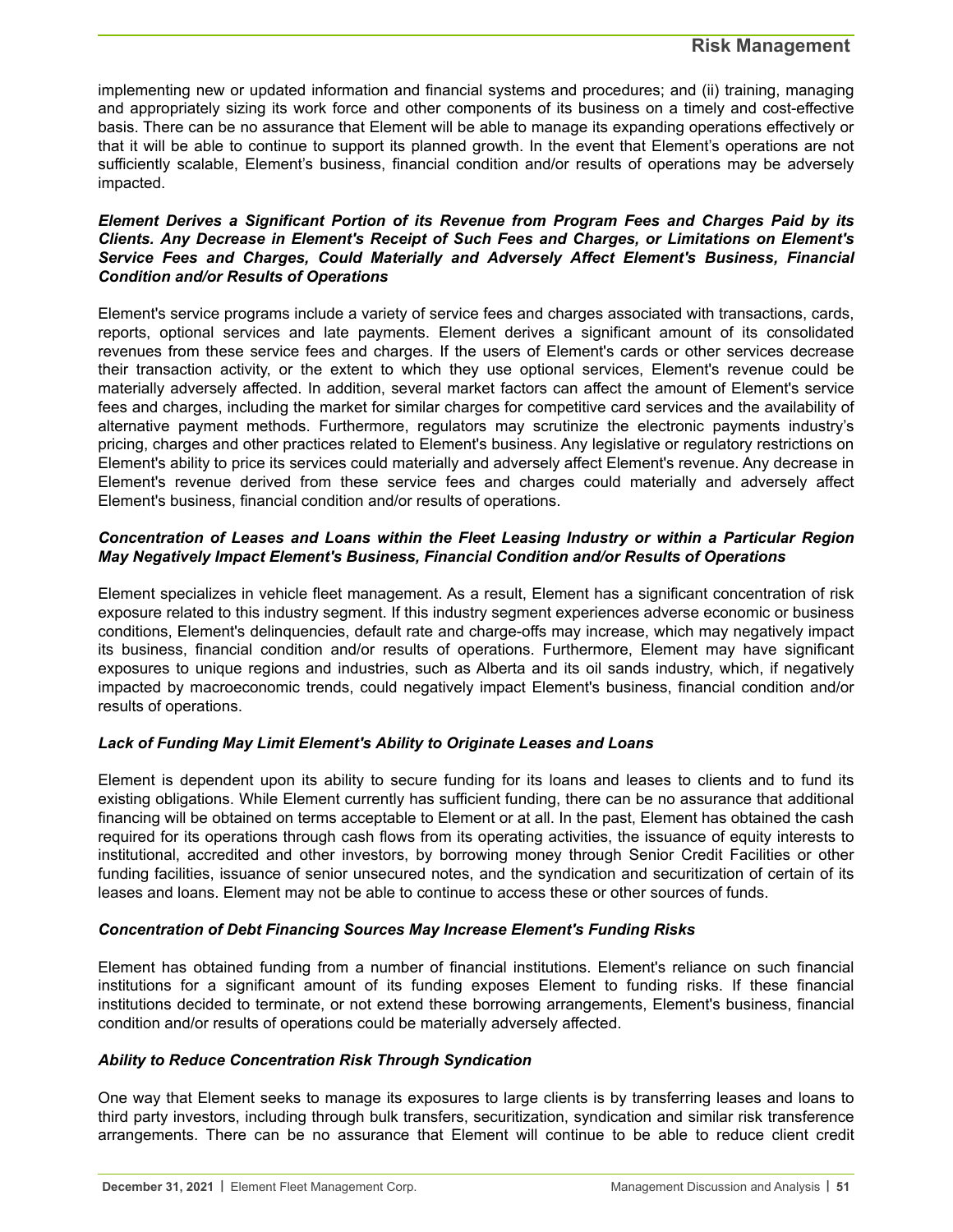implementing new or updated information and financial systems and procedures; and (ii) training, managing and appropriately sizing its work force and other components of its business on a timely and cost-effective basis. There can be no assurance that Element will be able to manage its expanding operations effectively or that it will be able to continue to support its planned growth. In the event that Element's operations are not sufficiently scalable, Element's business, financial condition and/or results of operations may be adversely impacted.

***Element Derives a Significant Portion of its Revenue from Program Fees and Charges Paid by its Clients. Any Decrease in Element's Receipt of Such Fees and Charges, or Limitations on Element's Service Fees and Charges, Could Materially and Adversely Affect Element's Business, Financial Condition and/or Results of Operations***

Element's service programs include a variety of service fees and charges associated with transactions, cards, reports, optional services and late payments. Element derives a significant amount of its consolidated revenues from these service fees and charges. If the users of Element's cards or other services decrease their transaction activity, or the extent to which they use optional services, Element's revenue could be materially adversely affected. In addition, several market factors can affect the amount of Element's service fees and charges, including the market for similar charges for competitive card services and the availability of alternative payment methods. Furthermore, regulators may scrutinize the electronic payments industry's pricing, charges and other practices related to Element's business. Any legislative or regulatory restrictions on Element's ability to price its services could materially and adversely affect Element's revenue. Any decrease in Element's revenue derived from these service fees and charges could materially and adversely affect Element's business, financial condition and/or results of operations.

***Concentration of Leases and Loans within the Fleet Leasing Industry or within a Particular Region May Negatively Impact Element's Business, Financial Condition and/or Results of Operations***

Element specializes in vehicle fleet management. As a result, Element has a significant concentration of risk exposure related to this industry segment. If this industry segment experiences adverse economic or business conditions, Element's delinquencies, default rate and charge-offs may increase, which may negatively impact its business, financial condition and/or results of operations. Furthermore, Element may have significant exposures to unique regions and industries, such as Alberta and its oil sands industry, which, if negatively impacted by macroeconomic trends, could negatively impact Element's business, financial condition and/or results of operations.

***Lack of Funding May Limit Element's Ability to Originate Leases and Loans***

Element is dependent upon its ability to secure funding for its loans and leases to clients and to fund its existing obligations. While Element currently has sufficient funding, there can be no assurance that additional financing will be obtained on terms acceptable to Element or at all. In the past, Element has obtained the cash required for its operations through cash flows from its operating activities, the issuance of equity interests to institutional, accredited and other investors, by borrowing money through Senior Credit Facilities or other funding facilities, issuance of senior unsecured notes, and the syndication and securitization of certain of its leases and loans. Element may not be able to continue to access these or other sources of funds.

***Concentration of Debt Financing Sources May Increase Element's Funding Risks***

Element has obtained funding from a number of financial institutions. Element's reliance on such financial institutions for a significant amount of its funding exposes Element to funding risks. If these financial institutions decided to terminate, or not extend these borrowing arrangements, Element's business, financial condition and/or results of operations could be materially adversely affected.

***Ability to Reduce Concentration Risk Through Syndication***

One way that Element seeks to manage its exposures to large clients is by transferring leases and loans to third party investors, including through bulk transfers, securitization, syndication and similar risk transference arrangements. There can be no assurance that Element will continue to be able to reduce client credit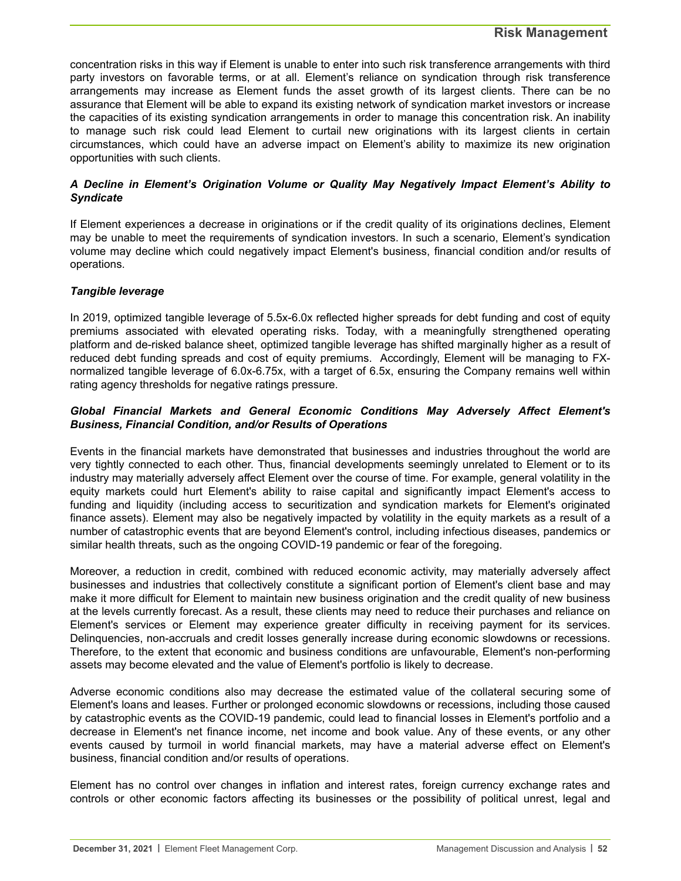concentration risks in this way if Element is unable to enter into such risk transference arrangements with third party investors on favorable terms, or at all. Element's reliance on syndication through risk transference arrangements may increase as Element funds the asset growth of its largest clients. There can be no assurance that Element will be able to expand its existing network of syndication market investors or increase the capacities of its existing syndication arrangements in order to manage this concentration risk. An inability to manage such risk could lead Element to curtail new originations with its largest clients in certain circumstances, which could have an adverse impact on Element's ability to maximize its new origination opportunities with such clients.

### *A Decline in Element's Origination Volume or Quality May Negatively Impact Element's Ability to Syndicate*

If Element experiences a decrease in originations or if the credit quality of its originations declines, Element may be unable to meet the requirements of syndication investors. In such a scenario, Element's syndication volume may decline which could negatively impact Element's business, financial condition and/or results of operations.

### *Tangible leverage*

In 2019, optimized tangible leverage of 5.5x-6.0x reflected higher spreads for debt funding and cost of equity premiums associated with elevated operating risks. Today, with a meaningfully strengthened operating platform and de-risked balance sheet, optimized tangible leverage has shifted marginally higher as a result of reduced debt funding spreads and cost of equity premiums. Accordingly, Element will be managing to FX-normalized tangible leverage of 6.0x-6.75x, with a target of 6.5x, ensuring the Company remains well within rating agency thresholds for negative ratings pressure.

### *Global Financial Markets and General Economic Conditions May Adversely Affect Element's Business, Financial Condition, and/or Results of Operations*

Events in the financial markets have demonstrated that businesses and industries throughout the world are very tightly connected to each other. Thus, financial developments seemingly unrelated to Element or to its industry may materially adversely affect Element over the course of time. For example, general volatility in the equity markets could hurt Element's ability to raise capital and significantly impact Element's access to funding and liquidity (including access to securitization and syndication markets for Element's originated finance assets). Element may also be negatively impacted by volatility in the equity markets as a result of a number of catastrophic events that are beyond Element's control, including infectious diseases, pandemics or similar health threats, such as the ongoing COVID-19 pandemic or fear of the foregoing.

Moreover, a reduction in credit, combined with reduced economic activity, may materially adversely affect businesses and industries that collectively constitute a significant portion of Element's client base and may make it more difficult for Element to maintain new business origination and the credit quality of new business at the levels currently forecast. As a result, these clients may need to reduce their purchases and reliance on Element's services or Element may experience greater difficulty in receiving payment for its services. Delinquencies, non-accruals and credit losses generally increase during economic slowdowns or recessions. Therefore, to the extent that economic and business conditions are unfavourable, Element's non-performing assets may become elevated and the value of Element's portfolio is likely to decrease.

Adverse economic conditions also may decrease the estimated value of the collateral securing some of Element's loans and leases. Further or prolonged economic slowdowns or recessions, including those caused by catastrophic events as the COVID-19 pandemic, could lead to financial losses in Element's portfolio and a decrease in Element's net finance income, net income and book value. Any of these events, or any other events caused by turmoil in world financial markets, may have a material adverse effect on Element's business, financial condition and/or results of operations.

Element has no control over changes in inflation and interest rates, foreign currency exchange rates and controls or other economic factors affecting its businesses or the possibility of political unrest, legal and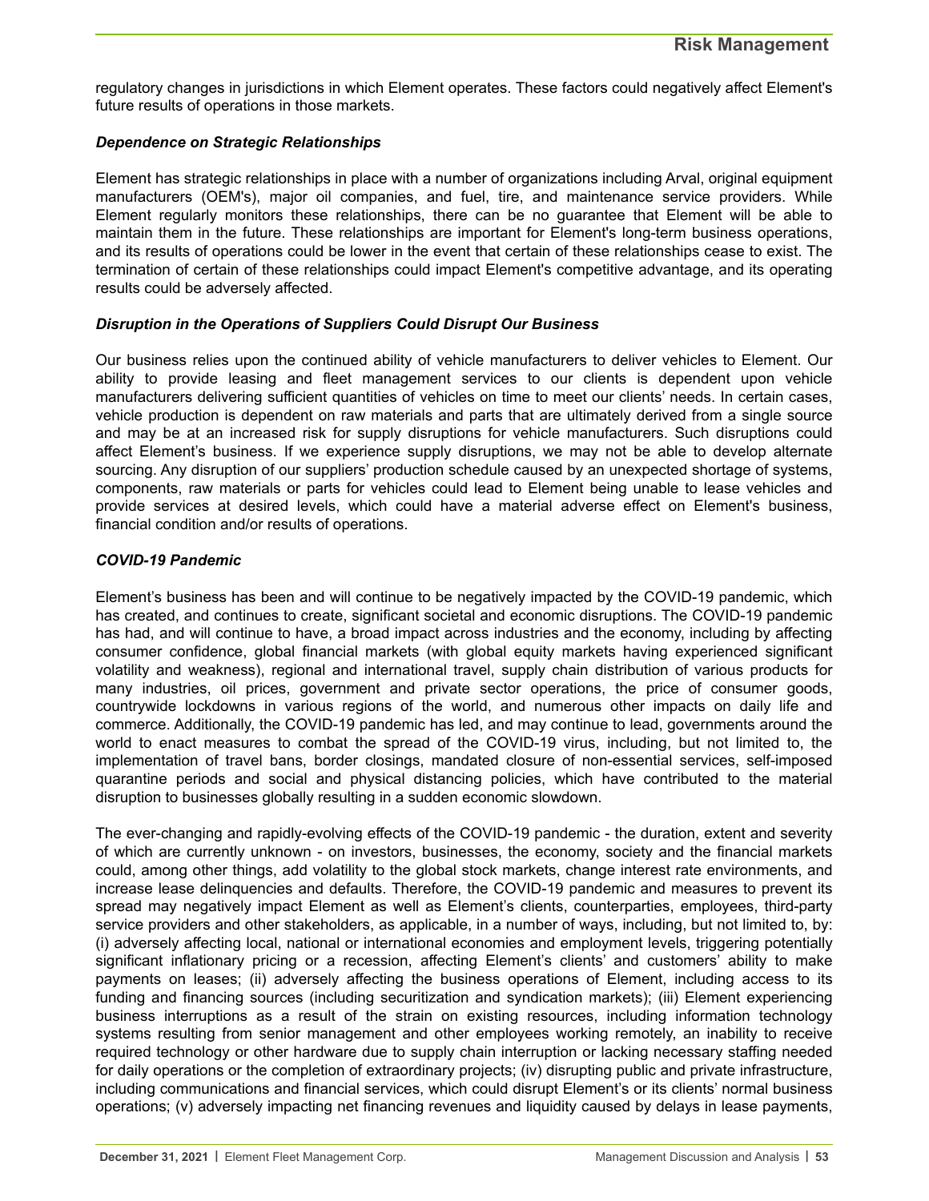regulatory changes in jurisdictions in which Element operates. These factors could negatively affect Element's future results of operations in those markets.

***Dependence on Strategic Relationships***

Element has strategic relationships in place with a number of organizations including Arval, original equipment manufacturers (OEM's), major oil companies, and fuel, tire, and maintenance service providers. While Element regularly monitors these relationships, there can be no guarantee that Element will be able to maintain them in the future. These relationships are important for Element's long-term business operations, and its results of operations could be lower in the event that certain of these relationships cease to exist. The termination of certain of these relationships could impact Element's competitive advantage, and its operating results could be adversely affected.

***Disruption in the Operations of Suppliers Could Disrupt Our Business***

Our business relies upon the continued ability of vehicle manufacturers to deliver vehicles to Element. Our ability to provide leasing and fleet management services to our clients is dependent upon vehicle manufacturers delivering sufficient quantities of vehicles on time to meet our clients' needs. In certain cases, vehicle production is dependent on raw materials and parts that are ultimately derived from a single source and may be at an increased risk for supply disruptions for vehicle manufacturers. Such disruptions could affect Element's business. If we experience supply disruptions, we may not be able to develop alternate sourcing. Any disruption of our suppliers' production schedule caused by an unexpected shortage of systems, components, raw materials or parts for vehicles could lead to Element being unable to lease vehicles and provide services at desired levels, which could have a material adverse effect on Element's business, financial condition and/or results of operations.

***COVID-19 Pandemic***

Element's business has been and will continue to be negatively impacted by the COVID-19 pandemic, which has created, and continues to create, significant societal and economic disruptions. The COVID-19 pandemic has had, and will continue to have, a broad impact across industries and the economy, including by affecting consumer confidence, global financial markets (with global equity markets having experienced significant volatility and weakness), regional and international travel, supply chain distribution of various products for many industries, oil prices, government and private sector operations, the price of consumer goods, countrywide lockdowns in various regions of the world, and numerous other impacts on daily life and commerce. Additionally, the COVID-19 pandemic has led, and may continue to lead, governments around the world to enact measures to combat the spread of the COVID-19 virus, including, but not limited to, the implementation of travel bans, border closings, mandated closure of non-essential services, self-imposed quarantine periods and social and physical distancing policies, which have contributed to the material disruption to businesses globally resulting in a sudden economic slowdown.

The ever-changing and rapidly-evolving effects of the COVID-19 pandemic - the duration, extent and severity of which are currently unknown - on investors, businesses, the economy, society and the financial markets could, among other things, add volatility to the global stock markets, change interest rate environments, and increase lease delinquencies and defaults. Therefore, the COVID-19 pandemic and measures to prevent its spread may negatively impact Element as well as Element's clients, counterparties, employees, third-party service providers and other stakeholders, as applicable, in a number of ways, including, but not limited to, by: (i) adversely affecting local, national or international economies and employment levels, triggering potentially significant inflationary pricing or a recession, affecting Element's clients' and customers' ability to make payments on leases; (ii) adversely affecting the business operations of Element, including access to its funding and financing sources (including securitization and syndication markets); (iii) Element experiencing business interruptions as a result of the strain on existing resources, including information technology systems resulting from senior management and other employees working remotely, an inability to receive required technology or other hardware due to supply chain interruption or lacking necessary staffing needed for daily operations or the completion of extraordinary projects; (iv) disrupting public and private infrastructure, including communications and financial services, which could disrupt Element's or its clients' normal business operations; (v) adversely impacting net financing revenues and liquidity caused by delays in lease payments,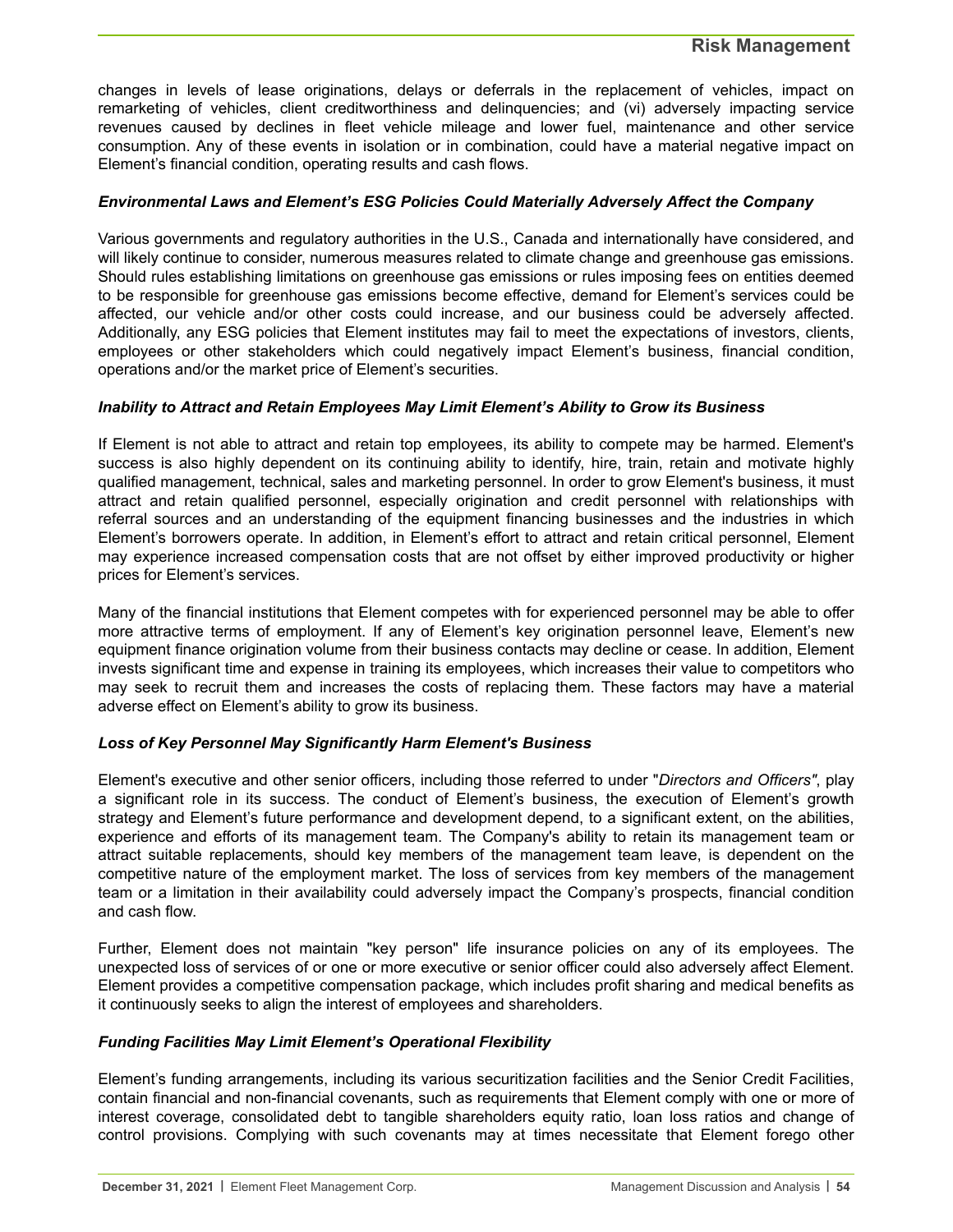changes in levels of lease originations, delays or deferrals in the replacement of vehicles, impact on remarketing of vehicles, client creditworthiness and delinquencies; and (vi) adversely impacting service revenues caused by declines in fleet vehicle mileage and lower fuel, maintenance and other service consumption. Any of these events in isolation or in combination, could have a material negative impact on Element's financial condition, operating results and cash flows.

***Environmental Laws and Element's ESG Policies Could Materially Adversely Affect the Company***

Various governments and regulatory authorities in the U.S., Canada and internationally have considered, and will likely continue to consider, numerous measures related to climate change and greenhouse gas emissions. Should rules establishing limitations on greenhouse gas emissions or rules imposing fees on entities deemed to be responsible for greenhouse gas emissions become effective, demand for Element's services could be affected, our vehicle and/or other costs could increase, and our business could be adversely affected. Additionally, any ESG policies that Element institutes may fail to meet the expectations of investors, clients, employees or other stakeholders which could negatively impact Element's business, financial condition, operations and/or the market price of Element's securities.

***Inability to Attract and Retain Employees May Limit Element's Ability to Grow its Business***

If Element is not able to attract and retain top employees, its ability to compete may be harmed. Element's success is also highly dependent on its continuing ability to identify, hire, train, retain and motivate highly qualified management, technical, sales and marketing personnel. In order to grow Element's business, it must attract and retain qualified personnel, especially origination and credit personnel with relationships with referral sources and an understanding of the equipment financing businesses and the industries in which Element's borrowers operate. In addition, in Element's effort to attract and retain critical personnel, Element may experience increased compensation costs that are not offset by either improved productivity or higher prices for Element's services.

Many of the financial institutions that Element competes with for experienced personnel may be able to offer more attractive terms of employment. If any of Element's key origination personnel leave, Element's new equipment finance origination volume from their business contacts may decline or cease. In addition, Element invests significant time and expense in training its employees, which increases their value to competitors who may seek to recruit them and increases the costs of replacing them. These factors may have a material adverse effect on Element's ability to grow its business.

***Loss of Key Personnel May Significantly Harm Element's Business***

Element's executive and other senior officers, including those referred to under "*Directors and Officers"*, play a significant role in its success. The conduct of Element's business, the execution of Element's growth strategy and Element's future performance and development depend, to a significant extent, on the abilities, experience and efforts of its management team. The Company's ability to retain its management team or attract suitable replacements, should key members of the management team leave, is dependent on the competitive nature of the employment market. The loss of services from key members of the management team or a limitation in their availability could adversely impact the Company's prospects, financial condition and cash flow.

Further, Element does not maintain "key person" life insurance policies on any of its employees. The unexpected loss of services of or one or more executive or senior officer could also adversely affect Element. Element provides a competitive compensation package, which includes profit sharing and medical benefits as it continuously seeks to align the interest of employees and shareholders.

***Funding Facilities May Limit Element's Operational Flexibility***

Element's funding arrangements, including its various securitization facilities and the Senior Credit Facilities, contain financial and non-financial covenants, such as requirements that Element comply with one or more of interest coverage, consolidated debt to tangible shareholders equity ratio, loan loss ratios and change of control provisions. Complying with such covenants may at times necessitate that Element forego other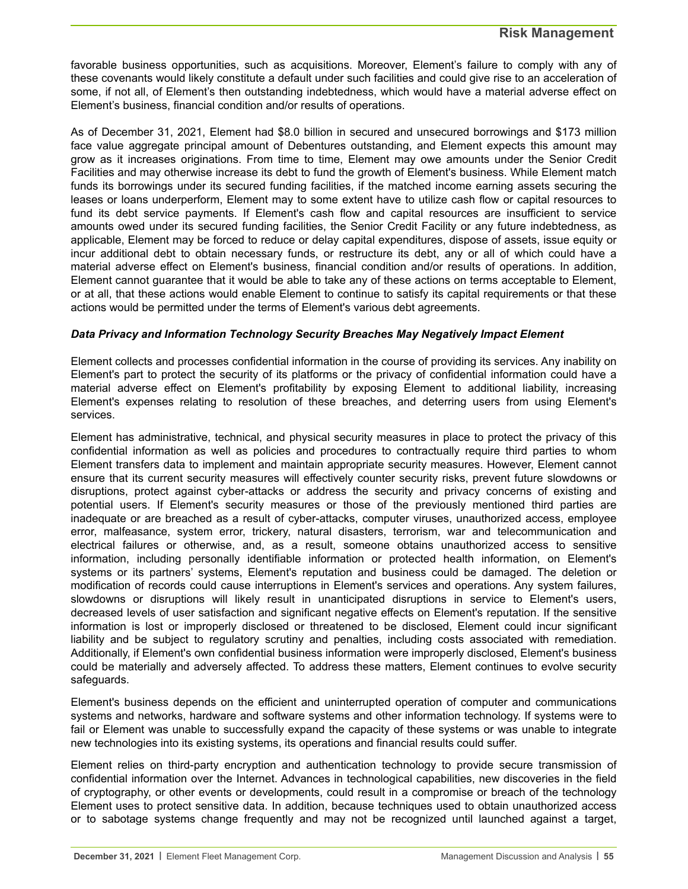favorable business opportunities, such as acquisitions. Moreover, Element's failure to comply with any of these covenants would likely constitute a default under such facilities and could give rise to an acceleration of some, if not all, of Element's then outstanding indebtedness, which would have a material adverse effect on Element's business, financial condition and/or results of operations.

As of December 31, 2021, Element had $8.0 billion in secured and unsecured borrowings and $173 million face value aggregate principal amount of Debentures outstanding, and Element expects this amount may grow as it increases originations. From time to time, Element may owe amounts under the Senior Credit Facilities and may otherwise increase its debt to fund the growth of Element's business. While Element match funds its borrowings under its secured funding facilities, if the matched income earning assets securing the leases or loans underperform, Element may to some extent have to utilize cash flow or capital resources to fund its debt service payments. If Element's cash flow and capital resources are insufficient to service amounts owed under its secured funding facilities, the Senior Credit Facility or any future indebtedness, as applicable, Element may be forced to reduce or delay capital expenditures, dispose of assets, issue equity or incur additional debt to obtain necessary funds, or restructure its debt, any or all of which could have a material adverse effect on Element's business, financial condition and/or results of operations. In addition, Element cannot guarantee that it would be able to take any of these actions on terms acceptable to Element, or at all, that these actions would enable Element to continue to satisfy its capital requirements or that these actions would be permitted under the terms of Element's various debt agreements.

### *Data Privacy and Information Technology Security Breaches May Negatively Impact Element*

Element collects and processes confidential information in the course of providing its services. Any inability on Element's part to protect the security of its platforms or the privacy of confidential information could have a material adverse effect on Element's profitability by exposing Element to additional liability, increasing Element's expenses relating to resolution of these breaches, and deterring users from using Element's services.

Element has administrative, technical, and physical security measures in place to protect the privacy of this confidential information as well as policies and procedures to contractually require third parties to whom Element transfers data to implement and maintain appropriate security measures. However, Element cannot ensure that its current security measures will effectively counter security risks, prevent future slowdowns or disruptions, protect against cyber-attacks or address the security and privacy concerns of existing and potential users. If Element's security measures or those of the previously mentioned third parties are inadequate or are breached as a result of cyber-attacks, computer viruses, unauthorized access, employee error, malfeasance, system error, trickery, natural disasters, terrorism, war and telecommunication and electrical failures or otherwise, and, as a result, someone obtains unauthorized access to sensitive information, including personally identifiable information or protected health information, on Element's systems or its partners' systems, Element's reputation and business could be damaged. The deletion or modification of records could cause interruptions in Element's services and operations. Any system failures, slowdowns or disruptions will likely result in unanticipated disruptions in service to Element's users, decreased levels of user satisfaction and significant negative effects on Element's reputation. If the sensitive information is lost or improperly disclosed or threatened to be disclosed, Element could incur significant liability and be subject to regulatory scrutiny and penalties, including costs associated with remediation. Additionally, if Element's own confidential business information were improperly disclosed, Element's business could be materially and adversely affected. To address these matters, Element continues to evolve security safeguards.

Element's business depends on the efficient and uninterrupted operation of computer and communications systems and networks, hardware and software systems and other information technology. If systems were to fail or Element was unable to successfully expand the capacity of these systems or was unable to integrate new technologies into its existing systems, its operations and financial results could suffer.

Element relies on third-party encryption and authentication technology to provide secure transmission of confidential information over the Internet. Advances in technological capabilities, new discoveries in the field of cryptography, or other events or developments, could result in a compromise or breach of the technology Element uses to protect sensitive data. In addition, because techniques used to obtain unauthorized access or to sabotage systems change frequently and may not be recognized until launched against a target,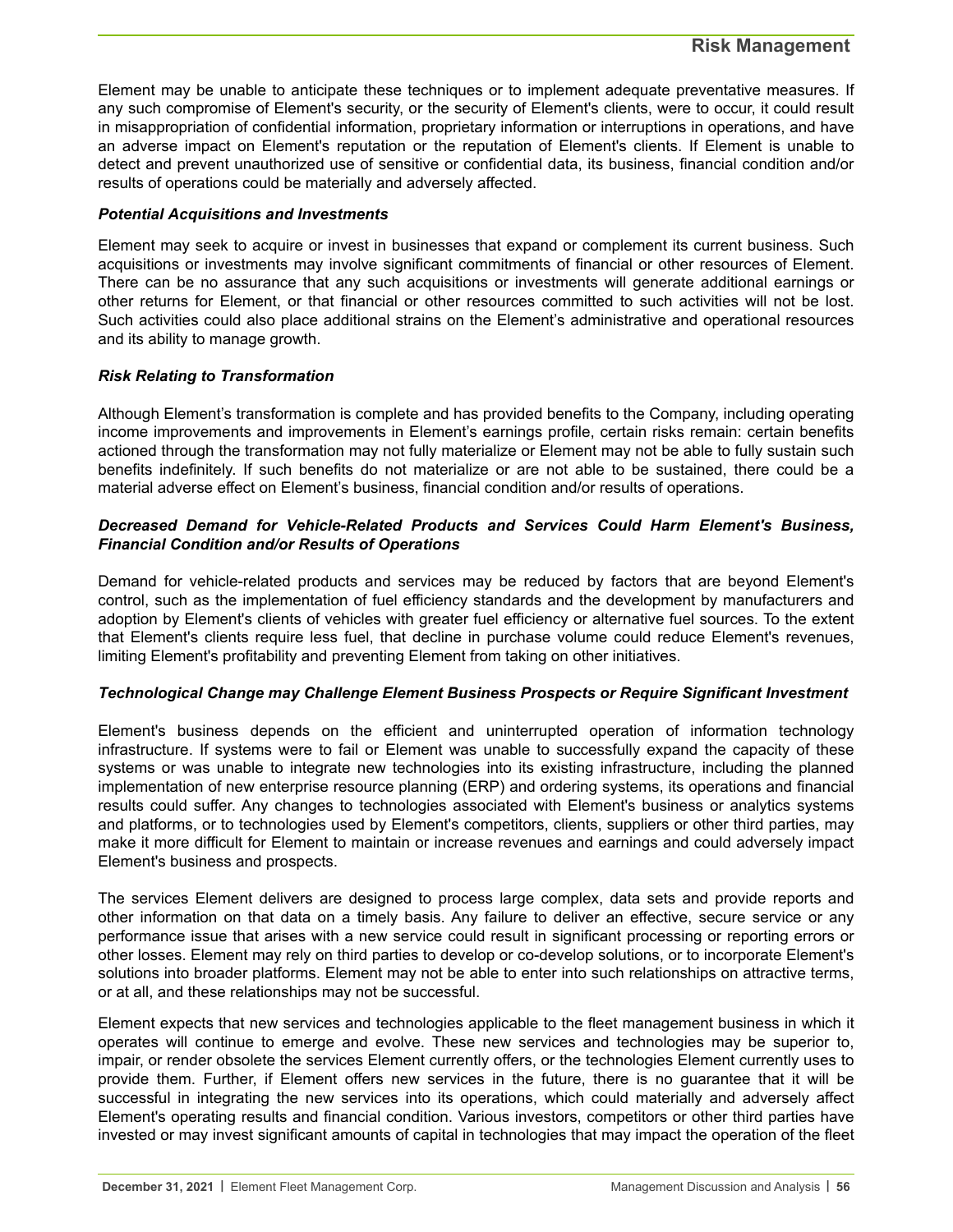Element may be unable to anticipate these techniques or to implement adequate preventative measures. If any such compromise of Element's security, or the security of Element's clients, were to occur, it could result in misappropriation of confidential information, proprietary information or interruptions in operations, and have an adverse impact on Element's reputation or the reputation of Element's clients. If Element is unable to detect and prevent unauthorized use of sensitive or confidential data, its business, financial condition and/or results of operations could be materially and adversely affected.

***Potential Acquisitions and Investments***

Element may seek to acquire or invest in businesses that expand or complement its current business. Such acquisitions or investments may involve significant commitments of financial or other resources of Element. There can be no assurance that any such acquisitions or investments will generate additional earnings or other returns for Element, or that financial or other resources committed to such activities will not be lost. Such activities could also place additional strains on the Element's administrative and operational resources and its ability to manage growth.

***Risk Relating to Transformation***

Although Element's transformation is complete and has provided benefits to the Company, including operating income improvements and improvements in Element's earnings profile, certain risks remain: certain benefits actioned through the transformation may not fully materialize or Element may not be able to fully sustain such benefits indefinitely. If such benefits do not materialize or are not able to be sustained, there could be a material adverse effect on Element's business, financial condition and/or results of operations.

***Decreased Demand for Vehicle-Related Products and Services Could Harm Element's Business, Financial Condition and/or Results of Operations***

Demand for vehicle-related products and services may be reduced by factors that are beyond Element's control, such as the implementation of fuel efficiency standards and the development by manufacturers and adoption by Element's clients of vehicles with greater fuel efficiency or alternative fuel sources. To the extent that Element's clients require less fuel, that decline in purchase volume could reduce Element's revenues, limiting Element's profitability and preventing Element from taking on other initiatives.

***Technological Change may Challenge Element Business Prospects or Require Significant Investment***

Element's business depends on the efficient and uninterrupted operation of information technology infrastructure. If systems were to fail or Element was unable to successfully expand the capacity of these systems or was unable to integrate new technologies into its existing infrastructure, including the planned implementation of new enterprise resource planning (ERP) and ordering systems, its operations and financial results could suffer. Any changes to technologies associated with Element's business or analytics systems and platforms, or to technologies used by Element's competitors, clients, suppliers or other third parties, may make it more difficult for Element to maintain or increase revenues and earnings and could adversely impact Element's business and prospects.

The services Element delivers are designed to process large complex, data sets and provide reports and other information on that data on a timely basis. Any failure to deliver an effective, secure service or any performance issue that arises with a new service could result in significant processing or reporting errors or other losses. Element may rely on third parties to develop or co-develop solutions, or to incorporate Element's solutions into broader platforms. Element may not be able to enter into such relationships on attractive terms, or at all, and these relationships may not be successful.

Element expects that new services and technologies applicable to the fleet management business in which it operates will continue to emerge and evolve. These new services and technologies may be superior to, impair, or render obsolete the services Element currently offers, or the technologies Element currently uses to provide them. Further, if Element offers new services in the future, there is no guarantee that it will be successful in integrating the new services into its operations, which could materially and adversely affect Element's operating results and financial condition. Various investors, competitors or other third parties have invested or may invest significant amounts of capital in technologies that may impact the operation of the fleet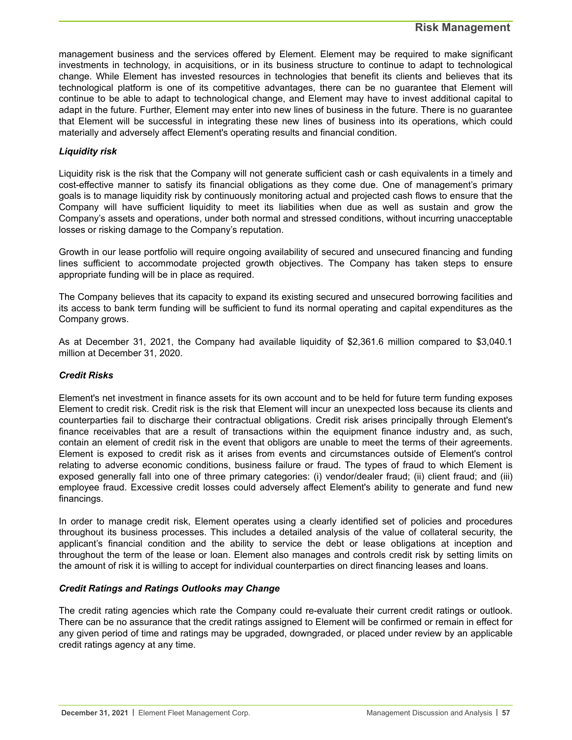management business and the services offered by Element. Element may be required to make significant investments in technology, in acquisitions, or in its business structure to continue to adapt to technological change. While Element has invested resources in technologies that benefit its clients and believes that its technological platform is one of its competitive advantages, there can be no guarantee that Element will continue to be able to adapt to technological change, and Element may have to invest additional capital to adapt in the future. Further, Element may enter into new lines of business in the future. There is no guarantee that Element will be successful in integrating these new lines of business into its operations, which could materially and adversely affect Element's operating results and financial condition.

### *Liquidity risk*

Liquidity risk is the risk that the Company will not generate sufficient cash or cash equivalents in a timely and cost-effective manner to satisfy its financial obligations as they come due. One of management's primary goals is to manage liquidity risk by continuously monitoring actual and projected cash flows to ensure that the Company will have sufficient liquidity to meet its liabilities when due as well as sustain and grow the Company's assets and operations, under both normal and stressed conditions, without incurring unacceptable losses or risking damage to the Company's reputation.

Growth in our lease portfolio will require ongoing availability of secured and unsecured financing and funding lines sufficient to accommodate projected growth objectives. The Company has taken steps to ensure appropriate funding will be in place as required.

The Company believes that its capacity to expand its existing secured and unsecured borrowing facilities and its access to bank term funding will be sufficient to fund its normal operating and capital expenditures as the Company grows.

As at December 31, 2021, the Company had available liquidity of $2,361.6 million compared to $3,040.1 million at December 31, 2020.

### *Credit Risks*

Element's net investment in finance assets for its own account and to be held for future term funding exposes Element to credit risk. Credit risk is the risk that Element will incur an unexpected loss because its clients and counterparties fail to discharge their contractual obligations. Credit risk arises principally through Element's finance receivables that are a result of transactions within the equipment finance industry and, as such, contain an element of credit risk in the event that obligors are unable to meet the terms of their agreements. Element is exposed to credit risk as it arises from events and circumstances outside of Element's control relating to adverse economic conditions, business failure or fraud. The types of fraud to which Element is exposed generally fall into one of three primary categories: (i) vendor/dealer fraud; (ii) client fraud; and (iii) employee fraud. Excessive credit losses could adversely affect Element's ability to generate and fund new financings.

In order to manage credit risk, Element operates using a clearly identified set of policies and procedures throughout its business processes. This includes a detailed analysis of the value of collateral security, the applicant's financial condition and the ability to service the debt or lease obligations at inception and throughout the term of the lease or loan. Element also manages and controls credit risk by setting limits on the amount of risk it is willing to accept for individual counterparties on direct financing leases and loans.

### *Credit Ratings and Ratings Outlooks may Change*

The credit rating agencies which rate the Company could re-evaluate their current credit ratings or outlook. There can be no assurance that the credit ratings assigned to Element will be confirmed or remain in effect for any given period of time and ratings may be upgraded, downgraded, or placed under review by an applicable credit ratings agency at any time.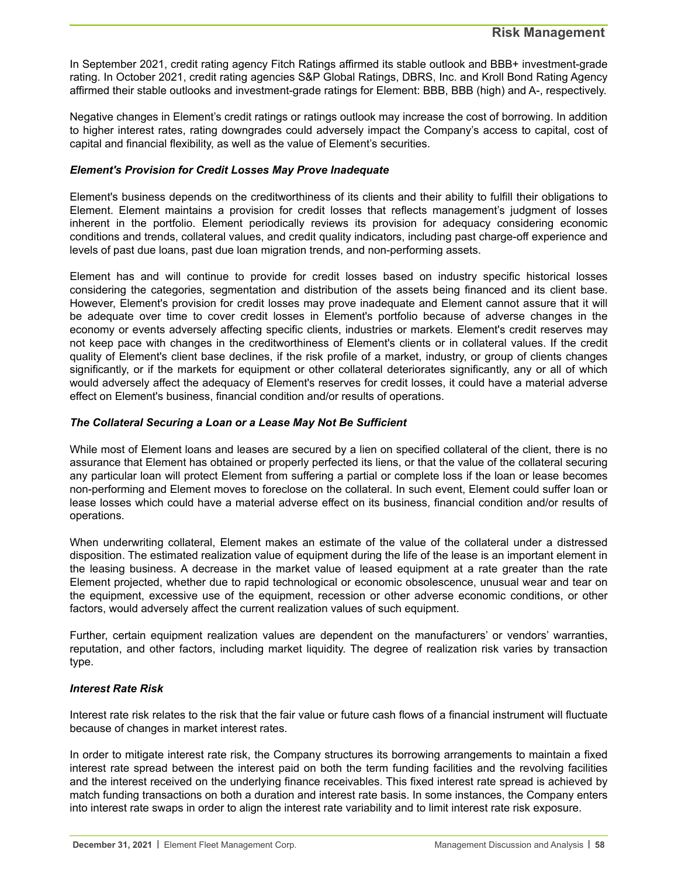In September 2021, credit rating agency Fitch Ratings affirmed its stable outlook and BBB+ investment-grade rating. In October 2021, credit rating agencies S&P Global Ratings, DBRS, Inc. and Kroll Bond Rating Agency affirmed their stable outlooks and investment-grade ratings for Element: BBB, BBB (high) and A-, respectively.

Negative changes in Element's credit ratings or ratings outlook may increase the cost of borrowing. In addition to higher interest rates, rating downgrades could adversely impact the Company's access to capital, cost of capital and financial flexibility, as well as the value of Element's securities.

### *Element's Provision for Credit Losses May Prove Inadequate*

Element's business depends on the creditworthiness of its clients and their ability to fulfill their obligations to Element. Element maintains a provision for credit losses that reflects management's judgment of losses inherent in the portfolio. Element periodically reviews its provision for adequacy considering economic conditions and trends, collateral values, and credit quality indicators, including past charge-off experience and levels of past due loans, past due loan migration trends, and non-performing assets.

Element has and will continue to provide for credit losses based on industry specific historical losses considering the categories, segmentation and distribution of the assets being financed and its client base. However, Element's provision for credit losses may prove inadequate and Element cannot assure that it will be adequate over time to cover credit losses in Element's portfolio because of adverse changes in the economy or events adversely affecting specific clients, industries or markets. Element's credit reserves may not keep pace with changes in the creditworthiness of Element's clients or in collateral values. If the credit quality of Element's client base declines, if the risk profile of a market, industry, or group of clients changes significantly, or if the markets for equipment or other collateral deteriorates significantly, any or all of which would adversely affect the adequacy of Element's reserves for credit losses, it could have a material adverse effect on Element's business, financial condition and/or results of operations.

### *The Collateral Securing a Loan or a Lease May Not Be Sufficient*

While most of Element loans and leases are secured by a lien on specified collateral of the client, there is no assurance that Element has obtained or properly perfected its liens, or that the value of the collateral securing any particular loan will protect Element from suffering a partial or complete loss if the loan or lease becomes non-performing and Element moves to foreclose on the collateral. In such event, Element could suffer loan or lease losses which could have a material adverse effect on its business, financial condition and/or results of operations.

When underwriting collateral, Element makes an estimate of the value of the collateral under a distressed disposition. The estimated realization value of equipment during the life of the lease is an important element in the leasing business. A decrease in the market value of leased equipment at a rate greater than the rate Element projected, whether due to rapid technological or economic obsolescence, unusual wear and tear on the equipment, excessive use of the equipment, recession or other adverse economic conditions, or other factors, would adversely affect the current realization values of such equipment.

Further, certain equipment realization values are dependent on the manufacturers' or vendors' warranties, reputation, and other factors, including market liquidity. The degree of realization risk varies by transaction type.

### *Interest Rate Risk*

Interest rate risk relates to the risk that the fair value or future cash flows of a financial instrument will fluctuate because of changes in market interest rates.

In order to mitigate interest rate risk, the Company structures its borrowing arrangements to maintain a fixed interest rate spread between the interest paid on both the term funding facilities and the revolving facilities and the interest received on the underlying finance receivables. This fixed interest rate spread is achieved by match funding transactions on both a duration and interest rate basis. In some instances, the Company enters into interest rate swaps in order to align the interest rate variability and to limit interest rate risk exposure.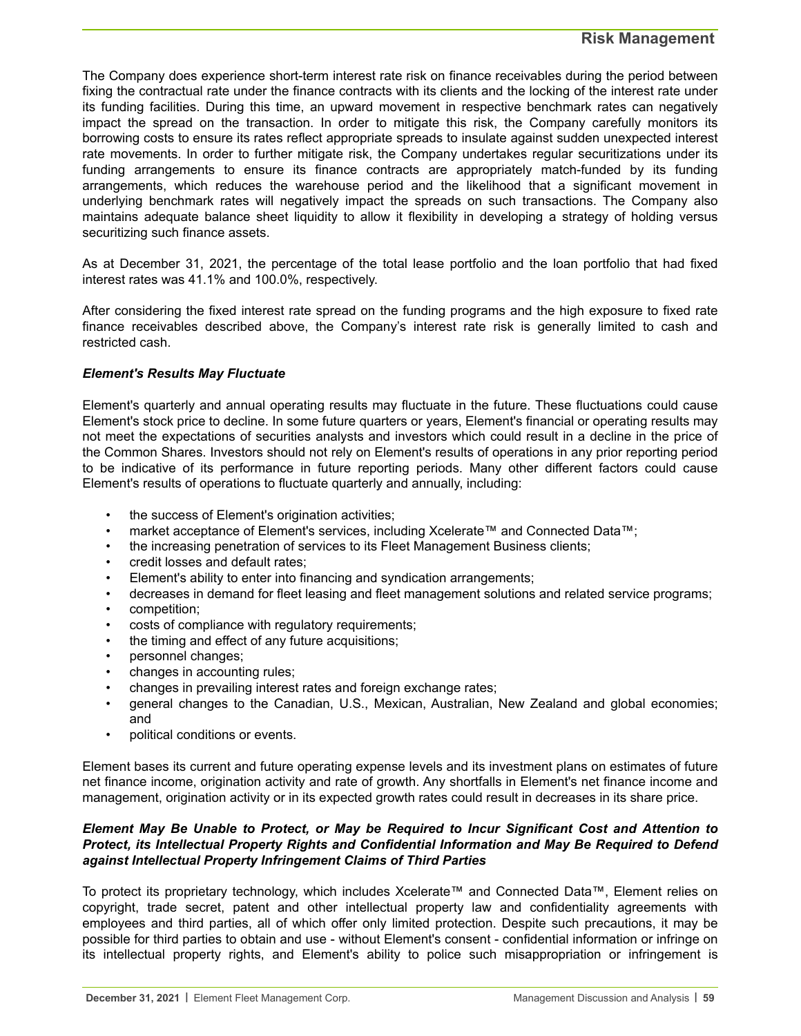The Company does experience short-term interest rate risk on finance receivables during the period between fixing the contractual rate under the finance contracts with its clients and the locking of the interest rate under its funding facilities. During this time, an upward movement in respective benchmark rates can negatively impact the spread on the transaction. In order to mitigate this risk, the Company carefully monitors its borrowing costs to ensure its rates reflect appropriate spreads to insulate against sudden unexpected interest rate movements. In order to further mitigate risk, the Company undertakes regular securitizations under its funding arrangements to ensure its finance contracts are appropriately match-funded by its funding arrangements, which reduces the warehouse period and the likelihood that a significant movement in underlying benchmark rates will negatively impact the spreads on such transactions. The Company also maintains adequate balance sheet liquidity to allow it flexibility in developing a strategy of holding versus securitizing such finance assets.

As at December 31, 2021, the percentage of the total lease portfolio and the loan portfolio that had fixed interest rates was 41.1% and 100.0%, respectively.

After considering the fixed interest rate spread on the funding programs and the high exposure to fixed rate finance receivables described above, the Company's interest rate risk is generally limited to cash and restricted cash.

***Element's Results May Fluctuate***

Element's quarterly and annual operating results may fluctuate in the future. These fluctuations could cause Element's stock price to decline. In some future quarters or years, Element's financial or operating results may not meet the expectations of securities analysts and investors which could result in a decline in the price of the Common Shares. Investors should not rely on Element's results of operations in any prior reporting period to be indicative of its performance in future reporting periods. Many other different factors could cause Element's results of operations to fluctuate quarterly and annually, including:

- the success of Element's origination activities;
- market acceptance of Element's services, including Xcelerate™ and Connected Data™;
- the increasing penetration of services to its Fleet Management Business clients;
- credit losses and default rates;
- Element's ability to enter into financing and syndication arrangements;
- decreases in demand for fleet leasing and fleet management solutions and related service programs;
- competition;
- costs of compliance with regulatory requirements;
- the timing and effect of any future acquisitions;
- personnel changes;
- changes in accounting rules;
- changes in prevailing interest rates and foreign exchange rates;
- general changes to the Canadian, U.S., Mexican, Australian, New Zealand and global economies; and
- political conditions or events.

Element bases its current and future operating expense levels and its investment plans on estimates of future net finance income, origination activity and rate of growth. Any shortfalls in Element's net finance income and management, origination activity or in its expected growth rates could result in decreases in its share price.

***Element May Be Unable to Protect, or May be Required to Incur Significant Cost and Attention to Protect, its Intellectual Property Rights and Confidential Information and May Be Required to Defend against Intellectual Property Infringement Claims of Third Parties***

To protect its proprietary technology, which includes Xcelerate™ and Connected Data™, Element relies on copyright, trade secret, patent and other intellectual property law and confidentiality agreements with employees and third parties, all of which offer only limited protection. Despite such precautions, it may be possible for third parties to obtain and use - without Element's consent - confidential information or infringe on its intellectual property rights, and Element's ability to police such misappropriation or infringement is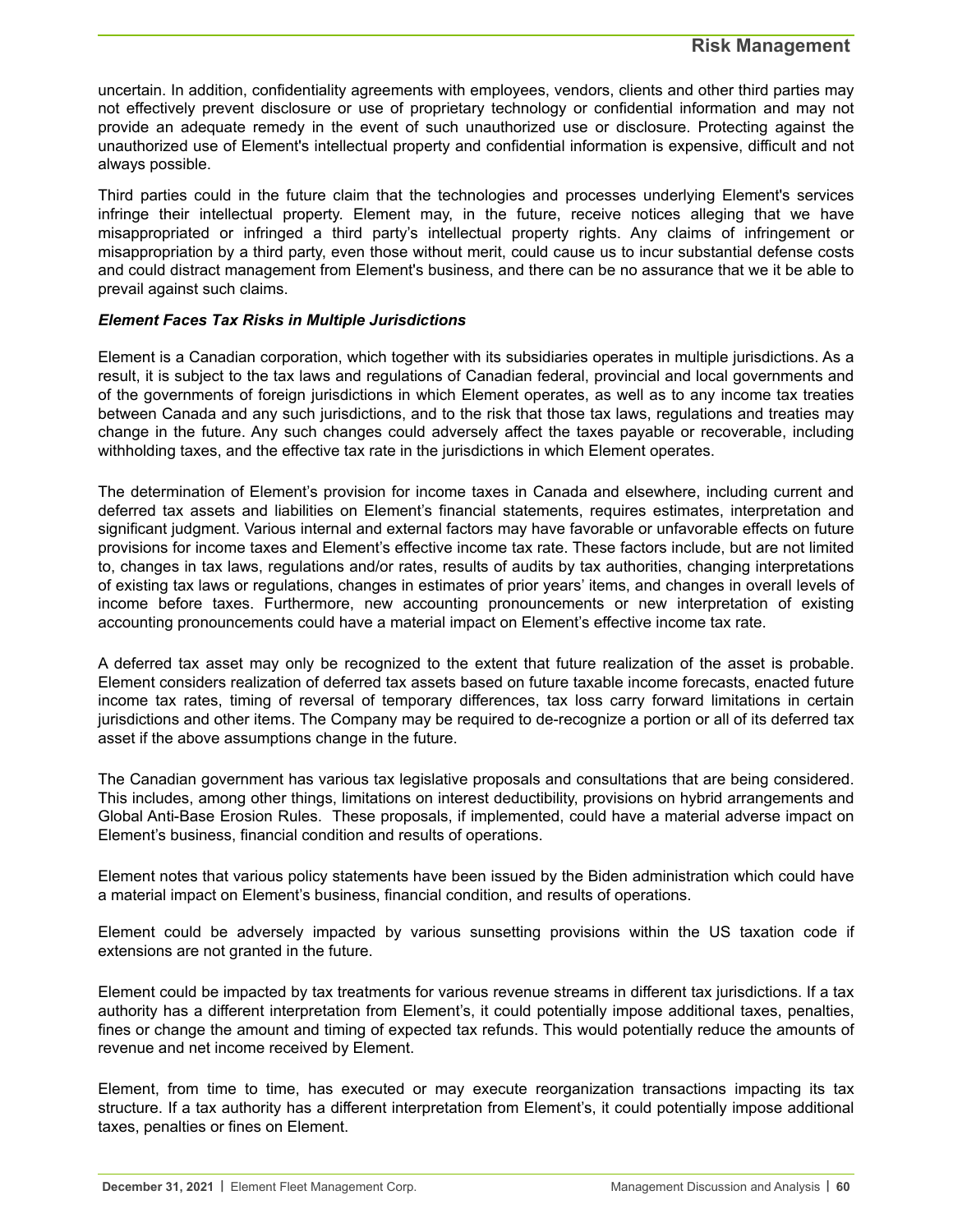uncertain. In addition, confidentiality agreements with employees, vendors, clients and other third parties may not effectively prevent disclosure or use of proprietary technology or confidential information and may not provide an adequate remedy in the event of such unauthorized use or disclosure. Protecting against the unauthorized use of Element's intellectual property and confidential information is expensive, difficult and not always possible.

Third parties could in the future claim that the technologies and processes underlying Element's services infringe their intellectual property. Element may, in the future, receive notices alleging that we have misappropriated or infringed a third party's intellectual property rights. Any claims of infringement or misappropriation by a third party, even those without merit, could cause us to incur substantial defense costs and could distract management from Element's business, and there can be no assurance that we it be able to prevail against such claims.

***Element Faces Tax Risks in Multiple Jurisdictions***

Element is a Canadian corporation, which together with its subsidiaries operates in multiple jurisdictions. As a result, it is subject to the tax laws and regulations of Canadian federal, provincial and local governments and of the governments of foreign jurisdictions in which Element operates, as well as to any income tax treaties between Canada and any such jurisdictions, and to the risk that those tax laws, regulations and treaties may change in the future. Any such changes could adversely affect the taxes payable or recoverable, including withholding taxes, and the effective tax rate in the jurisdictions in which Element operates.

The determination of Element's provision for income taxes in Canada and elsewhere, including current and deferred tax assets and liabilities on Element's financial statements, requires estimates, interpretation and significant judgment. Various internal and external factors may have favorable or unfavorable effects on future provisions for income taxes and Element's effective income tax rate. These factors include, but are not limited to, changes in tax laws, regulations and/or rates, results of audits by tax authorities, changing interpretations of existing tax laws or regulations, changes in estimates of prior years' items, and changes in overall levels of income before taxes. Furthermore, new accounting pronouncements or new interpretation of existing accounting pronouncements could have a material impact on Element's effective income tax rate.

A deferred tax asset may only be recognized to the extent that future realization of the asset is probable. Element considers realization of deferred tax assets based on future taxable income forecasts, enacted future income tax rates, timing of reversal of temporary differences, tax loss carry forward limitations in certain jurisdictions and other items. The Company may be required to de-recognize a portion or all of its deferred tax asset if the above assumptions change in the future.

The Canadian government has various tax legislative proposals and consultations that are being considered. This includes, among other things, limitations on interest deductibility, provisions on hybrid arrangements and Global Anti-Base Erosion Rules. These proposals, if implemented, could have a material adverse impact on Element's business, financial condition and results of operations.

Element notes that various policy statements have been issued by the Biden administration which could have a material impact on Element's business, financial condition, and results of operations.

Element could be adversely impacted by various sunsetting provisions within the US taxation code if extensions are not granted in the future.

Element could be impacted by tax treatments for various revenue streams in different tax jurisdictions. If a tax authority has a different interpretation from Element's, it could potentially impose additional taxes, penalties, fines or change the amount and timing of expected tax refunds. This would potentially reduce the amounts of revenue and net income received by Element.

Element, from time to time, has executed or may execute reorganization transactions impacting its tax structure. If a tax authority has a different interpretation from Element's, it could potentially impose additional taxes, penalties or fines on Element.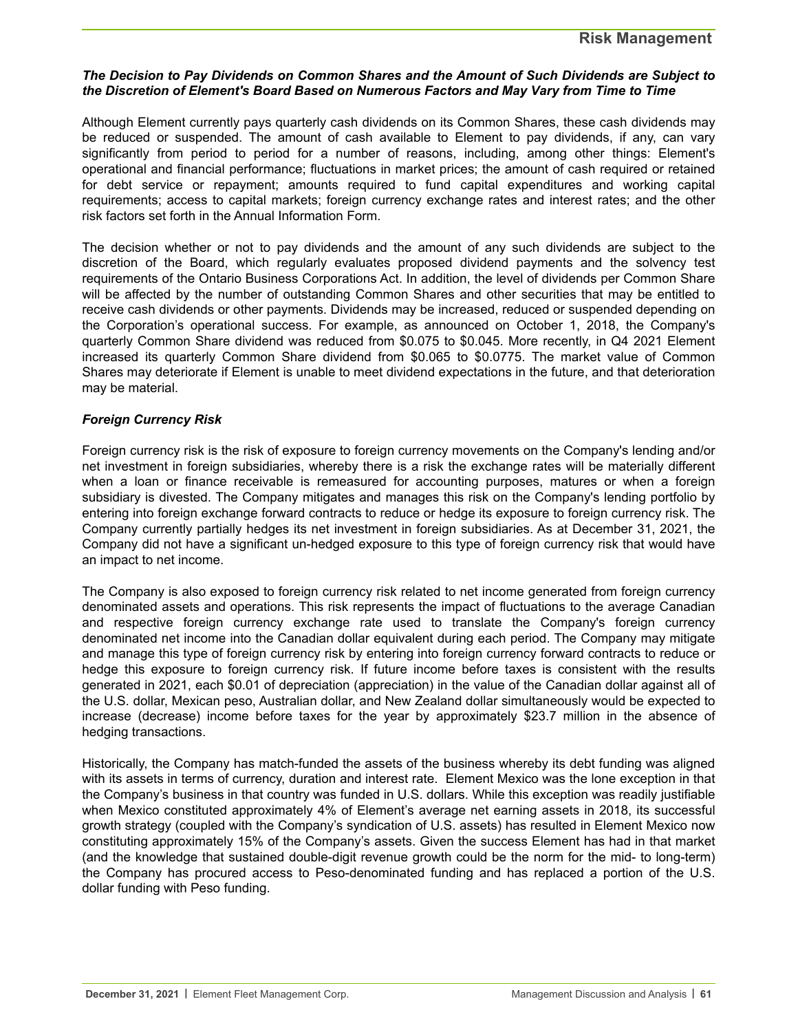### *The Decision to Pay Dividends on Common Shares and the Amount of Such Dividends are Subject to the Discretion of Element's Board Based on Numerous Factors and May Vary from Time to Time*

Although Element currently pays quarterly cash dividends on its Common Shares, these cash dividends may be reduced or suspended. The amount of cash available to Element to pay dividends, if any, can vary significantly from period to period for a number of reasons, including, among other things: Element's operational and financial performance; fluctuations in market prices; the amount of cash required or retained for debt service or repayment; amounts required to fund capital expenditures and working capital requirements; access to capital markets; foreign currency exchange rates and interest rates; and the other risk factors set forth in the Annual Information Form.

The decision whether or not to pay dividends and the amount of any such dividends are subject to the discretion of the Board, which regularly evaluates proposed dividend payments and the solvency test requirements of the Ontario Business Corporations Act. In addition, the level of dividends per Common Share will be affected by the number of outstanding Common Shares and other securities that may be entitled to receive cash dividends or other payments. Dividends may be increased, reduced or suspended depending on the Corporation's operational success. For example, as announced on October 1, 2018, the Company's quarterly Common Share dividend was reduced from $0.075 to $0.045. More recently, in Q4 2021 Element increased its quarterly Common Share dividend from $0.065 to $0.0775. The market value of Common Shares may deteriorate if Element is unable to meet dividend expectations in the future, and that deterioration may be material.

### *Foreign Currency Risk*

Foreign currency risk is the risk of exposure to foreign currency movements on the Company's lending and/or net investment in foreign subsidiaries, whereby there is a risk the exchange rates will be materially different when a loan or finance receivable is remeasured for accounting purposes, matures or when a foreign subsidiary is divested. The Company mitigates and manages this risk on the Company's lending portfolio by entering into foreign exchange forward contracts to reduce or hedge its exposure to foreign currency risk. The Company currently partially hedges its net investment in foreign subsidiaries. As at December 31, 2021, the Company did not have a significant un-hedged exposure to this type of foreign currency risk that would have an impact to net income.

The Company is also exposed to foreign currency risk related to net income generated from foreign currency denominated assets and operations. This risk represents the impact of fluctuations to the average Canadian and respective foreign currency exchange rate used to translate the Company's foreign currency denominated net income into the Canadian dollar equivalent during each period. The Company may mitigate and manage this type of foreign currency risk by entering into foreign currency forward contracts to reduce or hedge this exposure to foreign currency risk. If future income before taxes is consistent with the results generated in 2021, each $0.01 of depreciation (appreciation) in the value of the Canadian dollar against all of the U.S. dollar, Mexican peso, Australian dollar, and New Zealand dollar simultaneously would be expected to increase (decrease) income before taxes for the year by approximately $23.7 million in the absence of hedging transactions.

Historically, the Company has match-funded the assets of the business whereby its debt funding was aligned with its assets in terms of currency, duration and interest rate. Element Mexico was the lone exception in that the Company's business in that country was funded in U.S. dollars. While this exception was readily justifiable when Mexico constituted approximately 4% of Element's average net earning assets in 2018, its successful growth strategy (coupled with the Company's syndication of U.S. assets) has resulted in Element Mexico now constituting approximately 15% of the Company's assets. Given the success Element has had in that market (and the knowledge that sustained double-digit revenue growth could be the norm for the mid- to long-term) the Company has procured access to Peso-denominated funding and has replaced a portion of the U.S. dollar funding with Peso funding.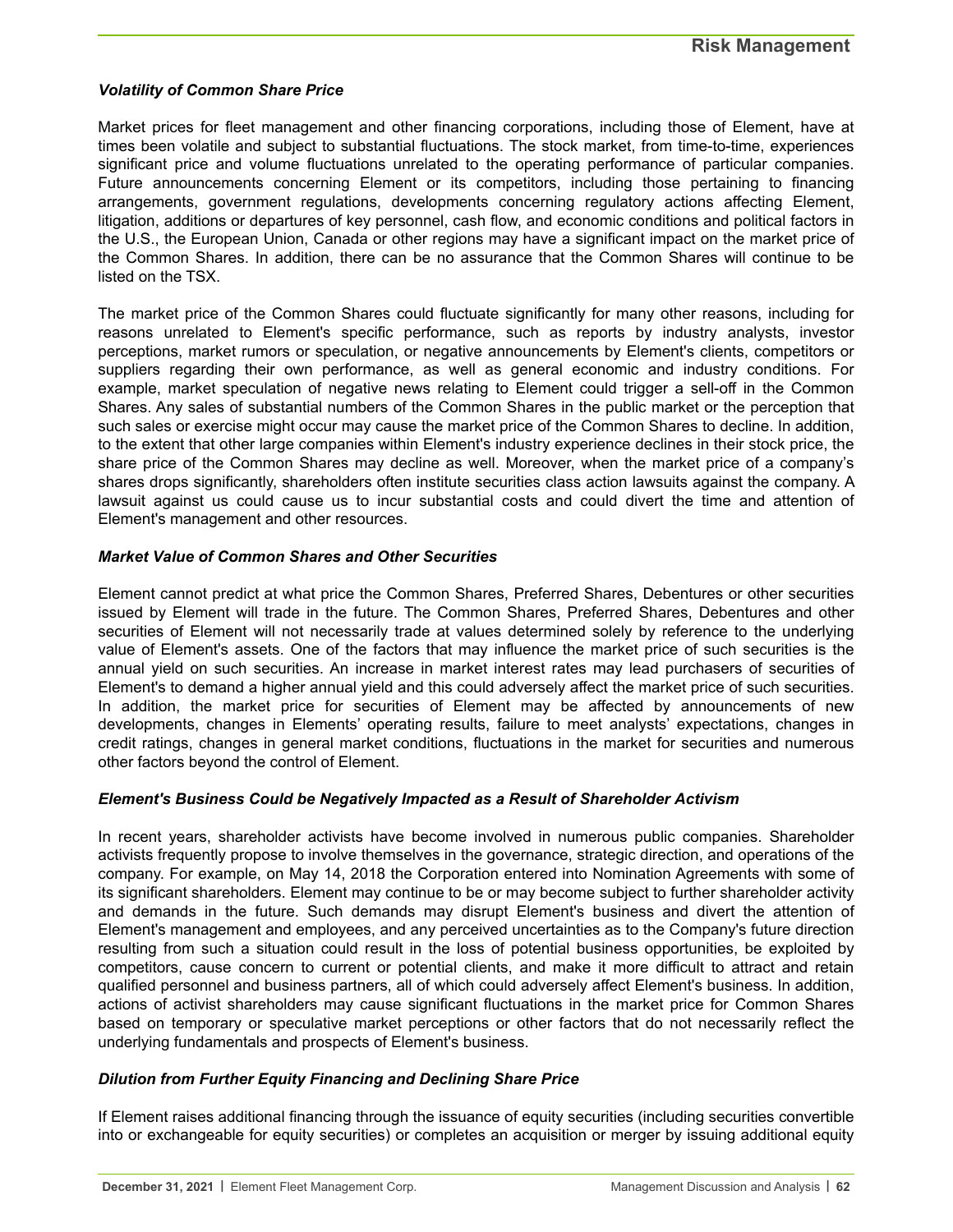### *Volatility of Common Share Price*

Market prices for fleet management and other financing corporations, including those of Element, have at times been volatile and subject to substantial fluctuations. The stock market, from time-to-time, experiences significant price and volume fluctuations unrelated to the operating performance of particular companies. Future announcements concerning Element or its competitors, including those pertaining to financing arrangements, government regulations, developments concerning regulatory actions affecting Element, litigation, additions or departures of key personnel, cash flow, and economic conditions and political factors in the U.S., the European Union, Canada or other regions may have a significant impact on the market price of the Common Shares. In addition, there can be no assurance that the Common Shares will continue to be listed on the TSX.

The market price of the Common Shares could fluctuate significantly for many other reasons, including for reasons unrelated to Element's specific performance, such as reports by industry analysts, investor perceptions, market rumors or speculation, or negative announcements by Element's clients, competitors or suppliers regarding their own performance, as well as general economic and industry conditions. For example, market speculation of negative news relating to Element could trigger a sell-off in the Common Shares. Any sales of substantial numbers of the Common Shares in the public market or the perception that such sales or exercise might occur may cause the market price of the Common Shares to decline. In addition, to the extent that other large companies within Element's industry experience declines in their stock price, the share price of the Common Shares may decline as well. Moreover, when the market price of a company's shares drops significantly, shareholders often institute securities class action lawsuits against the company. A lawsuit against us could cause us to incur substantial costs and could divert the time and attention of Element's management and other resources.

### *Market Value of Common Shares and Other Securities*

Element cannot predict at what price the Common Shares, Preferred Shares, Debentures or other securities issued by Element will trade in the future. The Common Shares, Preferred Shares, Debentures and other securities of Element will not necessarily trade at values determined solely by reference to the underlying value of Element's assets. One of the factors that may influence the market price of such securities is the annual yield on such securities. An increase in market interest rates may lead purchasers of securities of Element's to demand a higher annual yield and this could adversely affect the market price of such securities. In addition, the market price for securities of Element may be affected by announcements of new developments, changes in Elements' operating results, failure to meet analysts' expectations, changes in credit ratings, changes in general market conditions, fluctuations in the market for securities and numerous other factors beyond the control of Element.

### *Element's Business Could be Negatively Impacted as a Result of Shareholder Activism*

In recent years, shareholder activists have become involved in numerous public companies. Shareholder activists frequently propose to involve themselves in the governance, strategic direction, and operations of the company. For example, on May 14, 2018 the Corporation entered into Nomination Agreements with some of its significant shareholders. Element may continue to be or may become subject to further shareholder activity and demands in the future. Such demands may disrupt Element's business and divert the attention of Element's management and employees, and any perceived uncertainties as to the Company's future direction resulting from such a situation could result in the loss of potential business opportunities, be exploited by competitors, cause concern to current or potential clients, and make it more difficult to attract and retain qualified personnel and business partners, all of which could adversely affect Element's business. In addition, actions of activist shareholders may cause significant fluctuations in the market price for Common Shares based on temporary or speculative market perceptions or other factors that do not necessarily reflect the underlying fundamentals and prospects of Element's business.

### *Dilution from Further Equity Financing and Declining Share Price*

If Element raises additional financing through the issuance of equity securities (including securities convertible into or exchangeable for equity securities) or completes an acquisition or merger by issuing additional equity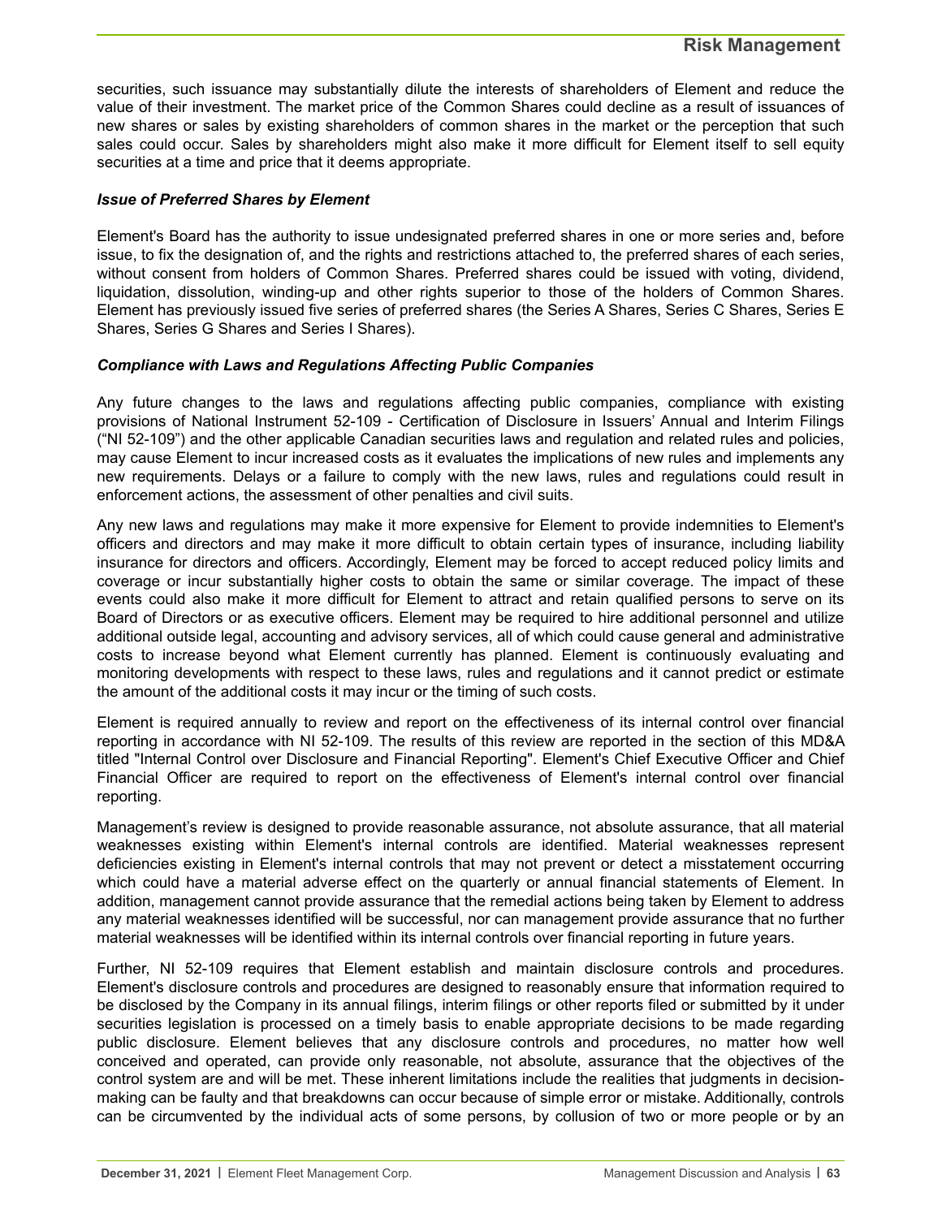securities, such issuance may substantially dilute the interests of shareholders of Element and reduce the value of their investment. The market price of the Common Shares could decline as a result of issuances of new shares or sales by existing shareholders of common shares in the market or the perception that such sales could occur. Sales by shareholders might also make it more difficult for Element itself to sell equity securities at a time and price that it deems appropriate.

### *Issue of Preferred Shares by Element*

Element's Board has the authority to issue undesignated preferred shares in one or more series and, before issue, to fix the designation of, and the rights and restrictions attached to, the preferred shares of each series, without consent from holders of Common Shares. Preferred shares could be issued with voting, dividend, liquidation, dissolution, winding-up and other rights superior to those of the holders of Common Shares. Element has previously issued five series of preferred shares (the Series A Shares, Series C Shares, Series E Shares, Series G Shares and Series I Shares).

### *Compliance with Laws and Regulations Affecting Public Companies*

Any future changes to the laws and regulations affecting public companies, compliance with existing provisions of National Instrument 52-109 - Certification of Disclosure in Issuers' Annual and Interim Filings ("NI 52-109") and the other applicable Canadian securities laws and regulation and related rules and policies, may cause Element to incur increased costs as it evaluates the implications of new rules and implements any new requirements. Delays or a failure to comply with the new laws, rules and regulations could result in enforcement actions, the assessment of other penalties and civil suits.

Any new laws and regulations may make it more expensive for Element to provide indemnities to Element's officers and directors and may make it more difficult to obtain certain types of insurance, including liability insurance for directors and officers. Accordingly, Element may be forced to accept reduced policy limits and coverage or incur substantially higher costs to obtain the same or similar coverage. The impact of these events could also make it more difficult for Element to attract and retain qualified persons to serve on its Board of Directors or as executive officers. Element may be required to hire additional personnel and utilize additional outside legal, accounting and advisory services, all of which could cause general and administrative costs to increase beyond what Element currently has planned. Element is continuously evaluating and monitoring developments with respect to these laws, rules and regulations and it cannot predict or estimate the amount of the additional costs it may incur or the timing of such costs.

Element is required annually to review and report on the effectiveness of its internal control over financial reporting in accordance with NI 52-109. The results of this review are reported in the section of this MD&A titled "Internal Control over Disclosure and Financial Reporting". Element's Chief Executive Officer and Chief Financial Officer are required to report on the effectiveness of Element's internal control over financial reporting.

Management's review is designed to provide reasonable assurance, not absolute assurance, that all material weaknesses existing within Element's internal controls are identified. Material weaknesses represent deficiencies existing in Element's internal controls that may not prevent or detect a misstatement occurring which could have a material adverse effect on the quarterly or annual financial statements of Element. In addition, management cannot provide assurance that the remedial actions being taken by Element to address any material weaknesses identified will be successful, nor can management provide assurance that no further material weaknesses will be identified within its internal controls over financial reporting in future years.

Further, NI 52-109 requires that Element establish and maintain disclosure controls and procedures. Element's disclosure controls and procedures are designed to reasonably ensure that information required to be disclosed by the Company in its annual filings, interim filings or other reports filed or submitted by it under securities legislation is processed on a timely basis to enable appropriate decisions to be made regarding public disclosure. Element believes that any disclosure controls and procedures, no matter how well conceived and operated, can provide only reasonable, not absolute, assurance that the objectives of the control system are and will be met. These inherent limitations include the realities that judgments in decision-making can be faulty and that breakdowns can occur because of simple error or mistake. Additionally, controls can be circumvented by the individual acts of some persons, by collusion of two or more people or by an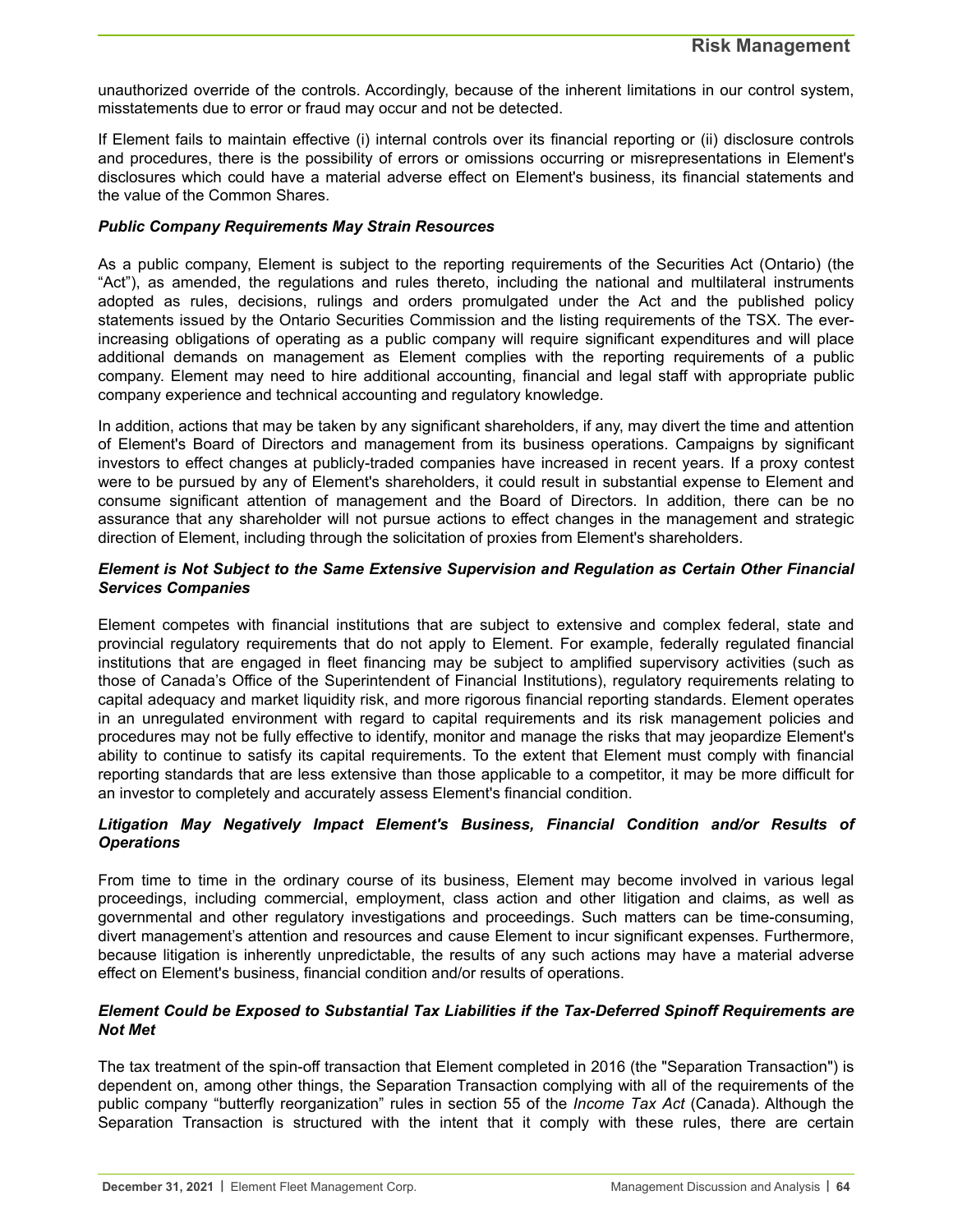unauthorized override of the controls. Accordingly, because of the inherent limitations in our control system, misstatements due to error or fraud may occur and not be detected.

If Element fails to maintain effective (i) internal controls over its financial reporting or (ii) disclosure controls and procedures, there is the possibility of errors or omissions occurring or misrepresentations in Element's disclosures which could have a material adverse effect on Element's business, its financial statements and the value of the Common Shares.

***Public Company Requirements May Strain Resources***

As a public company, Element is subject to the reporting requirements of the Securities Act (Ontario) (the "Act"), as amended, the regulations and rules thereto, including the national and multilateral instruments adopted as rules, decisions, rulings and orders promulgated under the Act and the published policy statements issued by the Ontario Securities Commission and the listing requirements of the TSX. The ever-increasing obligations of operating as a public company will require significant expenditures and will place additional demands on management as Element complies with the reporting requirements of a public company. Element may need to hire additional accounting, financial and legal staff with appropriate public company experience and technical accounting and regulatory knowledge.

In addition, actions that may be taken by any significant shareholders, if any, may divert the time and attention of Element's Board of Directors and management from its business operations. Campaigns by significant investors to effect changes at publicly-traded companies have increased in recent years. If a proxy contest were to be pursued by any of Element's shareholders, it could result in substantial expense to Element and consume significant attention of management and the Board of Directors. In addition, there can be no assurance that any shareholder will not pursue actions to effect changes in the management and strategic direction of Element, including through the solicitation of proxies from Element's shareholders.

***Element is Not Subject to the Same Extensive Supervision and Regulation as Certain Other Financial Services Companies***

Element competes with financial institutions that are subject to extensive and complex federal, state and provincial regulatory requirements that do not apply to Element. For example, federally regulated financial institutions that are engaged in fleet financing may be subject to amplified supervisory activities (such as those of Canada's Office of the Superintendent of Financial Institutions), regulatory requirements relating to capital adequacy and market liquidity risk, and more rigorous financial reporting standards. Element operates in an unregulated environment with regard to capital requirements and its risk management policies and procedures may not be fully effective to identify, monitor and manage the risks that may jeopardize Element's ability to continue to satisfy its capital requirements. To the extent that Element must comply with financial reporting standards that are less extensive than those applicable to a competitor, it may be more difficult for an investor to completely and accurately assess Element's financial condition.

***Litigation May Negatively Impact Element's Business, Financial Condition and/or Results of Operations***

From time to time in the ordinary course of its business, Element may become involved in various legal proceedings, including commercial, employment, class action and other litigation and claims, as well as governmental and other regulatory investigations and proceedings. Such matters can be time-consuming, divert management's attention and resources and cause Element to incur significant expenses. Furthermore, because litigation is inherently unpredictable, the results of any such actions may have a material adverse effect on Element's business, financial condition and/or results of operations.

***Element Could be Exposed to Substantial Tax Liabilities if the Tax-Deferred Spinoff Requirements are Not Met***

The tax treatment of the spin-off transaction that Element completed in 2016 (the "Separation Transaction") is dependent on, among other things, the Separation Transaction complying with all of the requirements of the public company "butterfly reorganization" rules in section 55 of the *Income Tax Act* (Canada). Although the Separation Transaction is structured with the intent that it comply with these rules, there are certain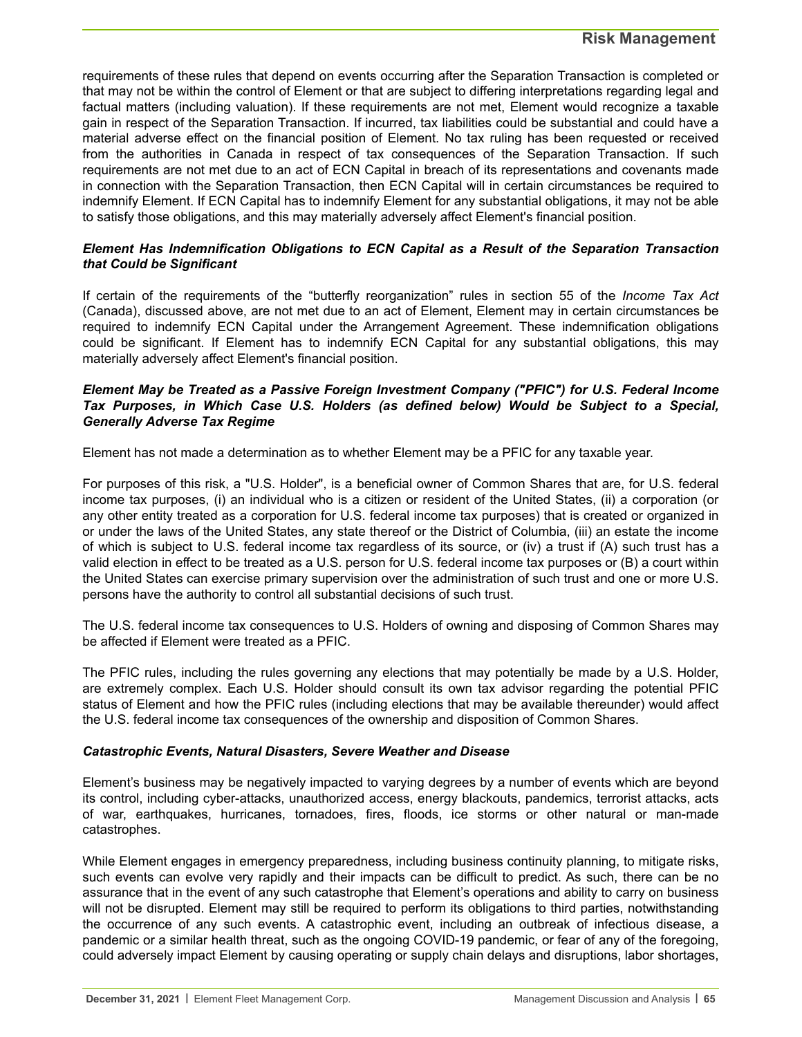requirements of these rules that depend on events occurring after the Separation Transaction is completed or that may not be within the control of Element or that are subject to differing interpretations regarding legal and factual matters (including valuation). If these requirements are not met, Element would recognize a taxable gain in respect of the Separation Transaction. If incurred, tax liabilities could be substantial and could have a material adverse effect on the financial position of Element. No tax ruling has been requested or received from the authorities in Canada in respect of tax consequences of the Separation Transaction. If such requirements are not met due to an act of ECN Capital in breach of its representations and covenants made in connection with the Separation Transaction, then ECN Capital will in certain circumstances be required to indemnify Element. If ECN Capital has to indemnify Element for any substantial obligations, it may not be able to satisfy those obligations, and this may materially adversely affect Element's financial position.

***Element Has Indemnification Obligations to ECN Capital as a Result of the Separation Transaction that Could be Significant***

If certain of the requirements of the "butterfly reorganization" rules in section 55 of the *Income Tax Act* (Canada), discussed above, are not met due to an act of Element, Element may in certain circumstances be required to indemnify ECN Capital under the Arrangement Agreement. These indemnification obligations could be significant. If Element has to indemnify ECN Capital for any substantial obligations, this may materially adversely affect Element's financial position.

***Element May be Treated as a Passive Foreign Investment Company ("PFIC") for U.S. Federal Income Tax Purposes, in Which Case U.S. Holders (as defined below) Would be Subject to a Special, Generally Adverse Tax Regime***

Element has not made a determination as to whether Element may be a PFIC for any taxable year.

For purposes of this risk, a "U.S. Holder", is a beneficial owner of Common Shares that are, for U.S. federal income tax purposes, (i) an individual who is a citizen or resident of the United States, (ii) a corporation (or any other entity treated as a corporation for U.S. federal income tax purposes) that is created or organized in or under the laws of the United States, any state thereof or the District of Columbia, (iii) an estate the income of which is subject to U.S. federal income tax regardless of its source, or (iv) a trust if (A) such trust has a valid election in effect to be treated as a U.S. person for U.S. federal income tax purposes or (B) a court within the United States can exercise primary supervision over the administration of such trust and one or more U.S. persons have the authority to control all substantial decisions of such trust.

The U.S. federal income tax consequences to U.S. Holders of owning and disposing of Common Shares may be affected if Element were treated as a PFIC.

The PFIC rules, including the rules governing any elections that may potentially be made by a U.S. Holder, are extremely complex. Each U.S. Holder should consult its own tax advisor regarding the potential PFIC status of Element and how the PFIC rules (including elections that may be available thereunder) would affect the U.S. federal income tax consequences of the ownership and disposition of Common Shares.

***Catastrophic Events, Natural Disasters, Severe Weather and Disease***

Element's business may be negatively impacted to varying degrees by a number of events which are beyond its control, including cyber-attacks, unauthorized access, energy blackouts, pandemics, terrorist attacks, acts of war, earthquakes, hurricanes, tornadoes, fires, floods, ice storms or other natural or man-made catastrophes.

While Element engages in emergency preparedness, including business continuity planning, to mitigate risks, such events can evolve very rapidly and their impacts can be difficult to predict. As such, there can be no assurance that in the event of any such catastrophe that Element's operations and ability to carry on business will not be disrupted. Element may still be required to perform its obligations to third parties, notwithstanding the occurrence of any such events. A catastrophic event, including an outbreak of infectious disease, a pandemic or a similar health threat, such as the ongoing COVID-19 pandemic, or fear of any of the foregoing, could adversely impact Element by causing operating or supply chain delays and disruptions, labor shortages,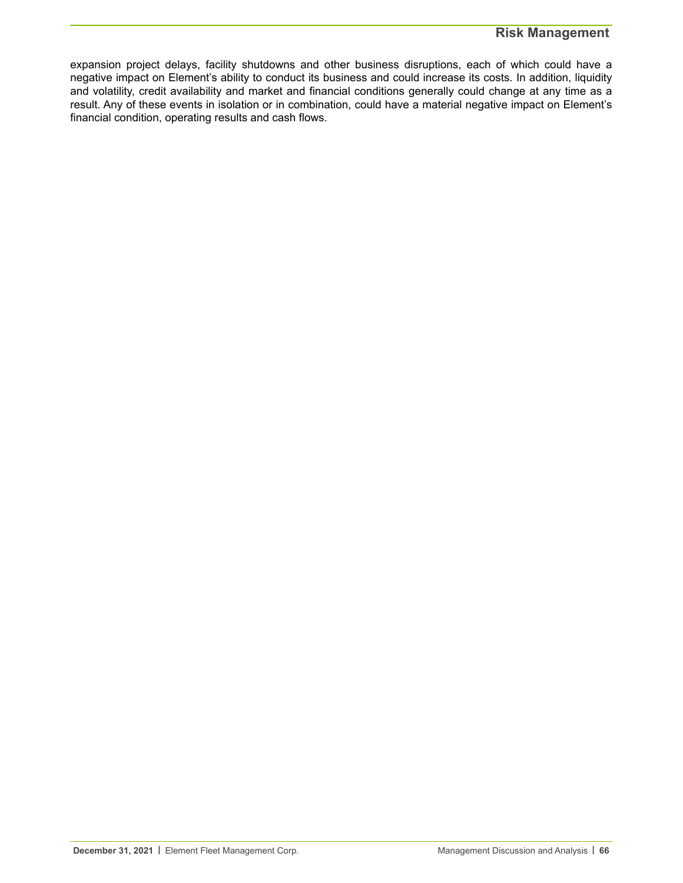expansion project delays, facility shutdowns and other business disruptions, each of which could have a negative impact on Element's ability to conduct its business and could increase its costs. In addition, liquidity and volatility, credit availability and market and financial conditions generally could change at any time as a result. Any of these events in isolation or in combination, could have a material negative impact on Element's financial condition, operating results and cash flows.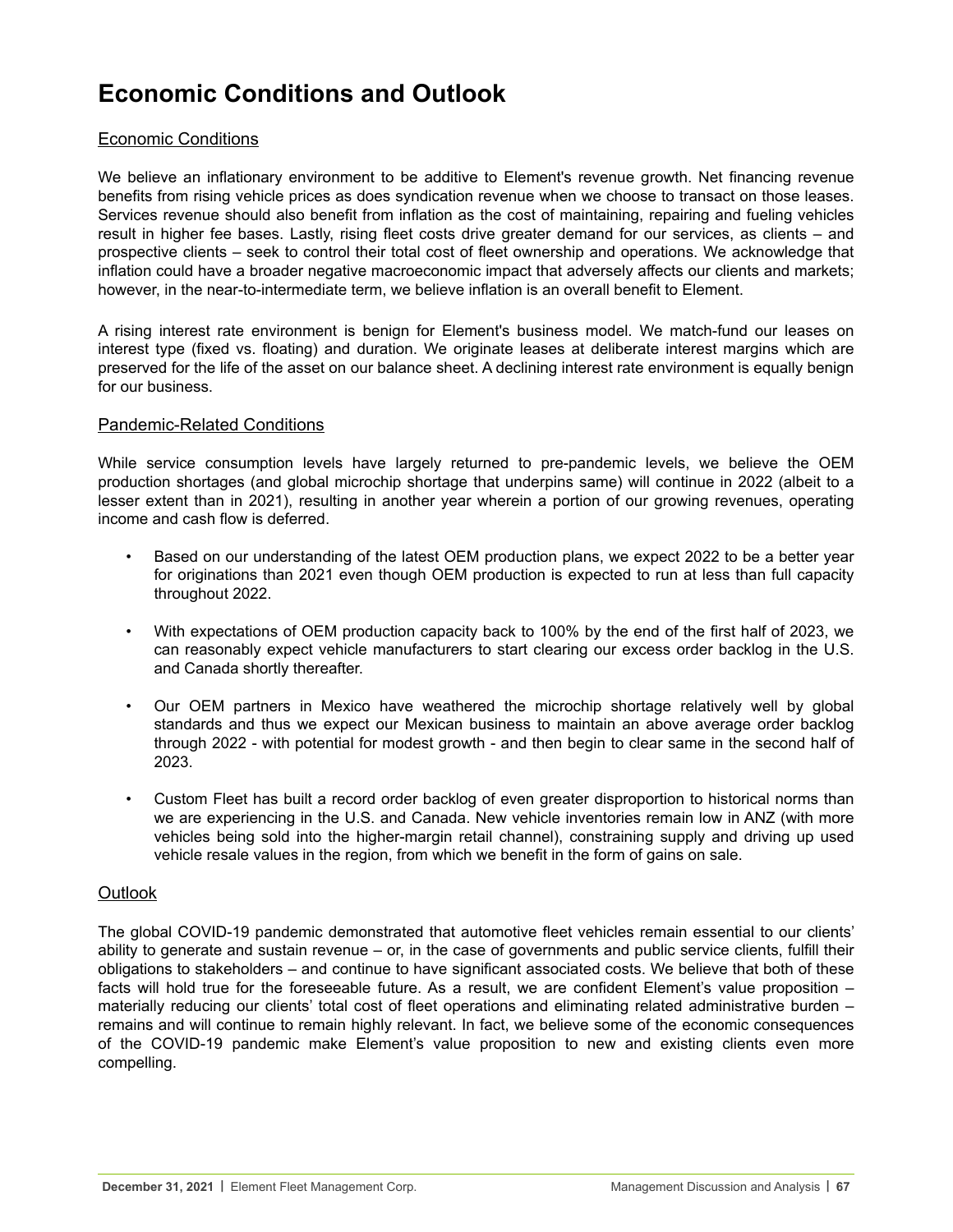# Economic Conditions and Outlook

## Economic Conditions

We believe an inflationary environment to be additive to Element's revenue growth. Net financing revenue benefits from rising vehicle prices as does syndication revenue when we choose to transact on those leases. Services revenue should also benefit from inflation as the cost of maintaining, repairing and fueling vehicles result in higher fee bases. Lastly, rising fleet costs drive greater demand for our services, as clients – and prospective clients – seek to control their total cost of fleet ownership and operations. We acknowledge that inflation could have a broader negative macroeconomic impact that adversely affects our clients and markets; however, in the near-to-intermediate term, we believe inflation is an overall benefit to Element.

A rising interest rate environment is benign for Element's business model. We match-fund our leases on interest type (fixed vs. floating) and duration. We originate leases at deliberate interest margins which are preserved for the life of the asset on our balance sheet. A declining interest rate environment is equally benign for our business.

## Pandemic-Related Conditions

While service consumption levels have largely returned to pre-pandemic levels, we believe the OEM production shortages (and global microchip shortage that underpins same) will continue in 2022 (albeit to a lesser extent than in 2021), resulting in another year wherein a portion of our growing revenues, operating income and cash flow is deferred.

- Based on our understanding of the latest OEM production plans, we expect 2022 to be a better year for originations than 2021 even though OEM production is expected to run at less than full capacity throughout 2022.
- With expectations of OEM production capacity back to 100% by the end of the first half of 2023, we can reasonably expect vehicle manufacturers to start clearing our excess order backlog in the U.S. and Canada shortly thereafter.
- Our OEM partners in Mexico have weathered the microchip shortage relatively well by global standards and thus we expect our Mexican business to maintain an above average order backlog through 2022 - with potential for modest growth - and then begin to clear same in the second half of 2023.
- Custom Fleet has built a record order backlog of even greater disproportion to historical norms than we are experiencing in the U.S. and Canada. New vehicle inventories remain low in ANZ (with more vehicles being sold into the higher-margin retail channel), constraining supply and driving up used vehicle resale values in the region, from which we benefit in the form of gains on sale.

## Outlook

The global COVID-19 pandemic demonstrated that automotive fleet vehicles remain essential to our clients' ability to generate and sustain revenue – or, in the case of governments and public service clients, fulfill their obligations to stakeholders – and continue to have significant associated costs. We believe that both of these facts will hold true for the foreseeable future. As a result, we are confident Element's value proposition – materially reducing our clients' total cost of fleet operations and eliminating related administrative burden – remains and will continue to remain highly relevant. In fact, we believe some of the economic consequences of the COVID-19 pandemic make Element's value proposition to new and existing clients even more compelling.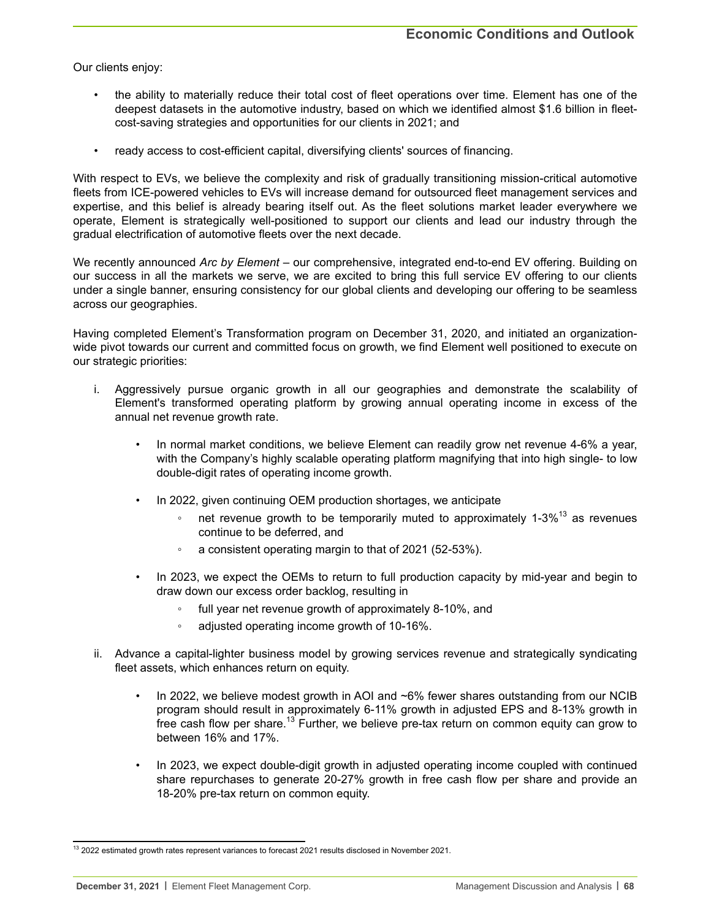Our clients enjoy:

- the ability to materially reduce their total cost of fleet operations over time. Element has one of the deepest datasets in the automotive industry, based on which we identified almost $1.6 billion in fleet-cost-saving strategies and opportunities for our clients in 2021; and
- ready access to cost-efficient capital, diversifying clients' sources of financing.

With respect to EVs, we believe the complexity and risk of gradually transitioning mission-critical automotive fleets from ICE-powered vehicles to EVs will increase demand for outsourced fleet management services and expertise, and this belief is already bearing itself out. As the fleet solutions market leader everywhere we operate, Element is strategically well-positioned to support our clients and lead our industry through the gradual electrification of automotive fleets over the next decade.

We recently announced *Arc by Element* – our comprehensive, integrated end-to-end EV offering. Building on our success in all the markets we serve, we are excited to bring this full service EV offering to our clients under a single banner, ensuring consistency for our global clients and developing our offering to be seamless across our geographies.

Having completed Element's Transformation program on December 31, 2020, and initiated an organization-wide pivot towards our current and committed focus on growth, we find Element well positioned to execute on our strategic priorities:

i. Aggressively pursue organic growth in all our geographies and demonstrate the scalability of Element's transformed operating platform by growing annual operating income in excess of the annual net revenue growth rate.

    - In normal market conditions, we believe Element can readily grow net revenue 4-6% a year, with the Company's highly scalable operating platform magnifying that into high single- to low double-digit rates of operating income growth.
    - In 2022, given continuing OEM production shortages, we anticipate
        - net revenue growth to be temporarily muted to approximately 1-3%[13] as revenues continue to be deferred, and
        - a consistent operating margin to that of 2021 (52-53%).
    - In 2023, we expect the OEMs to return to full production capacity by mid-year and begin to draw down our excess order backlog, resulting in
        - full year net revenue growth of approximately 8-10%, and
        - adjusted operating income growth of 10-16%.

ii. Advance a capital-lighter business model by growing services revenue and strategically syndicating fleet assets, which enhances return on equity.

    - In 2022, we believe modest growth in AOI and ~6% fewer shares outstanding from our NCIB program should result in approximately 6-11% growth in adjusted EPS and 8-13% growth in free cash flow per share.[13] Further, we believe pre-tax return on common equity can grow to between 16% and 17%.
    - In 2023, we expect double-digit growth in adjusted operating income coupled with continued share repurchases to generate 20-27% growth in free cash flow per share and provide an 18-20% pre-tax return on common equity.

[13] 2022 estimated growth rates represent variances to forecast 2021 results disclosed in November 2021.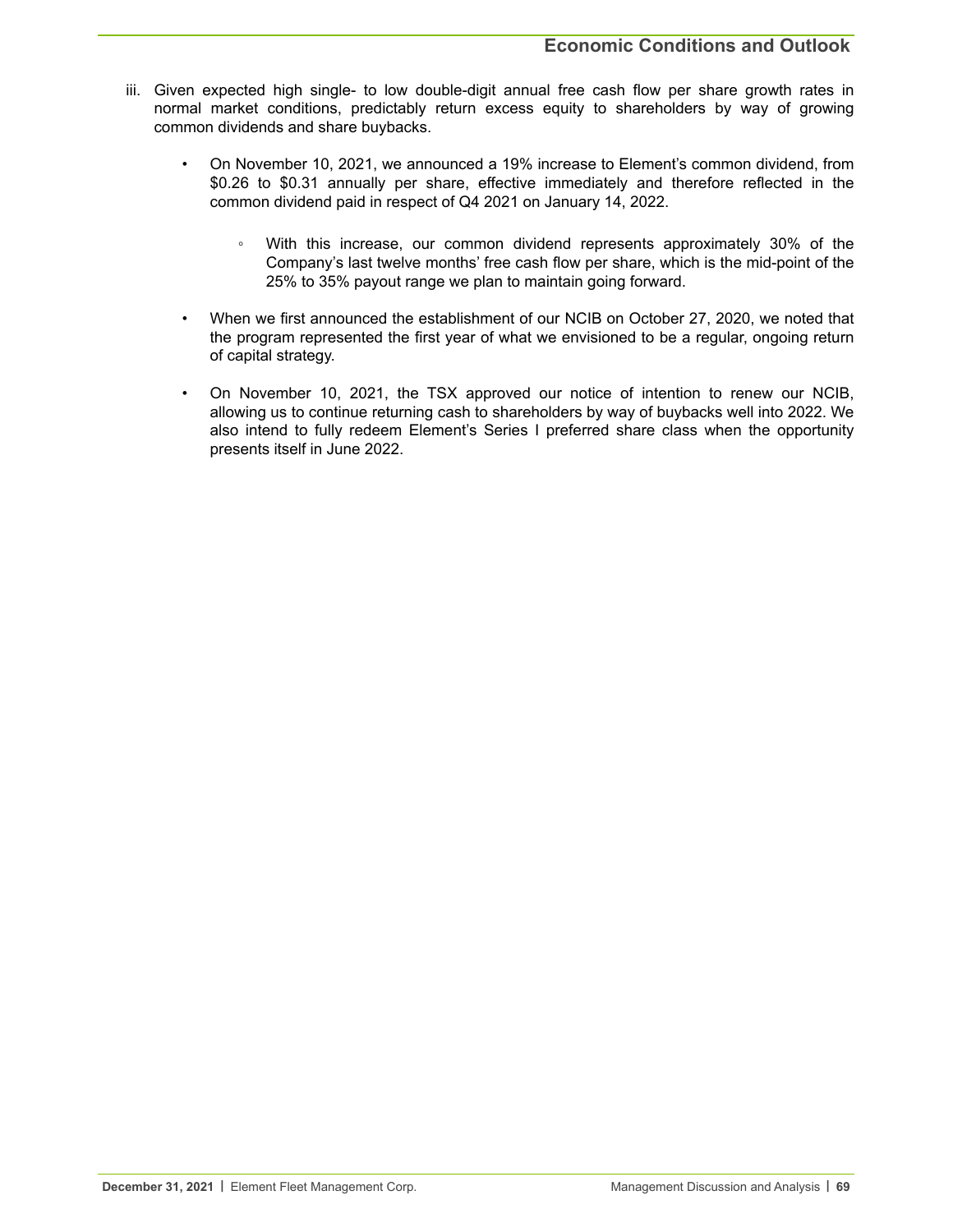iii. Given expected high single- to low double-digit annual free cash flow per share growth rates in normal market conditions, predictably return excess equity to shareholders by way of growing common dividends and share buybacks.

- On November 10, 2021, we announced a 19% increase to Element's common dividend, from $0.26 to $0.31 annually per share, effective immediately and therefore reflected in the common dividend paid in respect of Q4 2021 on January 14, 2022.
    - With this increase, our common dividend represents approximately 30% of the Company's last twelve months' free cash flow per share, which is the mid-point of the 25% to 35% payout range we plan to maintain going forward.
- When we first announced the establishment of our NCIB on October 27, 2020, we noted that the program represented the first year of what we envisioned to be a regular, ongoing return of capital strategy.
- On November 10, 2021, the TSX approved our notice of intention to renew our NCIB, allowing us to continue returning cash to shareholders by way of buybacks well into 2022. We also intend to fully redeem Element's Series I preferred share class when the opportunity presents itself in June 2022.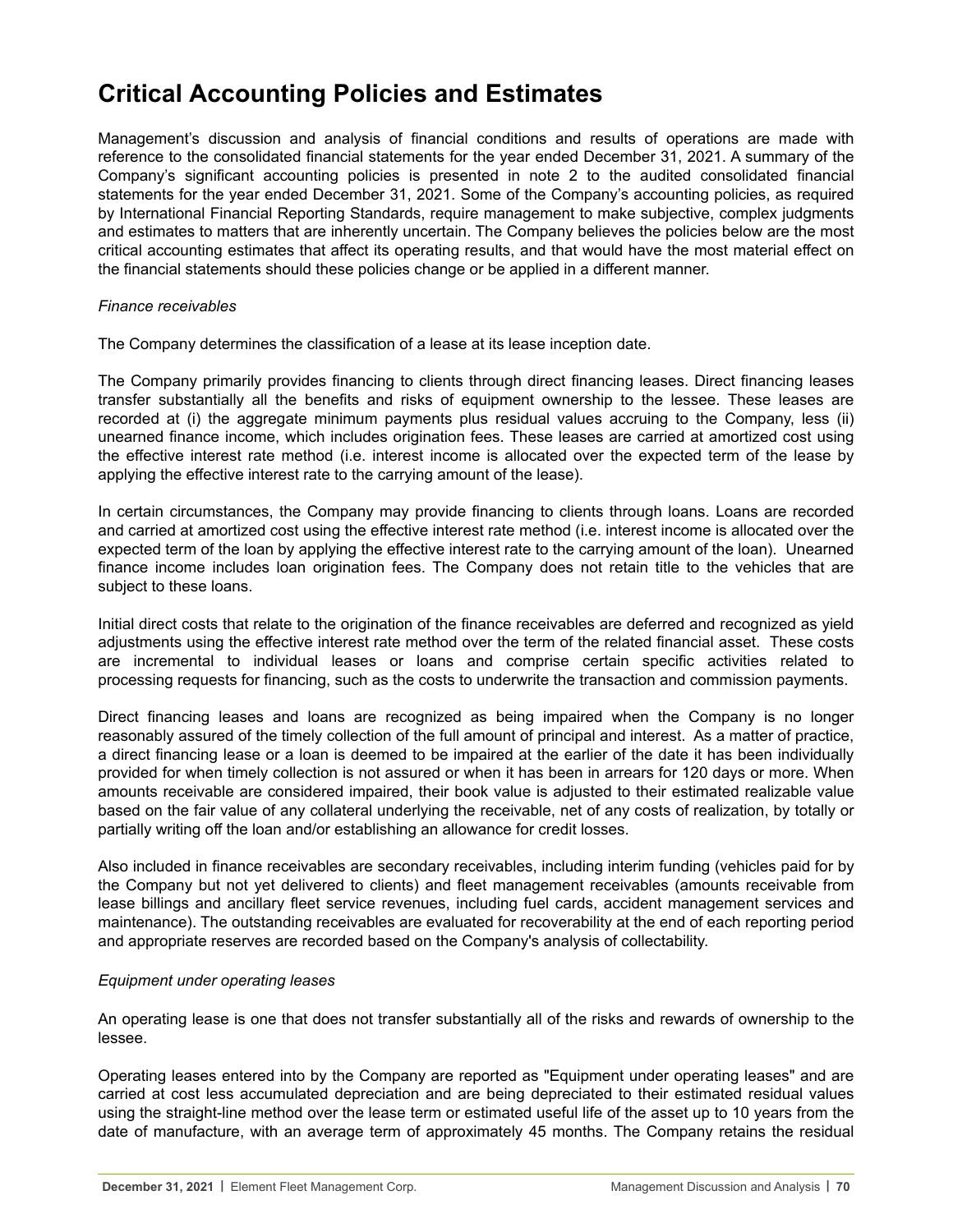# Critical Accounting Policies and Estimates

Management's discussion and analysis of financial conditions and results of operations are made with reference to the consolidated financial statements for the year ended December 31, 2021. A summary of the Company's significant accounting policies is presented in note 2 to the audited consolidated financial statements for the year ended December 31, 2021. Some of the Company's accounting policies, as required by International Financial Reporting Standards, require management to make subjective, complex judgments and estimates to matters that are inherently uncertain. The Company believes the policies below are the most critical accounting estimates that affect its operating results, and that would have the most material effect on the financial statements should these policies change or be applied in a different manner.

*Finance receivables*

The Company determines the classification of a lease at its lease inception date.

The Company primarily provides financing to clients through direct financing leases. Direct financing leases transfer substantially all the benefits and risks of equipment ownership to the lessee. These leases are recorded at (i) the aggregate minimum payments plus residual values accruing to the Company, less (ii) unearned finance income, which includes origination fees. These leases are carried at amortized cost using the effective interest rate method (i.e. interest income is allocated over the expected term of the lease by applying the effective interest rate to the carrying amount of the lease).

In certain circumstances, the Company may provide financing to clients through loans. Loans are recorded and carried at amortized cost using the effective interest rate method (i.e. interest income is allocated over the expected term of the loan by applying the effective interest rate to the carrying amount of the loan). Unearned finance income includes loan origination fees. The Company does not retain title to the vehicles that are subject to these loans.

Initial direct costs that relate to the origination of the finance receivables are deferred and recognized as yield adjustments using the effective interest rate method over the term of the related financial asset. These costs are incremental to individual leases or loans and comprise certain specific activities related to processing requests for financing, such as the costs to underwrite the transaction and commission payments.

Direct financing leases and loans are recognized as being impaired when the Company is no longer reasonably assured of the timely collection of the full amount of principal and interest. As a matter of practice, a direct financing lease or a loan is deemed to be impaired at the earlier of the date it has been individually provided for when timely collection is not assured or when it has been in arrears for 120 days or more. When amounts receivable are considered impaired, their book value is adjusted to their estimated realizable value based on the fair value of any collateral underlying the receivable, net of any costs of realization, by totally or partially writing off the loan and/or establishing an allowance for credit losses.

Also included in finance receivables are secondary receivables, including interim funding (vehicles paid for by the Company but not yet delivered to clients) and fleet management receivables (amounts receivable from lease billings and ancillary fleet service revenues, including fuel cards, accident management services and maintenance). The outstanding receivables are evaluated for recoverability at the end of each reporting period and appropriate reserves are recorded based on the Company's analysis of collectability.

*Equipment under operating leases*

An operating lease is one that does not transfer substantially all of the risks and rewards of ownership to the lessee.

Operating leases entered into by the Company are reported as "Equipment under operating leases" and are carried at cost less accumulated depreciation and are being depreciated to their estimated residual values using the straight-line method over the lease term or estimated useful life of the asset up to 10 years from the date of manufacture, with an average term of approximately 45 months. The Company retains the residual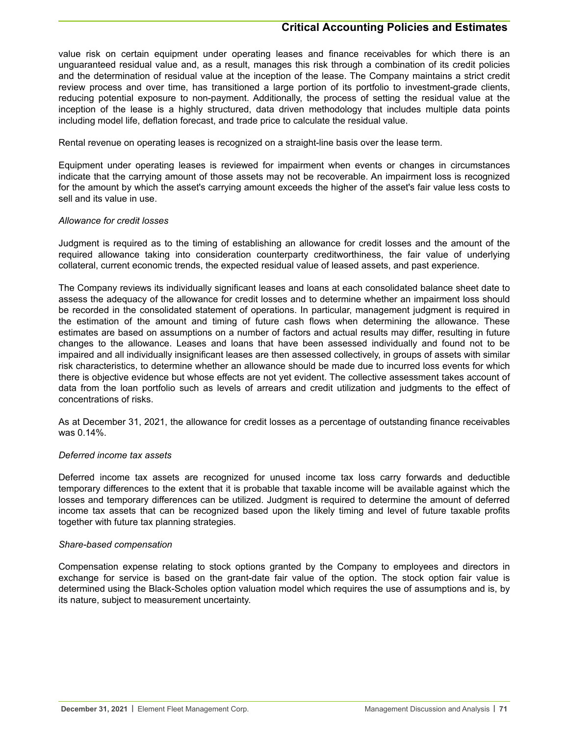value risk on certain equipment under operating leases and finance receivables for which there is an unguaranteed residual value and, as a result, manages this risk through a combination of its credit policies and the determination of residual value at the inception of the lease. The Company maintains a strict credit review process and over time, has transitioned a large portion of its portfolio to investment-grade clients, reducing potential exposure to non-payment. Additionally, the process of setting the residual value at the inception of the lease is a highly structured, data driven methodology that includes multiple data points including model life, deflation forecast, and trade price to calculate the residual value.

Rental revenue on operating leases is recognized on a straight-line basis over the lease term.

Equipment under operating leases is reviewed for impairment when events or changes in circumstances indicate that the carrying amount of those assets may not be recoverable. An impairment loss is recognized for the amount by which the asset's carrying amount exceeds the higher of the asset's fair value less costs to sell and its value in use.

*Allowance for credit losses*

Judgment is required as to the timing of establishing an allowance for credit losses and the amount of the required allowance taking into consideration counterparty creditworthiness, the fair value of underlying collateral, current economic trends, the expected residual value of leased assets, and past experience.

The Company reviews its individually significant leases and loans at each consolidated balance sheet date to assess the adequacy of the allowance for credit losses and to determine whether an impairment loss should be recorded in the consolidated statement of operations. In particular, management judgment is required in the estimation of the amount and timing of future cash flows when determining the allowance. These estimates are based on assumptions on a number of factors and actual results may differ, resulting in future changes to the allowance. Leases and loans that have been assessed individually and found not to be impaired and all individually insignificant leases are then assessed collectively, in groups of assets with similar risk characteristics, to determine whether an allowance should be made due to incurred loss events for which there is objective evidence but whose effects are not yet evident. The collective assessment takes account of data from the loan portfolio such as levels of arrears and credit utilization and judgments to the effect of concentrations of risks.

As at December 31, 2021, the allowance for credit losses as a percentage of outstanding finance receivables was 0.14%.

*Deferred income tax assets*

Deferred income tax assets are recognized for unused income tax loss carry forwards and deductible temporary differences to the extent that it is probable that taxable income will be available against which the losses and temporary differences can be utilized. Judgment is required to determine the amount of deferred income tax assets that can be recognized based upon the likely timing and level of future taxable profits together with future tax planning strategies.

*Share-based compensation*

Compensation expense relating to stock options granted by the Company to employees and directors in exchange for service is based on the grant-date fair value of the option. The stock option fair value is determined using the Black-Scholes option valuation model which requires the use of assumptions and is, by its nature, subject to measurement uncertainty.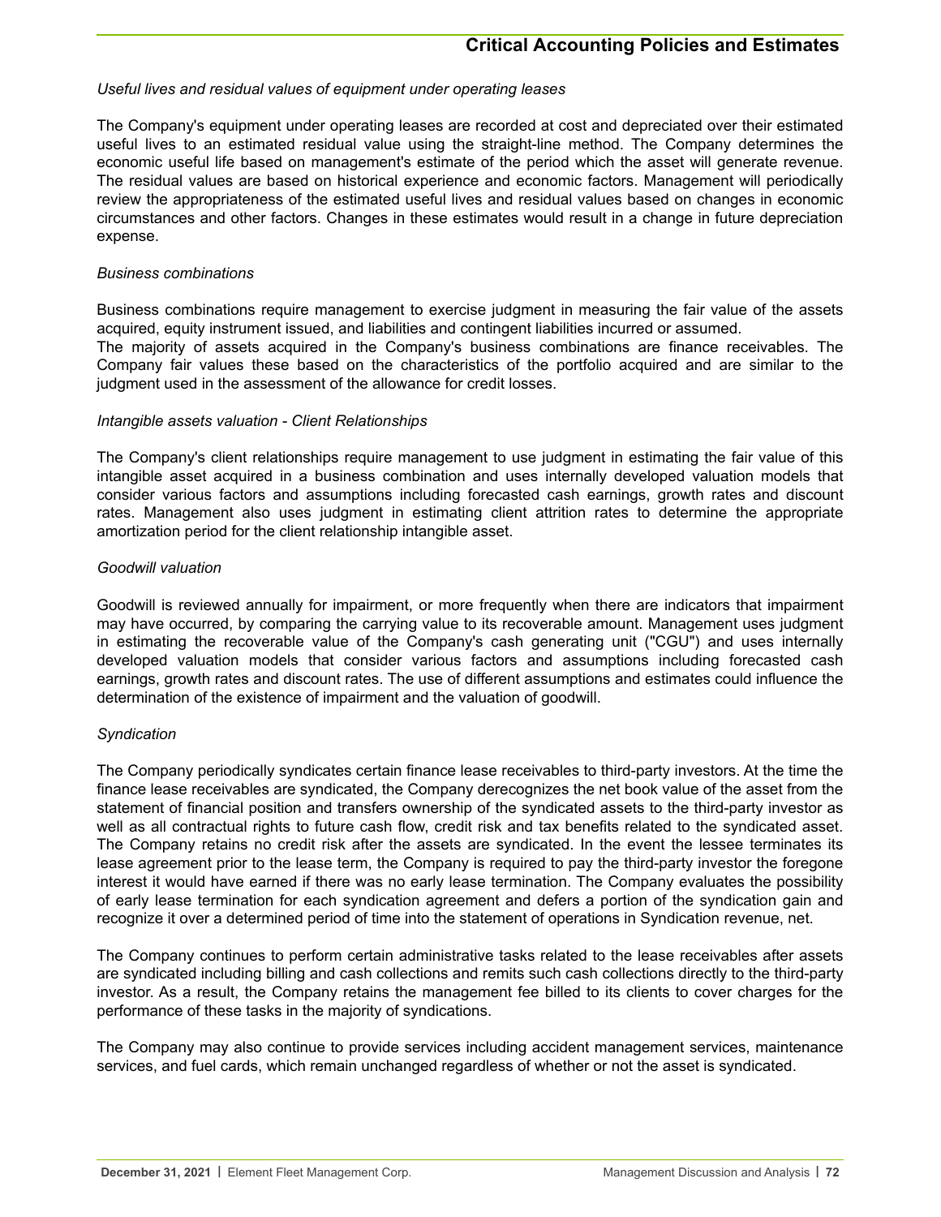## Critical Accounting Policies and Estimates

*Useful lives and residual values of equipment under operating leases*

The Company's equipment under operating leases are recorded at cost and depreciated over their estimated useful lives to an estimated residual value using the straight-line method. The Company determines the economic useful life based on management's estimate of the period which the asset will generate revenue. The residual values are based on historical experience and economic factors. Management will periodically review the appropriateness of the estimated useful lives and residual values based on changes in economic circumstances and other factors. Changes in these estimates would result in a change in future depreciation expense.

*Business combinations*

Business combinations require management to exercise judgment in measuring the fair value of the assets acquired, equity instrument issued, and liabilities and contingent liabilities incurred or assumed.
The majority of assets acquired in the Company's business combinations are finance receivables. The Company fair values these based on the characteristics of the portfolio acquired and are similar to the judgment used in the assessment of the allowance for credit losses.

*Intangible assets valuation - Client Relationships*

The Company's client relationships require management to use judgment in estimating the fair value of this intangible asset acquired in a business combination and uses internally developed valuation models that consider various factors and assumptions including forecasted cash earnings, growth rates and discount rates. Management also uses judgment in estimating client attrition rates to determine the appropriate amortization period for the client relationship intangible asset.

*Goodwill valuation*

Goodwill is reviewed annually for impairment, or more frequently when there are indicators that impairment may have occurred, by comparing the carrying value to its recoverable amount. Management uses judgment in estimating the recoverable value of the Company's cash generating unit ("CGU") and uses internally developed valuation models that consider various factors and assumptions including forecasted cash earnings, growth rates and discount rates. The use of different assumptions and estimates could influence the determination of the existence of impairment and the valuation of goodwill.

*Syndication*

The Company periodically syndicates certain finance lease receivables to third-party investors. At the time the finance lease receivables are syndicated, the Company derecognizes the net book value of the asset from the statement of financial position and transfers ownership of the syndicated assets to the third-party investor as well as all contractual rights to future cash flow, credit risk and tax benefits related to the syndicated asset. The Company retains no credit risk after the assets are syndicated. In the event the lessee terminates its lease agreement prior to the lease term, the Company is required to pay the third-party investor the foregone interest it would have earned if there was no early lease termination. The Company evaluates the possibility of early lease termination for each syndication agreement and defers a portion of the syndication gain and recognize it over a determined period of time into the statement of operations in Syndication revenue, net.

The Company continues to perform certain administrative tasks related to the lease receivables after assets are syndicated including billing and cash collections and remits such cash collections directly to the third-party investor. As a result, the Company retains the management fee billed to its clients to cover charges for the performance of these tasks in the majority of syndications.

The Company may also continue to provide services including accident management services, maintenance services, and fuel cards, which remain unchanged regardless of whether or not the asset is syndicated.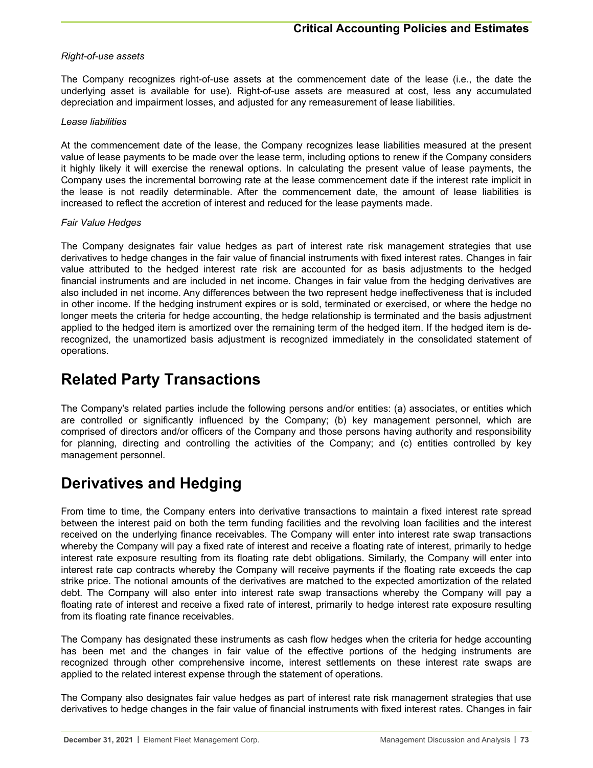*Right-of-use assets*

The Company recognizes right-of-use assets at the commencement date of the lease (i.e., the date the underlying asset is available for use). Right-of-use assets are measured at cost, less any accumulated depreciation and impairment losses, and adjusted for any remeasurement of lease liabilities.

*Lease liabilities*

At the commencement date of the lease, the Company recognizes lease liabilities measured at the present value of lease payments to be made over the lease term, including options to renew if the Company considers it highly likely it will exercise the renewal options. In calculating the present value of lease payments, the Company uses the incremental borrowing rate at the lease commencement date if the interest rate implicit in the lease is not readily determinable. After the commencement date, the amount of lease liabilities is increased to reflect the accretion of interest and reduced for the lease payments made.

*Fair Value Hedges*

The Company designates fair value hedges as part of interest rate risk management strategies that use derivatives to hedge changes in the fair value of financial instruments with fixed interest rates. Changes in fair value attributed to the hedged interest rate risk are accounted for as basis adjustments to the hedged financial instruments and are included in net income. Changes in fair value from the hedging derivatives are also included in net income. Any differences between the two represent hedge ineffectiveness that is included in other income. If the hedging instrument expires or is sold, terminated or exercised, or where the hedge no longer meets the criteria for hedge accounting, the hedge relationship is terminated and the basis adjustment applied to the hedged item is amortized over the remaining term of the hedged item. If the hedged item is de-recognized, the unamortized basis adjustment is recognized immediately in the consolidated statement of operations.

# Related Party Transactions

The Company's related parties include the following persons and/or entities: (a) associates, or entities which are controlled or significantly influenced by the Company; (b) key management personnel, which are comprised of directors and/or officers of the Company and those persons having authority and responsibility for planning, directing and controlling the activities of the Company; and (c) entities controlled by key management personnel.

# Derivatives and Hedging

From time to time, the Company enters into derivative transactions to maintain a fixed interest rate spread between the interest paid on both the term funding facilities and the revolving loan facilities and the interest received on the underlying finance receivables. The Company will enter into interest rate swap transactions whereby the Company will pay a fixed rate of interest and receive a floating rate of interest, primarily to hedge interest rate exposure resulting from its floating rate debt obligations. Similarly, the Company will enter into interest rate cap contracts whereby the Company will receive payments if the floating rate exceeds the cap strike price. The notional amounts of the derivatives are matched to the expected amortization of the related debt. The Company will also enter into interest rate swap transactions whereby the Company will pay a floating rate of interest and receive a fixed rate of interest, primarily to hedge interest rate exposure resulting from its floating rate finance receivables.

The Company has designated these instruments as cash flow hedges when the criteria for hedge accounting has been met and the changes in fair value of the effective portions of the hedging instruments are recognized through other comprehensive income, interest settlements on these interest rate swaps are applied to the related interest expense through the statement of operations.

The Company also designates fair value hedges as part of interest rate risk management strategies that use derivatives to hedge changes in the fair value of financial instruments with fixed interest rates. Changes in fair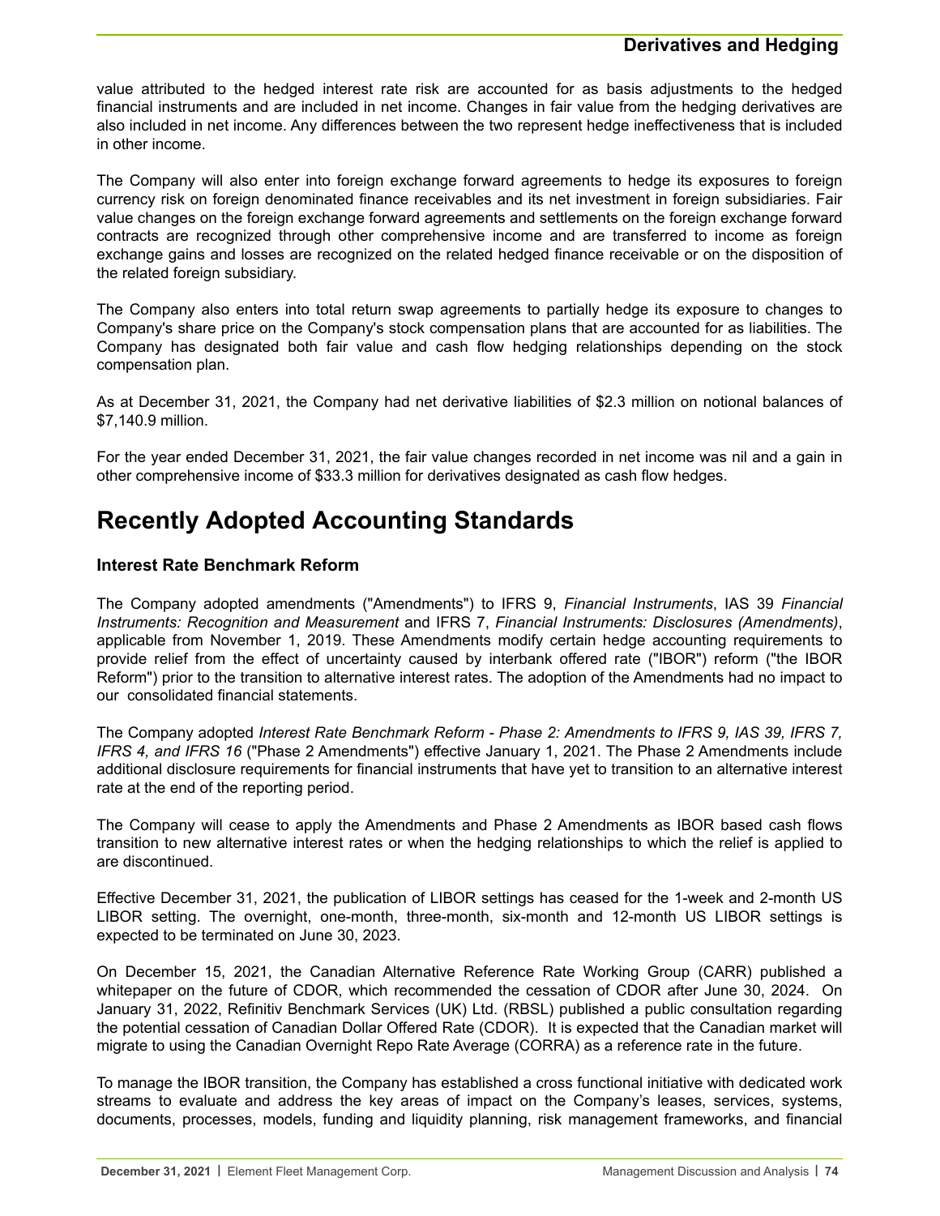value attributed to the hedged interest rate risk are accounted for as basis adjustments to the hedged financial instruments and are included in net income. Changes in fair value from the hedging derivatives are also included in net income. Any differences between the two represent hedge ineffectiveness that is included in other income.

The Company will also enter into foreign exchange forward agreements to hedge its exposures to foreign currency risk on foreign denominated finance receivables and its net investment in foreign subsidiaries. Fair value changes on the foreign exchange forward agreements and settlements on the foreign exchange forward contracts are recognized through other comprehensive income and are transferred to income as foreign exchange gains and losses are recognized on the related hedged finance receivable or on the disposition of the related foreign subsidiary.

The Company also enters into total return swap agreements to partially hedge its exposure to changes to Company's share price on the Company's stock compensation plans that are accounted for as liabilities. The Company has designated both fair value and cash flow hedging relationships depending on the stock compensation plan.

As at December 31, 2021, the Company had net derivative liabilities of $2.3 million on notional balances of $7,140.9 million.

For the year ended December 31, 2021, the fair value changes recorded in net income was nil and a gain in other comprehensive income of $33.3 million for derivatives designated as cash flow hedges.

# Recently Adopted Accounting Standards

### Interest Rate Benchmark Reform

The Company adopted amendments ("Amendments") to IFRS 9, *Financial Instruments*, IAS 39 *Financial Instruments: Recognition and Measurement* and IFRS 7, *Financial Instruments: Disclosures (Amendments)*, applicable from November 1, 2019. These Amendments modify certain hedge accounting requirements to provide relief from the effect of uncertainty caused by interbank offered rate ("IBOR") reform ("the IBOR Reform") prior to the transition to alternative interest rates. The adoption of the Amendments had no impact to our consolidated financial statements.

The Company adopted *Interest Rate Benchmark Reform - Phase 2: Amendments to IFRS 9, IAS 39, IFRS 7, IFRS 4, and IFRS 16* ("Phase 2 Amendments") effective January 1, 2021. The Phase 2 Amendments include additional disclosure requirements for financial instruments that have yet to transition to an alternative interest rate at the end of the reporting period.

The Company will cease to apply the Amendments and Phase 2 Amendments as IBOR based cash flows transition to new alternative interest rates or when the hedging relationships to which the relief is applied to are discontinued.

Effective December 31, 2021, the publication of LIBOR settings has ceased for the 1-week and 2-month US LIBOR setting. The overnight, one-month, three-month, six-month and 12-month US LIBOR settings is expected to be terminated on June 30, 2023.

On December 15, 2021, the Canadian Alternative Reference Rate Working Group (CARR) published a whitepaper on the future of CDOR, which recommended the cessation of CDOR after June 30, 2024. On January 31, 2022, Refinitiv Benchmark Services (UK) Ltd. (RBSL) published a public consultation regarding the potential cessation of Canadian Dollar Offered Rate (CDOR). It is expected that the Canadian market will migrate to using the Canadian Overnight Repo Rate Average (CORRA) as a reference rate in the future.

To manage the IBOR transition, the Company has established a cross functional initiative with dedicated work streams to evaluate and address the key areas of impact on the Company's leases, services, systems, documents, processes, models, funding and liquidity planning, risk management frameworks, and financial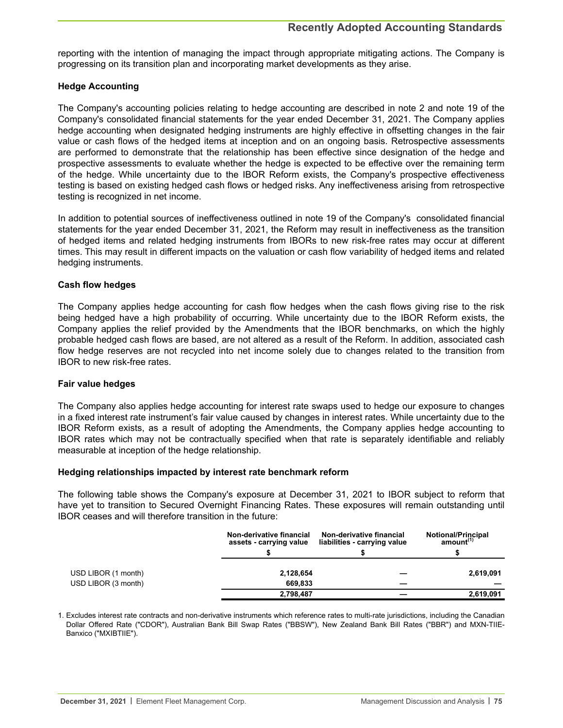reporting with the intention of managing the impact through appropriate mitigating actions. The Company is progressing on its transition plan and incorporating market developments as they arise.

**Hedge Accounting**

The Company's accounting policies relating to hedge accounting are described in note 2 and note 19 of the Company's consolidated financial statements for the year ended December 31, 2021. The Company applies hedge accounting when designated hedging instruments are highly effective in offsetting changes in the fair value or cash flows of the hedged items at inception and on an ongoing basis. Retrospective assessments are performed to demonstrate that the relationship has been effective since designation of the hedge and prospective assessments to evaluate whether the hedge is expected to be effective over the remaining term of the hedge. While uncertainty due to the IBOR Reform exists, the Company's prospective effectiveness testing is based on existing hedged cash flows or hedged risks. Any ineffectiveness arising from retrospective testing is recognized in net income.

In addition to potential sources of ineffectiveness outlined in note 19 of the Company's consolidated financial statements for the year ended December 31, 2021, the Reform may result in ineffectiveness as the transition of hedged items and related hedging instruments from IBORs to new risk-free rates may occur at different times. This may result in different impacts on the valuation or cash flow variability of hedged items and related hedging instruments.

**Cash flow hedges**

The Company applies hedge accounting for cash flow hedges when the cash flows giving rise to the risk being hedged have a high probability of occurring. While uncertainty due to the IBOR Reform exists, the Company applies the relief provided by the Amendments that the IBOR benchmarks, on which the highly probable hedged cash flows are based, are not altered as a result of the Reform. In addition, associated cash flow hedge reserves are not recycled into net income solely due to changes related to the transition from IBOR to new risk-free rates.

**Fair value hedges**

The Company also applies hedge accounting for interest rate swaps used to hedge our exposure to changes in a fixed interest rate instrument's fair value caused by changes in interest rates. While uncertainty due to the IBOR Reform exists, as a result of adopting the Amendments, the Company applies hedge accounting to IBOR rates which may not be contractually specified when that rate is separately identifiable and reliably measurable at inception of the hedge relationship.

**Hedging relationships impacted by interest rate benchmark reform**

The following table shows the Company's exposure at December 31, 2021 to IBOR subject to reform that have yet to transition to Secured Overnight Financing Rates. These exposures will remain outstanding until IBOR ceases and will therefore transition in the future:

| | Non-derivative financial assets - carrying value | Non-derivative financial liabilities - carrying value | Notional/Principal amount[(1)] |
|---|---|---|---|
| | $ | $ | $ |
| USD LIBOR (1 month) | 2,128,654 | — | 2,619,091 |
| USD LIBOR (3 month) | 669,833 | — | — |
| | 2,798,487 | — | 2,619,091 |

1. Excludes interest rate contracts and non-derivative instruments which reference rates to multi-rate jurisdictions, including the Canadian Dollar Offered Rate ("CDOR"), Australian Bank Bill Swap Rates ("BBSW"), New Zealand Bank Bill Rates ("BBR") and MXN-TIIE-Banxico ("MXIBTIIE").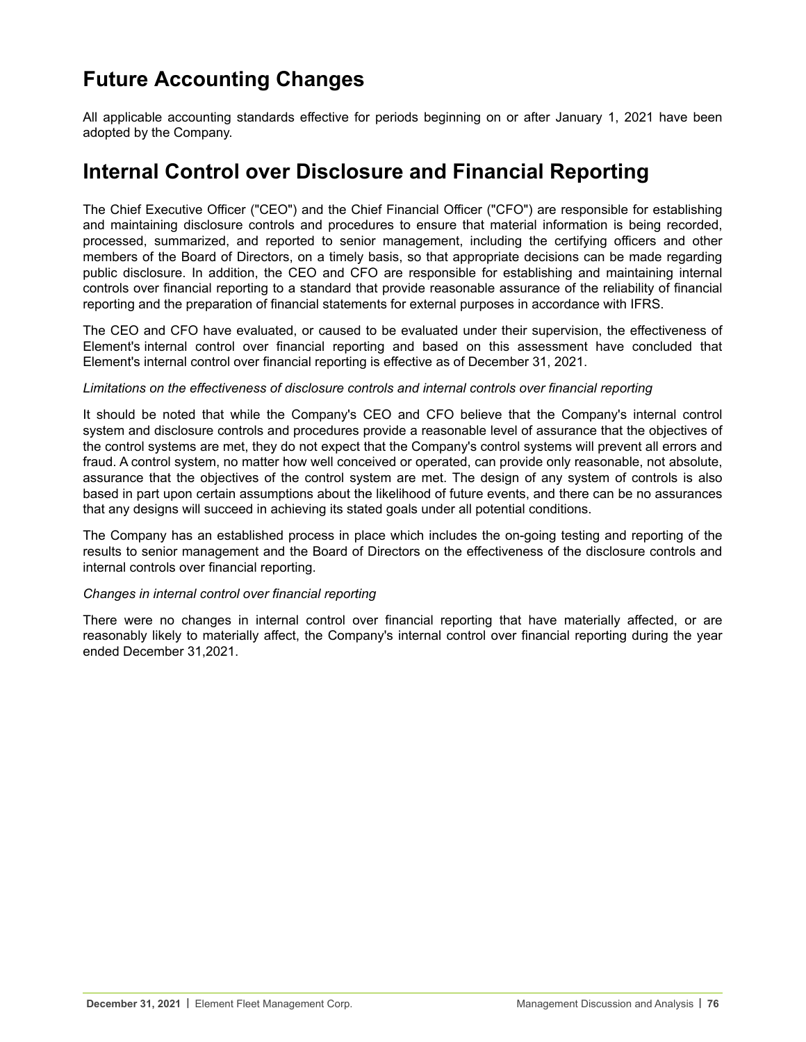# Future Accounting Changes

All applicable accounting standards effective for periods beginning on or after January 1, 2021 have been adopted by the Company.

# Internal Control over Disclosure and Financial Reporting

The Chief Executive Officer ("CEO") and the Chief Financial Officer ("CFO") are responsible for establishing and maintaining disclosure controls and procedures to ensure that material information is being recorded, processed, summarized, and reported to senior management, including the certifying officers and other members of the Board of Directors, on a timely basis, so that appropriate decisions can be made regarding public disclosure. In addition, the CEO and CFO are responsible for establishing and maintaining internal controls over financial reporting to a standard that provide reasonable assurance of the reliability of financial reporting and the preparation of financial statements for external purposes in accordance with IFRS.

The CEO and CFO have evaluated, or caused to be evaluated under their supervision, the effectiveness of Element's internal control over financial reporting and based on this assessment have concluded that Element's internal control over financial reporting is effective as of December 31, 2021.

*Limitations on the effectiveness of disclosure controls and internal controls over financial reporting*

It should be noted that while the Company's CEO and CFO believe that the Company's internal control system and disclosure controls and procedures provide a reasonable level of assurance that the objectives of the control systems are met, they do not expect that the Company's control systems will prevent all errors and fraud. A control system, no matter how well conceived or operated, can provide only reasonable, not absolute, assurance that the objectives of the control system are met. The design of any system of controls is also based in part upon certain assumptions about the likelihood of future events, and there can be no assurances that any designs will succeed in achieving its stated goals under all potential conditions.

The Company has an established process in place which includes the on-going testing and reporting of the results to senior management and the Board of Directors on the effectiveness of the disclosure controls and internal controls over financial reporting.

*Changes in internal control over financial reporting*

There were no changes in internal control over financial reporting that have materially affected, or are reasonably likely to materially affect, the Company's internal control over financial reporting during the year ended December 31,2021.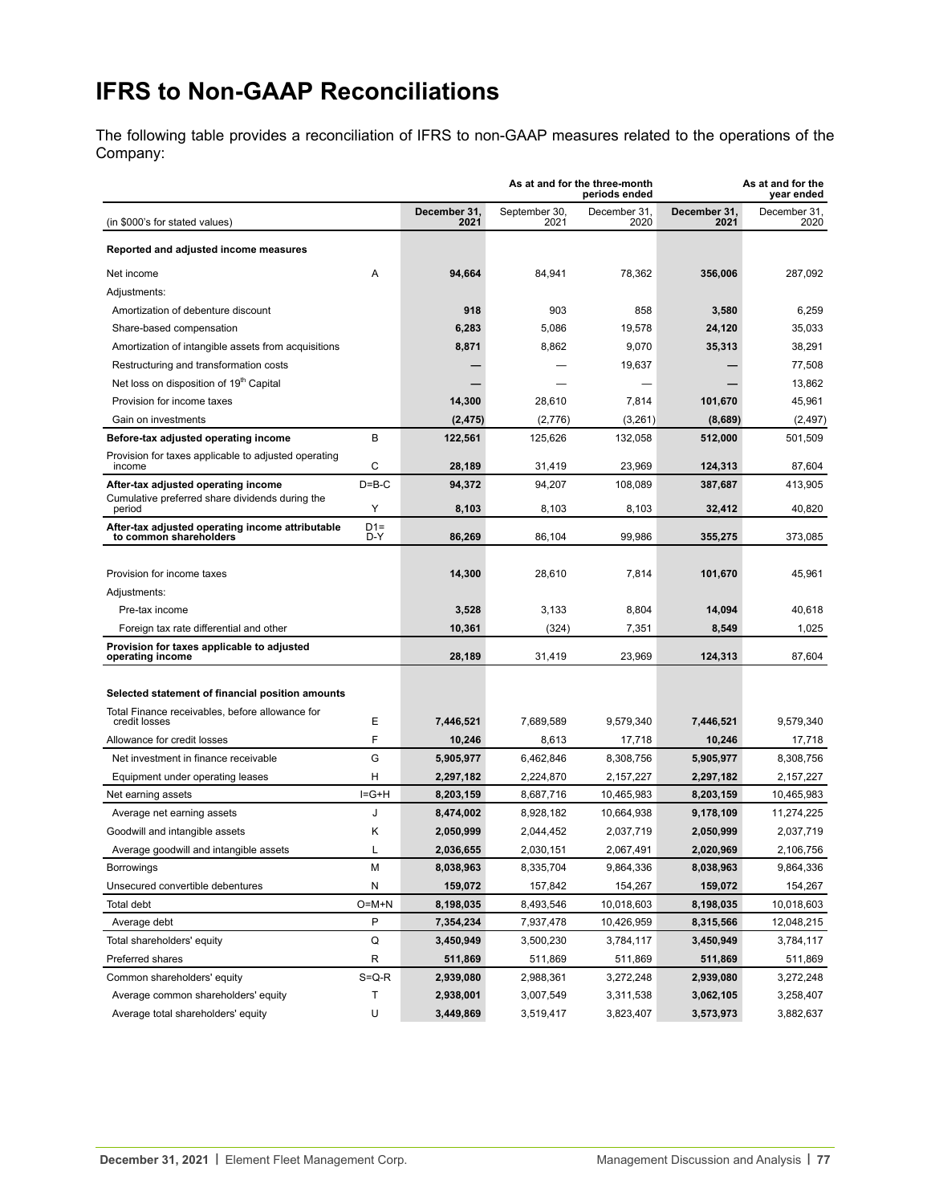# IFRS to Non-GAAP Reconciliations

The following table provides a reconciliation of IFRS to non-GAAP measures related to the operations of the Company:

| | | As at and for the three-month periods ended | | | As at and for the year ended | |
|---|---|---|---|---|---|---|
| (in $000's for stated values) | | **December 31, 2021** | September 30, 2021 | December 31, 2020 | **December 31, 2021** | December 31, 2020 |
| **Reported and adjusted income measures** | | | | | | |
| Net income | A | **94,664** | 84,941 | 78,362 | **356,006** | 287,092 |
| Adjustments: | | | | | | |
| Amortization of debenture discount | | **918** | 903 | 858 | **3,580** | 6,259 |
| Share-based compensation | | **6,283** | 5,086 | 19,578 | **24,120** | 35,033 |
| Amortization of intangible assets from acquisitions | | **8,871** | 8,862 | 9,070 | **35,313** | 38,291 |
| Restructuring and transformation costs | | **—** | — | 19,637 | **—** | 77,508 |
| Net loss on disposition of 19th Capital | | **—** | — | — | **—** | 13,862 |
| Provision for income taxes | | **14,300** | 28,610 | 7,814 | **101,670** | 45,961 |
| Gain on investments | | **(2,475)** | (2,776) | (3,261) | **(8,689)** | (2,497) |
| **Before-tax adjusted operating income** | B | **122,561** | 125,626 | 132,058 | **512,000** | 501,509 |
| Provision for taxes applicable to adjusted operating income | C | **28,189** | 31,419 | 23,969 | **124,313** | 87,604 |
| **After-tax adjusted operating income** | D=B-C | **94,372** | 94,207 | 108,089 | **387,687** | 413,905 |
| Cumulative preferred share dividends during the period | Y | **8,103** | 8,103 | 8,103 | **32,412** | 40,820 |
| **After-tax adjusted operating income attributable to common shareholders** | D1=D-Y | **86,269** | 86,104 | 99,986 | **355,275** | 373,085 |
| | | | | | | |
| Provision for income taxes | | **14,300** | 28,610 | 7,814 | **101,670** | 45,961 |
| Adjustments: | | | | | | |
| Pre-tax income | | **3,528** | 3,133 | 8,804 | **14,094** | 40,618 |
| Foreign tax rate differential and other | | **10,361** | (324) | 7,351 | **8,549** | 1,025 |
| **Provision for taxes applicable to adjusted operating income** | | **28,189** | 31,419 | 23,969 | **124,313** | 87,604 |
| | | | | | | |
| **Selected statement of financial position amounts** | | | | | | |
| Total Finance receivables, before allowance for credit losses | E | **7,446,521** | 7,689,589 | 9,579,340 | **7,446,521** | 9,579,340 |
| Allowance for credit losses | F | **10,246** | 8,613 | 17,718 | **10,246** | 17,718 |
| Net investment in finance receivable | G | **5,905,977** | 6,462,846 | 8,308,756 | **5,905,977** | 8,308,756 |
| Equipment under operating leases | H | **2,297,182** | 2,224,870 | 2,157,227 | **2,297,182** | 2,157,227 |
| Net earning assets | I=G+H | **8,203,159** | 8,687,716 | 10,465,983 | **8,203,159** | 10,465,983 |
| Average net earning assets | J | **8,474,002** | 8,928,182 | 10,664,938 | **9,178,109** | 11,274,225 |
| Goodwill and intangible assets | K | **2,050,999** | 2,044,452 | 2,037,719 | **2,050,999** | 2,037,719 |
| Average goodwill and intangible assets | L | **2,036,655** | 2,030,151 | 2,067,491 | **2,020,969** | 2,106,756 |
| Borrowings | M | **8,038,963** | 8,335,704 | 9,864,336 | **8,038,963** | 9,864,336 |
| Unsecured convertible debentures | N | **159,072** | 157,842 | 154,267 | **159,072** | 154,267 |
| Total debt | O=M+N | **8,198,035** | 8,493,546 | 10,018,603 | **8,198,035** | 10,018,603 |
| Average debt | P | **7,354,234** | 7,937,478 | 10,426,959 | **8,315,566** | 12,048,215 |
| Total shareholders' equity | Q | **3,450,949** | 3,500,230 | 3,784,117 | **3,450,949** | 3,784,117 |
| Preferred shares | R | **511,869** | 511,869 | 511,869 | **511,869** | 511,869 |
| Common shareholders' equity | S=Q-R | **2,939,080** | 2,988,361 | 3,272,248 | **2,939,080** | 3,272,248 |
| Average common shareholders' equity | T | **2,938,001** | 3,007,549 | 3,311,538 | **3,062,105** | 3,258,407 |
| Average total shareholders' equity | U | **3,449,869** | 3,519,417 | 3,823,407 | **3,573,973** | 3,882,637 |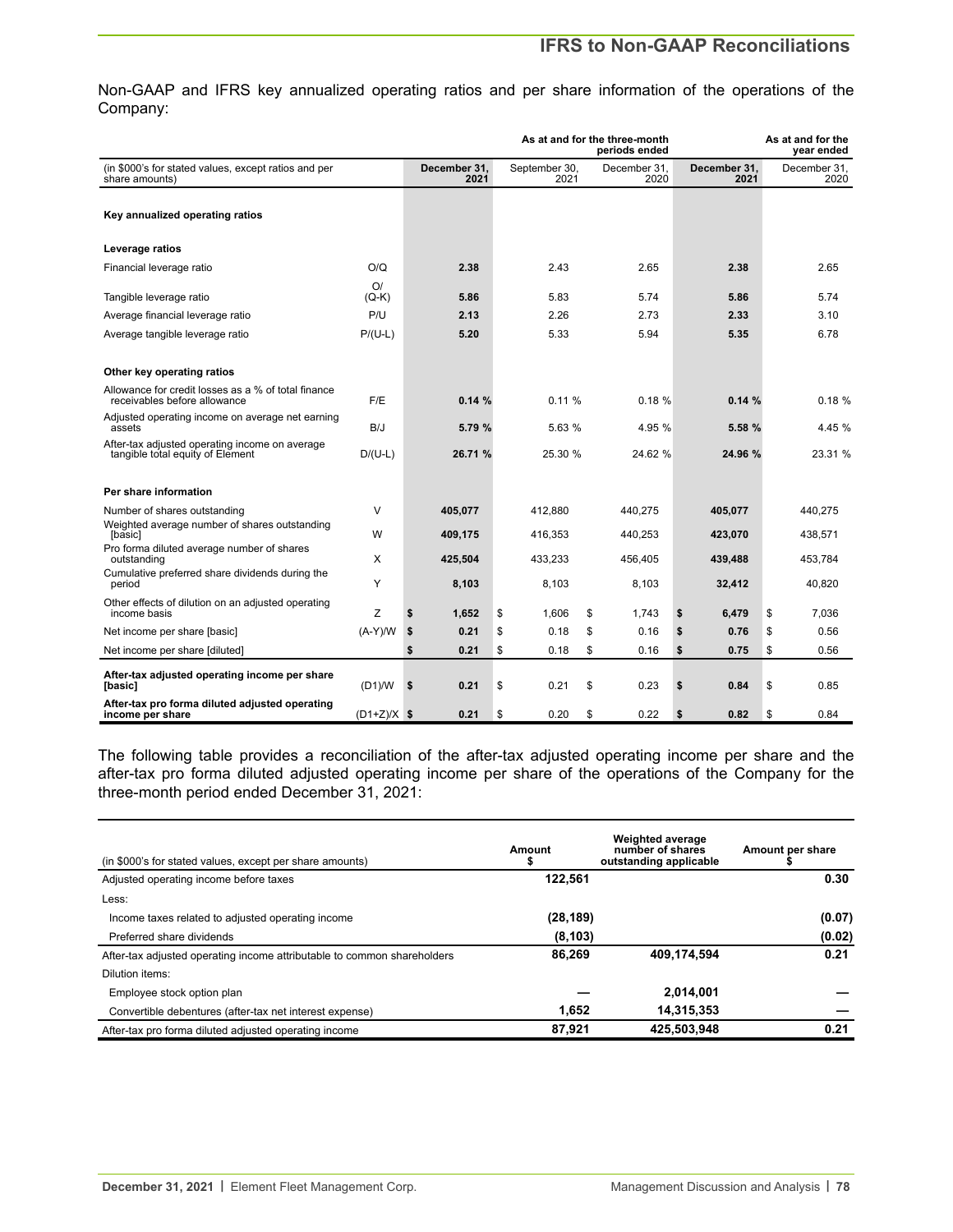## IFRS to Non-GAAP Reconciliations

Non-GAAP and IFRS key annualized operating ratios and per share information of the operations of the Company:

| (in $000's for stated values, except ratios and per share amounts) | | As at and for the three-month periods ended | | | As at and for the year ended | |
|---|---|---|---|---|---|---|
| | | **December 31, 2021** | September 30, 2021 | December 31, 2020 | **December 31, 2021** | December 31, 2020 |
| **Key annualized operating ratios** | | | | | | |
| **Leverage ratios** | | | | | | |
| Financial leverage ratio | O/Q | **2.38** | 2.43 | 2.65 | **2.38** | 2.65 |
| Tangible leverage ratio | O/(Q-K) | **5.86** | 5.83 | 5.74 | **5.86** | 5.74 |
| Average financial leverage ratio | P/U | **2.13** | 2.26 | 2.73 | **2.33** | 3.10 |
| Average tangible leverage ratio | P/(U-L) | **5.20** | 5.33 | 5.94 | **5.35** | 6.78 |
| **Other key operating ratios** | | | | | | |
| Allowance for credit losses as a % of total finance receivables before allowance | F/E | **0.14 %** | 0.11 % | 0.18 % | **0.14 %** | 0.18 % |
| Adjusted operating income on average net earning assets | B/J | **5.79 %** | 5.63 % | 4.95 % | **5.58 %** | 4.45 % |
| After-tax adjusted operating income on average tangible total equity of Element | D/(U-L) | **26.71 %** | 25.30 % | 24.62 % | **24.96 %** | 23.31 % |
| **Per share information** | | | | | | |
| Number of shares outstanding | V | **405,077** | 412,880 | 440,275 | **405,077** | 440,275 |
| Weighted average number of shares outstanding [basic] | W | **409,175** | 416,353 | 440,253 | **423,070** | 438,571 |
| Pro forma diluted average number of shares outstanding | X | **425,504** | 433,233 | 456,405 | **439,488** | 453,784 |
| Cumulative preferred share dividends during the period | Y | **8,103** | 8,103 | 8,103 | **32,412** | 40,820 |
| Other effects of dilution on an adjusted operating income basis | Z | **$ 1,652** | $ 1,606 | $ 1,743 | **$ 6,479** | $ 7,036 |
| Net income per share [basic] | (A-Y)/W | **$ 0.21** | $ 0.18 | $ 0.16 | **$ 0.76** | $ 0.56 |
| Net income per share [diluted] | | **$ 0.21** | $ 0.18 | $ 0.16 | **$ 0.75** | $ 0.56 |
| **After-tax adjusted operating income per share [basic]** | (D1)/W | **$ 0.21** | $ 0.21 | $ 0.23 | **$ 0.84** | $ 0.85 |
| **After-tax pro forma diluted adjusted operating income per share** | (D1+Z)/X | **$ 0.21** | $ 0.20 | $ 0.22 | **$ 0.82** | $ 0.84 |

The following table provides a reconciliation of the after-tax adjusted operating income per share and the after-tax pro forma diluted adjusted operating income per share of the operations of the Company for the three-month period ended December 31, 2021:

| (in $000's for stated values, except per share amounts) | Amount $ | Weighted average number of shares outstanding applicable | Amount per share $ |
|---|---|---|---|
| Adjusted operating income before taxes | **122,561** | | **0.30** |
| Less: | | | |
| Income taxes related to adjusted operating income | **(28,189)** | | **(0.07)** |
| Preferred share dividends | **(8,103)** | | **(0.02)** |
| After-tax adjusted operating income attributable to common shareholders | **86,269** | **409,174,594** | **0.21** |
| Dilution items: | | | |
| Employee stock option plan | **—** | **2,014,001** | **—** |
| Convertible debentures (after-tax net interest expense) | **1,652** | **14,315,353** | **—** |
| After-tax pro forma diluted adjusted operating income | **87,921** | **425,503,948** | **0.21** |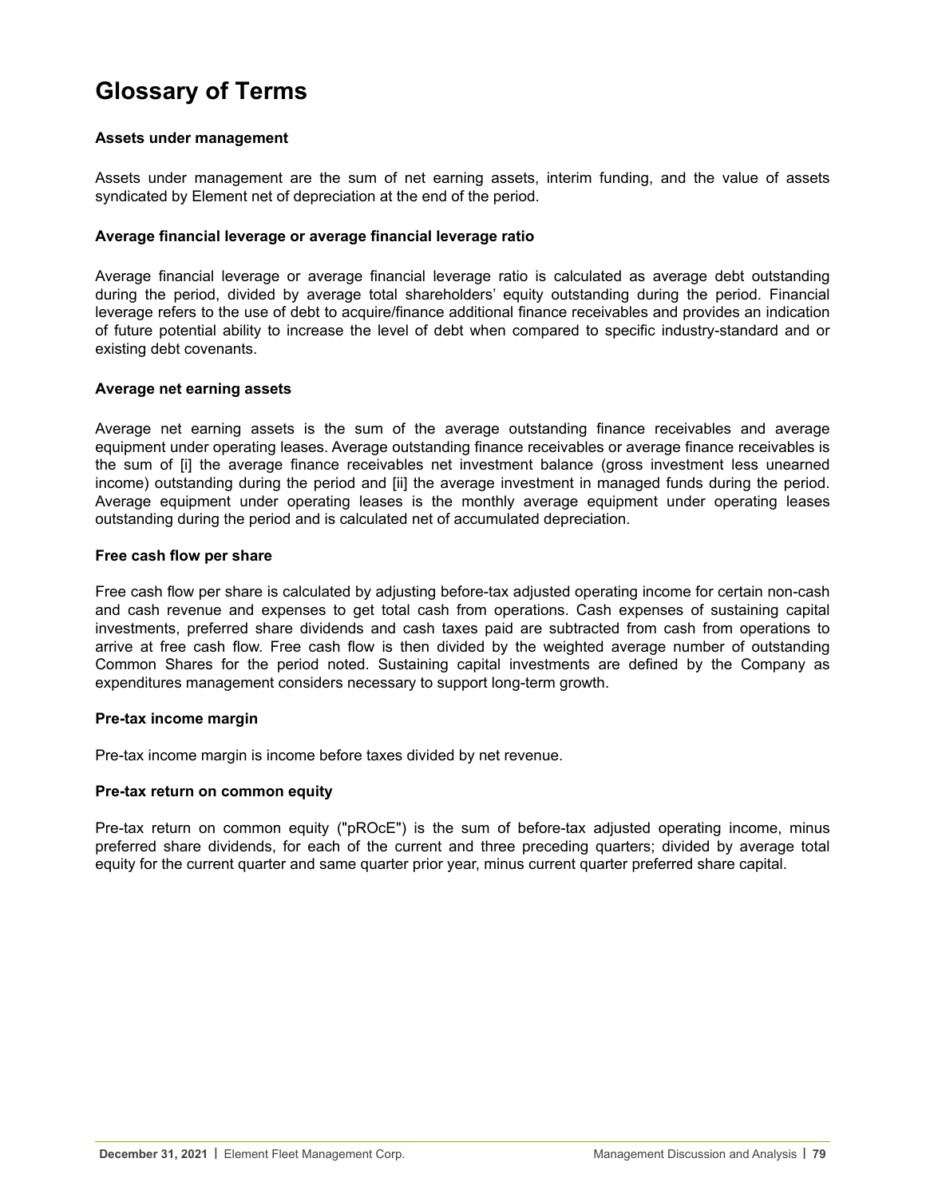# Glossary of Terms

**Assets under management**

Assets under management are the sum of net earning assets, interim funding, and the value of assets syndicated by Element net of depreciation at the end of the period.

**Average financial leverage or average financial leverage ratio**

Average financial leverage or average financial leverage ratio is calculated as average debt outstanding during the period, divided by average total shareholders' equity outstanding during the period. Financial leverage refers to the use of debt to acquire/finance additional finance receivables and provides an indication of future potential ability to increase the level of debt when compared to specific industry-standard and or existing debt covenants.

**Average net earning assets**

Average net earning assets is the sum of the average outstanding finance receivables and average equipment under operating leases. Average outstanding finance receivables or average finance receivables is the sum of [i] the average finance receivables net investment balance (gross investment less unearned income) outstanding during the period and [ii] the average investment in managed funds during the period. Average equipment under operating leases is the monthly average equipment under operating leases outstanding during the period and is calculated net of accumulated depreciation.

**Free cash flow per share**

Free cash flow per share is calculated by adjusting before-tax adjusted operating income for certain non-cash and cash revenue and expenses to get total cash from operations. Cash expenses of sustaining capital investments, preferred share dividends and cash taxes paid are subtracted from cash from operations to arrive at free cash flow. Free cash flow is then divided by the weighted average number of outstanding Common Shares for the period noted. Sustaining capital investments are defined by the Company as expenditures management considers necessary to support long-term growth.

**Pre-tax income margin**

Pre-tax income margin is income before taxes divided by net revenue.

**Pre-tax return on common equity**

Pre-tax return on common equity ("pROcE") is the sum of before-tax adjusted operating income, minus preferred share dividends, for each of the current and three preceding quarters; divided by average total equity for the current quarter and same quarter prior year, minus current quarter preferred share capital.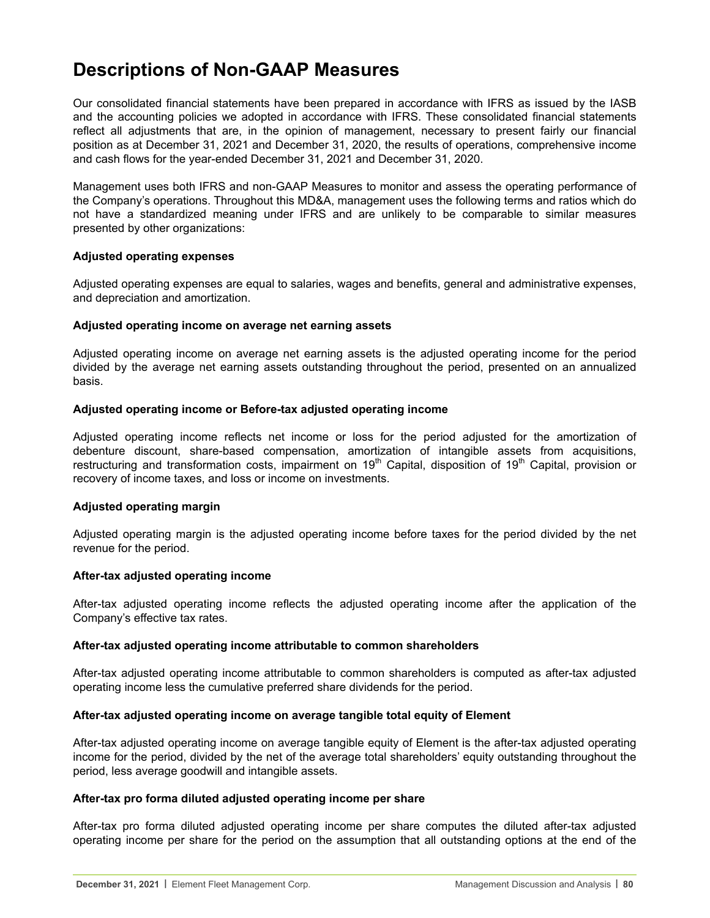# Descriptions of Non-GAAP Measures

Our consolidated financial statements have been prepared in accordance with IFRS as issued by the IASB and the accounting policies we adopted in accordance with IFRS. These consolidated financial statements reflect all adjustments that are, in the opinion of management, necessary to present fairly our financial position as at December 31, 2021 and December 31, 2020, the results of operations, comprehensive income and cash flows for the year-ended December 31, 2021 and December 31, 2020.

Management uses both IFRS and non-GAAP Measures to monitor and assess the operating performance of the Company's operations. Throughout this MD&A, management uses the following terms and ratios which do not have a standardized meaning under IFRS and are unlikely to be comparable to similar measures presented by other organizations:

**Adjusted operating expenses**

Adjusted operating expenses are equal to salaries, wages and benefits, general and administrative expenses, and depreciation and amortization.

**Adjusted operating income on average net earning assets**

Adjusted operating income on average net earning assets is the adjusted operating income for the period divided by the average net earning assets outstanding throughout the period, presented on an annualized basis.

**Adjusted operating income or Before-tax adjusted operating income**

Adjusted operating income reflects net income or loss for the period adjusted for the amortization of debenture discount, share-based compensation, amortization of intangible assets from acquisitions, restructuring and transformation costs, impairment on 19th Capital, disposition of 19th Capital, provision or recovery of income taxes, and loss or income on investments.

**Adjusted operating margin**

Adjusted operating margin is the adjusted operating income before taxes for the period divided by the net revenue for the period.

**After-tax adjusted operating income**

After-tax adjusted operating income reflects the adjusted operating income after the application of the Company's effective tax rates.

**After-tax adjusted operating income attributable to common shareholders**

After-tax adjusted operating income attributable to common shareholders is computed as after-tax adjusted operating income less the cumulative preferred share dividends for the period.

**After-tax adjusted operating income on average tangible total equity of Element**

After-tax adjusted operating income on average tangible equity of Element is the after-tax adjusted operating income for the period, divided by the net of the average total shareholders' equity outstanding throughout the period, less average goodwill and intangible assets.

**After-tax pro forma diluted adjusted operating income per share**

After-tax pro forma diluted adjusted operating income per share computes the diluted after-tax adjusted operating income per share for the period on the assumption that all outstanding options at the end of the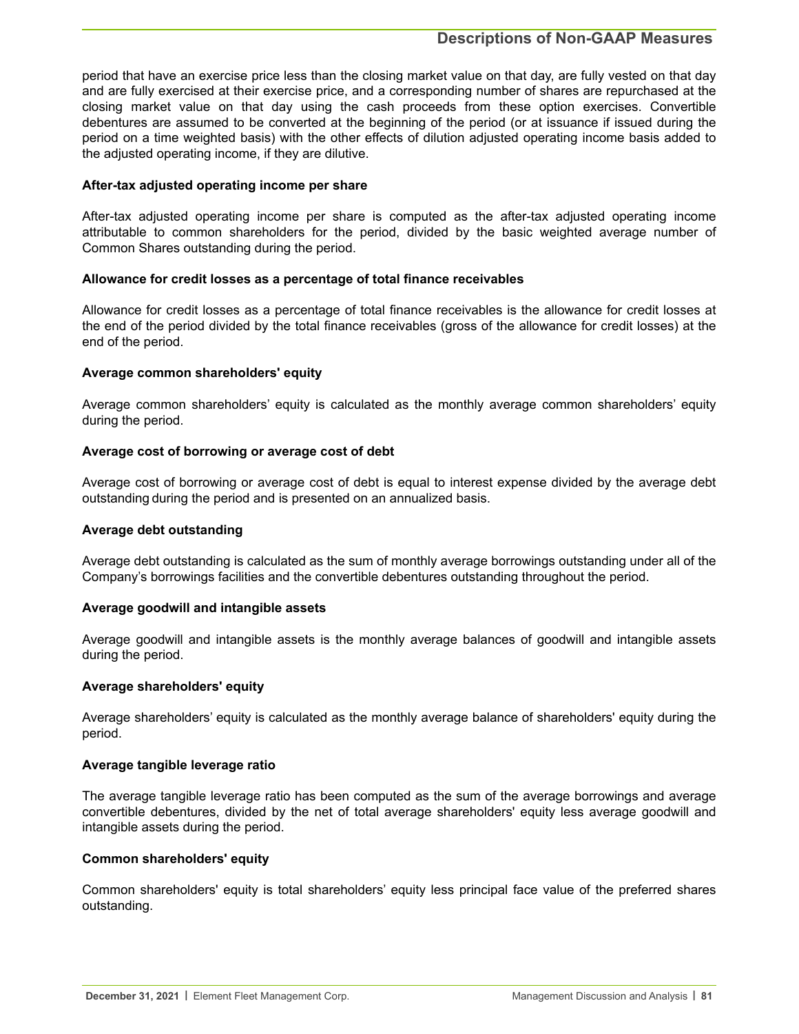period that have an exercise price less than the closing market value on that day, are fully vested on that day and are fully exercised at their exercise price, and a corresponding number of shares are repurchased at the closing market value on that day using the cash proceeds from these option exercises. Convertible debentures are assumed to be converted at the beginning of the period (or at issuance if issued during the period on a time weighted basis) with the other effects of dilution adjusted operating income basis added to the adjusted operating income, if they are dilutive.

**After-tax adjusted operating income per share**

After-tax adjusted operating income per share is computed as the after-tax adjusted operating income attributable to common shareholders for the period, divided by the basic weighted average number of Common Shares outstanding during the period.

**Allowance for credit losses as a percentage of total finance receivables**

Allowance for credit losses as a percentage of total finance receivables is the allowance for credit losses at the end of the period divided by the total finance receivables (gross of the allowance for credit losses) at the end of the period.

**Average common shareholders' equity**

Average common shareholders' equity is calculated as the monthly average common shareholders' equity during the period.

**Average cost of borrowing or average cost of debt**

Average cost of borrowing or average cost of debt is equal to interest expense divided by the average debt outstanding during the period and is presented on an annualized basis.

**Average debt outstanding**

Average debt outstanding is calculated as the sum of monthly average borrowings outstanding under all of the Company's borrowings facilities and the convertible debentures outstanding throughout the period.

**Average goodwill and intangible assets**

Average goodwill and intangible assets is the monthly average balances of goodwill and intangible assets during the period.

**Average shareholders' equity**

Average shareholders' equity is calculated as the monthly average balance of shareholders' equity during the period.

**Average tangible leverage ratio**

The average tangible leverage ratio has been computed as the sum of the average borrowings and average convertible debentures, divided by the net of total average shareholders' equity less average goodwill and intangible assets during the period.

**Common shareholders' equity**

Common shareholders' equity is total shareholders' equity less principal face value of the preferred shares outstanding.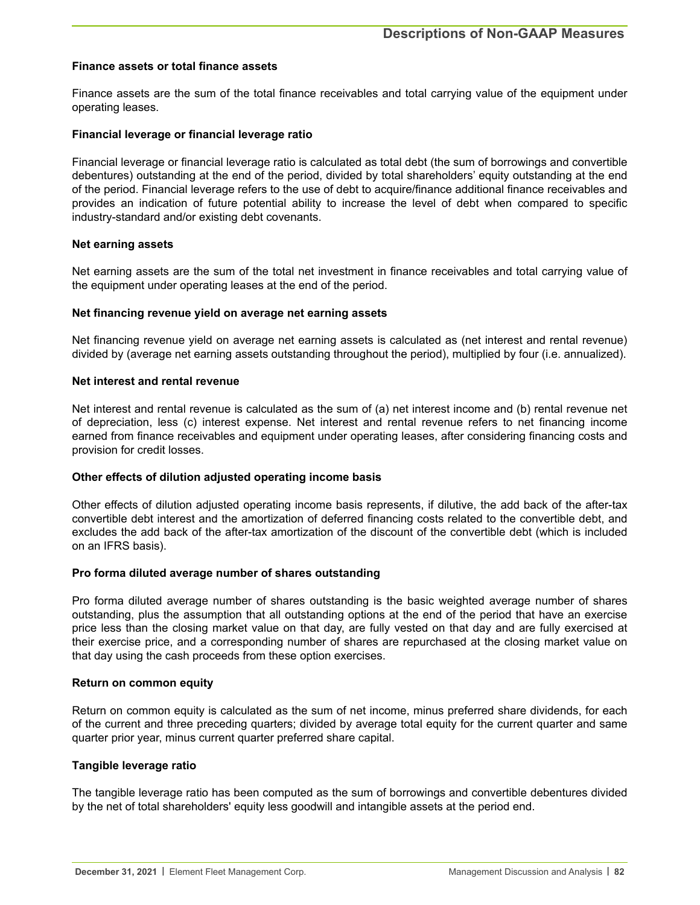## Descriptions of Non-GAAP Measures

**Finance assets or total finance assets**

Finance assets are the sum of the total finance receivables and total carrying value of the equipment under operating leases.

**Financial leverage or financial leverage ratio**

Financial leverage or financial leverage ratio is calculated as total debt (the sum of borrowings and convertible debentures) outstanding at the end of the period, divided by total shareholders' equity outstanding at the end of the period. Financial leverage refers to the use of debt to acquire/finance additional finance receivables and provides an indication of future potential ability to increase the level of debt when compared to specific industry-standard and/or existing debt covenants.

**Net earning assets**

Net earning assets are the sum of the total net investment in finance receivables and total carrying value of the equipment under operating leases at the end of the period.

**Net financing revenue yield on average net earning assets**

Net financing revenue yield on average net earning assets is calculated as (net interest and rental revenue) divided by (average net earning assets outstanding throughout the period), multiplied by four (i.e. annualized).

**Net interest and rental revenue**

Net interest and rental revenue is calculated as the sum of (a) net interest income and (b) rental revenue net of depreciation, less (c) interest expense. Net interest and rental revenue refers to net financing income earned from finance receivables and equipment under operating leases, after considering financing costs and provision for credit losses.

**Other effects of dilution adjusted operating income basis**

Other effects of dilution adjusted operating income basis represents, if dilutive, the add back of the after-tax convertible debt interest and the amortization of deferred financing costs related to the convertible debt, and excludes the add back of the after-tax amortization of the discount of the convertible debt (which is included on an IFRS basis).

**Pro forma diluted average number of shares outstanding**

Pro forma diluted average number of shares outstanding is the basic weighted average number of shares outstanding, plus the assumption that all outstanding options at the end of the period that have an exercise price less than the closing market value on that day, are fully vested on that day and are fully exercised at their exercise price, and a corresponding number of shares are repurchased at the closing market value on that day using the cash proceeds from these option exercises.

**Return on common equity**

Return on common equity is calculated as the sum of net income, minus preferred share dividends, for each of the current and three preceding quarters; divided by average total equity for the current quarter and same quarter prior year, minus current quarter preferred share capital.

**Tangible leverage ratio**

The tangible leverage ratio has been computed as the sum of borrowings and convertible debentures divided by the net of total shareholders' equity less goodwill and intangible assets at the period end.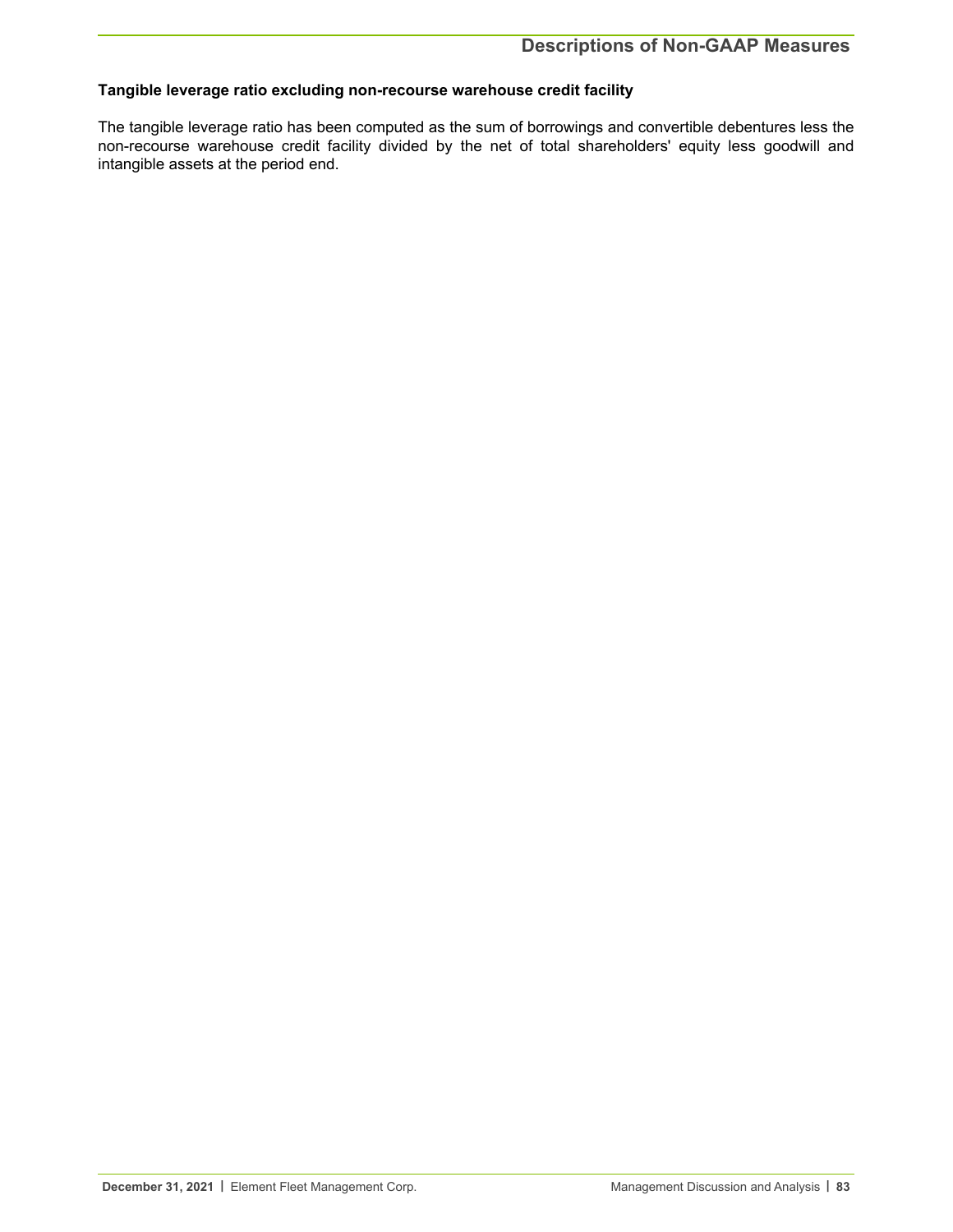**Tangible leverage ratio excluding non-recourse warehouse credit facility**

The tangible leverage ratio has been computed as the sum of borrowings and convertible debentures less the non-recourse warehouse credit facility divided by the net of total shareholders' equity less goodwill and intangible assets at the period end.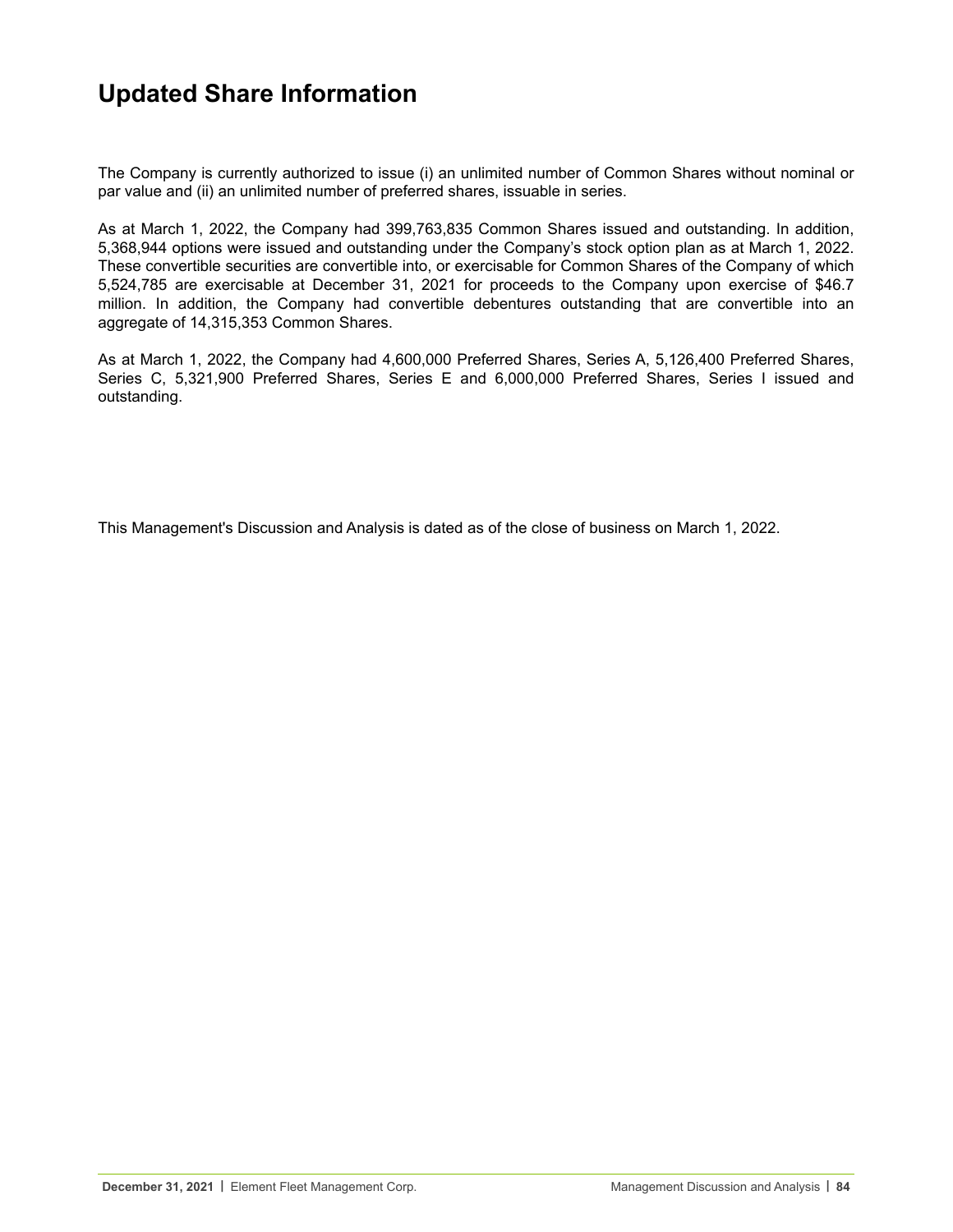# Updated Share Information

The Company is currently authorized to issue (i) an unlimited number of Common Shares without nominal or par value and (ii) an unlimited number of preferred shares, issuable in series.

As at March 1, 2022, the Company had 399,763,835 Common Shares issued and outstanding. In addition, 5,368,944 options were issued and outstanding under the Company's stock option plan as at March 1, 2022. These convertible securities are convertible into, or exercisable for Common Shares of the Company of which 5,524,785 are exercisable at December 31, 2021 for proceeds to the Company upon exercise of $46.7 million. In addition, the Company had convertible debentures outstanding that are convertible into an aggregate of 14,315,353 Common Shares.

As at March 1, 2022, the Company had 4,600,000 Preferred Shares, Series A, 5,126,400 Preferred Shares, Series C, 5,321,900 Preferred Shares, Series E and 6,000,000 Preferred Shares, Series I issued and outstanding.

This Management's Discussion and Analysis is dated as of the close of business on March 1, 2022.